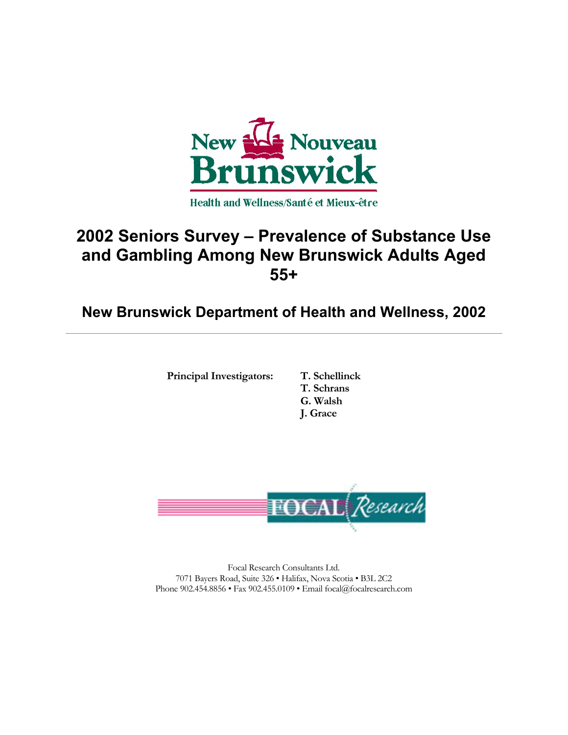New Brunswick Nouveau Brunswick

Health and Wellness/Santé et Mieux-être

# 2002 Seniors Survey – Prevalence of Substance Use and Gambling Among New Brunswick Adults Aged 55+

## New Brunswick Department of Health and Wellness, 2002

---

**Principal Investigators:** **T. Schellinck**
**T. Schrans**
**G. Walsh**
**J. Grace**

FOCAL Research

Focal Research Consultants Ltd.
7071 Bayers Road, Suite 326 • Halifax, Nova Scotia • B3L 2C2
Phone 902.454.8856 • Fax 902.455.0109 • Email focal@focalresearch.com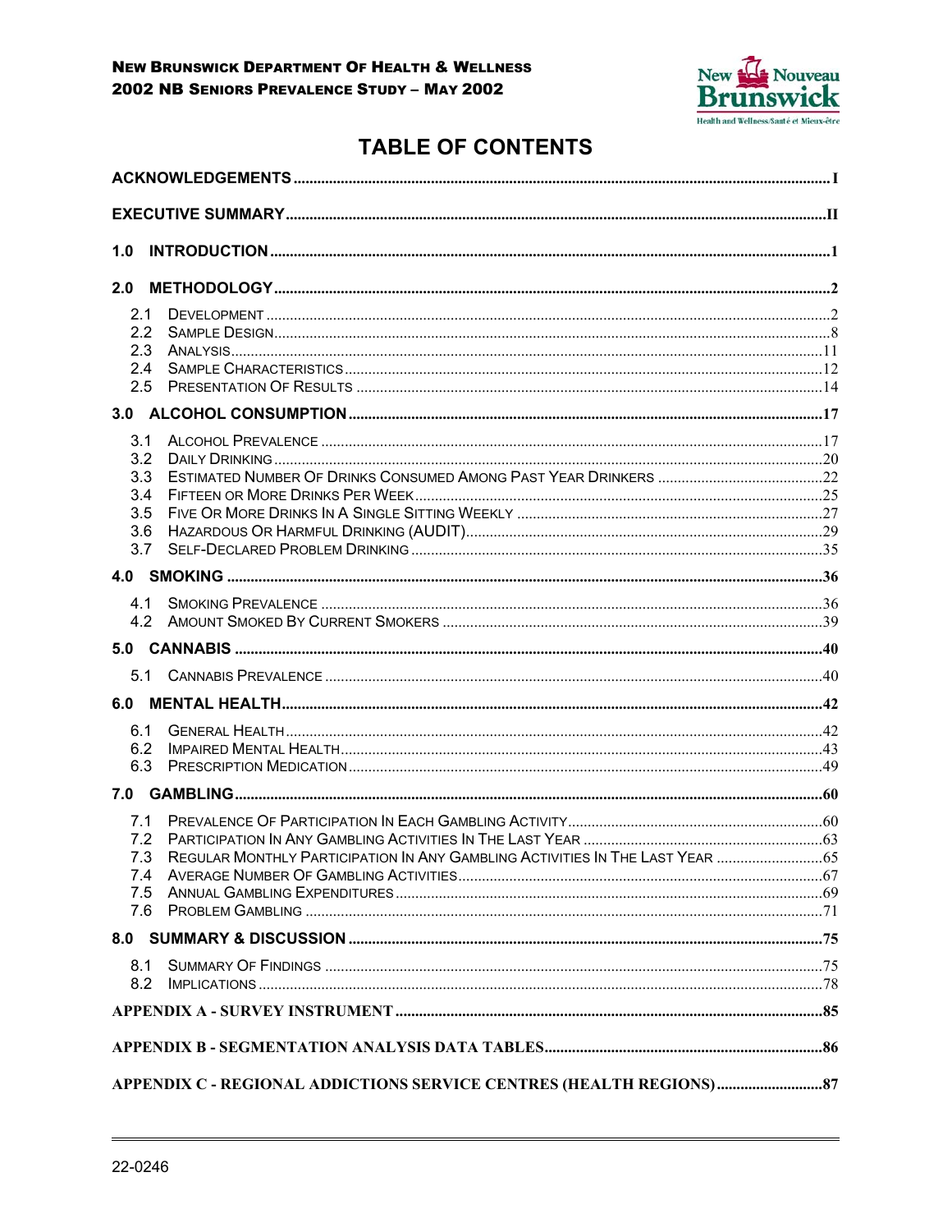# TABLE OF CONTENTS

ACKNOWLEDGEMENTS ..... I

EXECUTIVE SUMMARY ..... II

1.0 INTRODUCTION ..... 1

2.0 METHODOLOGY ..... 2

- 2.1 Development ..... 2
- 2.2 Sample Design ..... 8
- 2.3 Analysis ..... 11
- 2.4 Sample Characteristics ..... 12
- 2.5 Presentation Of Results ..... 14

3.0 ALCOHOL CONSUMPTION ..... 17

- 3.1 Alcohol Prevalence ..... 17
- 3.2 Daily Drinking ..... 20
- 3.3 Estimated Number Of Drinks Consumed Among Past Year Drinkers ..... 22
- 3.4 Fifteen or More Drinks Per Week ..... 25
- 3.5 Five Or More Drinks In A Single Sitting Weekly ..... 27
- 3.6 Hazardous Or Harmful Drinking (AUDIT) ..... 29
- 3.7 Self-Declared Problem Drinking ..... 35

4.0 SMOKING ..... 36

- 4.1 Smoking Prevalence ..... 36
- 4.2 Amount Smoked By Current Smokers ..... 39

5.0 CANNABIS ..... 40

- 5.1 Cannabis Prevalence ..... 40

6.0 MENTAL HEALTH ..... 42

- 6.1 General Health ..... 42
- 6.2 Impaired Mental Health ..... 43
- 6.3 Prescription Medication ..... 49

7.0 GAMBLING ..... 60

- 7.1 Prevalence Of Participation In Each Gambling Activity ..... 60
- 7.2 Participation In Any Gambling Activities In The Last Year ..... 63
- 7.3 Regular Monthly Participation In Any Gambling Activities In The Last Year ..... 65
- 7.4 Average Number Of Gambling Activities ..... 67
- 7.5 Annual Gambling Expenditures ..... 69
- 7.6 Problem Gambling ..... 71

8.0 SUMMARY & DISCUSSION ..... 75

- 8.1 Summary Of Findings ..... 75
- 8.2 Implications ..... 78

APPENDIX A - SURVEY INSTRUMENT ..... 85

APPENDIX B - SEGMENTATION ANALYSIS DATA TABLES ..... 86

APPENDIX C - REGIONAL ADDICTIONS SERVICE CENTRES (HEALTH REGIONS) ..... 87

22-0246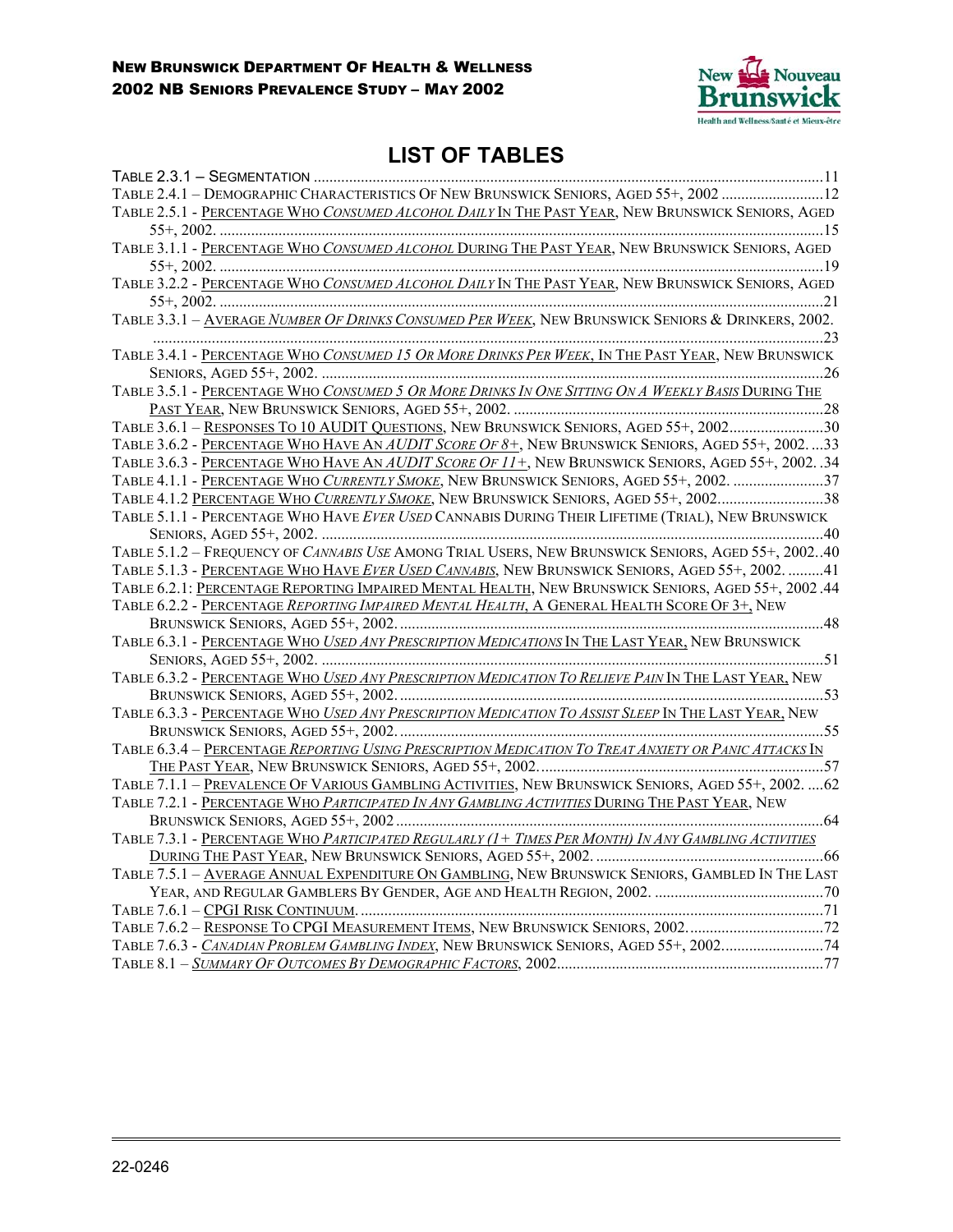# LIST OF TABLES

TABLE 2.3.1 – SEGMENTATION ..... 11
TABLE 2.4.1 – DEMOGRAPHIC CHARACTERISTICS OF NEW BRUNSWICK SENIORS, AGED 55+, 2002 ..... 12
TABLE 2.5.1 - PERCENTAGE WHO *CONSUMED ALCOHOL DAILY* IN THE PAST YEAR, NEW BRUNSWICK SENIORS, AGED 55+, 2002. ..... 15
TABLE 3.1.1 - PERCENTAGE WHO *CONSUMED ALCOHOL* DURING THE PAST YEAR, NEW BRUNSWICK SENIORS, AGED 55+, 2002. ..... 19
TABLE 3.2.2 - PERCENTAGE WHO *CONSUMED ALCOHOL DAILY* IN THE PAST YEAR, NEW BRUNSWICK SENIORS, AGED 55+, 2002. ..... 21
TABLE 3.3.1 – AVERAGE *NUMBER OF DRINKS CONSUMED PER WEEK*, NEW BRUNSWICK SENIORS & DRINKERS, 2002. ..... 23
TABLE 3.4.1 - PERCENTAGE WHO *CONSUMED 15 OR MORE DRINKS PER WEEK*, IN THE PAST YEAR, NEW BRUNSWICK SENIORS, AGED 55+, 2002. ..... 26
TABLE 3.5.1 - PERCENTAGE WHO *CONSUMED 5 OR MORE DRINKS IN ONE SITTING ON A WEEKLY BASIS* DURING THE PAST YEAR, NEW BRUNSWICK SENIORS, AGED 55+, 2002. ..... 28
TABLE 3.6.1 – RESPONSES TO 10 AUDIT QUESTIONS, NEW BRUNSWICK SENIORS, AGED 55+, 2002 ..... 30
TABLE 3.6.2 - PERCENTAGE WHO HAVE AN *AUDIT SCORE OF 8+*, NEW BRUNSWICK SENIORS, AGED 55+, 2002. ..... 33
TABLE 3.6.3 - PERCENTAGE WHO HAVE AN *AUDIT SCORE OF 11+*, NEW BRUNSWICK SENIORS, AGED 55+, 2002. ..... 34
TABLE 4.1.1 - PERCENTAGE WHO *CURRENTLY SMOKE*, NEW BRUNSWICK SENIORS, AGED 55+, 2002. ..... 37
TABLE 4.1.2 PERCENTAGE WHO *CURRENTLY SMOKE*, NEW BRUNSWICK SENIORS, AGED 55+, 2002 ..... 38
TABLE 5.1.1 - PERCENTAGE WHO HAVE *EVER USED* CANNABIS DURING THEIR LIFETIME (TRIAL), NEW BRUNSWICK SENIORS, AGED 55+, 2002. ..... 40
TABLE 5.1.2 – FREQUENCY OF *CANNABIS USE* AMONG TRIAL USERS, NEW BRUNSWICK SENIORS, AGED 55+, 2002 ..... 40
TABLE 5.1.3 - PERCENTAGE WHO HAVE *EVER USED CANNABIS*, NEW BRUNSWICK SENIORS, AGED 55+, 2002. ..... 41
TABLE 6.2.1: PERCENTAGE REPORTING IMPAIRED MENTAL HEALTH, NEW BRUNSWICK SENIORS, AGED 55+, 2002 ..... 44
TABLE 6.2.2 - PERCENTAGE *REPORTING IMPAIRED MENTAL HEALTH*, A GENERAL HEALTH SCORE OF 3+, NEW BRUNSWICK SENIORS, AGED 55+, 2002. ..... 48
TABLE 6.3.1 - PERCENTAGE WHO *USED ANY PRESCRIPTION MEDICATIONS* IN THE LAST YEAR, NEW BRUNSWICK SENIORS, AGED 55+, 2002. ..... 51
TABLE 6.3.2 - PERCENTAGE WHO *USED ANY PRESCRIPTION MEDICATION TO RELIEVE PAIN* IN THE LAST YEAR, NEW BRUNSWICK SENIORS, AGED 55+, 2002. ..... 53
TABLE 6.3.3 - PERCENTAGE WHO *USED ANY PRESCRIPTION MEDICATION TO ASSIST SLEEP* IN THE LAST YEAR, NEW BRUNSWICK SENIORS, AGED 55+, 2002. ..... 55
TABLE 6.3.4 – PERCENTAGE *REPORTING USING PRESCRIPTION MEDICATION TO TREAT ANXIETY OR PANIC ATTACKS* IN THE PAST YEAR, NEW BRUNSWICK SENIORS, AGED 55+, 2002. ..... 57
TABLE 7.1.1 – PREVALENCE OF VARIOUS GAMBLING ACTIVITIES, NEW BRUNSWICK SENIORS, AGED 55+, 2002. ..... 62
TABLE 7.2.1 - PERCENTAGE WHO *PARTICIPATED IN ANY GAMBLING ACTIVITIES* DURING THE PAST YEAR, NEW BRUNSWICK SENIORS, AGED 55+, 2002 ..... 64
TABLE 7.3.1 - PERCENTAGE WHO *PARTICIPATED REGULARLY (1+ TIMES PER MONTH) IN ANY GAMBLING ACTIVITIES* DURING THE PAST YEAR, NEW BRUNSWICK SENIORS, AGED 55+, 2002. ..... 66
TABLE 7.5.1 – AVERAGE ANNUAL EXPENDITURE ON GAMBLING, NEW BRUNSWICK SENIORS, GAMBLED IN THE LAST YEAR, AND REGULAR GAMBLERS BY GENDER, AGE AND HEALTH REGION, 2002. ..... 70
TABLE 7.6.1 – CPGI RISK CONTINUUM. ..... 71
TABLE 7.6.2 – RESPONSE TO CPGI MEASUREMENT ITEMS, NEW BRUNSWICK SENIORS, 2002. ..... 72
TABLE 7.6.3 - *CANADIAN PROBLEM GAMBLING INDEX*, NEW BRUNSWICK SENIORS, AGED 55+, 2002 ..... 74
TABLE 8.1 – *SUMMARY OF OUTCOMES BY DEMOGRAPHIC FACTORS*, 2002 ..... 77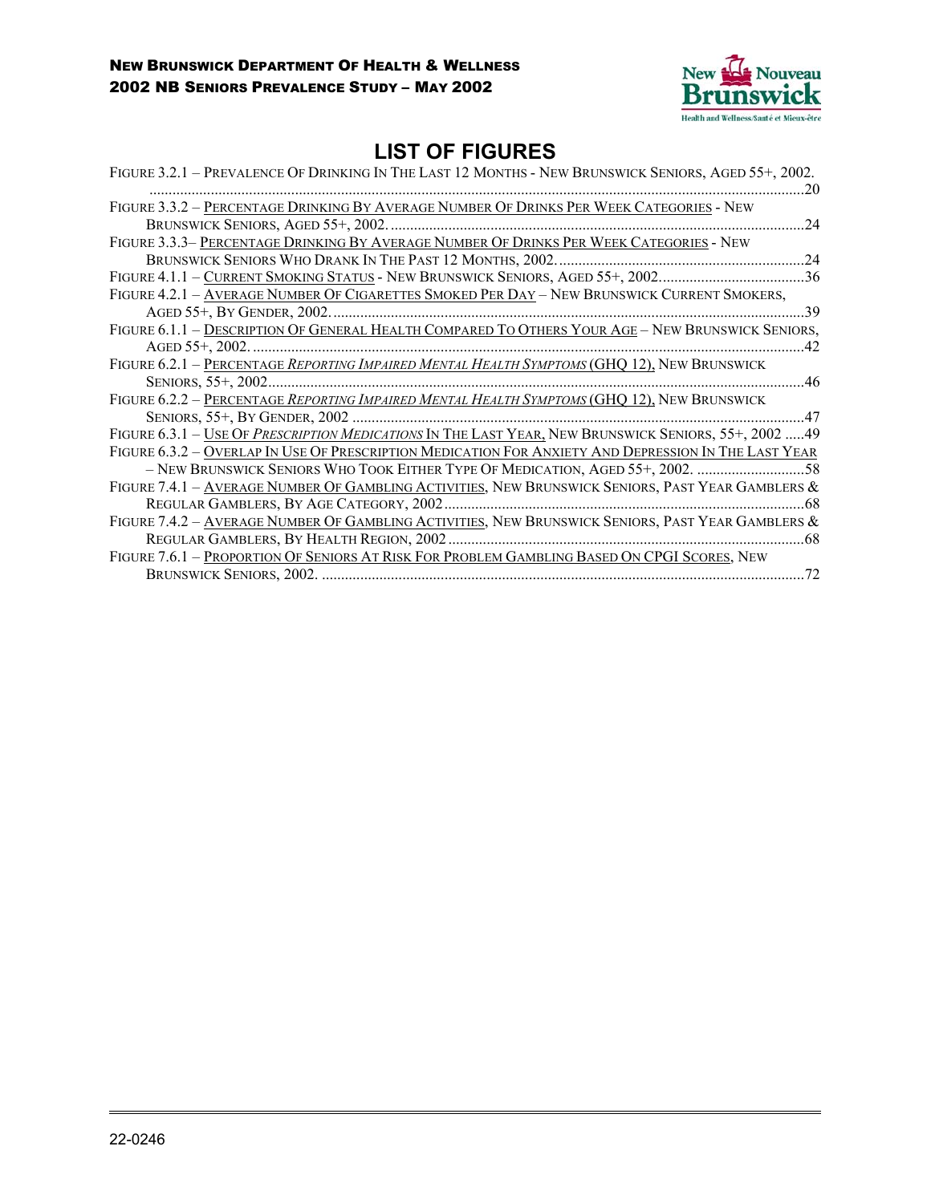# LIST OF FIGURES

FIGURE 3.2.1 – PREVALENCE OF DRINKING IN THE LAST 12 MONTHS - NEW BRUNSWICK SENIORS, AGED 55+, 2002. ....20

FIGURE 3.3.2 – PERCENTAGE DRINKING BY AVERAGE NUMBER OF DRINKS PER WEEK CATEGORIES - NEW BRUNSWICK SENIORS, AGED 55+, 2002. ....24

FIGURE 3.3.3– PERCENTAGE DRINKING BY AVERAGE NUMBER OF DRINKS PER WEEK CATEGORIES - NEW BRUNSWICK SENIORS WHO DRANK IN THE PAST 12 MONTHS, 2002. ....24

FIGURE 4.1.1 – CURRENT SMOKING STATUS - NEW BRUNSWICK SENIORS, AGED 55+, 2002. ....36

FIGURE 4.2.1 – AVERAGE NUMBER OF CIGARETTES SMOKED PER DAY – NEW BRUNSWICK CURRENT SMOKERS, AGED 55+, BY GENDER, 2002. ....39

FIGURE 6.1.1 – DESCRIPTION OF GENERAL HEALTH COMPARED TO OTHERS YOUR AGE – NEW BRUNSWICK SENIORS, AGED 55+, 2002. ....42

FIGURE 6.2.1 – PERCENTAGE *REPORTING IMPAIRED MENTAL HEALTH SYMPTOMS* (GHQ 12), NEW BRUNSWICK SENIORS, 55+, 2002 ....46

FIGURE 6.2.2 – PERCENTAGE *REPORTING IMPAIRED MENTAL HEALTH SYMPTOMS* (GHQ 12), NEW BRUNSWICK SENIORS, 55+, BY GENDER, 2002 ....47

FIGURE 6.3.1 – USE OF *PRESCRIPTION MEDICATIONS* IN THE LAST YEAR, NEW BRUNSWICK SENIORS, 55+, 2002 ....49

FIGURE 6.3.2 – OVERLAP IN USE OF PRESCRIPTION MEDICATION FOR ANXIETY AND DEPRESSION IN THE LAST YEAR – NEW BRUNSWICK SENIORS WHO TOOK EITHER TYPE OF MEDICATION, AGED 55+, 2002. ....58

FIGURE 7.4.1 – AVERAGE NUMBER OF GAMBLING ACTIVITIES, NEW BRUNSWICK SENIORS, PAST YEAR GAMBLERS & REGULAR GAMBLERS, BY AGE CATEGORY, 2002 ....68

FIGURE 7.4.2 – AVERAGE NUMBER OF GAMBLING ACTIVITIES, NEW BRUNSWICK SENIORS, PAST YEAR GAMBLERS & REGULAR GAMBLERS, BY HEALTH REGION, 2002 ....68

FIGURE 7.6.1 – PROPORTION OF SENIORS AT RISK FOR PROBLEM GAMBLING BASED ON CPGI SCORES, NEW BRUNSWICK SENIORS, 2002. ....72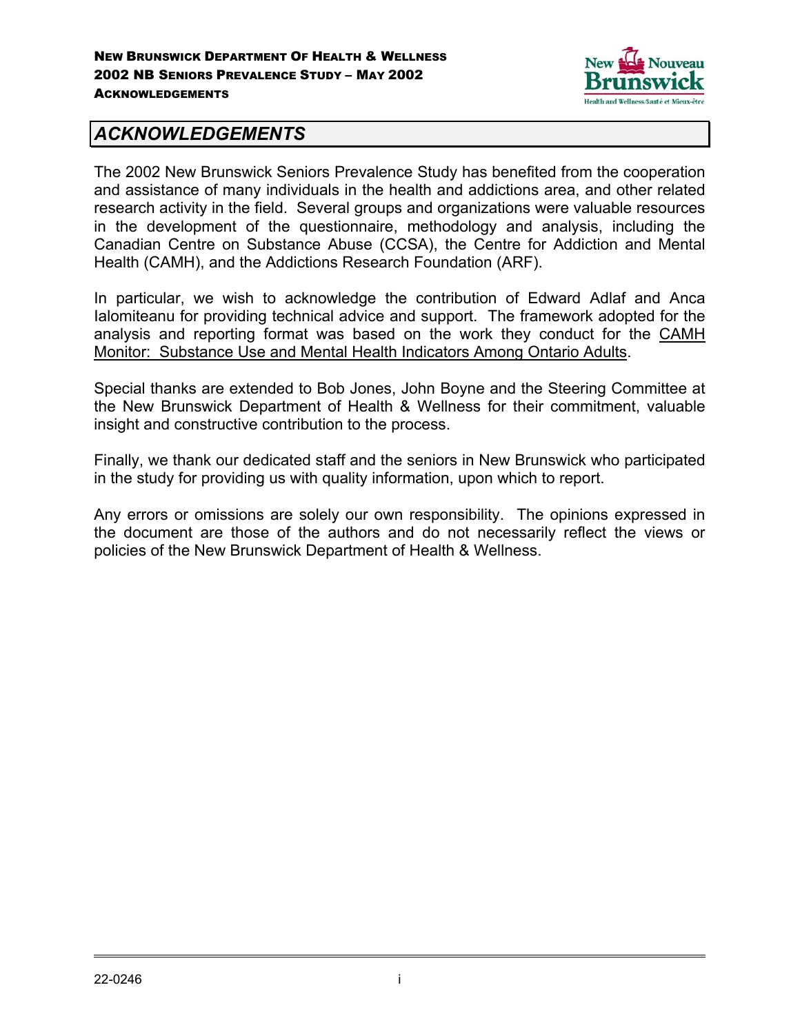# ACKNOWLEDGEMENTS

The 2002 New Brunswick Seniors Prevalence Study has benefited from the cooperation and assistance of many individuals in the health and addictions area, and other related research activity in the field. Several groups and organizations were valuable resources in the development of the questionnaire, methodology and analysis, including the Canadian Centre on Substance Abuse (CCSA), the Centre for Addiction and Mental Health (CAMH), and the Addictions Research Foundation (ARF).

In particular, we wish to acknowledge the contribution of Edward Adlaf and Anca Ialomiteanu for providing technical advice and support. The framework adopted for the analysis and reporting format was based on the work they conduct for the CAMH Monitor: Substance Use and Mental Health Indicators Among Ontario Adults.

Special thanks are extended to Bob Jones, John Boyne and the Steering Committee at the New Brunswick Department of Health & Wellness for their commitment, valuable insight and constructive contribution to the process.

Finally, we thank our dedicated staff and the seniors in New Brunswick who participated in the study for providing us with quality information, upon which to report.

Any errors or omissions are solely our own responsibility. The opinions expressed in the document are those of the authors and do not necessarily reflect the views or policies of the New Brunswick Department of Health & Wellness.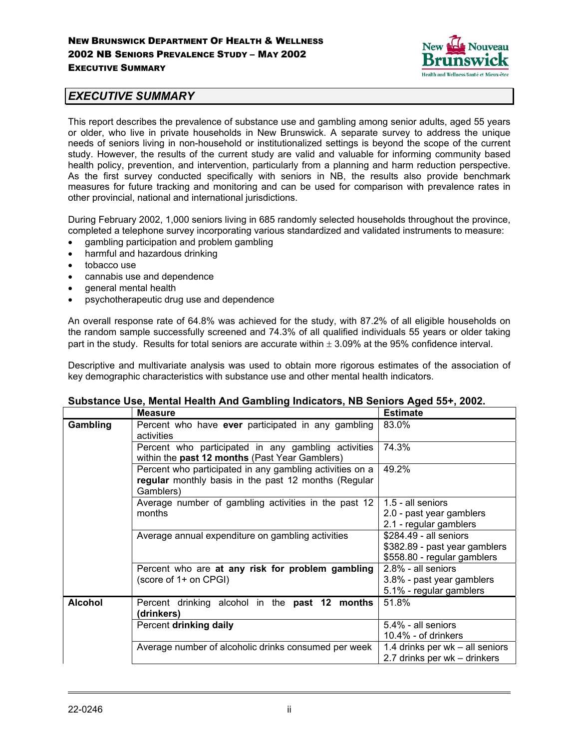## EXECUTIVE SUMMARY

This report describes the prevalence of substance use and gambling among senior adults, aged 55 years or older, who live in private households in New Brunswick. A separate survey to address the unique needs of seniors living in non-household or institutionalized settings is beyond the scope of the current study. However, the results of the current study are valid and valuable for informing community based health policy, prevention, and intervention, particularly from a planning and harm reduction perspective. As the first survey conducted specifically with seniors in NB, the results also provide benchmark measures for future tracking and monitoring and can be used for comparison with prevalence rates in other provincial, national and international jurisdictions.

During February 2002, 1,000 seniors living in 685 randomly selected households throughout the province, completed a telephone survey incorporating various standardized and validated instruments to measure:

- gambling participation and problem gambling
- harmful and hazardous drinking
- tobacco use
- cannabis use and dependence
- general mental health
- psychotherapeutic drug use and dependence

An overall response rate of 64.8% was achieved for the study, with 87.2% of all eligible households on the random sample successfully screened and 74.3% of all qualified individuals 55 years or older taking part in the study. Results for total seniors are accurate within ± 3.09% at the 95% confidence interval.

Descriptive and multivariate analysis was used to obtain more rigorous estimates of the association of key demographic characteristics with substance use and other mental health indicators.

**Substance Use, Mental Health And Gambling Indicators, NB Seniors Aged 55+, 2002.**

| | Measure | Estimate |
|---|---|---|
| **Gambling** | Percent who have **ever** participated in any gambling activities | 83.0% |
| | Percent who participated in any gambling activities within the **past 12 months** (Past Year Gamblers) | 74.3% |
| | Percent who participated in any gambling activities on a **regular** monthly basis in the past 12 months (Regular Gamblers) | 49.2% |
| | Average number of gambling activities in the past 12 months | 1.5 - all seniors<br>2.0 - past year gamblers<br>2.1 - regular gamblers |
| | Average annual expenditure on gambling activities | $284.49 - all seniors<br>$382.89 - past year gamblers<br>$558.80 - regular gamblers |
| | Percent who are **at any risk for problem gambling** (score of 1+ on CPGI) | 2.8% - all seniors<br>3.8% - past year gamblers<br>5.1% - regular gamblers |
| **Alcohol** | Percent drinking alcohol in the **past 12 months (drinkers)** | 51.8% |
| | Percent **drinking daily** | 5.4% - all seniors<br>10.4% - of drinkers |
| | Average number of alcoholic drinks consumed per week | 1.4 drinks per wk – all seniors<br>2.7 drinks per wk – drinkers |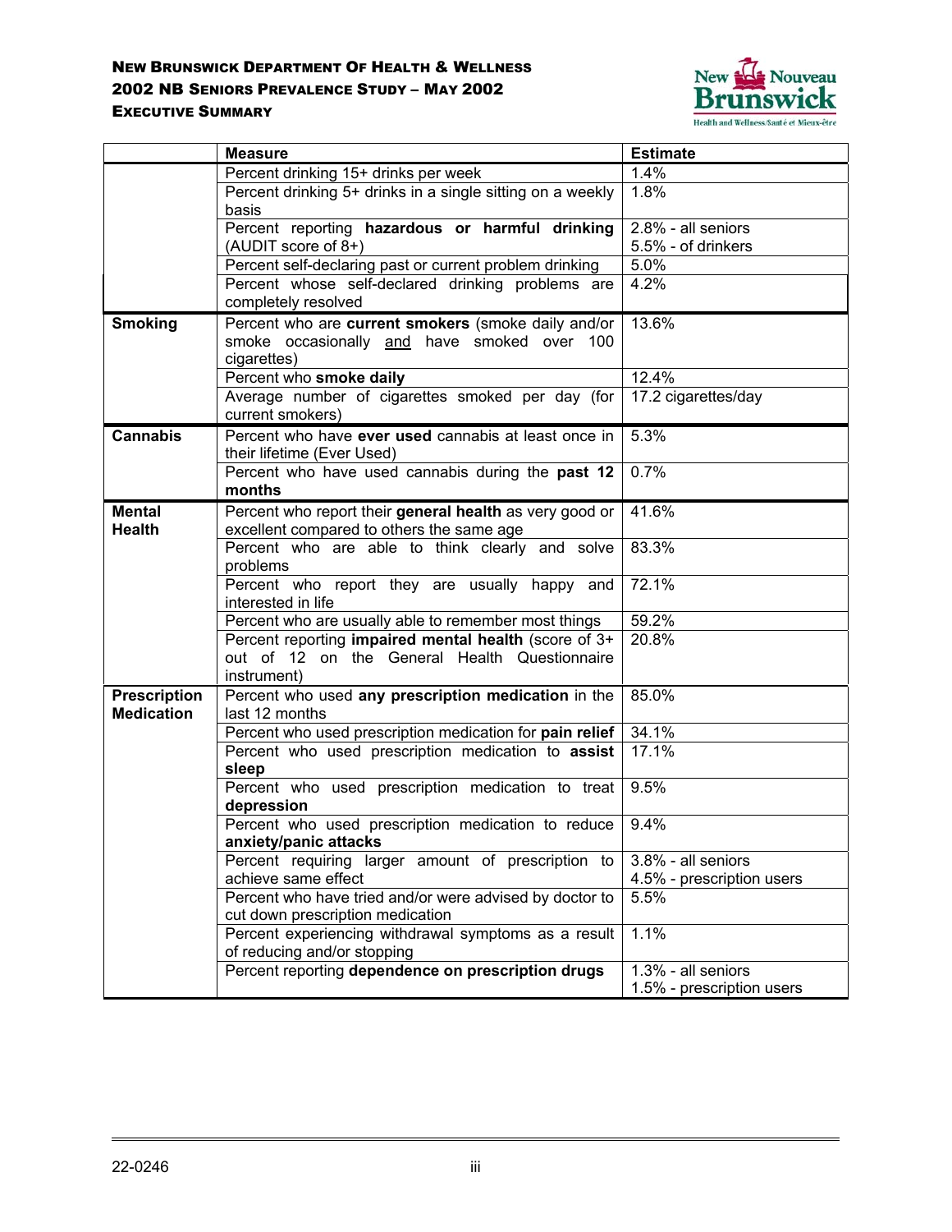| | Measure | Estimate |
|---|---|---|
| | Percent drinking 15+ drinks per week | 1.4% |
| | Percent drinking 5+ drinks in a single sitting on a weekly basis | 1.8% |
| | Percent reporting **hazardous or harmful drinking** (AUDIT score of 8+) | 2.8% - all seniors<br>5.5% - of drinkers |
| | Percent self-declaring past or current problem drinking | 5.0% |
| | Percent whose self-declared drinking problems are completely resolved | 4.2% |
| **Smoking** | Percent who are **current smokers** (smoke daily and/or smoke occasionally and have smoked over 100 cigarettes) | 13.6% |
| | Percent who **smoke daily** | 12.4% |
| | Average number of cigarettes smoked per day (for current smokers) | 17.2 cigarettes/day |
| **Cannabis** | Percent who have **ever used** cannabis at least once in their lifetime (Ever Used) | 5.3% |
| | Percent who have used cannabis during the **past 12 months** | 0.7% |
| **Mental Health** | Percent who report their **general health** as very good or excellent compared to others the same age | 41.6% |
| | Percent who are able to think clearly and solve problems | 83.3% |
| | Percent who report they are usually happy and interested in life | 72.1% |
| | Percent who are usually able to remember most things | 59.2% |
| | Percent reporting **impaired mental health** (score of 3+ out of 12 on the General Health Questionnaire instrument) | 20.8% |
| **Prescription Medication** | Percent who used **any prescription medication** in the last 12 months | 85.0% |
| | Percent who used prescription medication for **pain relief** | 34.1% |
| | Percent who used prescription medication to **assist sleep** | 17.1% |
| | Percent who used prescription medication to treat **depression** | 9.5% |
| | Percent who used prescription medication to reduce **anxiety/panic attacks** | 9.4% |
| | Percent requiring larger amount of prescription to achieve same effect | 3.8% - all seniors<br>4.5% - prescription users |
| | Percent who have tried and/or were advised by doctor to cut down prescription medication | 5.5% |
| | Percent experiencing withdrawal symptoms as a result of reducing and/or stopping | 1.1% |
| | Percent reporting **dependence on prescription drugs** | 1.3% - all seniors<br>1.5% - prescription users |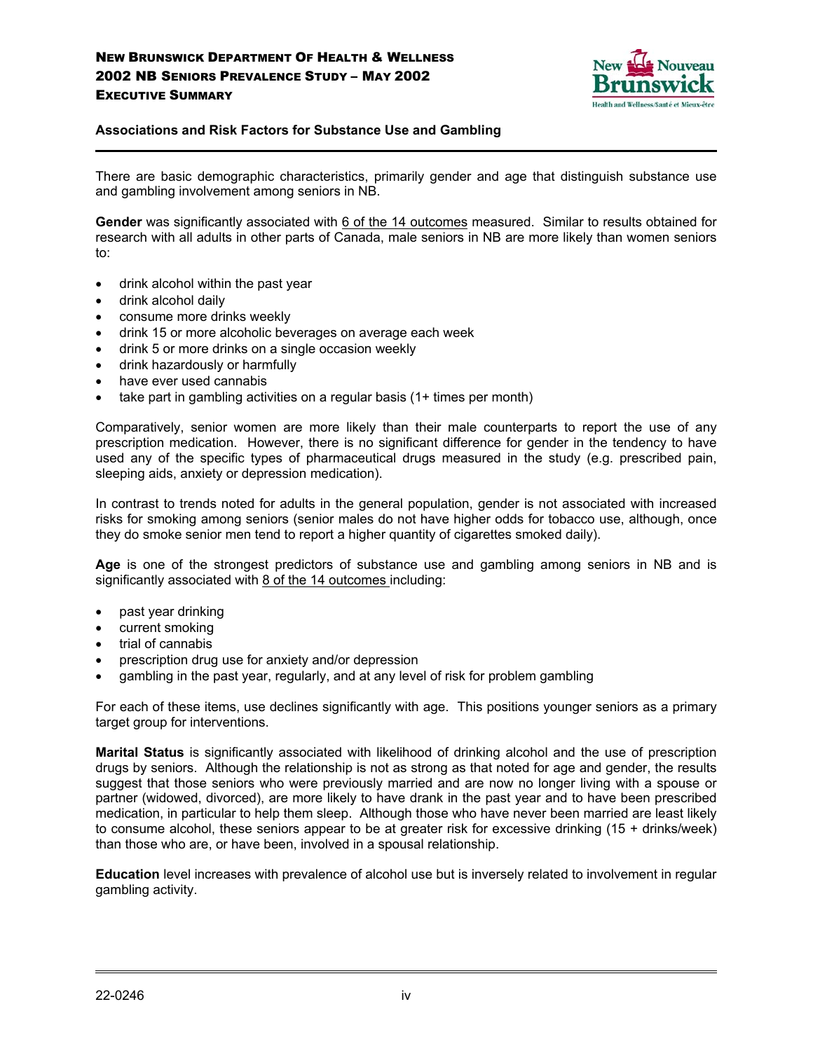## Associations and Risk Factors for Substance Use and Gambling

There are basic demographic characteristics, primarily gender and age that distinguish substance use and gambling involvement among seniors in NB.

**Gender** was significantly associated with 6 of the 14 outcomes measured. Similar to results obtained for research with all adults in other parts of Canada, male seniors in NB are more likely than women seniors to:

- drink alcohol within the past year
- drink alcohol daily
- consume more drinks weekly
- drink 15 or more alcoholic beverages on average each week
- drink 5 or more drinks on a single occasion weekly
- drink hazardously or harmfully
- have ever used cannabis
- take part in gambling activities on a regular basis (1+ times per month)

Comparatively, senior women are more likely than their male counterparts to report the use of any prescription medication. However, there is no significant difference for gender in the tendency to have used any of the specific types of pharmaceutical drugs measured in the study (e.g. prescribed pain, sleeping aids, anxiety or depression medication).

In contrast to trends noted for adults in the general population, gender is not associated with increased risks for smoking among seniors (senior males do not have higher odds for tobacco use, although, once they do smoke senior men tend to report a higher quantity of cigarettes smoked daily).

**Age** is one of the strongest predictors of substance use and gambling among seniors in NB and is significantly associated with 8 of the 14 outcomes including:

- past year drinking
- current smoking
- trial of cannabis
- prescription drug use for anxiety and/or depression
- gambling in the past year, regularly, and at any level of risk for problem gambling

For each of these items, use declines significantly with age. This positions younger seniors as a primary target group for interventions.

**Marital Status** is significantly associated with likelihood of drinking alcohol and the use of prescription drugs by seniors. Although the relationship is not as strong as that noted for age and gender, the results suggest that those seniors who were previously married and are now no longer living with a spouse or partner (widowed, divorced), are more likely to have drank in the past year and to have been prescribed medication, in particular to help them sleep. Although those who have never been married are least likely to consume alcohol, these seniors appear to be at greater risk for excessive drinking (15 + drinks/week) than those who are, or have been, involved in a spousal relationship.

**Education** level increases with prevalence of alcohol use but is inversely related to involvement in regular gambling activity.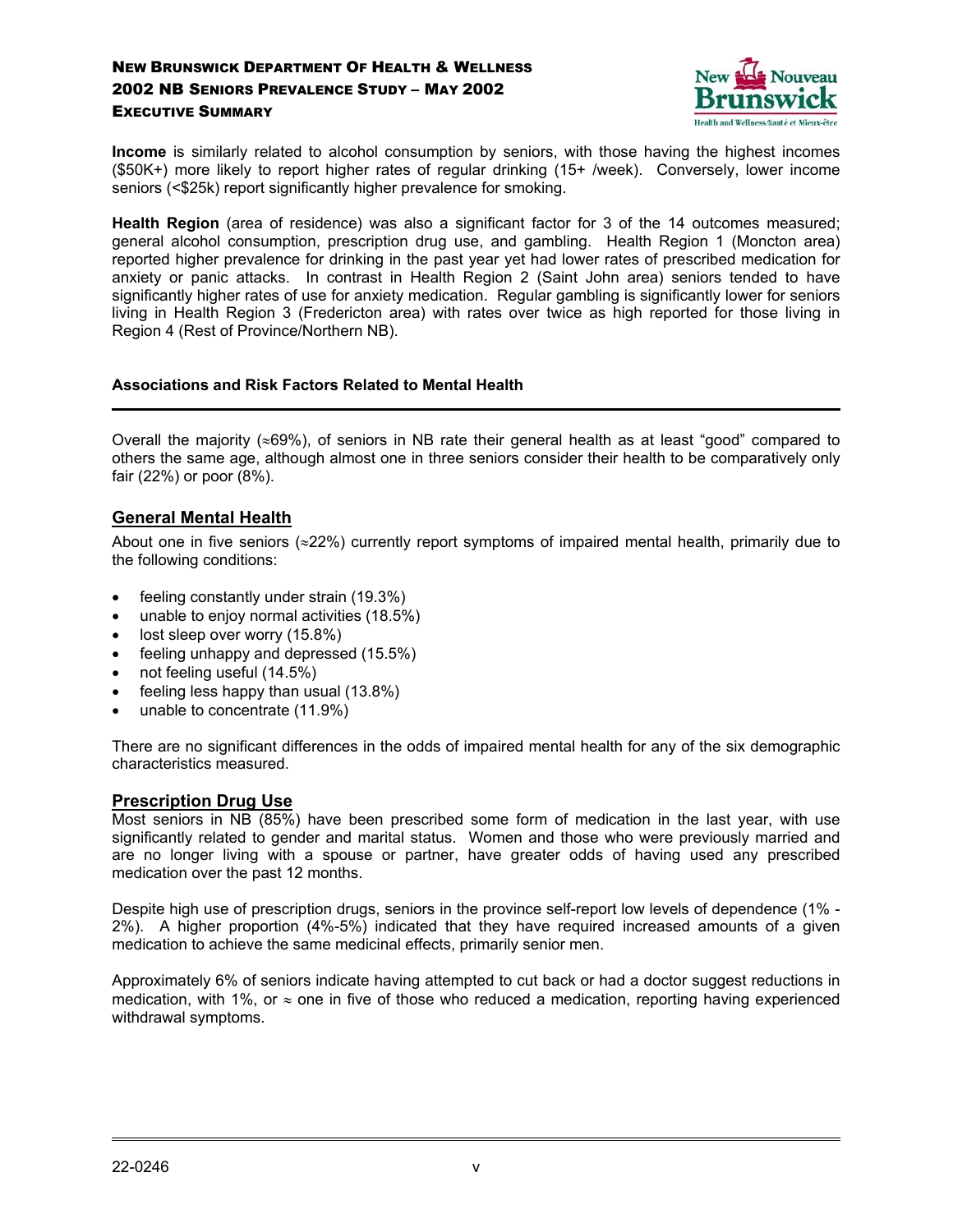**Income** is similarly related to alcohol consumption by seniors, with those having the highest incomes ($50K+) more likely to report higher rates of regular drinking (15+ /week). Conversely, lower income seniors (<$25k) report significantly higher prevalence for smoking.

**Health Region** (area of residence) was also a significant factor for 3 of the 14 outcomes measured; general alcohol consumption, prescription drug use, and gambling. Health Region 1 (Moncton area) reported higher prevalence for drinking in the past year yet had lower rates of prescribed medication for anxiety or panic attacks. In contrast in Health Region 2 (Saint John area) seniors tended to have significantly higher rates of use for anxiety medication. Regular gambling is significantly lower for seniors living in Health Region 3 (Fredericton area) with rates over twice as high reported for those living in Region 4 (Rest of Province/Northern NB).

### Associations and Risk Factors Related to Mental Health

Overall the majority (≈69%), of seniors in NB rate their general health as at least "good" compared to others the same age, although almost one in three seniors consider their health to be comparatively only fair (22%) or poor (8%).

## General Mental Health

About one in five seniors (≈22%) currently report symptoms of impaired mental health, primarily due to the following conditions:

- feeling constantly under strain (19.3%)
- unable to enjoy normal activities (18.5%)
- lost sleep over worry (15.8%)
- feeling unhappy and depressed (15.5%)
- not feeling useful (14.5%)
- feeling less happy than usual (13.8%)
- unable to concentrate (11.9%)

There are no significant differences in the odds of impaired mental health for any of the six demographic characteristics measured.

## Prescription Drug Use

Most seniors in NB (85%) have been prescribed some form of medication in the last year, with use significantly related to gender and marital status. Women and those who were previously married and are no longer living with a spouse or partner, have greater odds of having used any prescribed medication over the past 12 months.

Despite high use of prescription drugs, seniors in the province self-report low levels of dependence (1% - 2%). A higher proportion (4%-5%) indicated that they have required increased amounts of a given medication to achieve the same medicinal effects, primarily senior men.

Approximately 6% of seniors indicate having attempted to cut back or had a doctor suggest reductions in medication, with 1%, or ≈ one in five of those who reduced a medication, reporting having experienced withdrawal symptoms.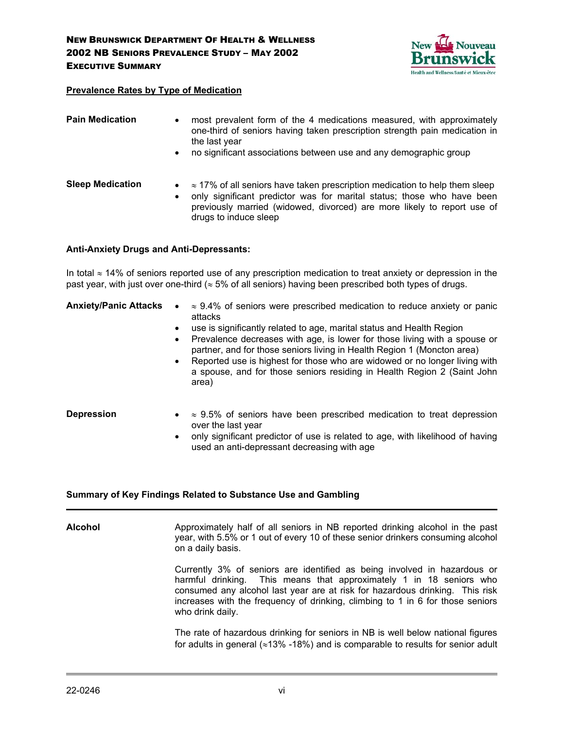## Prevalence Rates by Type of Medication

**Pain Medication**

- most prevalent form of the 4 medications measured, with approximately one-third of seniors having taken prescription strength pain medication in the last year
- no significant associations between use and any demographic group

**Sleep Medication**

- ≈ 17% of all seniors have taken prescription medication to help them sleep
- only significant predictor was for marital status; those who have been previously married (widowed, divorced) are more likely to report use of drugs to induce sleep

### Anti-Anxiety Drugs and Anti-Depressants:

In total ≈ 14% of seniors reported use of any prescription medication to treat anxiety or depression in the past year, with just over one-third (≈ 5% of all seniors) having been prescribed both types of drugs.

**Anxiety/Panic Attacks**

- ≈ 9.4% of seniors were prescribed medication to reduce anxiety or panic attacks
- use is significantly related to age, marital status and Health Region
- Prevalence decreases with age, is lower for those living with a spouse or partner, and for those seniors living in Health Region 1 (Moncton area)
- Reported use is highest for those who are widowed or no longer living with a spouse, and for those seniors residing in Health Region 2 (Saint John area)

**Depression**

- ≈ 9.5% of seniors have been prescribed medication to treat depression over the last year
- only significant predictor of use is related to age, with likelihood of having used an anti-depressant decreasing with age

### Summary of Key Findings Related to Substance Use and Gambling

**Alcohol**

Approximately half of all seniors in NB reported drinking alcohol in the past year, with 5.5% or 1 out of every 10 of these senior drinkers consuming alcohol on a daily basis.

Currently 3% of seniors are identified as being involved in hazardous or harmful drinking. This means that approximately 1 in 18 seniors who consumed any alcohol last year are at risk for hazardous drinking. This risk increases with the frequency of drinking, climbing to 1 in 6 for those seniors who drink daily.

The rate of hazardous drinking for seniors in NB is well below national figures for adults in general (≈13% -18%) and is comparable to results for senior adult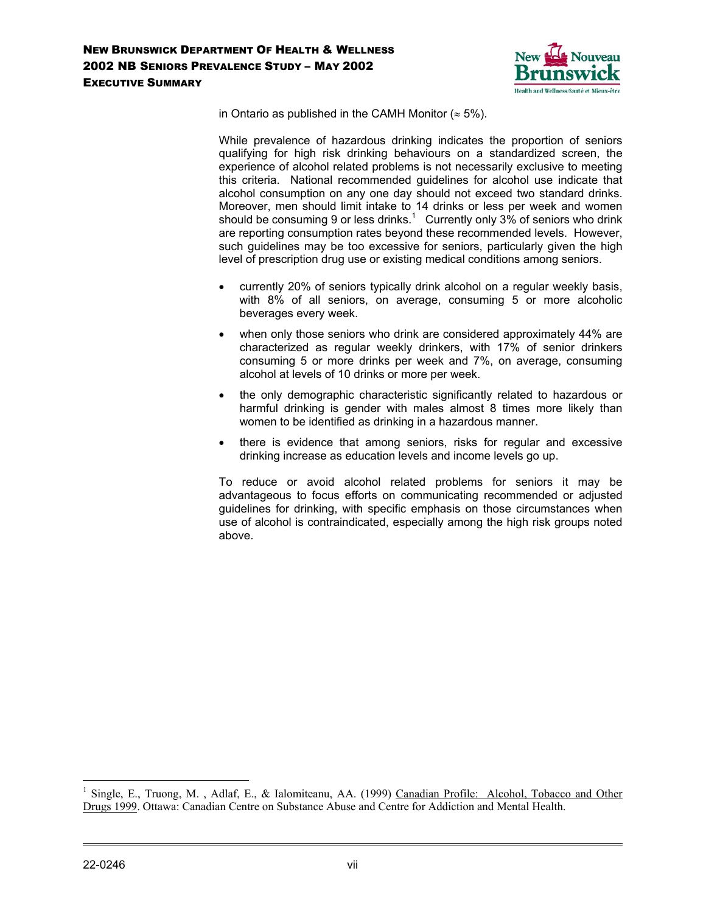in Ontario as published in the CAMH Monitor (≈ 5%).

While prevalence of hazardous drinking indicates the proportion of seniors qualifying for high risk drinking behaviours on a standardized screen, the experience of alcohol related problems is not necessarily exclusive to meeting this criteria. National recommended guidelines for alcohol use indicate that alcohol consumption on any one day should not exceed two standard drinks. Moreover, men should limit intake to 14 drinks or less per week and women should be consuming 9 or less drinks.[1] Currently only 3% of seniors who drink are reporting consumption rates beyond these recommended levels. However, such guidelines may be too excessive for seniors, particularly given the high level of prescription drug use or existing medical conditions among seniors.

- currently 20% of seniors typically drink alcohol on a regular weekly basis, with 8% of all seniors, on average, consuming 5 or more alcoholic beverages every week.
- when only those seniors who drink are considered approximately 44% are characterized as regular weekly drinkers, with 17% of senior drinkers consuming 5 or more drinks per week and 7%, on average, consuming alcohol at levels of 10 drinks or more per week.
- the only demographic characteristic significantly related to hazardous or harmful drinking is gender with males almost 8 times more likely than women to be identified as drinking in a hazardous manner.
- there is evidence that among seniors, risks for regular and excessive drinking increase as education levels and income levels go up.

To reduce or avoid alcohol related problems for seniors it may be advantageous to focus efforts on communicating recommended or adjusted guidelines for drinking, with specific emphasis on those circumstances when use of alcohol is contraindicated, especially among the high risk groups noted above.

---

[1] Single, E., Truong, M. , Adlaf, E., & Ialomiteanu, AA. (1999) Canadian Profile: Alcohol, Tobacco and Other Drugs 1999. Ottawa: Canadian Centre on Substance Abuse and Centre for Addiction and Mental Health.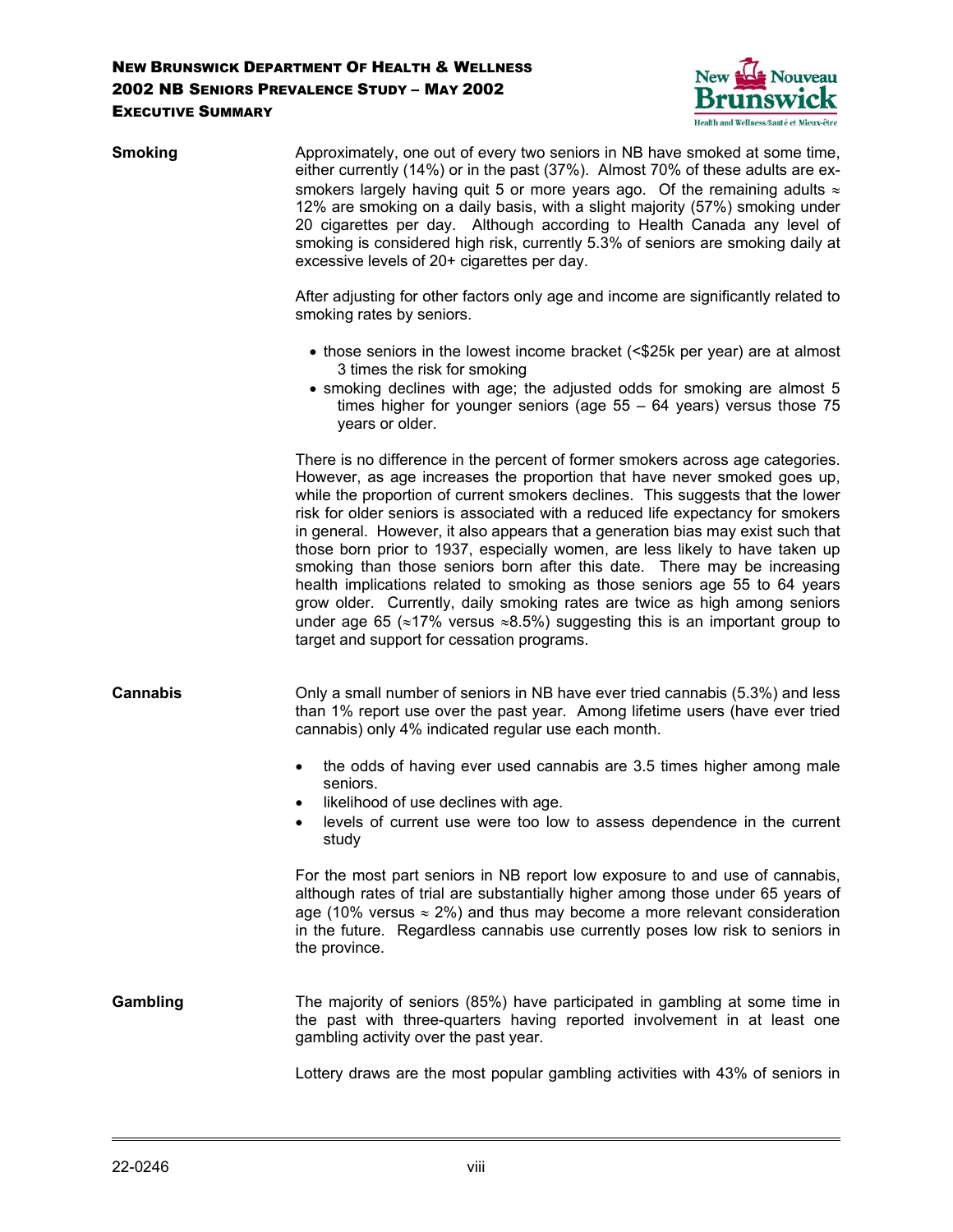### Smoking

Approximately, one out of every two seniors in NB have smoked at some time, either currently (14%) or in the past (37%). Almost 70% of these adults are ex-smokers largely having quit 5 or more years ago. Of the remaining adults ≈ 12% are smoking on a daily basis, with a slight majority (57%) smoking under 20 cigarettes per day. Although according to Health Canada any level of smoking is considered high risk, currently 5.3% of seniors are smoking daily at excessive levels of 20+ cigarettes per day.

After adjusting for other factors only age and income are significantly related to smoking rates by seniors.

- those seniors in the lowest income bracket (<$25k per year) are at almost 3 times the risk for smoking
- smoking declines with age; the adjusted odds for smoking are almost 5 times higher for younger seniors (age 55 – 64 years) versus those 75 years or older.

There is no difference in the percent of former smokers across age categories. However, as age increases the proportion that have never smoked goes up, while the proportion of current smokers declines. This suggests that the lower risk for older seniors is associated with a reduced life expectancy for smokers in general. However, it also appears that a generation bias may exist such that those born prior to 1937, especially women, are less likely to have taken up smoking than those seniors born after this date. There may be increasing health implications related to smoking as those seniors age 55 to 64 years grow older. Currently, daily smoking rates are twice as high among seniors under age 65 (≈17% versus ≈8.5%) suggesting this is an important group to target and support for cessation programs.

### Cannabis

Only a small number of seniors in NB have ever tried cannabis (5.3%) and less than 1% report use over the past year. Among lifetime users (have ever tried cannabis) only 4% indicated regular use each month.

- the odds of having ever used cannabis are 3.5 times higher among male seniors.
- likelihood of use declines with age.
- levels of current use were too low to assess dependence in the current study

For the most part seniors in NB report low exposure to and use of cannabis, although rates of trial are substantially higher among those under 65 years of age (10% versus ≈ 2%) and thus may become a more relevant consideration in the future. Regardless cannabis use currently poses low risk to seniors in the province.

### Gambling

The majority of seniors (85%) have participated in gambling at some time in the past with three-quarters having reported involvement in at least one gambling activity over the past year.

Lottery draws are the most popular gambling activities with 43% of seniors in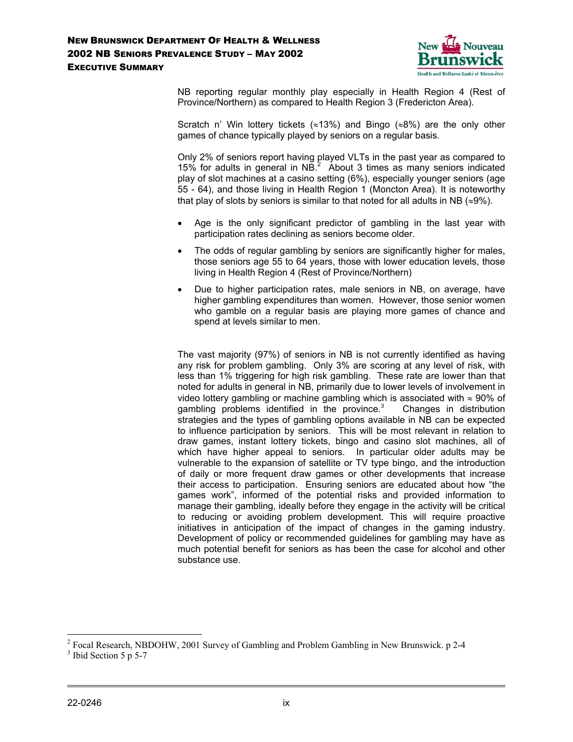NB reporting regular monthly play especially in Health Region 4 (Rest of Province/Northern) as compared to Health Region 3 (Fredericton Area).

Scratch n' Win lottery tickets (≈13%) and Bingo (≈8%) are the only other games of chance typically played by seniors on a regular basis.

Only 2% of seniors report having played VLTs in the past year as compared to 15% for adults in general in NB.[2] About 3 times as many seniors indicated play of slot machines at a casino setting (6%), especially younger seniors (age 55 - 64), and those living in Health Region 1 (Moncton Area). It is noteworthy that play of slots by seniors is similar to that noted for all adults in NB (≈9%).

- Age is the only significant predictor of gambling in the last year with participation rates declining as seniors become older.
- The odds of regular gambling by seniors are significantly higher for males, those seniors age 55 to 64 years, those with lower education levels, those living in Health Region 4 (Rest of Province/Northern)
- Due to higher participation rates, male seniors in NB, on average, have higher gambling expenditures than women. However, those senior women who gamble on a regular basis are playing more games of chance and spend at levels similar to men.

The vast majority (97%) of seniors in NB is not currently identified as having any risk for problem gambling. Only 3% are scoring at any level of risk, with less than 1% triggering for high risk gambling. These rate are lower than that noted for adults in general in NB, primarily due to lower levels of involvement in video lottery gambling or machine gambling which is associated with ≈ 90% of gambling problems identified in the province.[3] Changes in distribution strategies and the types of gambling options available in NB can be expected to influence participation by seniors. This will be most relevant in relation to draw games, instant lottery tickets, bingo and casino slot machines, all of which have higher appeal to seniors. In particular older adults may be vulnerable to the expansion of satellite or TV type bingo, and the introduction of daily or more frequent draw games or other developments that increase their access to participation. Ensuring seniors are educated about how "the games work", informed of the potential risks and provided information to manage their gambling, ideally before they engage in the activity will be critical to reducing or avoiding problem development. This will require proactive initiatives in anticipation of the impact of changes in the gaming industry. Development of policy or recommended guidelines for gambling may have as much potential benefit for seniors as has been the case for alcohol and other substance use.

---

[2] Focal Research, NBDOHW, 2001 Survey of Gambling and Problem Gambling in New Brunswick. p 2-4

[3] Ibid Section 5 p 5-7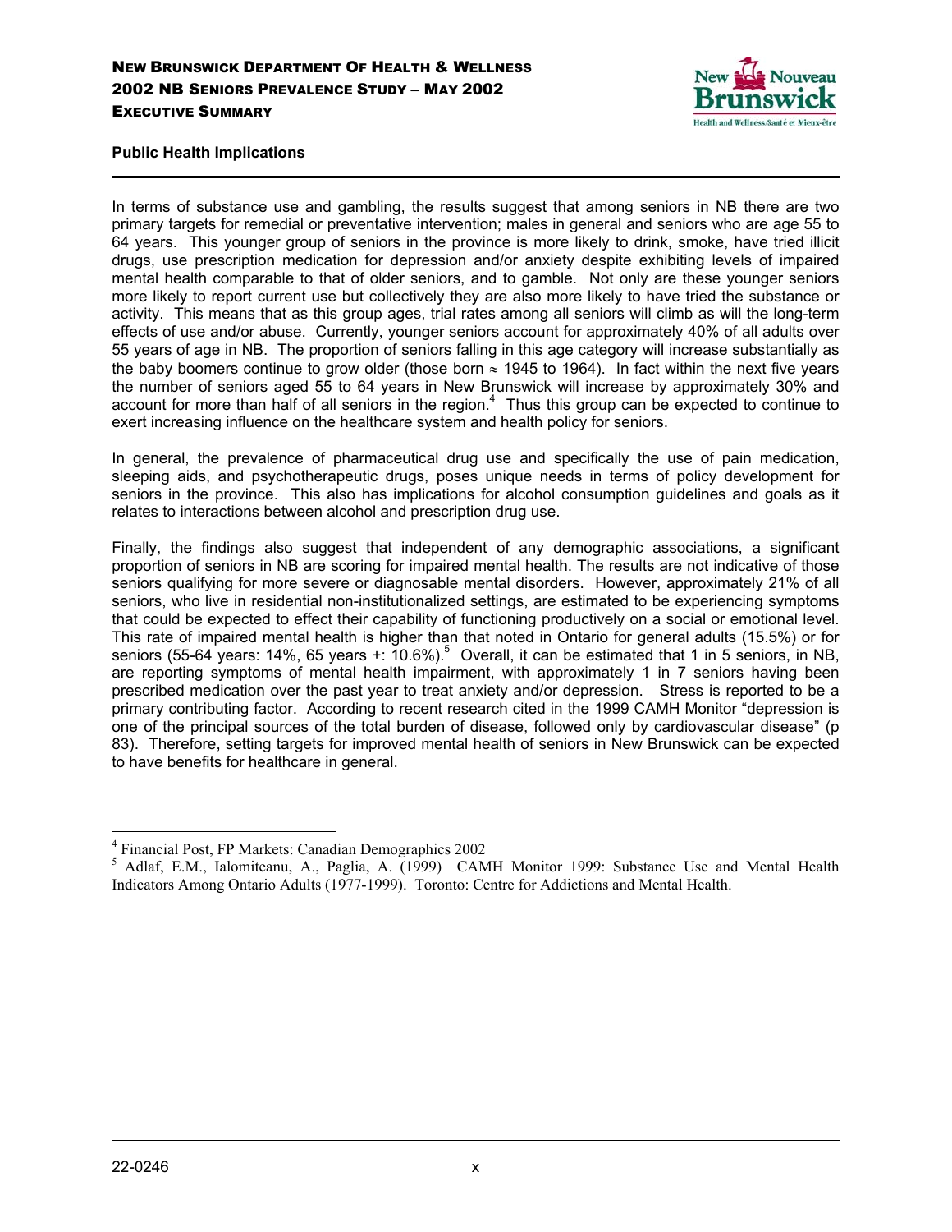### Public Health Implications

In terms of substance use and gambling, the results suggest that among seniors in NB there are two primary targets for remedial or preventative intervention; males in general and seniors who are age 55 to 64 years. This younger group of seniors in the province is more likely to drink, smoke, have tried illicit drugs, use prescription medication for depression and/or anxiety despite exhibiting levels of impaired mental health comparable to that of older seniors, and to gamble. Not only are these younger seniors more likely to report current use but collectively they are also more likely to have tried the substance or activity. This means that as this group ages, trial rates among all seniors will climb as will the long-term effects of use and/or abuse. Currently, younger seniors account for approximately 40% of all adults over 55 years of age in NB. The proportion of seniors falling in this age category will increase substantially as the baby boomers continue to grow older (those born ≈ 1945 to 1964). In fact within the next five years the number of seniors aged 55 to 64 years in New Brunswick will increase by approximately 30% and account for more than half of all seniors in the region.[4] Thus this group can be expected to continue to exert increasing influence on the healthcare system and health policy for seniors.

In general, the prevalence of pharmaceutical drug use and specifically the use of pain medication, sleeping aids, and psychotherapeutic drugs, poses unique needs in terms of policy development for seniors in the province. This also has implications for alcohol consumption guidelines and goals as it relates to interactions between alcohol and prescription drug use.

Finally, the findings also suggest that independent of any demographic associations, a significant proportion of seniors in NB are scoring for impaired mental health. The results are not indicative of those seniors qualifying for more severe or diagnosable mental disorders. However, approximately 21% of all seniors, who live in residential non-institutionalized settings, are estimated to be experiencing symptoms that could be expected to effect their capability of functioning productively on a social or emotional level. This rate of impaired mental health is higher than that noted in Ontario for general adults (15.5%) or for seniors (55-64 years: 14%, 65 years +: 10.6%).[5] Overall, it can be estimated that 1 in 5 seniors, in NB, are reporting symptoms of mental health impairment, with approximately 1 in 7 seniors having been prescribed medication over the past year to treat anxiety and/or depression. Stress is reported to be a primary contributing factor. According to recent research cited in the 1999 CAMH Monitor "depression is one of the principal sources of the total burden of disease, followed only by cardiovascular disease" (p 83). Therefore, setting targets for improved mental health of seniors in New Brunswick can be expected to have benefits for healthcare in general.

---

[4] Financial Post, FP Markets: Canadian Demographics 2002

[5] Adlaf, E.M., Ialomiteanu, A., Paglia, A. (1999) CAMH Monitor 1999: Substance Use and Mental Health Indicators Among Ontario Adults (1977-1999). Toronto: Centre for Addictions and Mental Health.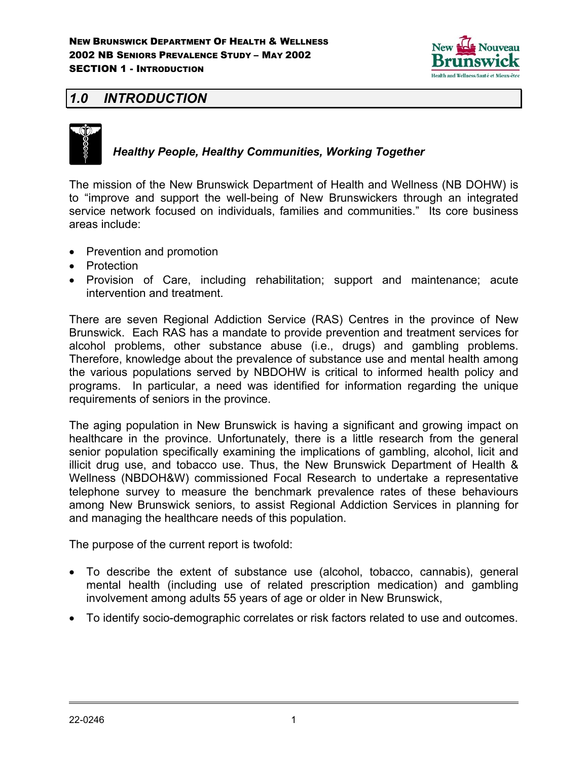# 1.0 INTRODUCTION

***Healthy People, Healthy Communities, Working Together***

The mission of the New Brunswick Department of Health and Wellness (NB DOHW) is to "improve and support the well-being of New Brunswickers through an integrated service network focused on individuals, families and communities." Its core business areas include:

- Prevention and promotion
- Protection
- Provision of Care, including rehabilitation; support and maintenance; acute intervention and treatment.

There are seven Regional Addiction Service (RAS) Centres in the province of New Brunswick. Each RAS has a mandate to provide prevention and treatment services for alcohol problems, other substance abuse (i.e., drugs) and gambling problems. Therefore, knowledge about the prevalence of substance use and mental health among the various populations served by NBDOHW is critical to informed health policy and programs. In particular, a need was identified for information regarding the unique requirements of seniors in the province.

The aging population in New Brunswick is having a significant and growing impact on healthcare in the province. Unfortunately, there is a little research from the general senior population specifically examining the implications of gambling, alcohol, licit and illicit drug use, and tobacco use. Thus, the New Brunswick Department of Health & Wellness (NBDOH&W) commissioned Focal Research to undertake a representative telephone survey to measure the benchmark prevalence rates of these behaviours among New Brunswick seniors, to assist Regional Addiction Services in planning for and managing the healthcare needs of this population.

The purpose of the current report is twofold:

- To describe the extent of substance use (alcohol, tobacco, cannabis), general mental health (including use of related prescription medication) and gambling involvement among adults 55 years of age or older in New Brunswick,
- To identify socio-demographic correlates or risk factors related to use and outcomes.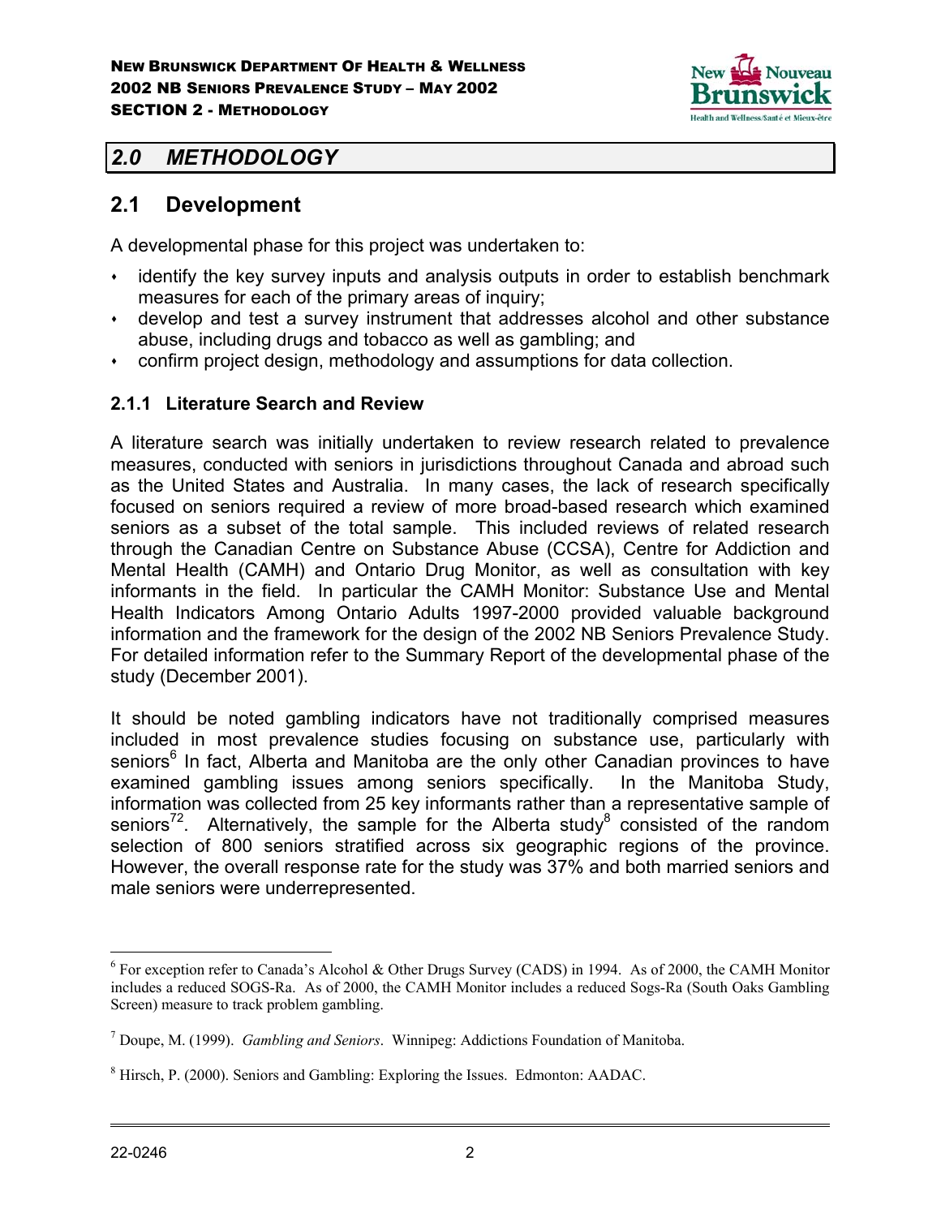## 2.0 METHODOLOGY

## 2.1 Development

A developmental phase for this project was undertaken to:

- identify the key survey inputs and analysis outputs in order to establish benchmark measures for each of the primary areas of inquiry;
- develop and test a survey instrument that addresses alcohol and other substance abuse, including drugs and tobacco as well as gambling; and
- confirm project design, methodology and assumptions for data collection.

### 2.1.1 Literature Search and Review

A literature search was initially undertaken to review research related to prevalence measures, conducted with seniors in jurisdictions throughout Canada and abroad such as the United States and Australia. In many cases, the lack of research specifically focused on seniors required a review of more broad-based research which examined seniors as a subset of the total sample. This included reviews of related research through the Canadian Centre on Substance Abuse (CCSA), Centre for Addiction and Mental Health (CAMH) and Ontario Drug Monitor, as well as consultation with key informants in the field. In particular the CAMH Monitor: Substance Use and Mental Health Indicators Among Ontario Adults 1997-2000 provided valuable background information and the framework for the design of the 2002 NB Seniors Prevalence Study. For detailed information refer to the Summary Report of the developmental phase of the study (December 2001).

It should be noted gambling indicators have not traditionally comprised measures included in most prevalence studies focusing on substance use, particularly with seniors[6] In fact, Alberta and Manitoba are the only other Canadian provinces to have examined gambling issues among seniors specifically. In the Manitoba Study, information was collected from 25 key informants rather than a representative sample of seniors[72]. Alternatively, the sample for the Alberta study[8] consisted of the random selection of 800 seniors stratified across six geographic regions of the province. However, the overall response rate for the study was 37% and both married seniors and male seniors were underrepresented.

---

[6] For exception refer to Canada's Alcohol & Other Drugs Survey (CADS) in 1994. As of 2000, the CAMH Monitor includes a reduced SOGS-Ra. As of 2000, the CAMH Monitor includes a reduced Sogs-Ra (South Oaks Gambling Screen) measure to track problem gambling.

[7] Doupe, M. (1999). *Gambling and Seniors*. Winnipeg: Addictions Foundation of Manitoba.

[8] Hirsch, P. (2000). Seniors and Gambling: Exploring the Issues. Edmonton: AADAC.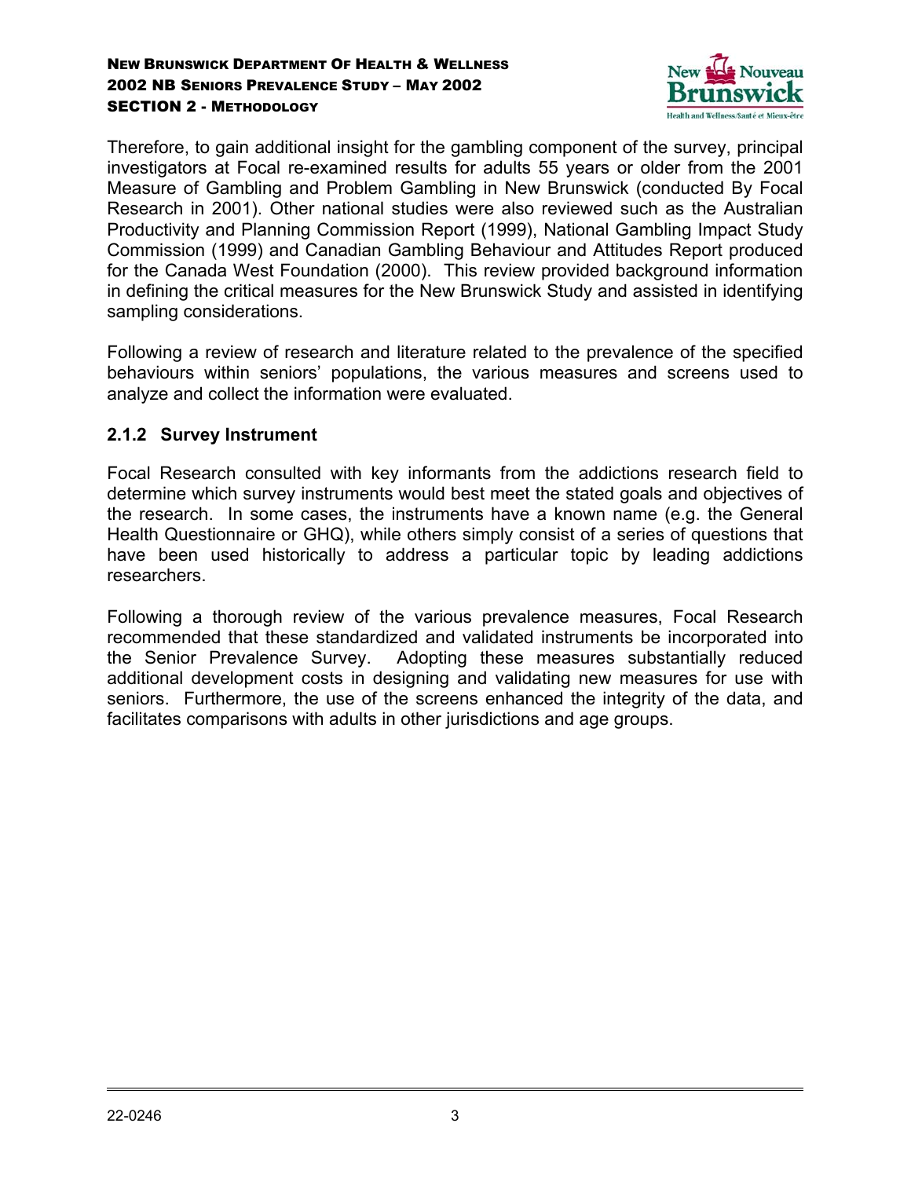Therefore, to gain additional insight for the gambling component of the survey, principal investigators at Focal re-examined results for adults 55 years or older from the 2001 Measure of Gambling and Problem Gambling in New Brunswick (conducted By Focal Research in 2001). Other national studies were also reviewed such as the Australian Productivity and Planning Commission Report (1999), National Gambling Impact Study Commission (1999) and Canadian Gambling Behaviour and Attitudes Report produced for the Canada West Foundation (2000). This review provided background information in defining the critical measures for the New Brunswick Study and assisted in identifying sampling considerations.

Following a review of research and literature related to the prevalence of the specified behaviours within seniors' populations, the various measures and screens used to analyze and collect the information were evaluated.

### 2.1.2 Survey Instrument

Focal Research consulted with key informants from the addictions research field to determine which survey instruments would best meet the stated goals and objectives of the research. In some cases, the instruments have a known name (e.g. the General Health Questionnaire or GHQ), while others simply consist of a series of questions that have been used historically to address a particular topic by leading addictions researchers.

Following a thorough review of the various prevalence measures, Focal Research recommended that these standardized and validated instruments be incorporated into the Senior Prevalence Survey. Adopting these measures substantially reduced additional development costs in designing and validating new measures for use with seniors. Furthermore, the use of the screens enhanced the integrity of the data, and facilitates comparisons with adults in other jurisdictions and age groups.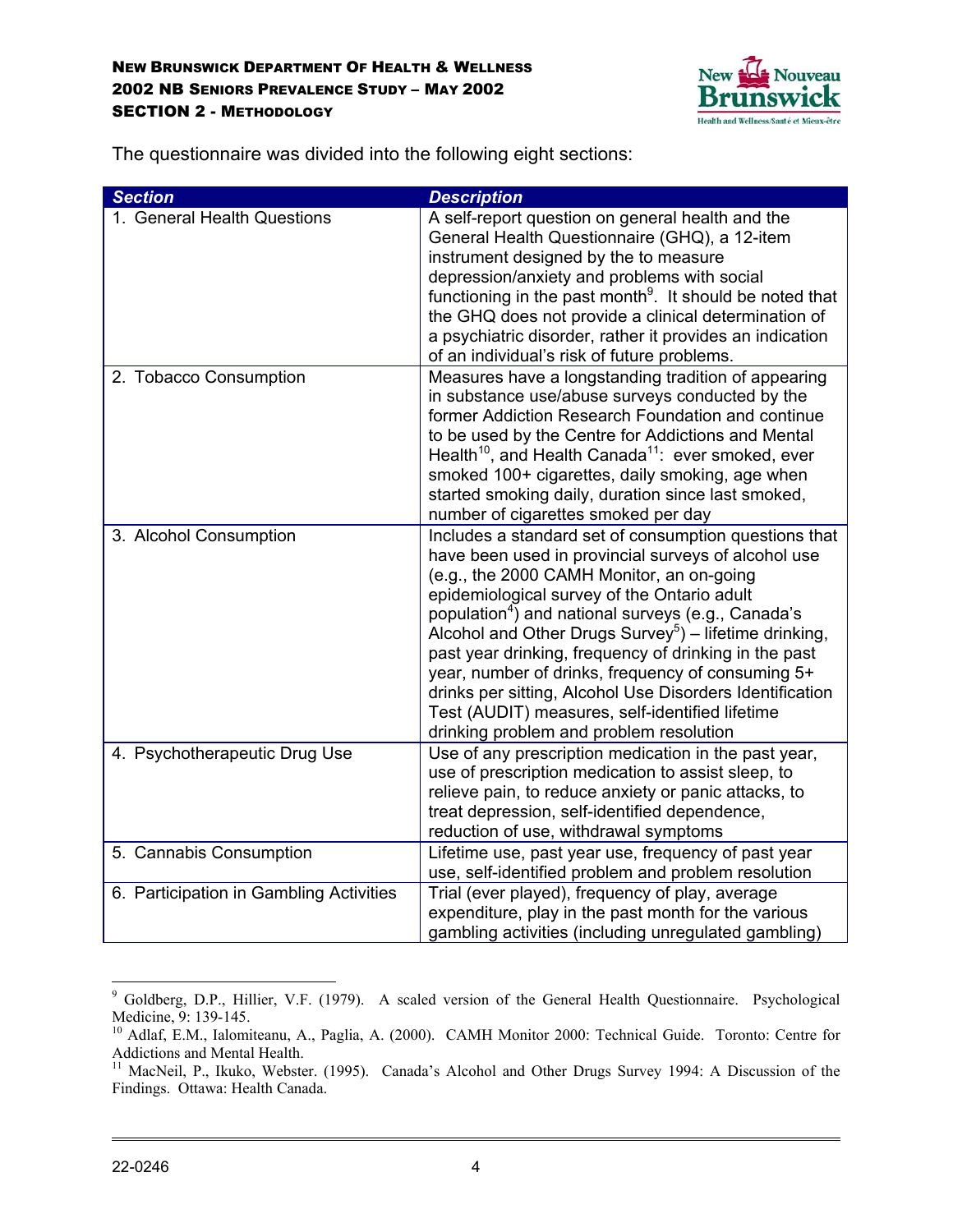The questionnaire was divided into the following eight sections:

| Section | Description |
|---|---|
| 1. General Health Questions | A self-report question on general health and the General Health Questionnaire (GHQ), a 12-item instrument designed by the to measure depression/anxiety and problems with social functioning in the past month[9]. It should be noted that the GHQ does not provide a clinical determination of a psychiatric disorder, rather it provides an indication of an individual's risk of future problems. |
| 2. Tobacco Consumption | Measures have a longstanding tradition of appearing in substance use/abuse surveys conducted by the former Addiction Research Foundation and continue to be used by the Centre for Addictions and Mental Health[10], and Health Canada[11]: ever smoked, ever smoked 100+ cigarettes, daily smoking, age when started smoking daily, duration since last smoked, number of cigarettes smoked per day |
| 3. Alcohol Consumption | Includes a standard set of consumption questions that have been used in provincial surveys of alcohol use (e.g., the 2000 CAMH Monitor, an on-going epidemiological survey of the Ontario adult population[4]) and national surveys (e.g., Canada's Alcohol and Other Drugs Survey[5]) – lifetime drinking, past year drinking, frequency of drinking in the past year, number of drinks, frequency of consuming 5+ drinks per sitting, Alcohol Use Disorders Identification Test (AUDIT) measures, self-identified lifetime drinking problem and problem resolution |
| 4. Psychotherapeutic Drug Use | Use of any prescription medication in the past year, use of prescription medication to assist sleep, to relieve pain, to reduce anxiety or panic attacks, to treat depression, self-identified dependence, reduction of use, withdrawal symptoms |
| 5. Cannabis Consumption | Lifetime use, past year use, frequency of past year use, self-identified problem and problem resolution |
| 6. Participation in Gambling Activities | Trial (ever played), frequency of play, average expenditure, play in the past month for the various gambling activities (including unregulated gambling) |

---

[9] Goldberg, D.P., Hillier, V.F. (1979). A scaled version of the General Health Questionnaire. Psychological Medicine, 9: 139-145.

[10] Adlaf, E.M., Ialomiteanu, A., Paglia, A. (2000). CAMH Monitor 2000: Technical Guide. Toronto: Centre for Addictions and Mental Health.

[11] MacNeil, P., Ikuko, Webster. (1995). Canada's Alcohol and Other Drugs Survey 1994: A Discussion of the Findings. Ottawa: Health Canada.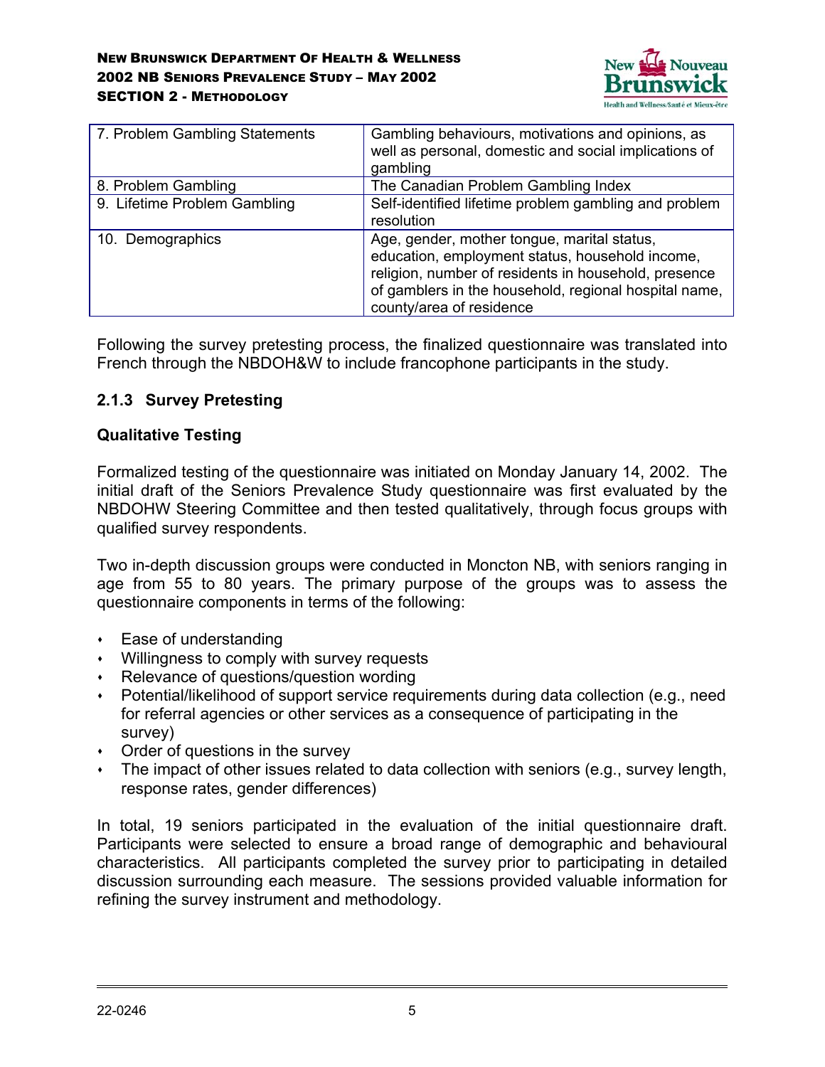| 7. Problem Gambling Statements | Gambling behaviours, motivations and opinions, as well as personal, domestic and social implications of gambling |
|---|---|
| 8. Problem Gambling | The Canadian Problem Gambling Index |
| 9. Lifetime Problem Gambling | Self-identified lifetime problem gambling and problem resolution |
| 10. Demographics | Age, gender, mother tongue, marital status, education, employment status, household income, religion, number of residents in household, presence of gamblers in the household, regional hospital name, county/area of residence |

Following the survey pretesting process, the finalized questionnaire was translated into French through the NBDOH&W to include francophone participants in the study.

### 2.1.3 Survey Pretesting

**Qualitative Testing**

Formalized testing of the questionnaire was initiated on Monday January 14, 2002. The initial draft of the Seniors Prevalence Study questionnaire was first evaluated by the NBDOHW Steering Committee and then tested qualitatively, through focus groups with qualified survey respondents.

Two in-depth discussion groups were conducted in Moncton NB, with seniors ranging in age from 55 to 80 years. The primary purpose of the groups was to assess the questionnaire components in terms of the following:

- Ease of understanding
- Willingness to comply with survey requests
- Relevance of questions/question wording
- Potential/likelihood of support service requirements during data collection (e.g., need for referral agencies or other services as a consequence of participating in the survey)
- Order of questions in the survey
- The impact of other issues related to data collection with seniors (e.g., survey length, response rates, gender differences)

In total, 19 seniors participated in the evaluation of the initial questionnaire draft. Participants were selected to ensure a broad range of demographic and behavioural characteristics. All participants completed the survey prior to participating in detailed discussion surrounding each measure. The sessions provided valuable information for refining the survey instrument and methodology.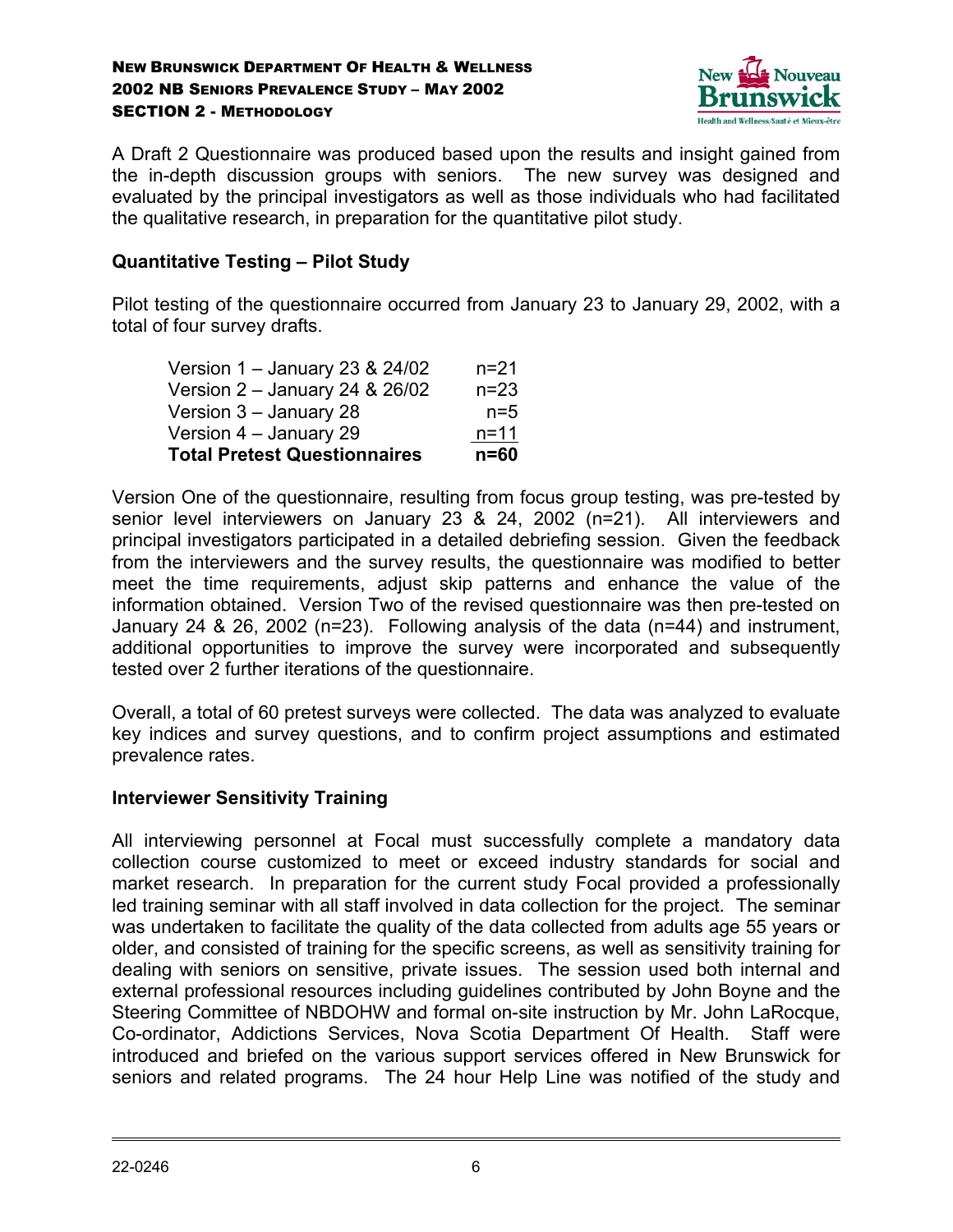A Draft 2 Questionnaire was produced based upon the results and insight gained from the in-depth discussion groups with seniors. The new survey was designed and evaluated by the principal investigators as well as those individuals who had facilitated the qualitative research, in preparation for the quantitative pilot study.

### Quantitative Testing – Pilot Study

Pilot testing of the questionnaire occurred from January 23 to January 29, 2002, with a total of four survey drafts.

| | |
|---|---|
| Version 1 – January 23 & 24/02 | n=21 |
| Version 2 – January 24 & 26/02 | n=23 |
| Version 3 – January 28 | n=5 |
| Version 4 – January 29 | n=11 |
| **Total Pretest Questionnaires** | **n=60** |

Version One of the questionnaire, resulting from focus group testing, was pre-tested by senior level interviewers on January 23 & 24, 2002 (n=21). All interviewers and principal investigators participated in a detailed debriefing session. Given the feedback from the interviewers and the survey results, the questionnaire was modified to better meet the time requirements, adjust skip patterns and enhance the value of the information obtained. Version Two of the revised questionnaire was then pre-tested on January 24 & 26, 2002 (n=23). Following analysis of the data (n=44) and instrument, additional opportunities to improve the survey were incorporated and subsequently tested over 2 further iterations of the questionnaire.

Overall, a total of 60 pretest surveys were collected. The data was analyzed to evaluate key indices and survey questions, and to confirm project assumptions and estimated prevalence rates.

### Interviewer Sensitivity Training

All interviewing personnel at Focal must successfully complete a mandatory data collection course customized to meet or exceed industry standards for social and market research. In preparation for the current study Focal provided a professionally led training seminar with all staff involved in data collection for the project. The seminar was undertaken to facilitate the quality of the data collected from adults age 55 years or older, and consisted of training for the specific screens, as well as sensitivity training for dealing with seniors on sensitive, private issues. The session used both internal and external professional resources including guidelines contributed by John Boyne and the Steering Committee of NBDOHW and formal on-site instruction by Mr. John LaRocque, Co-ordinator, Addictions Services, Nova Scotia Department Of Health. Staff were introduced and briefed on the various support services offered in New Brunswick for seniors and related programs. The 24 hour Help Line was notified of the study and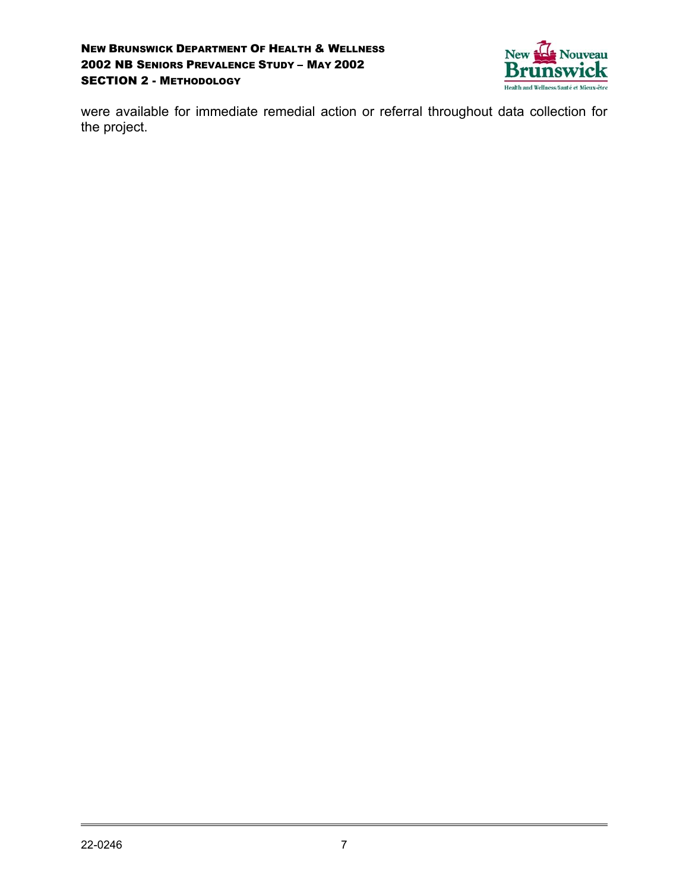were available for immediate remedial action or referral throughout data collection for the project.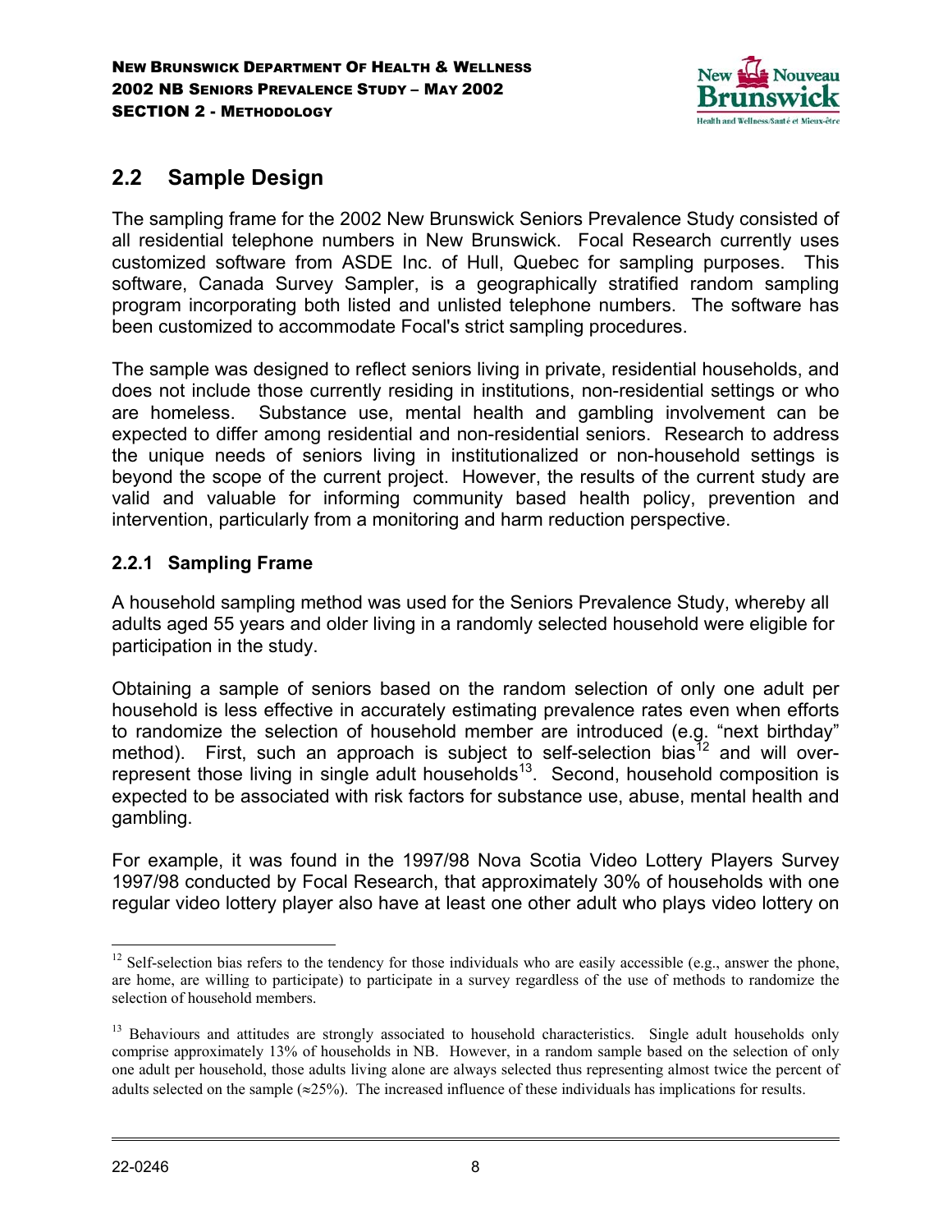## 2.2 Sample Design

The sampling frame for the 2002 New Brunswick Seniors Prevalence Study consisted of all residential telephone numbers in New Brunswick. Focal Research currently uses customized software from ASDE Inc. of Hull, Quebec for sampling purposes. This software, Canada Survey Sampler, is a geographically stratified random sampling program incorporating both listed and unlisted telephone numbers. The software has been customized to accommodate Focal's strict sampling procedures.

The sample was designed to reflect seniors living in private, residential households, and does not include those currently residing in institutions, non-residential settings or who are homeless. Substance use, mental health and gambling involvement can be expected to differ among residential and non-residential seniors. Research to address the unique needs of seniors living in institutionalized or non-household settings is beyond the scope of the current project. However, the results of the current study are valid and valuable for informing community based health policy, prevention and intervention, particularly from a monitoring and harm reduction perspective.

### 2.2.1 Sampling Frame

A household sampling method was used for the Seniors Prevalence Study, whereby all adults aged 55 years and older living in a randomly selected household were eligible for participation in the study.

Obtaining a sample of seniors based on the random selection of only one adult per household is less effective in accurately estimating prevalence rates even when efforts to randomize the selection of household member are introduced (e.g. "next birthday" method). First, such an approach is subject to self-selection bias[12] and will over-represent those living in single adult households[13]. Second, household composition is expected to be associated with risk factors for substance use, abuse, mental health and gambling.

For example, it was found in the 1997/98 Nova Scotia Video Lottery Players Survey 1997/98 conducted by Focal Research, that approximately 30% of households with one regular video lottery player also have at least one other adult who plays video lottery on

---

[12] Self-selection bias refers to the tendency for those individuals who are easily accessible (e.g., answer the phone, are home, are willing to participate) to participate in a survey regardless of the use of methods to randomize the selection of household members.

[13] Behaviours and attitudes are strongly associated to household characteristics. Single adult households only comprise approximately 13% of households in NB. However, in a random sample based on the selection of only one adult per household, those adults living alone are always selected thus representing almost twice the percent of adults selected on the sample ($\approx$25%). The increased influence of these individuals has implications for results.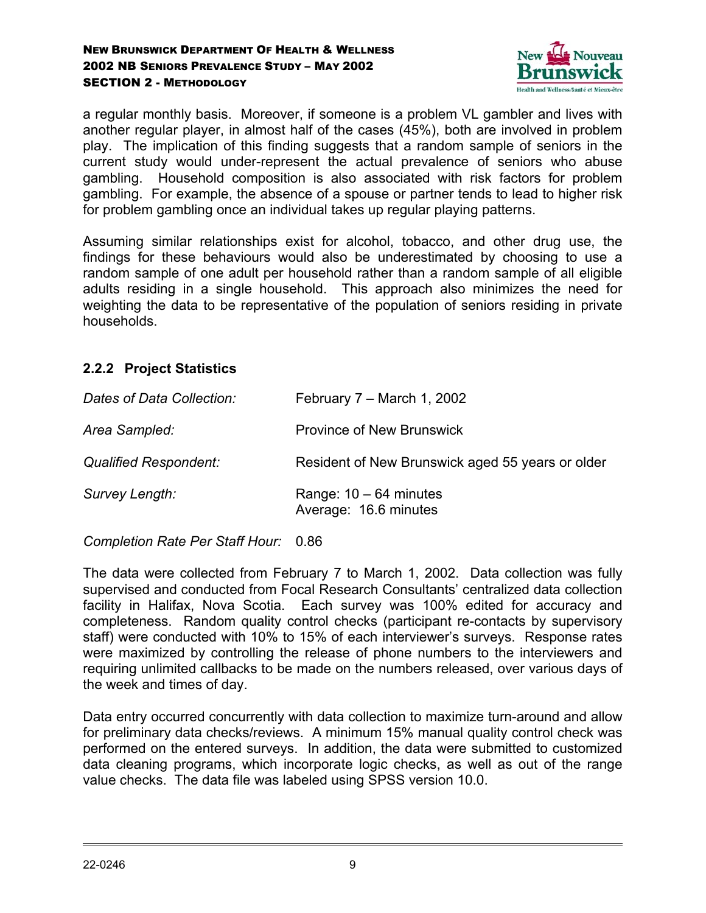a regular monthly basis. Moreover, if someone is a problem VL gambler and lives with another regular player, in almost half of the cases (45%), both are involved in problem play. The implication of this finding suggests that a random sample of seniors in the current study would under-represent the actual prevalence of seniors who abuse gambling. Household composition is also associated with risk factors for problem gambling. For example, the absence of a spouse or partner tends to lead to higher risk for problem gambling once an individual takes up regular playing patterns.

Assuming similar relationships exist for alcohol, tobacco, and other drug use, the findings for these behaviours would also be underestimated by choosing to use a random sample of one adult per household rather than a random sample of all eligible adults residing in a single household. This approach also minimizes the need for weighting the data to be representative of the population of seniors residing in private households.

### 2.2.2 Project Statistics

| | |
|---|---|
| *Dates of Data Collection:* | February 7 – March 1, 2002 |
| *Area Sampled:* | Province of New Brunswick |
| *Qualified Respondent:* | Resident of New Brunswick aged 55 years or older |
| *Survey Length:* | Range: 10 – 64 minutes<br>Average: 16.6 minutes |
| *Completion Rate Per Staff Hour:* | 0.86 |

The data were collected from February 7 to March 1, 2002. Data collection was fully supervised and conducted from Focal Research Consultants' centralized data collection facility in Halifax, Nova Scotia. Each survey was 100% edited for accuracy and completeness. Random quality control checks (participant re-contacts by supervisory staff) were conducted with 10% to 15% of each interviewer's surveys. Response rates were maximized by controlling the release of phone numbers to the interviewers and requiring unlimited callbacks to be made on the numbers released, over various days of the week and times of day.

Data entry occurred concurrently with data collection to maximize turn-around and allow for preliminary data checks/reviews. A minimum 15% manual quality control check was performed on the entered surveys. In addition, the data were submitted to customized data cleaning programs, which incorporate logic checks, as well as out of the range value checks. The data file was labeled using SPSS version 10.0.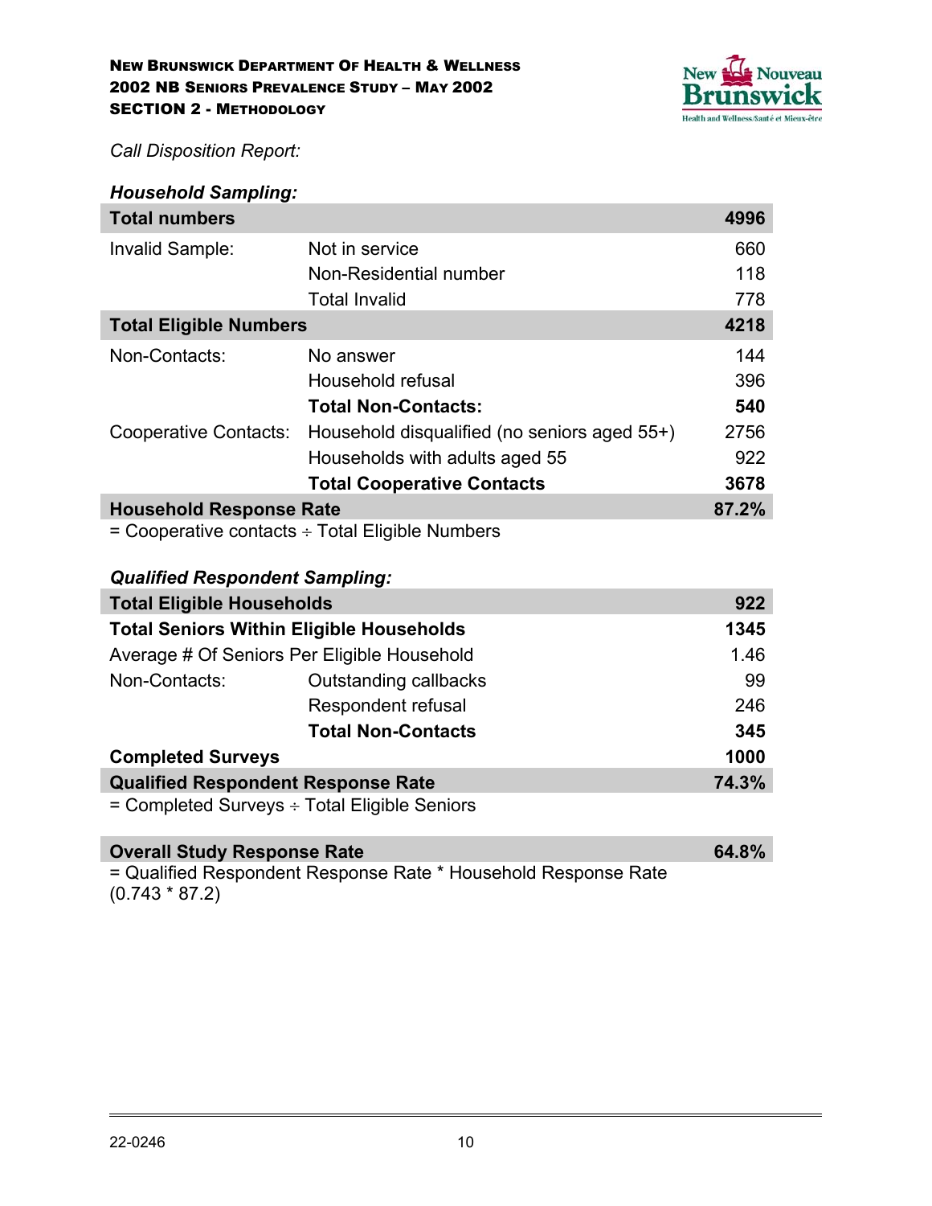*Call Disposition Report:*

***Household Sampling:***

| **Total numbers** | | **4996** |
|---|---|---|
| Invalid Sample: | Not in service | 660 |
| | Non-Residential number | 118 |
| | Total Invalid | 778 |
| **Total Eligible Numbers** | | **4218** |
| Non-Contacts: | No answer | 144 |
| | Household refusal | 396 |
| | **Total Non-Contacts:** | **540** |
| Cooperative Contacts: | Household disqualified (no seniors aged 55+) | 2756 |
| | Households with adults aged 55 | 922 |
| | **Total Cooperative Contacts** | **3678** |
| **Household Response Rate** | | **87.2%** |

= Cooperative contacts ÷ Total Eligible Numbers

***Qualified Respondent Sampling:***

| **Total Eligible Households** | | **922** |
|---|---|---|
| **Total Seniors Within Eligible Households** | | **1345** |
| Average # Of Seniors Per Eligible Household | | 1.46 |
| Non-Contacts: | Outstanding callbacks | 99 |
| | Respondent refusal | 246 |
| | **Total Non-Contacts** | **345** |
| **Completed Surveys** | | **1000** |
| **Qualified Respondent Response Rate** | | **74.3%** |

= Completed Surveys ÷ Total Eligible Seniors

| **Overall Study Response Rate** | **64.8%** |
|---|---|

= Qualified Respondent Response Rate * Household Response Rate (0.743 * 87.2)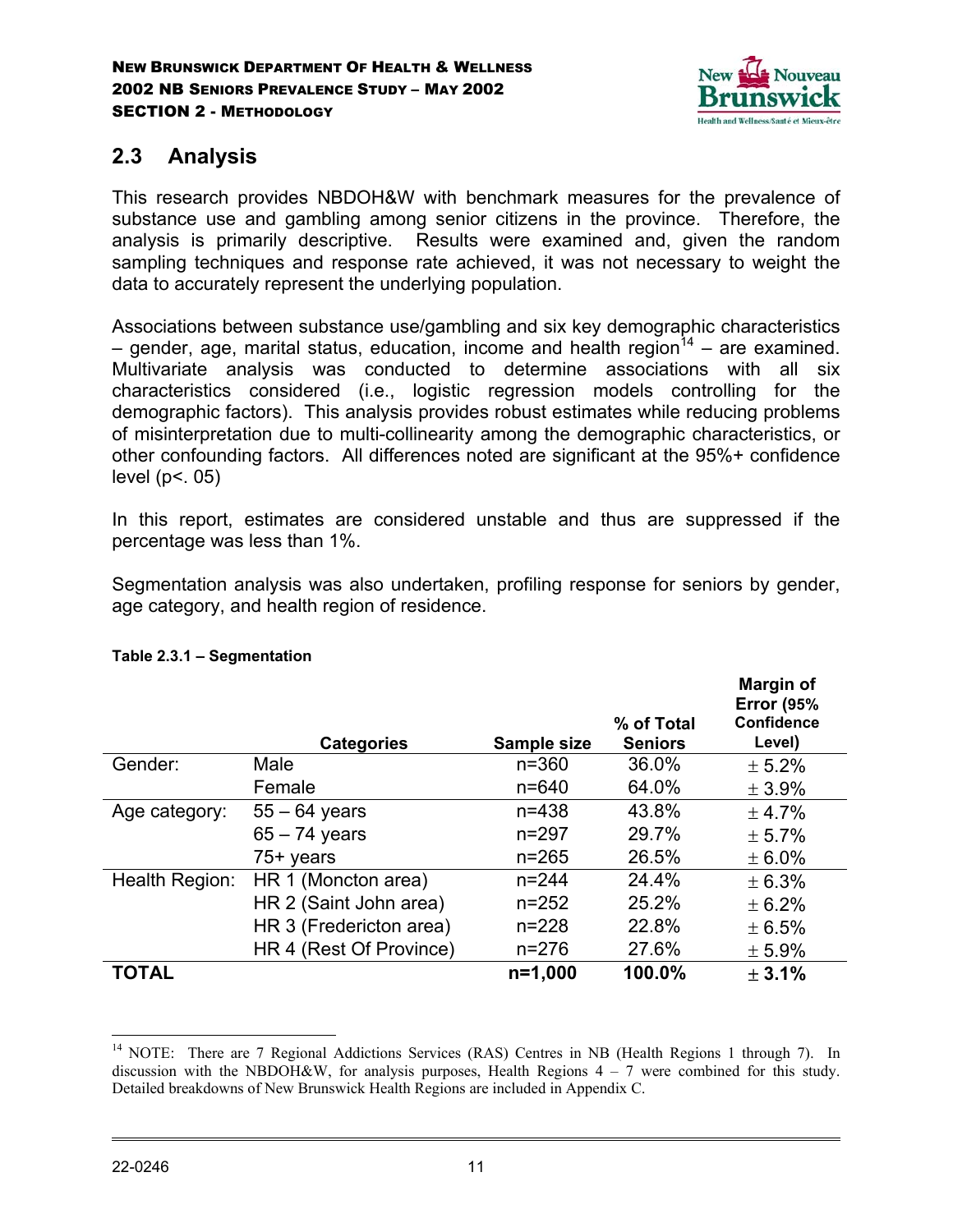## 2.3 Analysis

This research provides NBDOH&W with benchmark measures for the prevalence of substance use and gambling among senior citizens in the province. Therefore, the analysis is primarily descriptive. Results were examined and, given the random sampling techniques and response rate achieved, it was not necessary to weight the data to accurately represent the underlying population.

Associations between substance use/gambling and six key demographic characteristics – gender, age, marital status, education, income and health region[14] – are examined. Multivariate analysis was conducted to determine associations with all six characteristics considered (i.e., logistic regression models controlling for the demographic factors). This analysis provides robust estimates while reducing problems of misinterpretation due to multi-collinearity among the demographic characteristics, or other confounding factors. All differences noted are significant at the 95%+ confidence level ($p < .05$)

In this report, estimates are considered unstable and thus are suppressed if the percentage was less than 1%.

Segmentation analysis was also undertaken, profiling response for seniors by gender, age category, and health region of residence.

**Table 2.3.1 – Segmentation**

| | Categories | Sample size | % of Total Seniors | Margin of Error (95% Confidence Level) |
|---|---|---|---|---|
| Gender: | Male | n=360 | 36.0% | ± 5.2% |
| | Female | n=640 | 64.0% | ± 3.9% |
| Age category: | 55 – 64 years | n=438 | 43.8% | ± 4.7% |
| | 65 – 74 years | n=297 | 29.7% | ± 5.7% |
| | 75+ years | n=265 | 26.5% | ± 6.0% |
| Health Region: | HR 1 (Moncton area) | n=244 | 24.4% | ± 6.3% |
| | HR 2 (Saint John area) | n=252 | 25.2% | ± 6.2% |
| | HR 3 (Fredericton area) | n=228 | 22.8% | ± 6.5% |
| | HR 4 (Rest Of Province) | n=276 | 27.6% | ± 5.9% |
| **TOTAL** | | **n=1,000** | **100.0%** | **± 3.1%** |

[14] NOTE: There are 7 Regional Addictions Services (RAS) Centres in NB (Health Regions 1 through 7). In discussion with the NBDOH&W, for analysis purposes, Health Regions 4 – 7 were combined for this study. Detailed breakdowns of New Brunswick Health Regions are included in Appendix C.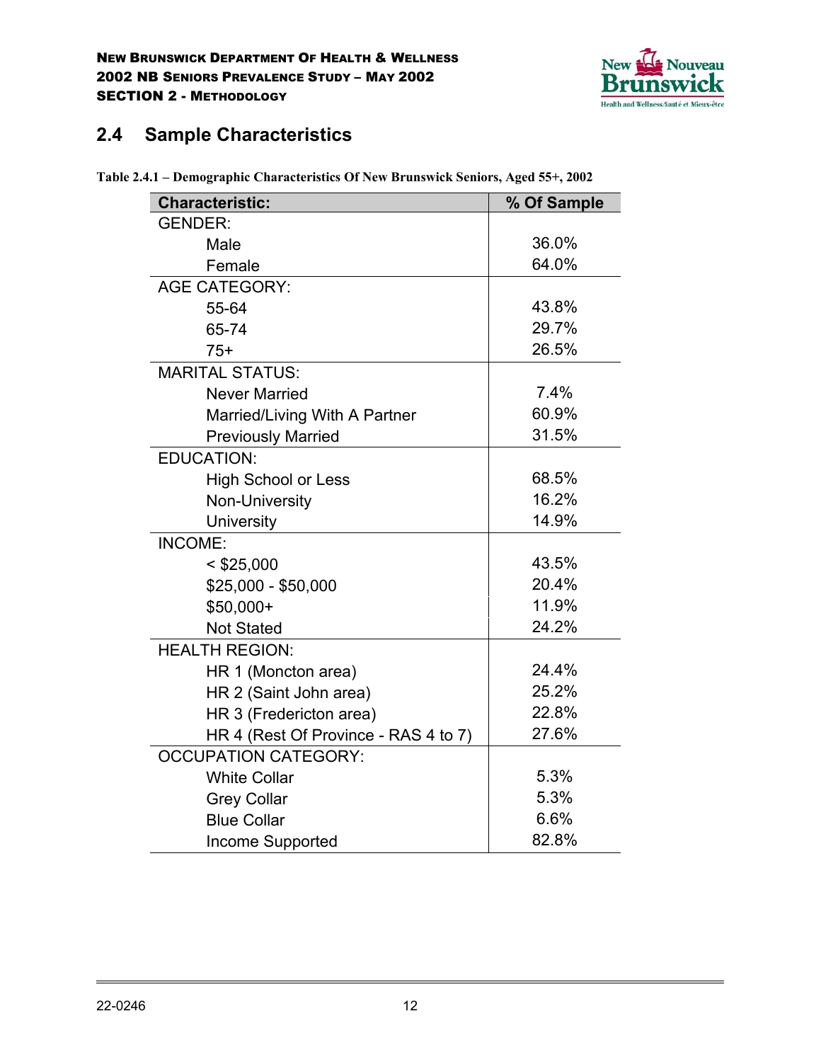## 2.4 Sample Characteristics

**Table 2.4.1 – Demographic Characteristics Of New Brunswick Seniors, Aged 55+, 2002**

| Characteristic: | % Of Sample |
|---|---|
| GENDER: | |
| Male | 36.0% |
| Female | 64.0% |
| AGE CATEGORY: | |
| 55-64 | 43.8% |
| 65-74 | 29.7% |
| 75+ | 26.5% |
| MARITAL STATUS: | |
| Never Married | 7.4% |
| Married/Living With A Partner | 60.9% |
| Previously Married | 31.5% |
| EDUCATION: | |
| High School or Less | 68.5% |
| Non-University | 16.2% |
| University | 14.9% |
| INCOME: | |
| < $25,000 | 43.5% |
| $25,000 - $50,000 | 20.4% |
| $50,000+ | 11.9% |
| Not Stated | 24.2% |
| HEALTH REGION: | |
| HR 1 (Moncton area) | 24.4% |
| HR 2 (Saint John area) | 25.2% |
| HR 3 (Fredericton area) | 22.8% |
| HR 4 (Rest Of Province - RAS 4 to 7) | 27.6% |
| OCCUPATION CATEGORY: | |
| White Collar | 5.3% |
| Grey Collar | 5.3% |
| Blue Collar | 6.6% |
| Income Supported | 82.8% |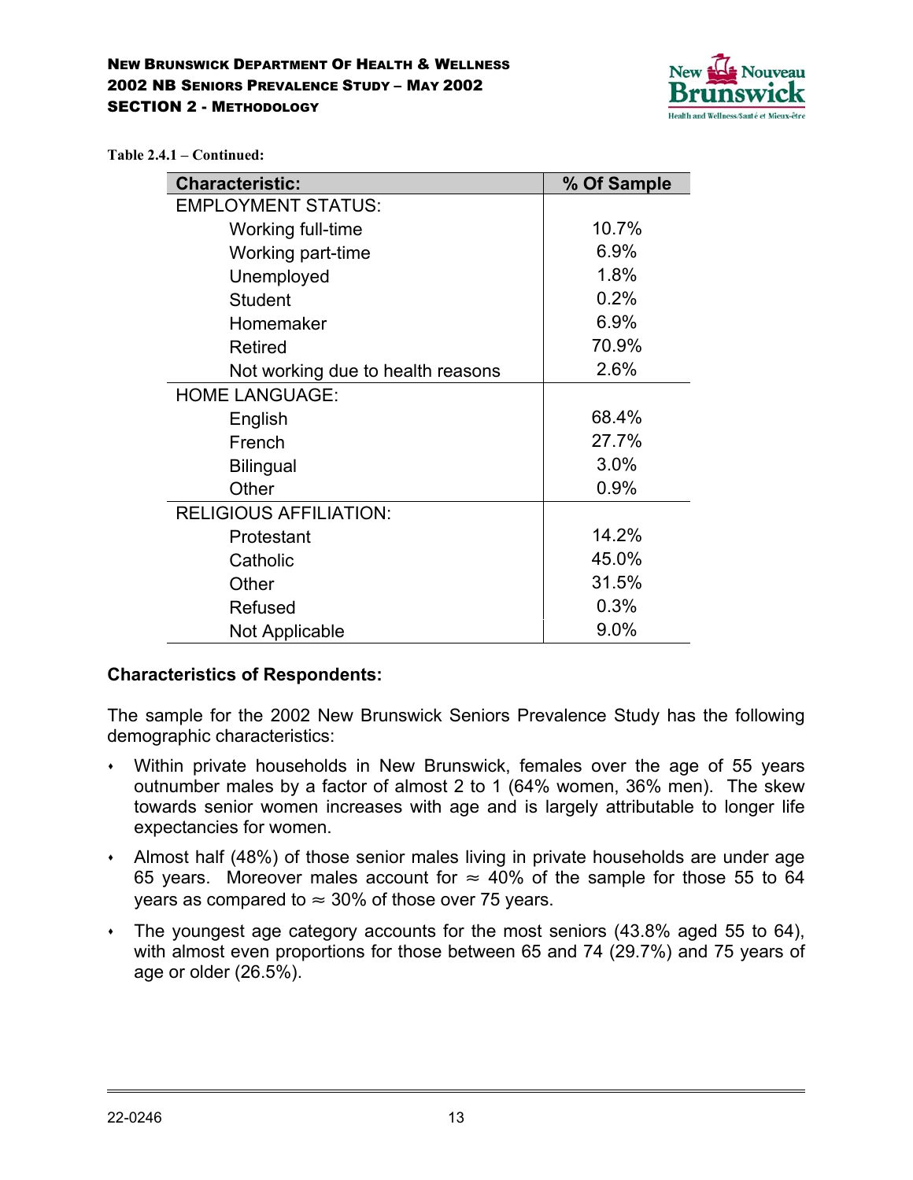**Table 2.4.1 – Continued:**

| Characteristic: | % Of Sample |
|---|---|
| EMPLOYMENT STATUS: | |
| Working full-time | 10.7% |
| Working part-time | 6.9% |
| Unemployed | 1.8% |
| Student | 0.2% |
| Homemaker | 6.9% |
| Retired | 70.9% |
| Not working due to health reasons | 2.6% |
| HOME LANGUAGE: | |
| English | 68.4% |
| French | 27.7% |
| Bilingual | 3.0% |
| Other | 0.9% |
| RELIGIOUS AFFILIATION: | |
| Protestant | 14.2% |
| Catholic | 45.0% |
| Other | 31.5% |
| Refused | 0.3% |
| Not Applicable | 9.0% |

**Characteristics of Respondents:**

The sample for the 2002 New Brunswick Seniors Prevalence Study has the following demographic characteristics:

- Within private households in New Brunswick, females over the age of 55 years outnumber males by a factor of almost 2 to 1 (64% women, 36% men). The skew towards senior women increases with age and is largely attributable to longer life expectancies for women.
- Almost half (48%) of those senior males living in private households are under age 65 years. Moreover males account for ≈ 40% of the sample for those 55 to 64 years as compared to ≈ 30% of those over 75 years.
- The youngest age category accounts for the most seniors (43.8% aged 55 to 64), with almost even proportions for those between 65 and 74 (29.7%) and 75 years of age or older (26.5%).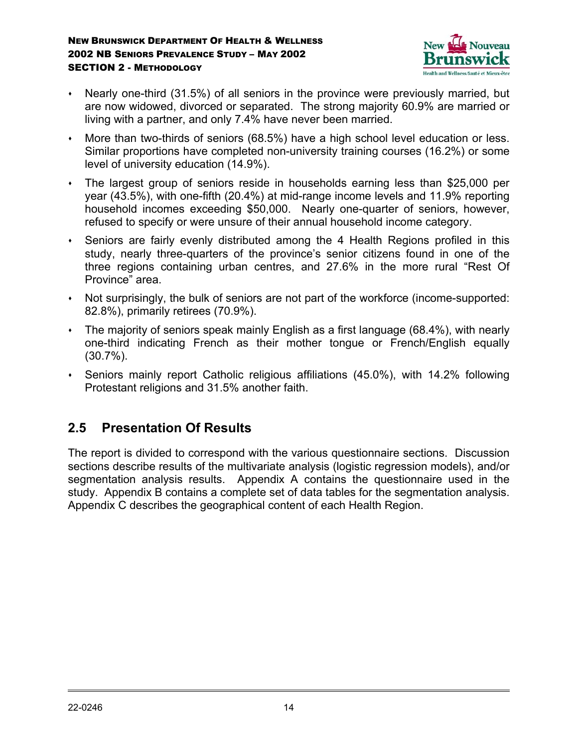- Nearly one-third (31.5%) of all seniors in the province were previously married, but are now widowed, divorced or separated. The strong majority 60.9% are married or living with a partner, and only 7.4% have never been married.
- More than two-thirds of seniors (68.5%) have a high school level education or less. Similar proportions have completed non-university training courses (16.2%) or some level of university education (14.9%).
- The largest group of seniors reside in households earning less than $25,000 per year (43.5%), with one-fifth (20.4%) at mid-range income levels and 11.9% reporting household incomes exceeding $50,000. Nearly one-quarter of seniors, however, refused to specify or were unsure of their annual household income category.
- Seniors are fairly evenly distributed among the 4 Health Regions profiled in this study, nearly three-quarters of the province's senior citizens found in one of the three regions containing urban centres, and 27.6% in the more rural "Rest Of Province" area.
- Not surprisingly, the bulk of seniors are not part of the workforce (income-supported: 82.8%), primarily retirees (70.9%).
- The majority of seniors speak mainly English as a first language (68.4%), with nearly one-third indicating French as their mother tongue or French/English equally (30.7%).
- Seniors mainly report Catholic religious affiliations (45.0%), with 14.2% following Protestant religions and 31.5% another faith.

## 2.5 Presentation Of Results

The report is divided to correspond with the various questionnaire sections. Discussion sections describe results of the multivariate analysis (logistic regression models), and/or segmentation analysis results. Appendix A contains the questionnaire used in the study. Appendix B contains a complete set of data tables for the segmentation analysis. Appendix C describes the geographical content of each Health Region.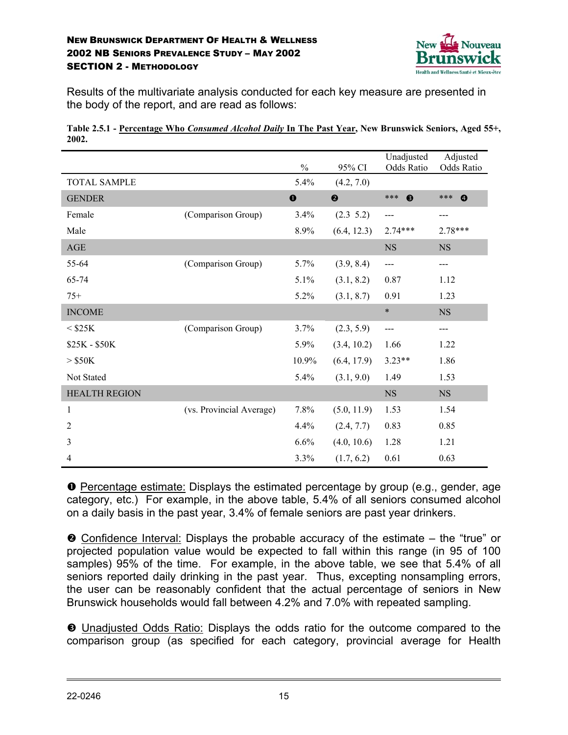Results of the multivariate analysis conducted for each key measure are presented in the body of the report, and are read as follows:

**Table 2.5.1 - Percentage Who *Consumed Alcohol Daily* In The Past Year, New Brunswick Seniors, Aged 55+, 2002.**

| | | % | 95% CI | Unadjusted Odds Ratio | Adjusted Odds Ratio |
|---|---|---|---|---|---|
| TOTAL SAMPLE | | 5.4% | (4.2, 7.0) | | |
| GENDER | | ❶ | ❷ | *** ❸ | *** ❹ |
| Female | (Comparison Group) | 3.4% | (2.3  5.2) | --- | --- |
| Male | | 8.9% | (6.4, 12.3) | 2.74*** | 2.78*** |
| AGE | | | | NS | NS |
| 55-64 | (Comparison Group) | 5.7% | (3.9, 8.4) | --- | --- |
| 65-74 | | 5.1% | (3.1, 8.2) | 0.87 | 1.12 |
| 75+ | | 5.2% | (3.1, 8.7) | 0.91 | 1.23 |
| INCOME | | | | * | NS |
| < $25K | (Comparison Group) | 3.7% | (2.3, 5.9) | --- | --- |
| $25K - $50K | | 5.9% | (3.4, 10.2) | 1.66 | 1.22 |
| > $50K | | 10.9% | (6.4, 17.9) | 3.23** | 1.86 |
| Not Stated | | 5.4% | (3.1, 9.0) | 1.49 | 1.53 |
| HEALTH REGION | | | | NS | NS |
| 1 | (vs. Provincial Average) | 7.8% | (5.0, 11.9) | 1.53 | 1.54 |
| 2 | | 4.4% | (2.4, 7.7) | 0.83 | 0.85 |
| 3 | | 6.6% | (4.0, 10.6) | 1.28 | 1.21 |
| 4 | | 3.3% | (1.7, 6.2) | 0.61 | 0.63 |

❶ Percentage estimate: Displays the estimated percentage by group (e.g., gender, age category, etc.) For example, in the above table, 5.4% of all seniors consumed alcohol on a daily basis in the past year, 3.4% of female seniors are past year drinkers.

❷ Confidence Interval: Displays the probable accuracy of the estimate – the "true" or projected population value would be expected to fall within this range (in 95 of 100 samples) 95% of the time. For example, in the above table, we see that 5.4% of all seniors reported daily drinking in the past year. Thus, excepting nonsampling errors, the user can be reasonably confident that the actual percentage of seniors in New Brunswick households would fall between 4.2% and 7.0% with repeated sampling.

❸ Unadjusted Odds Ratio: Displays the odds ratio for the outcome compared to the comparison group (as specified for each category, provincial average for Health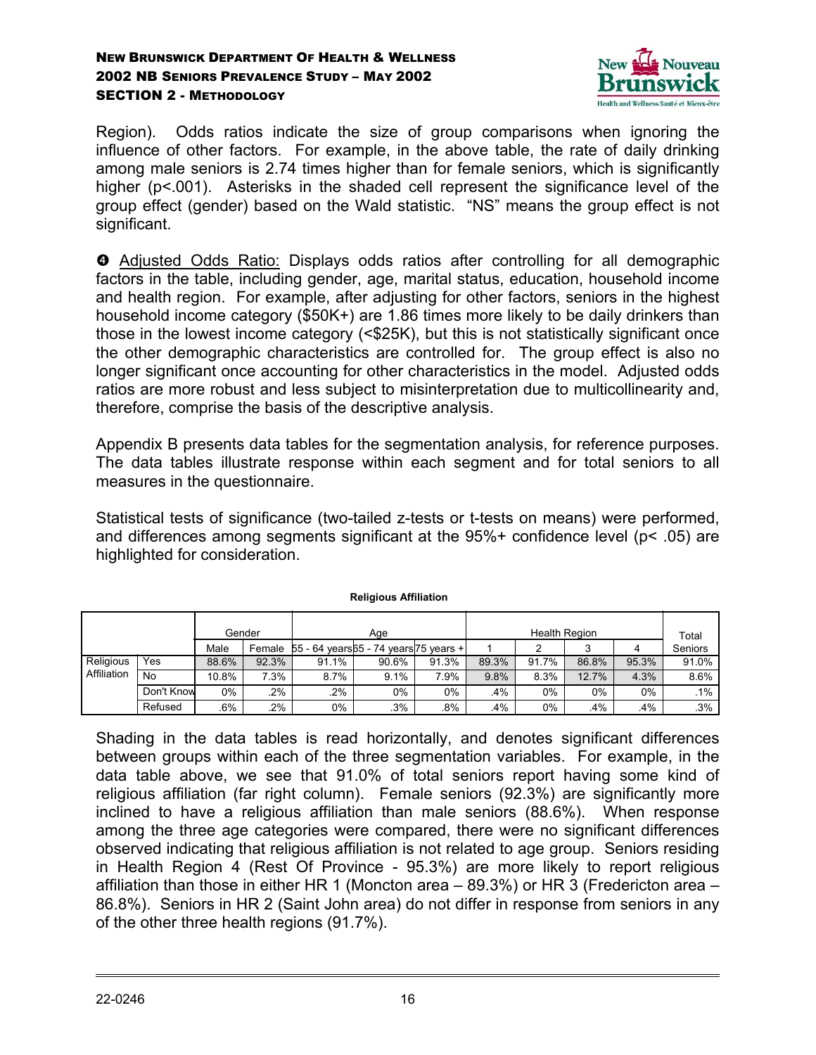Region). Odds ratios indicate the size of group comparisons when ignoring the influence of other factors. For example, in the above table, the rate of daily drinking among male seniors is 2.74 times higher than for female seniors, which is significantly higher ($p<.001$). Asterisks in the shaded cell represent the significance level of the group effect (gender) based on the Wald statistic. "NS" means the group effect is not significant.

❹ Adjusted Odds Ratio: Displays odds ratios after controlling for all demographic factors in the table, including gender, age, marital status, education, household income and health region. For example, after adjusting for other factors, seniors in the highest household income category ($50K+) are 1.86 times more likely to be daily drinkers than those in the lowest income category (<$25K), but this is not statistically significant once the other demographic characteristics are controlled for. The group effect is also no longer significant once accounting for other characteristics in the model. Adjusted odds ratios are more robust and less subject to misinterpretation due to multicollinearity and, therefore, comprise the basis of the descriptive analysis.

Appendix B presents data tables for the segmentation analysis, for reference purposes. The data tables illustrate response within each segment and for total seniors to all measures in the questionnaire.

Statistical tests of significance (two-tailed z-tests or t-tests on means) were performed, and differences among segments significant at the 95%+ confidence level ($p< .05$) are highlighted for consideration.

**Religious Affiliation**

| | | Gender | | Age | | | Health Region | | | | Total |
|---|---|---|---|---|---|---|---|---|---|---|---|
| | | Male | Female | 55 - 64 years | 65 - 74 years | 75 years + | 1 | 2 | 3 | 4 | Seniors |
| Religious Affiliation | Yes | 88.6% | 92.3% | 91.1% | 90.6% | 91.3% | 89.3% | 91.7% | 86.8% | 95.3% | 91.0% |
| | No | 10.8% | 7.3% | 8.7% | 9.1% | 7.9% | 9.8% | 8.3% | 12.7% | 4.3% | 8.6% |
| | Don't Know | 0% | .2% | .2% | 0% | 0% | .4% | 0% | 0% | 0% | .1% |
| | Refused | .6% | .2% | 0% | .3% | .8% | .4% | 0% | .4% | .4% | .3% |

Shading in the data tables is read horizontally, and denotes significant differences between groups within each of the three segmentation variables. For example, in the data table above, we see that 91.0% of total seniors report having some kind of religious affiliation (far right column). Female seniors (92.3%) are significantly more inclined to have a religious affiliation than male seniors (88.6%). When response among the three age categories were compared, there were no significant differences observed indicating that religious affiliation is not related to age group. Seniors residing in Health Region 4 (Rest Of Province - 95.3%) are more likely to report religious affiliation than those in either HR 1 (Moncton area – 89.3%) or HR 3 (Fredericton area – 86.8%). Seniors in HR 2 (Saint John area) do not differ in response from seniors in any of the other three health regions (91.7%).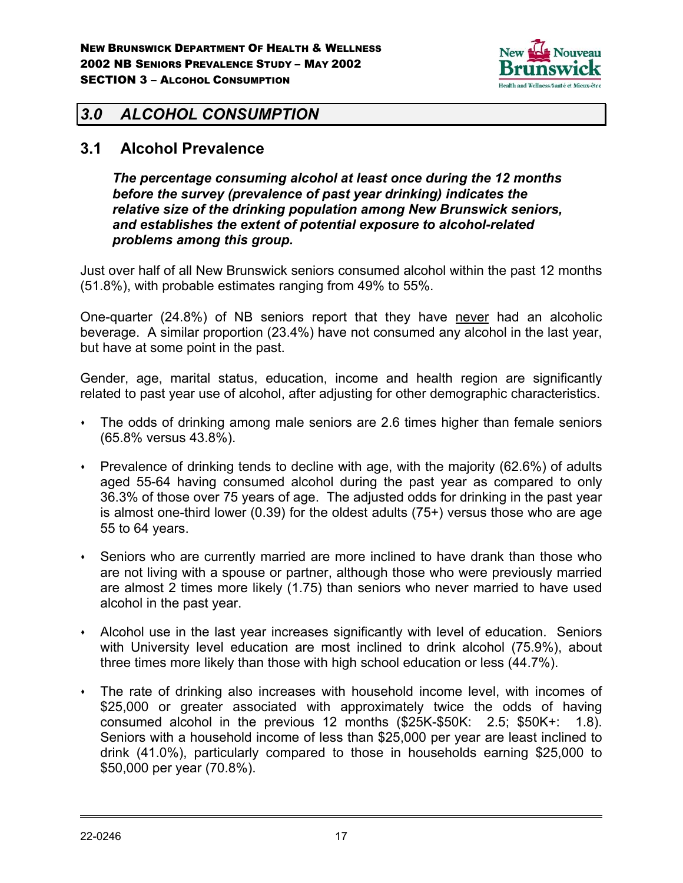## 3.0 ALCOHOL CONSUMPTION

### 3.1 Alcohol Prevalence

***The percentage consuming alcohol at least once during the 12 months before the survey (prevalence of past year drinking) indicates the relative size of the drinking population among New Brunswick seniors, and establishes the extent of potential exposure to alcohol-related problems among this group.***

Just over half of all New Brunswick seniors consumed alcohol within the past 12 months (51.8%), with probable estimates ranging from 49% to 55%.

One-quarter (24.8%) of NB seniors report that they have never had an alcoholic beverage. A similar proportion (23.4%) have not consumed any alcohol in the last year, but have at some point in the past.

Gender, age, marital status, education, income and health region are significantly related to past year use of alcohol, after adjusting for other demographic characteristics.

- The odds of drinking among male seniors are 2.6 times higher than female seniors (65.8% versus 43.8%).
- Prevalence of drinking tends to decline with age, with the majority (62.6%) of adults aged 55-64 having consumed alcohol during the past year as compared to only 36.3% of those over 75 years of age. The adjusted odds for drinking in the past year is almost one-third lower (0.39) for the oldest adults (75+) versus those who are age 55 to 64 years.
- Seniors who are currently married are more inclined to have drank than those who are not living with a spouse or partner, although those who were previously married are almost 2 times more likely (1.75) than seniors who never married to have used alcohol in the past year.
- Alcohol use in the last year increases significantly with level of education. Seniors with University level education are most inclined to drink alcohol (75.9%), about three times more likely than those with high school education or less (44.7%).
- The rate of drinking also increases with household income level, with incomes of $25,000 or greater associated with approximately twice the odds of having consumed alcohol in the previous 12 months ($25K-$50K: 2.5; $50K+: 1.8). Seniors with a household income of less than $25,000 per year are least inclined to drink (41.0%), particularly compared to those in households earning $25,000 to $50,000 per year (70.8%).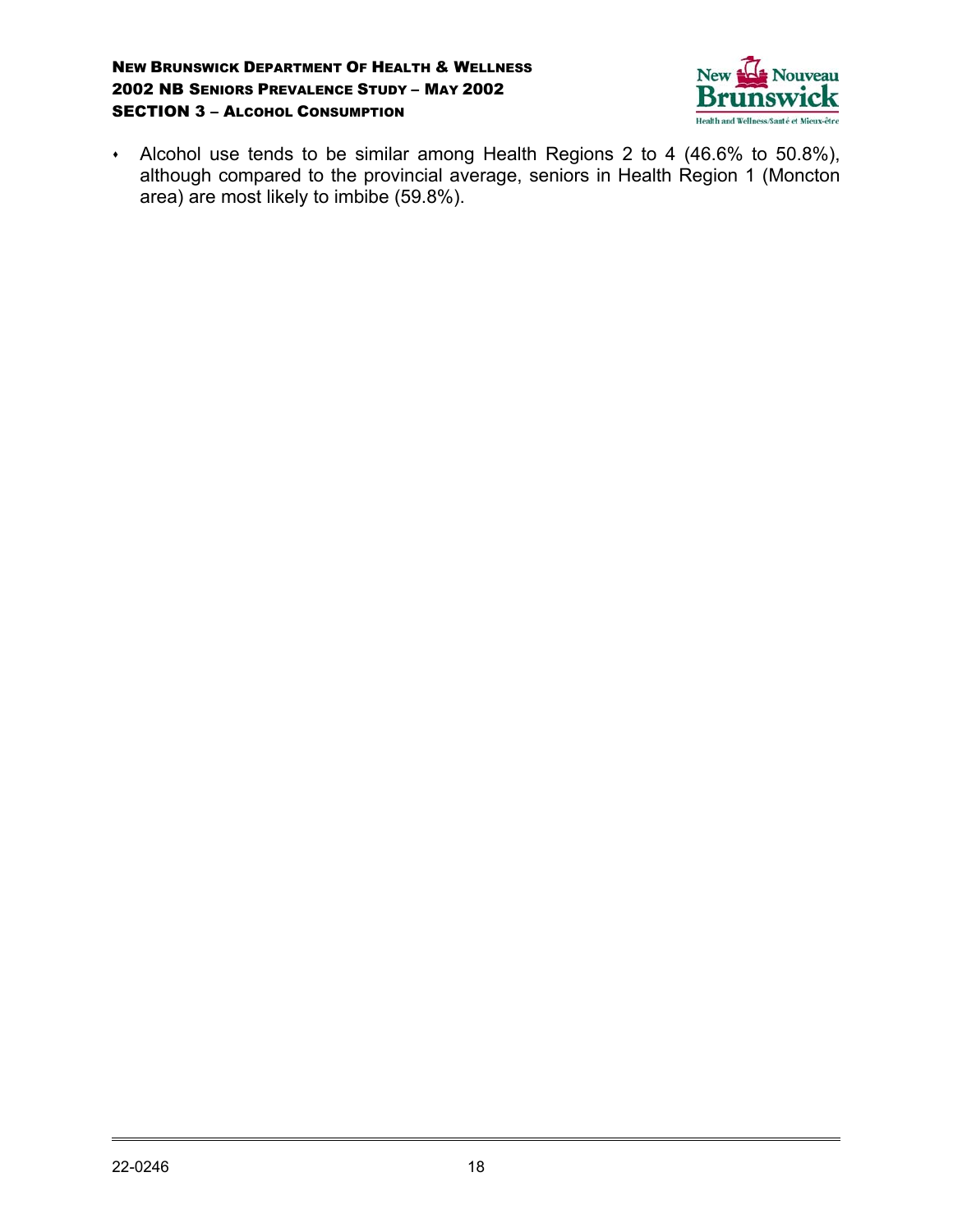- Alcohol use tends to be similar among Health Regions 2 to 4 (46.6% to 50.8%), although compared to the provincial average, seniors in Health Region 1 (Moncton area) are most likely to imbibe (59.8%).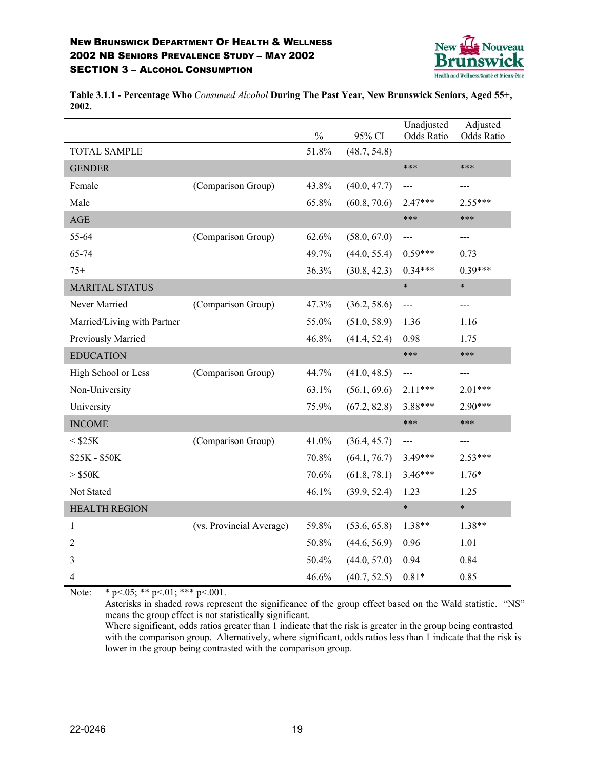**Table 3.1.1 - Percentage Who *Consumed Alcohol* During The Past Year, New Brunswick Seniors, Aged 55+, 2002.**

| | | % | 95% CI | Unadjusted Odds Ratio | Adjusted Odds Ratio |
|---|---|---|---|---|---|
| TOTAL SAMPLE | | 51.8% | (48.7, 54.8) | | |
| GENDER | | | | *** | *** |
| Female | (Comparison Group) | 43.8% | (40.0, 47.7) | --- | --- |
| Male | | 65.8% | (60.8, 70.6) | 2.47*** | 2.55*** |
| AGE | | | | *** | *** |
| 55-64 | (Comparison Group) | 62.6% | (58.0, 67.0) | --- | --- |
| 65-74 | | 49.7% | (44.0, 55.4) | 0.59*** | 0.73 |
| 75+ | | 36.3% | (30.8, 42.3) | 0.34*** | 0.39*** |
| MARITAL STATUS | | | | * | * |
| Never Married | (Comparison Group) | 47.3% | (36.2, 58.6) | --- | --- |
| Married/Living with Partner | | 55.0% | (51.0, 58.9) | 1.36 | 1.16 |
| Previously Married | | 46.8% | (41.4, 52.4) | 0.98 | 1.75 |
| EDUCATION | | | | *** | *** |
| High School or Less | (Comparison Group) | 44.7% | (41.0, 48.5) | --- | --- |
| Non-University | | 63.1% | (56.1, 69.6) | 2.11*** | 2.01*** |
| University | | 75.9% | (67.2, 82.8) | 3.88*** | 2.90*** |
| INCOME | | | | *** | *** |
| < $25K | (Comparison Group) | 41.0% | (36.4, 45.7) | --- | --- |
| $25K - $50K | | 70.8% | (64.1, 76.7) | 3.49*** | 2.53*** |
| > $50K | | 70.6% | (61.8, 78.1) | 3.46*** | 1.76* |
| Not Stated | | 46.1% | (39.9, 52.4) | 1.23 | 1.25 |
| HEALTH REGION | | | | * | * |
| 1 | (vs. Provincial Average) | 59.8% | (53.6, 65.8) | 1.38** | 1.38** |
| 2 | | 50.8% | (44.6, 56.9) | 0.96 | 1.01 |
| 3 | | 50.4% | (44.0, 57.0) | 0.94 | 0.84 |
| 4 | | 46.6% | (40.7, 52.5) | 0.81* | 0.85 |

Note: * p<.05; ** p<.01; *** p<.001.
Asterisks in shaded rows represent the significance of the group effect based on the Wald statistic. "NS" means the group effect is not statistically significant.
Where significant, odds ratios greater than 1 indicate that the risk is greater in the group being contrasted with the comparison group. Alternatively, where significant, odds ratios less than 1 indicate that the risk is lower in the group being contrasted with the comparison group.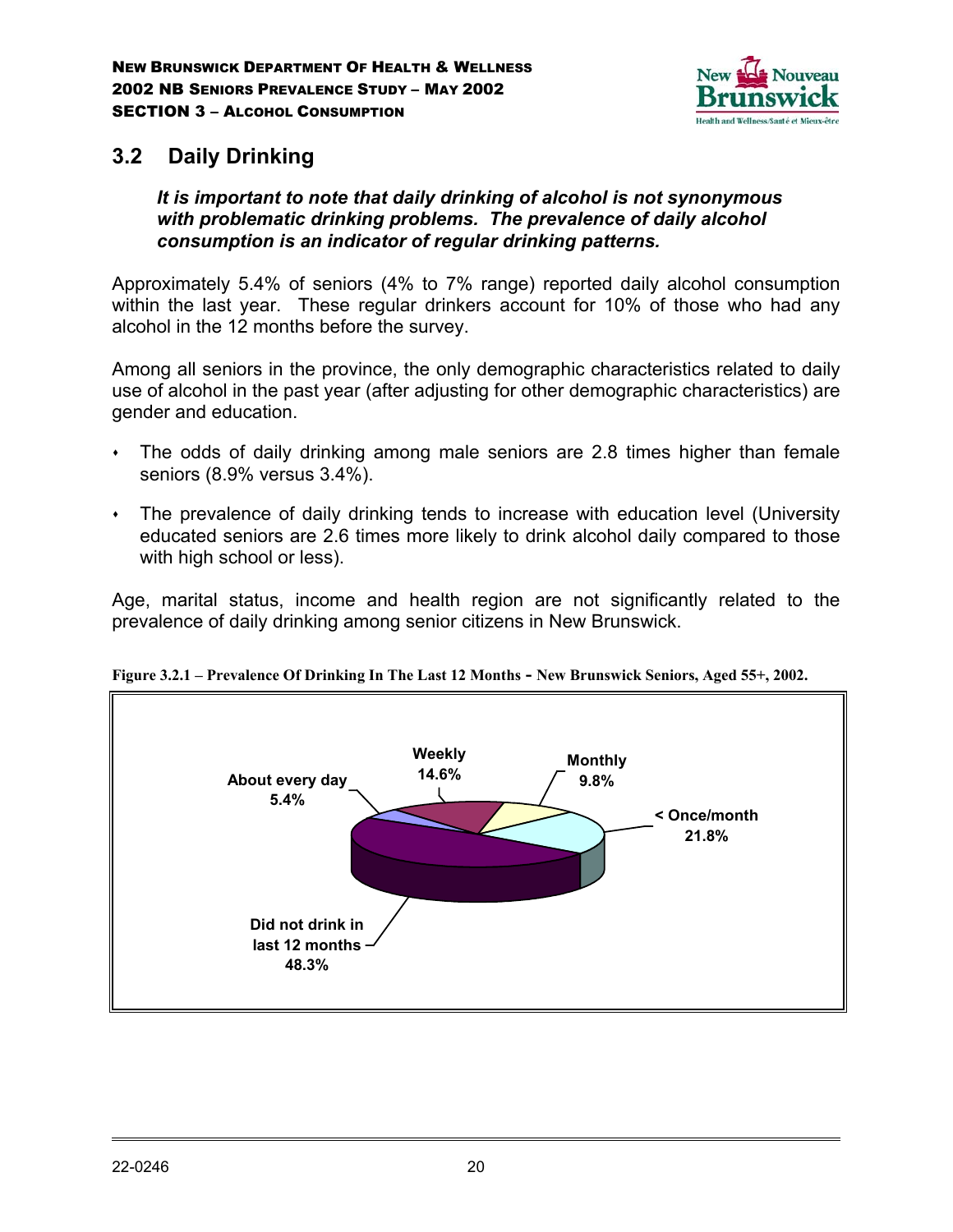## 3.2 Daily Drinking

***It is important to note that daily drinking of alcohol is not synonymous with problematic drinking problems. The prevalence of daily alcohol consumption is an indicator of regular drinking patterns.***

Approximately 5.4% of seniors (4% to 7% range) reported daily alcohol consumption within the last year. These regular drinkers account for 10% of those who had any alcohol in the 12 months before the survey.

Among all seniors in the province, the only demographic characteristics related to daily use of alcohol in the past year (after adjusting for other demographic characteristics) are gender and education.

- The odds of daily drinking among male seniors are 2.8 times higher than female seniors (8.9% versus 3.4%).
- The prevalence of daily drinking tends to increase with education level (University educated seniors are 2.6 times more likely to drink alcohol daily compared to those with high school or less).

Age, marital status, income and health region are not significantly related to the prevalence of daily drinking among senior citizens in New Brunswick.

**Figure 3.2.1 – Prevalence Of Drinking In The Last 12 Months - New Brunswick Seniors, Aged 55+, 2002.**

| Category | Percentage |
|---|---|
| About every day | 5.4% |
| Weekly | 14.6% |
| Monthly | 9.8% |
| < Once/month | 21.8% |
| Did not drink in last 12 months | 48.3% |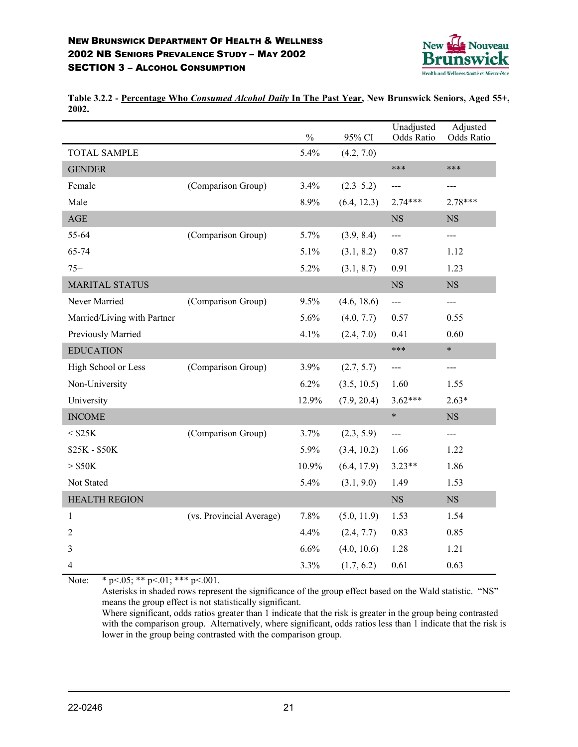**Table 3.2.2 - Percentage Who *Consumed Alcohol Daily* In The Past Year, New Brunswick Seniors, Aged 55+, 2002.**

| | | % | 95% CI | Unadjusted Odds Ratio | Adjusted Odds Ratio |
|---|---|---|---|---|---|
| TOTAL SAMPLE | | 5.4% | (4.2, 7.0) | | |
| GENDER | | | | *** | *** |
| Female | (Comparison Group) | 3.4% | (2.3 5.2) | --- | --- |
| Male | | 8.9% | (6.4, 12.3) | 2.74*** | 2.78*** |
| AGE | | | | NS | NS |
| 55-64 | (Comparison Group) | 5.7% | (3.9, 8.4) | --- | --- |
| 65-74 | | 5.1% | (3.1, 8.2) | 0.87 | 1.12 |
| 75+ | | 5.2% | (3.1, 8.7) | 0.91 | 1.23 |
| MARITAL STATUS | | | | NS | NS |
| Never Married | (Comparison Group) | 9.5% | (4.6, 18.6) | --- | --- |
| Married/Living with Partner | | 5.6% | (4.0, 7.7) | 0.57 | 0.55 |
| Previously Married | | 4.1% | (2.4, 7.0) | 0.41 | 0.60 |
| EDUCATION | | | | *** | * |
| High School or Less | (Comparison Group) | 3.9% | (2.7, 5.7) | --- | --- |
| Non-University | | 6.2% | (3.5, 10.5) | 1.60 | 1.55 |
| University | | 12.9% | (7.9, 20.4) | 3.62*** | 2.63* |
| INCOME | | | | * | NS |
| < $25K | (Comparison Group) | 3.7% | (2.3, 5.9) | --- | --- |
| $25K - $50K | | 5.9% | (3.4, 10.2) | 1.66 | 1.22 |
| > $50K | | 10.9% | (6.4, 17.9) | 3.23** | 1.86 |
| Not Stated | | 5.4% | (3.1, 9.0) | 1.49 | 1.53 |
| HEALTH REGION | | | | NS | NS |
| 1 | (vs. Provincial Average) | 7.8% | (5.0, 11.9) | 1.53 | 1.54 |
| 2 | | 4.4% | (2.4, 7.7) | 0.83 | 0.85 |
| 3 | | 6.6% | (4.0, 10.6) | 1.28 | 1.21 |
| 4 | | 3.3% | (1.7, 6.2) | 0.61 | 0.63 |

Note: * p<.05; ** p<.01; *** p<.001.
Asterisks in shaded rows represent the significance of the group effect based on the Wald statistic. "NS" means the group effect is not statistically significant.
Where significant, odds ratios greater than 1 indicate that the risk is greater in the group being contrasted with the comparison group. Alternatively, where significant, odds ratios less than 1 indicate that the risk is lower in the group being contrasted with the comparison group.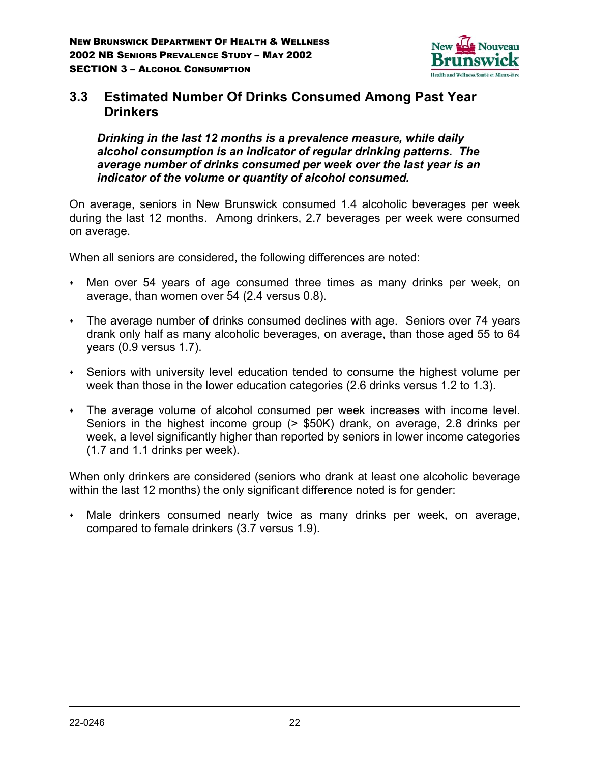## 3.3 Estimated Number Of Drinks Consumed Among Past Year Drinkers

***Drinking in the last 12 months is a prevalence measure, while daily alcohol consumption is an indicator of regular drinking patterns. The average number of drinks consumed per week over the last year is an indicator of the volume or quantity of alcohol consumed.***

On average, seniors in New Brunswick consumed 1.4 alcoholic beverages per week during the last 12 months. Among drinkers, 2.7 beverages per week were consumed on average.

When all seniors are considered, the following differences are noted:

- Men over 54 years of age consumed three times as many drinks per week, on average, than women over 54 (2.4 versus 0.8).
- The average number of drinks consumed declines with age. Seniors over 74 years drank only half as many alcoholic beverages, on average, than those aged 55 to 64 years (0.9 versus 1.7).
- Seniors with university level education tended to consume the highest volume per week than those in the lower education categories (2.6 drinks versus 1.2 to 1.3).
- The average volume of alcohol consumed per week increases with income level. Seniors in the highest income group (> $50K) drank, on average, 2.8 drinks per week, a level significantly higher than reported by seniors in lower income categories (1.7 and 1.1 drinks per week).

When only drinkers are considered (seniors who drank at least one alcoholic beverage within the last 12 months) the only significant difference noted is for gender:

- Male drinkers consumed nearly twice as many drinks per week, on average, compared to female drinkers (3.7 versus 1.9).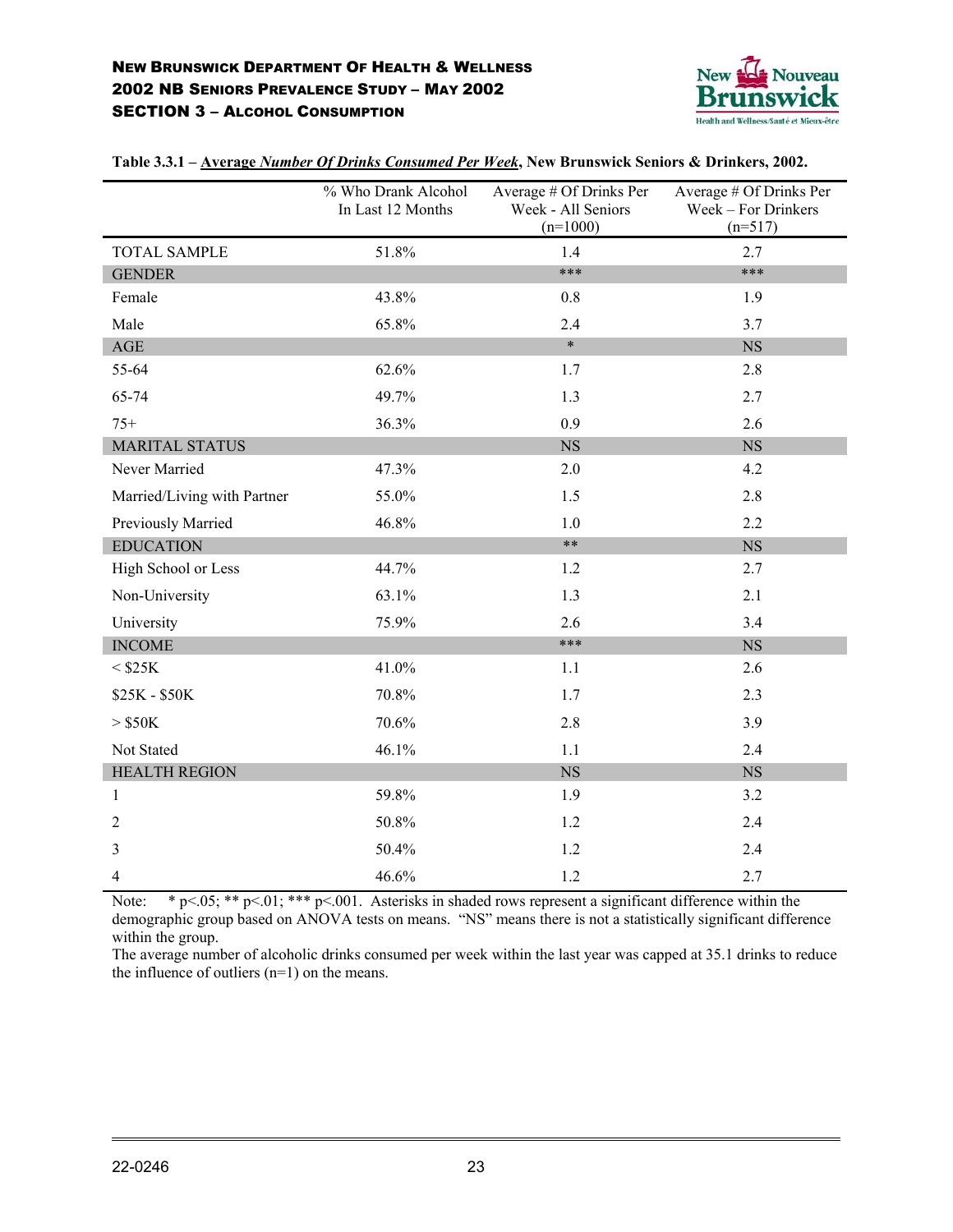**Table 3.3.1 – Average *Number Of Drinks Consumed Per Week*, New Brunswick Seniors & Drinkers, 2002.**

| | % Who Drank Alcohol In Last 12 Months | Average # Of Drinks Per Week - All Seniors (n=1000) | Average # Of Drinks Per Week – For Drinkers (n=517) |
|---|---|---|---|
| TOTAL SAMPLE | 51.8% | 1.4 | 2.7 |
| GENDER | | *** | *** |
| Female | 43.8% | 0.8 | 1.9 |
| Male | 65.8% | 2.4 | 3.7 |
| AGE | | * | NS |
| 55-64 | 62.6% | 1.7 | 2.8 |
| 65-74 | 49.7% | 1.3 | 2.7 |
| 75+ | 36.3% | 0.9 | 2.6 |
| MARITAL STATUS | | NS | NS |
| Never Married | 47.3% | 2.0 | 4.2 |
| Married/Living with Partner | 55.0% | 1.5 | 2.8 |
| Previously Married | 46.8% | 1.0 | 2.2 |
| EDUCATION | | ** | NS |
| High School or Less | 44.7% | 1.2 | 2.7 |
| Non-University | 63.1% | 1.3 | 2.1 |
| University | 75.9% | 2.6 | 3.4 |
| INCOME | | *** | NS |
| < $25K | 41.0% | 1.1 | 2.6 |
| $25K - $50K | 70.8% | 1.7 | 2.3 |
| > $50K | 70.6% | 2.8 | 3.9 |
| Not Stated | 46.1% | 1.1 | 2.4 |
| HEALTH REGION | | NS | NS |
| 1 | 59.8% | 1.9 | 3.2 |
| 2 | 50.8% | 1.2 | 2.4 |
| 3 | 50.4% | 1.2 | 2.4 |
| 4 | 46.6% | 1.2 | 2.7 |

Note: * $p<.05$; ** $p<.01$; *** $p<.001$. Asterisks in shaded rows represent a significant difference within the demographic group based on ANOVA tests on means. "NS" means there is not a statistically significant difference within the group.
The average number of alcoholic drinks consumed per week within the last year was capped at 35.1 drinks to reduce the influence of outliers (n=1) on the means.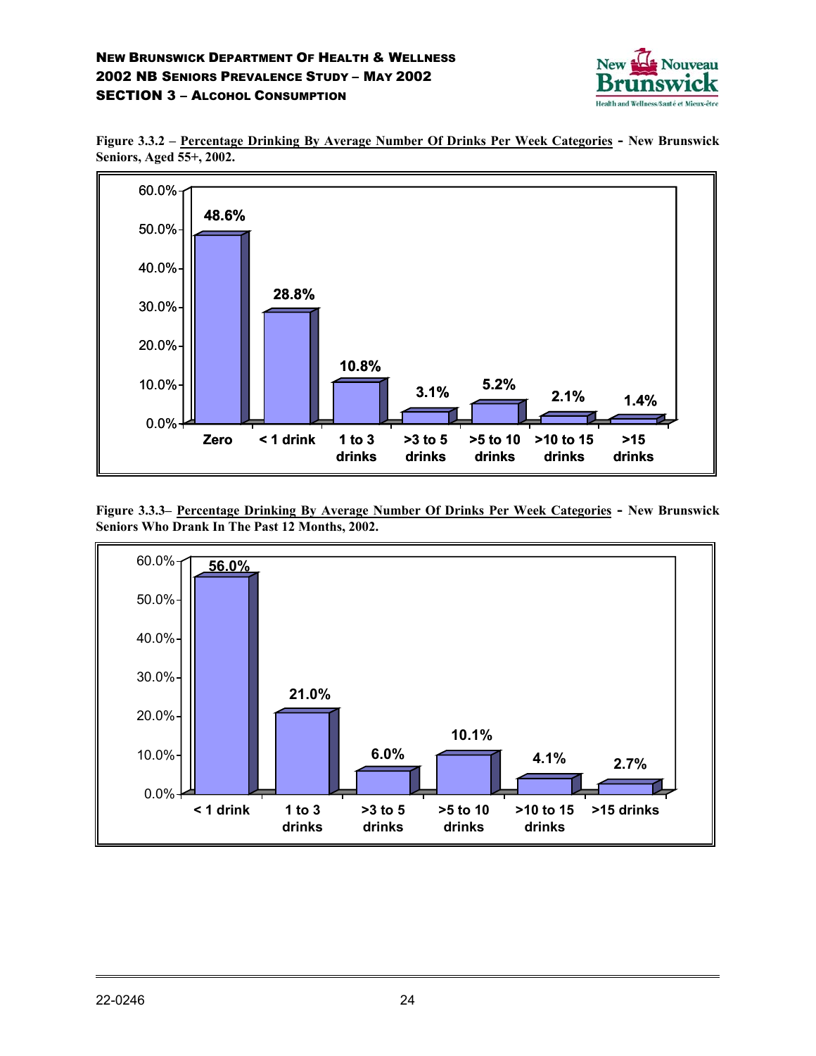Figure 3.3.2 – Percentage Drinking By Average Number Of Drinks Per Week Categories - New Brunswick Seniors, Aged 55+, 2002.

| Category | Percentage |
|---|---|
| Zero | 48.6% |
| < 1 drink | 28.8% |
| 1 to 3 drinks | 10.8% |
| >3 to 5 drinks | 3.1% |
| >5 to 10 drinks | 5.2% |
| >10 to 15 drinks | 2.1% |
| >15 drinks | 1.4% |

Figure 3.3.3– Percentage Drinking By Average Number Of Drinks Per Week Categories - New Brunswick Seniors Who Drank In The Past 12 Months, 2002.

| Category | Percentage |
|---|---|
| < 1 drink | 56.0% |
| 1 to 3 drinks | 21.0% |
| >3 to 5 drinks | 6.0% |
| >5 to 10 drinks | 10.1% |
| >10 to 15 drinks | 4.1% |
| >15 drinks | 2.7% |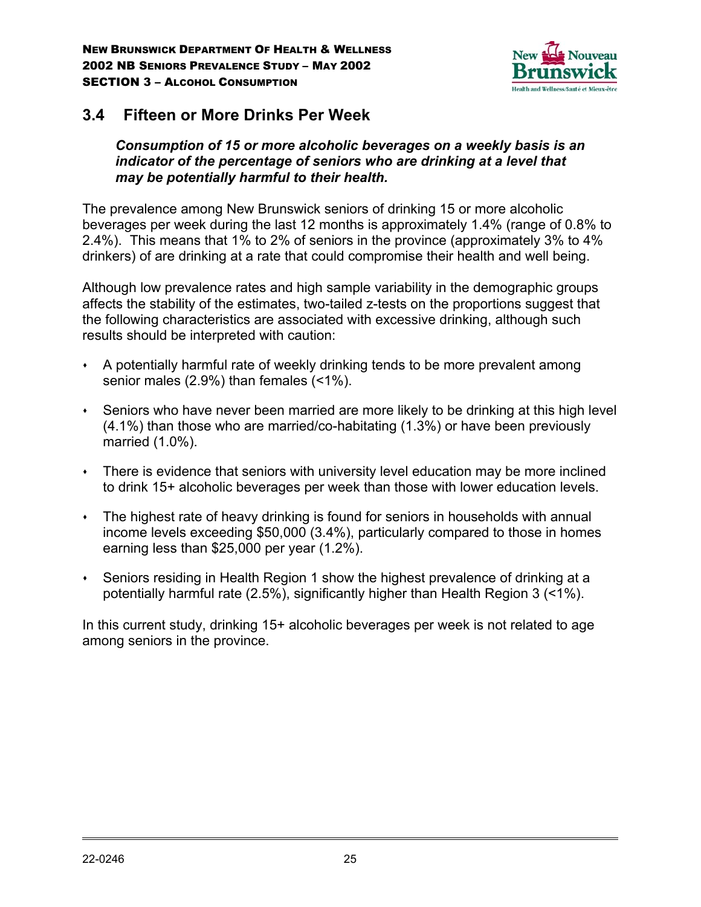## 3.4 Fifteen or More Drinks Per Week

***Consumption of 15 or more alcoholic beverages on a weekly basis is an indicator of the percentage of seniors who are drinking at a level that may be potentially harmful to their health.***

The prevalence among New Brunswick seniors of drinking 15 or more alcoholic beverages per week during the last 12 months is approximately 1.4% (range of 0.8% to 2.4%). This means that 1% to 2% of seniors in the province (approximately 3% to 4% drinkers) of are drinking at a rate that could compromise their health and well being.

Although low prevalence rates and high sample variability in the demographic groups affects the stability of the estimates, two-tailed z-tests on the proportions suggest that the following characteristics are associated with excessive drinking, although such results should be interpreted with caution:

- A potentially harmful rate of weekly drinking tends to be more prevalent among senior males (2.9%) than females (<1%).
- Seniors who have never been married are more likely to be drinking at this high level (4.1%) than those who are married/co-habitating (1.3%) or have been previously married (1.0%).
- There is evidence that seniors with university level education may be more inclined to drink 15+ alcoholic beverages per week than those with lower education levels.
- The highest rate of heavy drinking is found for seniors in households with annual income levels exceeding $50,000 (3.4%), particularly compared to those in homes earning less than $25,000 per year (1.2%).
- Seniors residing in Health Region 1 show the highest prevalence of drinking at a potentially harmful rate (2.5%), significantly higher than Health Region 3 (<1%).

In this current study, drinking 15+ alcoholic beverages per week is not related to age among seniors in the province.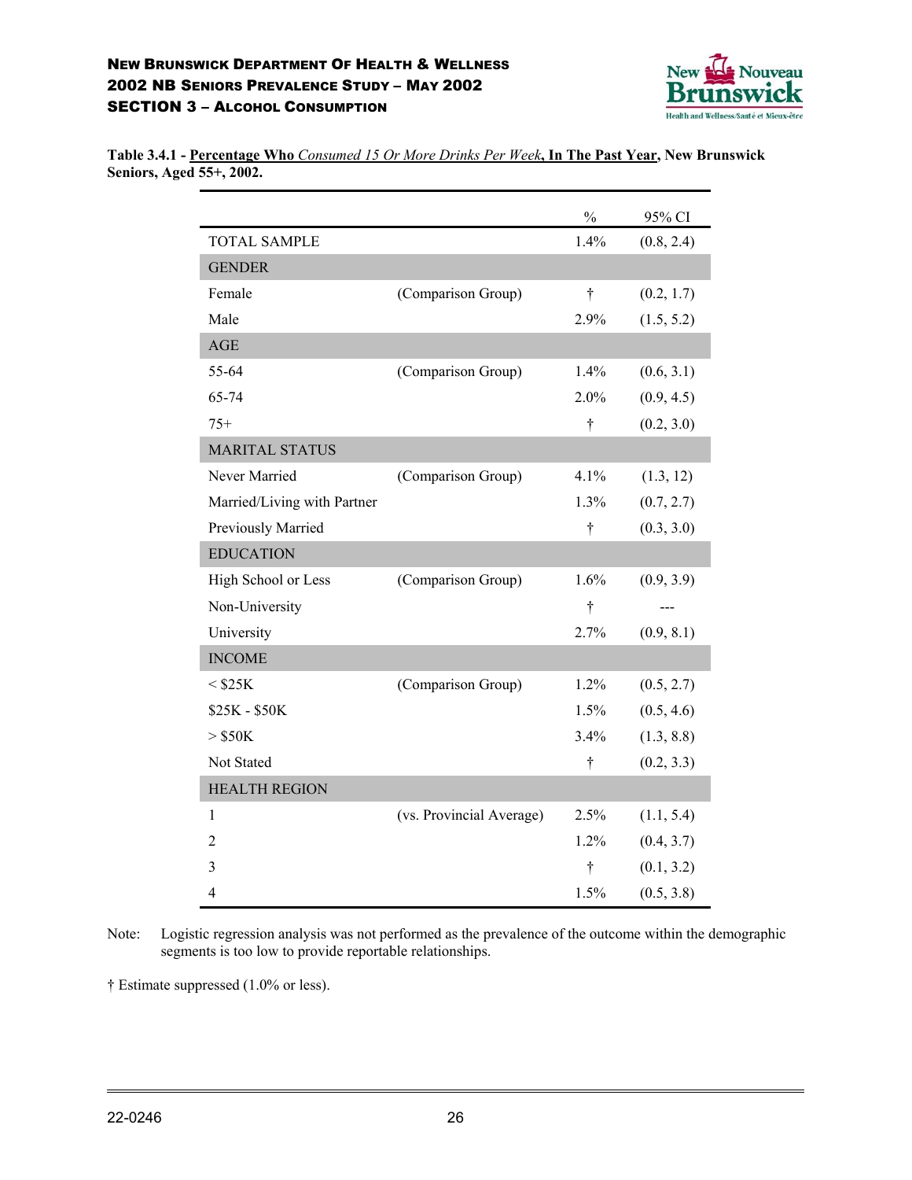**Table 3.4.1 - <u>Percentage Who</u> <u>*Consumed 15 Or More Drinks Per Week*</u>, <u>In The Past Year</u>, New Brunswick Seniors, Aged 55+, 2002.**

| | | % | 95% CI |
|---|---|---|---|
| TOTAL SAMPLE | | 1.4% | (0.8, 2.4) |
| **GENDER** | | | |
| Female | (Comparison Group) | † | (0.2, 1.7) |
| Male | | 2.9% | (1.5, 5.2) |
| **AGE** | | | |
| 55-64 | (Comparison Group) | 1.4% | (0.6, 3.1) |
| 65-74 | | 2.0% | (0.9, 4.5) |
| 75+ | | † | (0.2, 3.0) |
| **MARITAL STATUS** | | | |
| Never Married | (Comparison Group) | 4.1% | (1.3, 12) |
| Married/Living with Partner | | 1.3% | (0.7, 2.7) |
| Previously Married | | † | (0.3, 3.0) |
| **EDUCATION** | | | |
| High School or Less | (Comparison Group) | 1.6% | (0.9, 3.9) |
| Non-University | | † | --- |
| University | | 2.7% | (0.9, 8.1) |
| **INCOME** | | | |
| < $25K | (Comparison Group) | 1.2% | (0.5, 2.7) |
| $25K - $50K | | 1.5% | (0.5, 4.6) |
| > $50K | | 3.4% | (1.3, 8.8) |
| Not Stated | | † | (0.2, 3.3) |
| **HEALTH REGION** | | | |
| 1 | (vs. Provincial Average) | 2.5% | (1.1, 5.4) |
| 2 | | 1.2% | (0.4, 3.7) |
| 3 | | † | (0.1, 3.2) |
| 4 | | 1.5% | (0.5, 3.8) |

Note: Logistic regression analysis was not performed as the prevalence of the outcome within the demographic segments is too low to provide reportable relationships.

† Estimate suppressed (1.0% or less).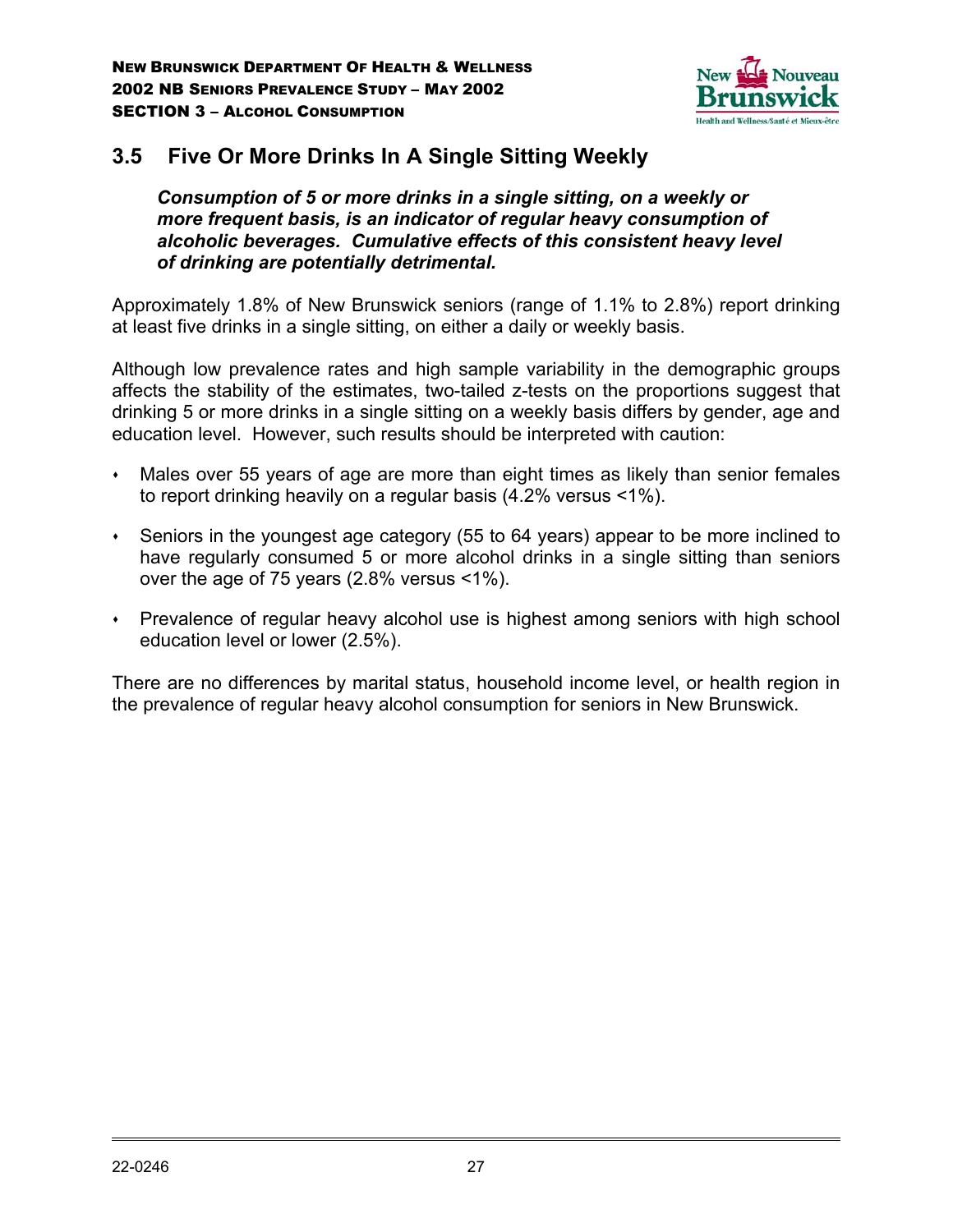## 3.5 Five Or More Drinks In A Single Sitting Weekly

***Consumption of 5 or more drinks in a single sitting, on a weekly or more frequent basis, is an indicator of regular heavy consumption of alcoholic beverages. Cumulative effects of this consistent heavy level of drinking are potentially detrimental.***

Approximately 1.8% of New Brunswick seniors (range of 1.1% to 2.8%) report drinking at least five drinks in a single sitting, on either a daily or weekly basis.

Although low prevalence rates and high sample variability in the demographic groups affects the stability of the estimates, two-tailed z-tests on the proportions suggest that drinking 5 or more drinks in a single sitting on a weekly basis differs by gender, age and education level. However, such results should be interpreted with caution:

- Males over 55 years of age are more than eight times as likely than senior females to report drinking heavily on a regular basis (4.2% versus <1%).
- Seniors in the youngest age category (55 to 64 years) appear to be more inclined to have regularly consumed 5 or more alcohol drinks in a single sitting than seniors over the age of 75 years (2.8% versus <1%).
- Prevalence of regular heavy alcohol use is highest among seniors with high school education level or lower (2.5%).

There are no differences by marital status, household income level, or health region in the prevalence of regular heavy alcohol consumption for seniors in New Brunswick.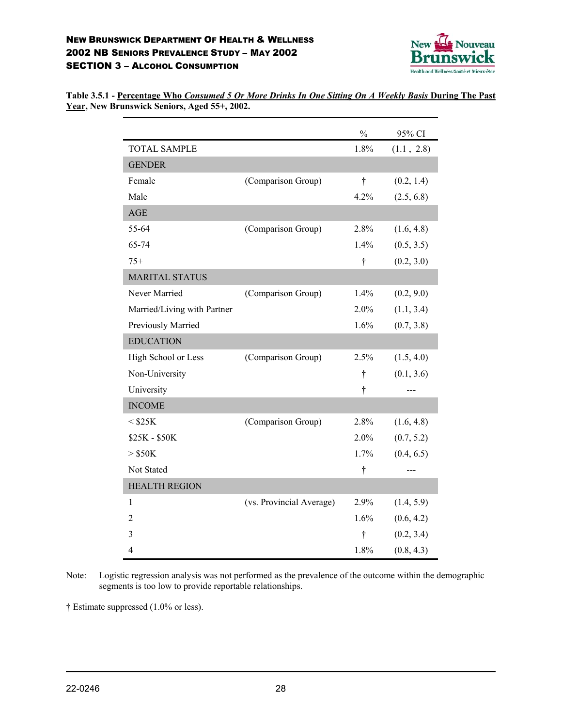**Table 3.5.1 - Percentage Who *Consumed 5 Or More Drinks In One Sitting On A Weekly Basis* During The Past Year, New Brunswick Seniors, Aged 55+, 2002.**

| | | % | 95% CI |
|---|---|---|---|
| TOTAL SAMPLE | | 1.8% | (1.1 , 2.8) |
| GENDER | | | |
| Female | (Comparison Group) | † | (0.2, 1.4) |
| Male | | 4.2% | (2.5, 6.8) |
| AGE | | | |
| 55-64 | (Comparison Group) | 2.8% | (1.6, 4.8) |
| 65-74 | | 1.4% | (0.5, 3.5) |
| 75+ | | † | (0.2, 3.0) |
| MARITAL STATUS | | | |
| Never Married | (Comparison Group) | 1.4% | (0.2, 9.0) |
| Married/Living with Partner | | 2.0% | (1.1, 3.4) |
| Previously Married | | 1.6% | (0.7, 3.8) |
| EDUCATION | | | |
| High School or Less | (Comparison Group) | 2.5% | (1.5, 4.0) |
| Non-University | | † | (0.1, 3.6) |
| University | | † | --- |
| INCOME | | | |
| < $25K | (Comparison Group) | 2.8% | (1.6, 4.8) |
| $25K - $50K | | 2.0% | (0.7, 5.2) |
| > $50K | | 1.7% | (0.4, 6.5) |
| Not Stated | | † | --- |
| HEALTH REGION | | | |
| 1 | (vs. Provincial Average) | 2.9% | (1.4, 5.9) |
| 2 | | 1.6% | (0.6, 4.2) |
| 3 | | † | (0.2, 3.4) |
| 4 | | 1.8% | (0.8, 4.3) |

Note: Logistic regression analysis was not performed as the prevalence of the outcome within the demographic segments is too low to provide reportable relationships.

† Estimate suppressed (1.0% or less).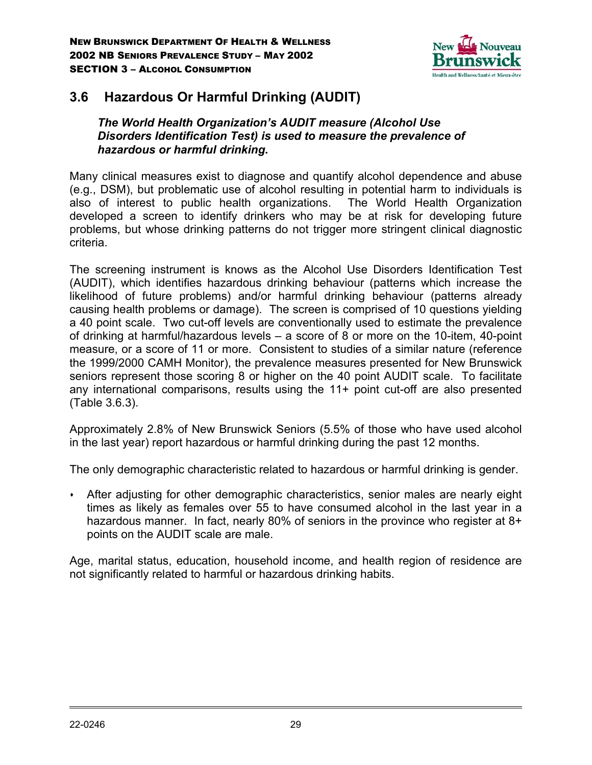## 3.6 Hazardous Or Harmful Drinking (AUDIT)

***The World Health Organization's AUDIT measure (Alcohol Use Disorders Identification Test) is used to measure the prevalence of hazardous or harmful drinking.***

Many clinical measures exist to diagnose and quantify alcohol dependence and abuse (e.g., DSM), but problematic use of alcohol resulting in potential harm to individuals is also of interest to public health organizations. The World Health Organization developed a screen to identify drinkers who may be at risk for developing future problems, but whose drinking patterns do not trigger more stringent clinical diagnostic criteria.

The screening instrument is knows as the Alcohol Use Disorders Identification Test (AUDIT), which identifies hazardous drinking behaviour (patterns which increase the likelihood of future problems) and/or harmful drinking behaviour (patterns already causing health problems or damage). The screen is comprised of 10 questions yielding a 40 point scale. Two cut-off levels are conventionally used to estimate the prevalence of drinking at harmful/hazardous levels – a score of 8 or more on the 10-item, 40-point measure, or a score of 11 or more. Consistent to studies of a similar nature (reference the 1999/2000 CAMH Monitor), the prevalence measures presented for New Brunswick seniors represent those scoring 8 or higher on the 40 point AUDIT scale. To facilitate any international comparisons, results using the 11+ point cut-off are also presented (Table 3.6.3).

Approximately 2.8% of New Brunswick Seniors (5.5% of those who have used alcohol in the last year) report hazardous or harmful drinking during the past 12 months.

The only demographic characteristic related to hazardous or harmful drinking is gender.

- After adjusting for other demographic characteristics, senior males are nearly eight times as likely as females over 55 to have consumed alcohol in the last year in a hazardous manner. In fact, nearly 80% of seniors in the province who register at 8+ points on the AUDIT scale are male.

Age, marital status, education, household income, and health region of residence are not significantly related to harmful or hazardous drinking habits.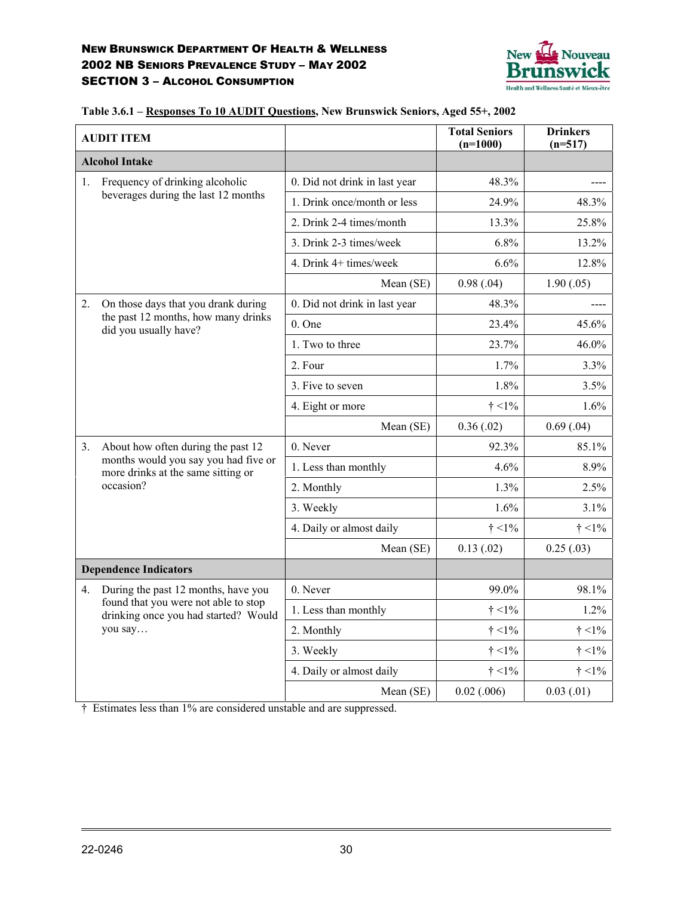**NEW BRUNSWICK DEPARTMENT OF HEALTH & WELLNESS**
**2002 NB SENIORS PREVALENCE STUDY – MAY 2002**
**SECTION 3 – ALCOHOL CONSUMPTION**

**Table 3.6.1 – Responses To 10 AUDIT Questions, New Brunswick Seniors, Aged 55+, 2002**

| AUDIT ITEM | | Total Seniors (n=1000) | Drinkers (n=517) |
|---|---|---|---|
| **Alcohol Intake** | | | |
| 1. Frequency of drinking alcoholic beverages during the last 12 months | 0. Did not drink in last year | 48.3% | ---- |
| | 1. Drink once/month or less | 24.9% | 48.3% |
| | 2. Drink 2-4 times/month | 13.3% | 25.8% |
| | 3. Drink 2-3 times/week | 6.8% | 13.2% |
| | 4. Drink 4+ times/week | 6.6% | 12.8% |
| | Mean (SE) | 0.98 (.04) | 1.90 (.05) |
| 2. On those days that you drank during the past 12 months, how many drinks did you usually have? | 0. Did not drink in last year | 48.3% | ---- |
| | 0. One | 23.4% | 45.6% |
| | 1. Two to three | 23.7% | 46.0% |
| | 2. Four | 1.7% | 3.3% |
| | 3. Five to seven | 1.8% | 3.5% |
| | 4. Eight or more | † <1% | 1.6% |
| | Mean (SE) | 0.36 (.02) | 0.69 (.04) |
| 3. About how often during the past 12 months would you say you had five or more drinks at the same sitting or occasion? | 0. Never | 92.3% | 85.1% |
| | 1. Less than monthly | 4.6% | 8.9% |
| | 2. Monthly | 1.3% | 2.5% |
| | 3. Weekly | 1.6% | 3.1% |
| | 4. Daily or almost daily | † <1% | † <1% |
| | Mean (SE) | 0.13 (.02) | 0.25 (.03) |
| **Dependence Indicators** | | | |
| 4. During the past 12 months, have you found that you were not able to stop drinking once you had started? Would you say… | 0. Never | 99.0% | 98.1% |
| | 1. Less than monthly | † <1% | 1.2% |
| | 2. Monthly | † <1% | † <1% |
| | 3. Weekly | † <1% | † <1% |
| | 4. Daily or almost daily | † <1% | † <1% |
| | Mean (SE) | 0.02 (.006) | 0.03 (.01) |

† Estimates less than 1% are considered unstable and are suppressed.

22-0246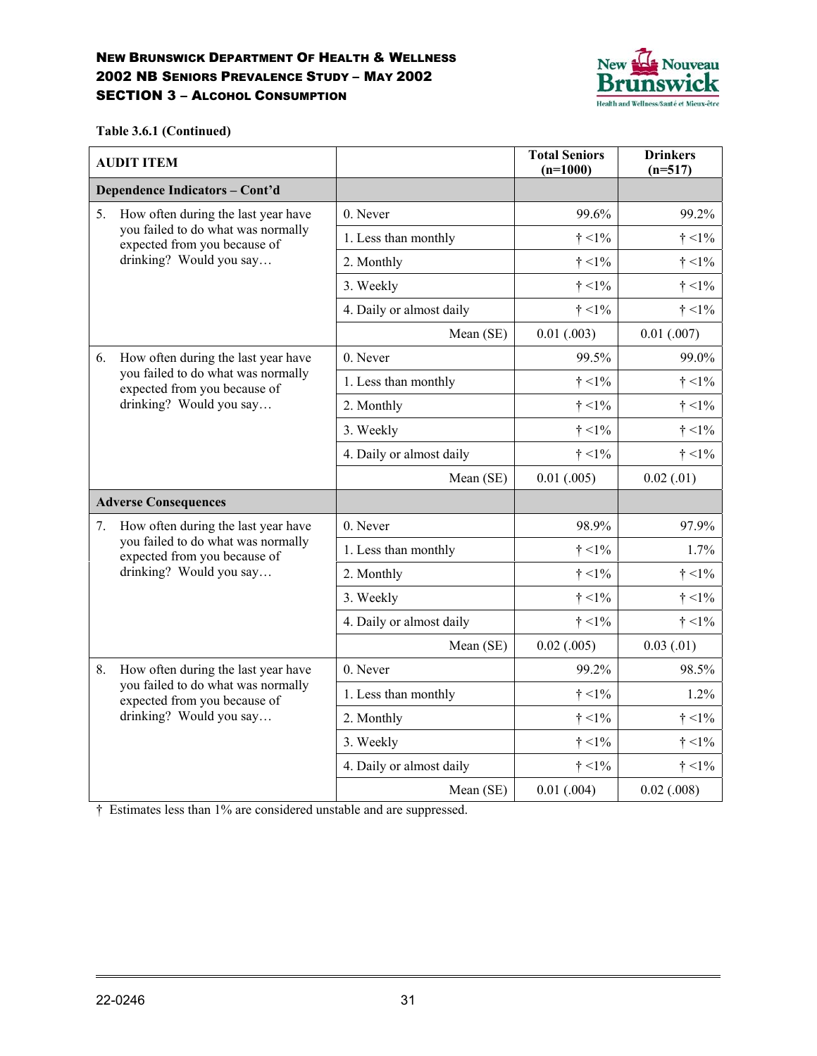**NEW BRUNSWICK DEPARTMENT OF HEALTH & WELLNESS**
**2002 NB SENIORS PREVALENCE STUDY – MAY 2002**
**SECTION 3 – ALCOHOL CONSUMPTION**

**Table 3.6.1 (Continued)**

| AUDIT ITEM | | Total Seniors (n=1000) | Drinkers (n=517) |
|---|---|---|---|
| **Dependence Indicators – Cont'd** | | | |
| 5. How often during the last year have you failed to do what was normally expected from you because of drinking? Would you say… | 0. Never | 99.6% | 99.2% |
| | 1. Less than monthly | † <1% | † <1% |
| | 2. Monthly | † <1% | † <1% |
| | 3. Weekly | † <1% | † <1% |
| | 4. Daily or almost daily | † <1% | † <1% |
| | Mean (SE) | 0.01 (.003) | 0.01 (.007) |
| 6. How often during the last year have you failed to do what was normally expected from you because of drinking? Would you say… | 0. Never | 99.5% | 99.0% |
| | 1. Less than monthly | † <1% | † <1% |
| | 2. Monthly | † <1% | † <1% |
| | 3. Weekly | † <1% | † <1% |
| | 4. Daily or almost daily | † <1% | † <1% |
| | Mean (SE) | 0.01 (.005) | 0.02 (.01) |
| **Adverse Consequences** | | | |
| 7. How often during the last year have you failed to do what was normally expected from you because of drinking? Would you say… | 0. Never | 98.9% | 97.9% |
| | 1. Less than monthly | † <1% | 1.7% |
| | 2. Monthly | † <1% | † <1% |
| | 3. Weekly | † <1% | † <1% |
| | 4. Daily or almost daily | † <1% | † <1% |
| | Mean (SE) | 0.02 (.005) | 0.03 (.01) |
| 8. How often during the last year have you failed to do what was normally expected from you because of drinking? Would you say… | 0. Never | 99.2% | 98.5% |
| | 1. Less than monthly | † <1% | 1.2% |
| | 2. Monthly | † <1% | † <1% |
| | 3. Weekly | † <1% | † <1% |
| | 4. Daily or almost daily | † <1% | † <1% |
| | Mean (SE) | 0.01 (.004) | 0.02 (.008) |

† Estimates less than 1% are considered unstable and are suppressed.

22-0246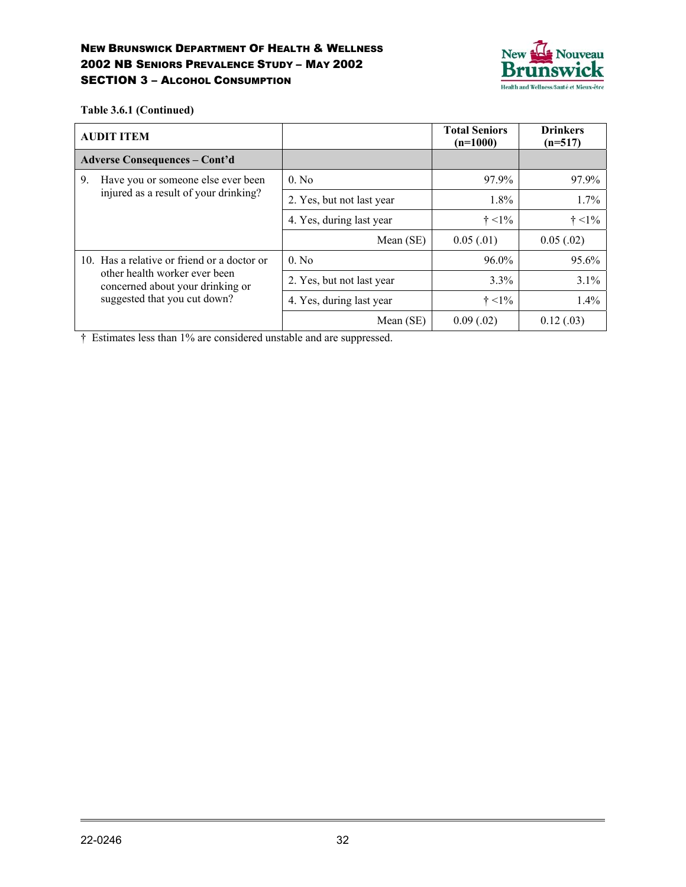Table 3.6.1 (Continued)

| AUDIT ITEM | | Total Seniors (n=1000) | Drinkers (n=517) |
|---|---|---|---|
| **Adverse Consequences – Cont'd** | | | |
| 9. Have you or someone else ever been injured as a result of your drinking? | 0. No | 97.9% | 97.9% |
| | 2. Yes, but not last year | 1.8% | 1.7% |
| | 4. Yes, during last year | † <1% | † <1% |
| | Mean (SE) | 0.05 (.01) | 0.05 (.02) |
| 10. Has a relative or friend or a doctor or other health worker ever been concerned about your drinking or suggested that you cut down? | 0. No | 96.0% | 95.6% |
| | 2. Yes, but not last year | 3.3% | 3.1% |
| | 4. Yes, during last year | † <1% | 1.4% |
| | Mean (SE) | 0.09 (.02) | 0.12 (.03) |

† Estimates less than 1% are considered unstable and are suppressed.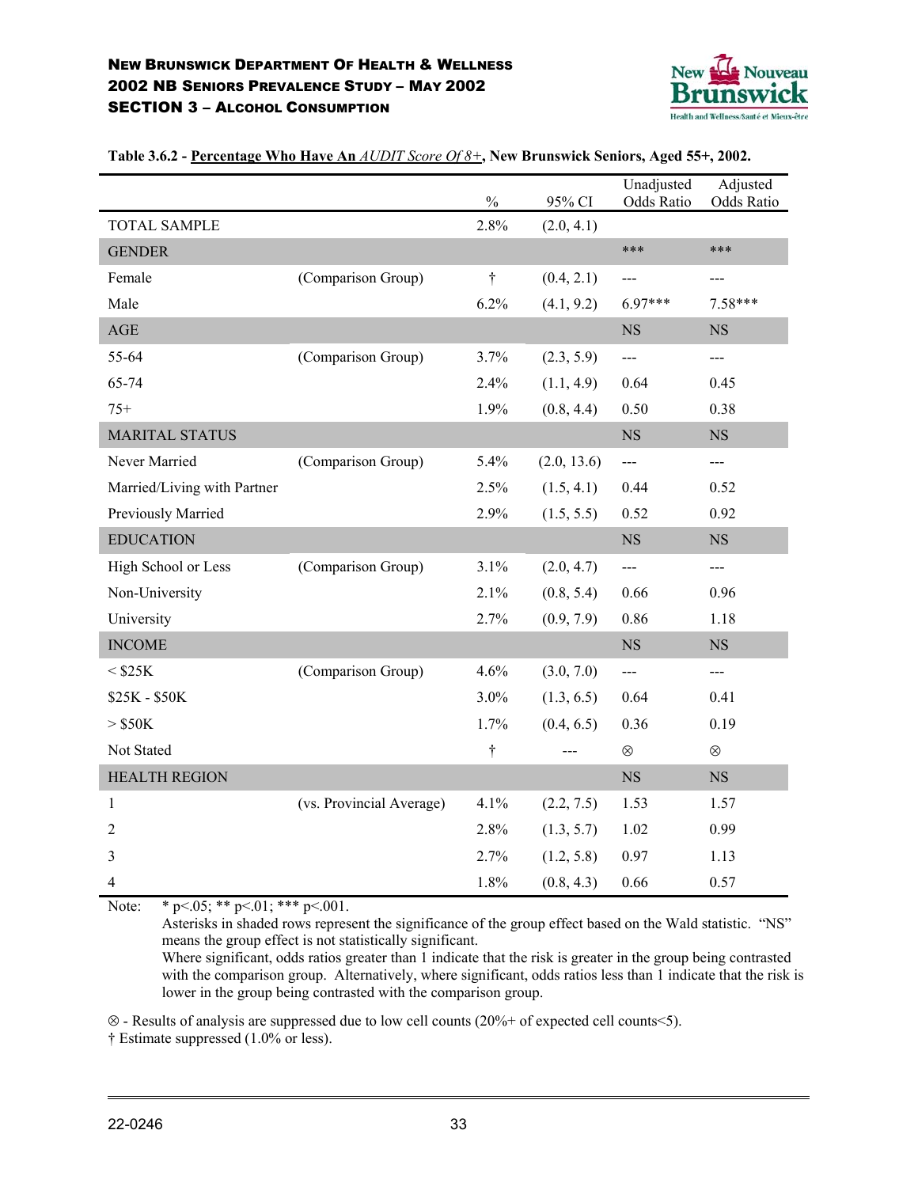**Table 3.6.2 - Percentage Who Have An *AUDIT Score Of 8+*, New Brunswick Seniors, Aged 55+, 2002.**

| | | % | 95% CI | Unadjusted Odds Ratio | Adjusted Odds Ratio |
|---|---|---|---|---|---|
| TOTAL SAMPLE | | 2.8% | (2.0, 4.1) | | |
| GENDER | | | | *** | *** |
| Female | (Comparison Group) | † | (0.4, 2.1) | --- | --- |
| Male | | 6.2% | (4.1, 9.2) | 6.97*** | 7.58*** |
| AGE | | | | NS | NS |
| 55-64 | (Comparison Group) | 3.7% | (2.3, 5.9) | --- | --- |
| 65-74 | | 2.4% | (1.1, 4.9) | 0.64 | 0.45 |
| 75+ | | 1.9% | (0.8, 4.4) | 0.50 | 0.38 |
| MARITAL STATUS | | | | NS | NS |
| Never Married | (Comparison Group) | 5.4% | (2.0, 13.6) | --- | --- |
| Married/Living with Partner | | 2.5% | (1.5, 4.1) | 0.44 | 0.52 |
| Previously Married | | 2.9% | (1.5, 5.5) | 0.52 | 0.92 |
| EDUCATION | | | | NS | NS |
| High School or Less | (Comparison Group) | 3.1% | (2.0, 4.7) | --- | --- |
| Non-University | | 2.1% | (0.8, 5.4) | 0.66 | 0.96 |
| University | | 2.7% | (0.9, 7.9) | 0.86 | 1.18 |
| INCOME | | | | NS | NS |
| < $25K | (Comparison Group) | 4.6% | (3.0, 7.0) | --- | --- |
| $25K - $50K | | 3.0% | (1.3, 6.5) | 0.64 | 0.41 |
| > $50K | | 1.7% | (0.4, 6.5) | 0.36 | 0.19 |
| Not Stated | | † | --- | ⊗ | ⊗ |
| HEALTH REGION | | | | NS | NS |
| 1 | (vs. Provincial Average) | 4.1% | (2.2, 7.5) | 1.53 | 1.57 |
| 2 | | 2.8% | (1.3, 5.7) | 1.02 | 0.99 |
| 3 | | 2.7% | (1.2, 5.8) | 0.97 | 1.13 |
| 4 | | 1.8% | (0.8, 4.3) | 0.66 | 0.57 |

Note: * p<.05; ** p<.01; *** p<.001.
Asterisks in shaded rows represent the significance of the group effect based on the Wald statistic. "NS" means the group effect is not statistically significant.
Where significant, odds ratios greater than 1 indicate that the risk is greater in the group being contrasted with the comparison group. Alternatively, where significant, odds ratios less than 1 indicate that the risk is lower in the group being contrasted with the comparison group.

⊗ - Results of analysis are suppressed due to low cell counts (20%+ of expected cell counts<5).
† Estimate suppressed (1.0% or less).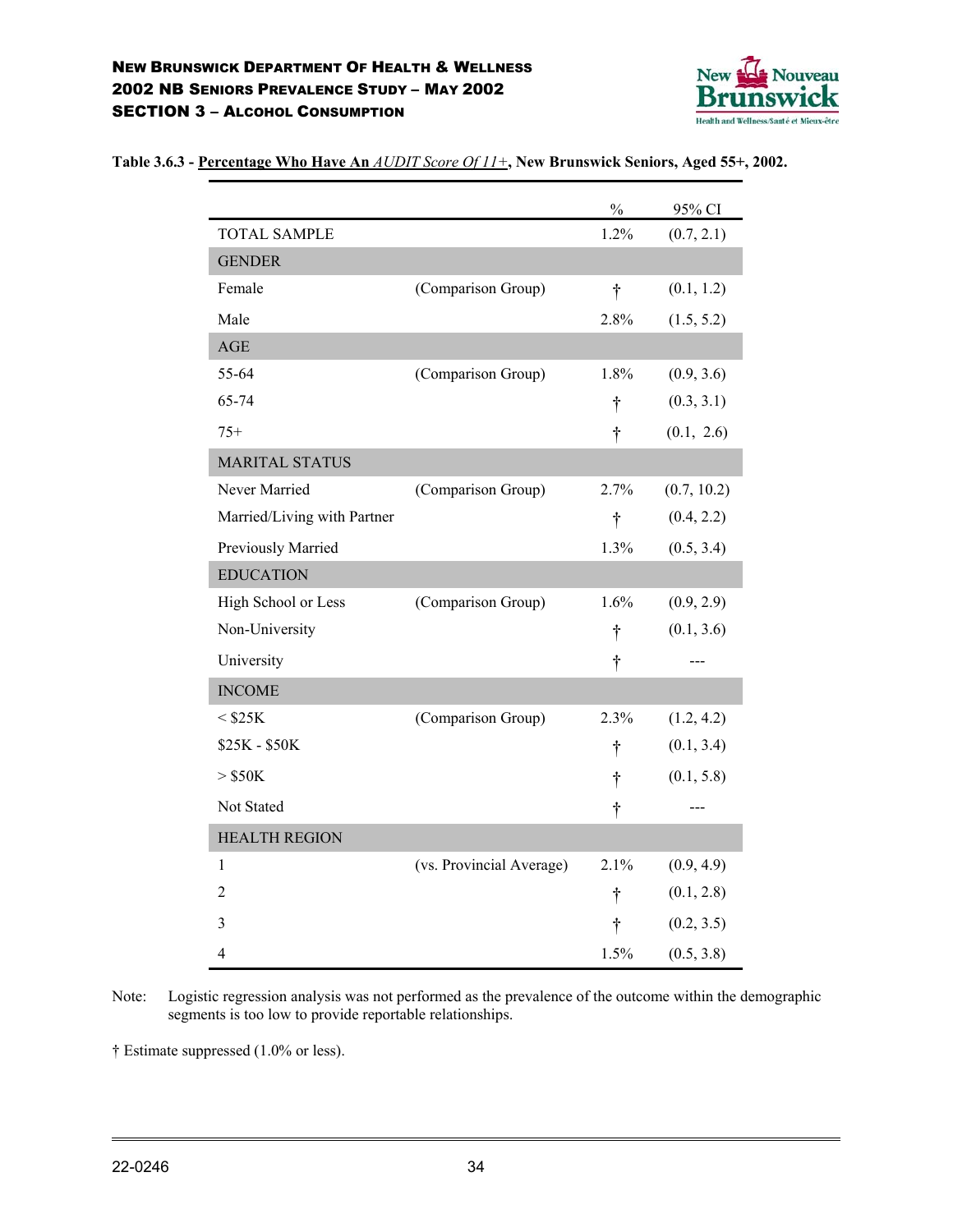**Table 3.6.3 - Percentage Who Have An *AUDIT Score Of 11+*, New Brunswick Seniors, Aged 55+, 2002.**

| | | % | 95% CI |
|---|---|---|---|
| TOTAL SAMPLE | | 1.2% | (0.7, 2.1) |
| GENDER | | | |
| Female | (Comparison Group) | † | (0.1, 1.2) |
| Male | | 2.8% | (1.5, 5.2) |
| AGE | | | |
| 55-64 | (Comparison Group) | 1.8% | (0.9, 3.6) |
| 65-74 | | † | (0.3, 3.1) |
| 75+ | | † | (0.1, 2.6) |
| MARITAL STATUS | | | |
| Never Married | (Comparison Group) | 2.7% | (0.7, 10.2) |
| Married/Living with Partner | | † | (0.4, 2.2) |
| Previously Married | | 1.3% | (0.5, 3.4) |
| EDUCATION | | | |
| High School or Less | (Comparison Group) | 1.6% | (0.9, 2.9) |
| Non-University | | † | (0.1, 3.6) |
| University | | † | --- |
| INCOME | | | |
| < $25K | (Comparison Group) | 2.3% | (1.2, 4.2) |
| $25K - $50K | | † | (0.1, 3.4) |
| > $50K | | † | (0.1, 5.8) |
| Not Stated | | † | --- |
| HEALTH REGION | | | |
| 1 | (vs. Provincial Average) | 2.1% | (0.9, 4.9) |
| 2 | | † | (0.1, 2.8) |
| 3 | | † | (0.2, 3.5) |
| 4 | | 1.5% | (0.5, 3.8) |

Note: Logistic regression analysis was not performed as the prevalence of the outcome within the demographic segments is too low to provide reportable relationships.

† Estimate suppressed (1.0% or less).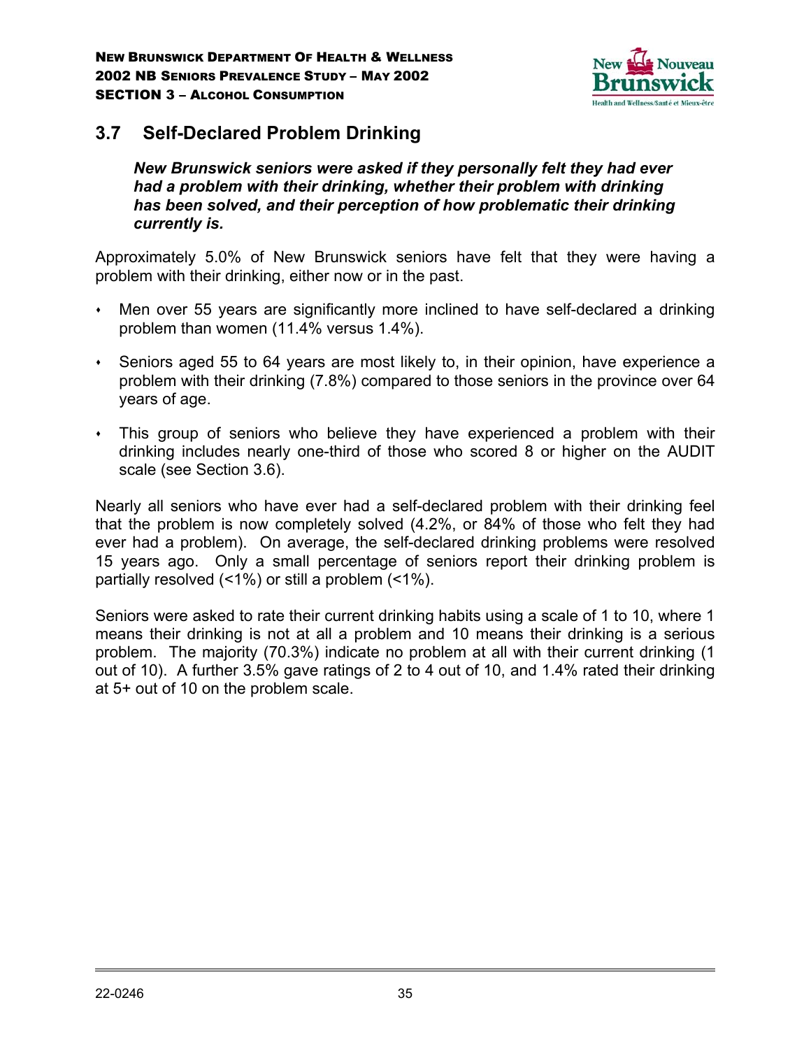## 3.7 Self-Declared Problem Drinking

***New Brunswick seniors were asked if they personally felt they had ever had a problem with their drinking, whether their problem with drinking has been solved, and their perception of how problematic their drinking currently is.***

Approximately 5.0% of New Brunswick seniors have felt that they were having a problem with their drinking, either now or in the past.

- Men over 55 years are significantly more inclined to have self-declared a drinking problem than women (11.4% versus 1.4%).
- Seniors aged 55 to 64 years are most likely to, in their opinion, have experience a problem with their drinking (7.8%) compared to those seniors in the province over 64 years of age.
- This group of seniors who believe they have experienced a problem with their drinking includes nearly one-third of those who scored 8 or higher on the AUDIT scale (see Section 3.6).

Nearly all seniors who have ever had a self-declared problem with their drinking feel that the problem is now completely solved (4.2%, or 84% of those who felt they had ever had a problem). On average, the self-declared drinking problems were resolved 15 years ago. Only a small percentage of seniors report their drinking problem is partially resolved (<1%) or still a problem (<1%).

Seniors were asked to rate their current drinking habits using a scale of 1 to 10, where 1 means their drinking is not at all a problem and 10 means their drinking is a serious problem. The majority (70.3%) indicate no problem at all with their current drinking (1 out of 10). A further 3.5% gave ratings of 2 to 4 out of 10, and 1.4% rated their drinking at 5+ out of 10 on the problem scale.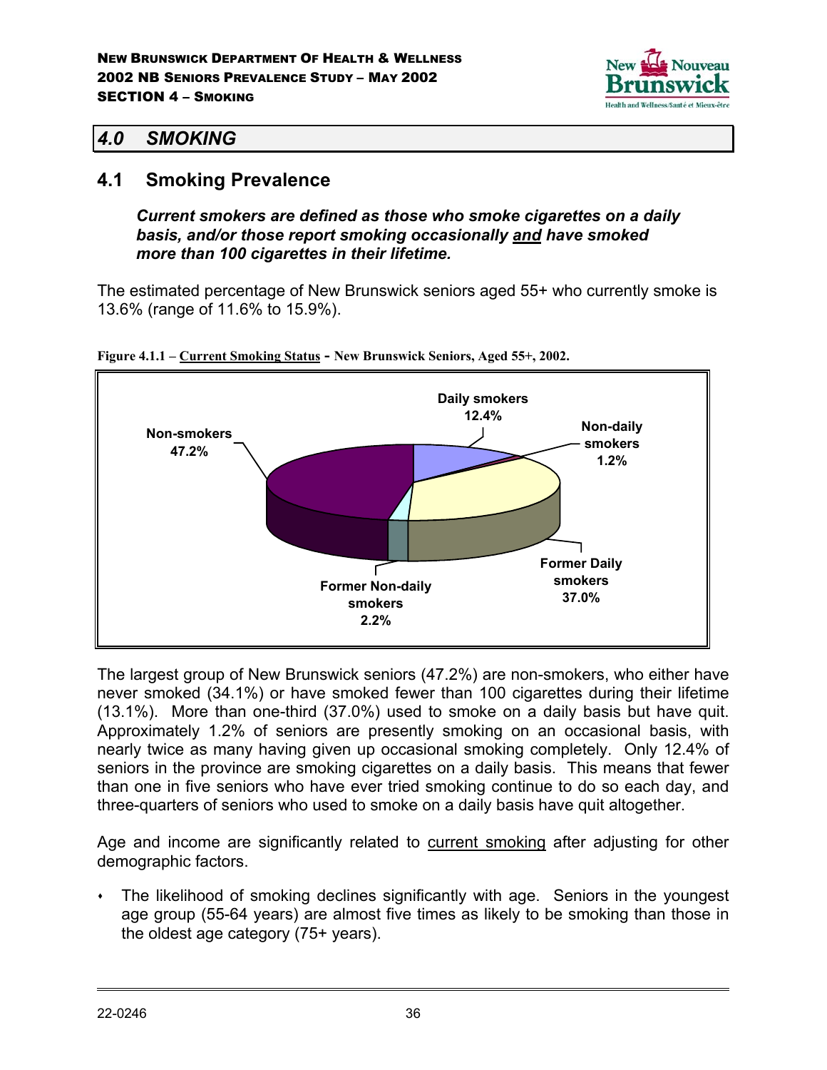# 4.0 SMOKING

## 4.1 Smoking Prevalence

***Current smokers are defined as those who smoke cigarettes on a daily basis, and/or those report smoking occasionally and have smoked more than 100 cigarettes in their lifetime.***

The estimated percentage of New Brunswick seniors aged 55+ who currently smoke is 13.6% (range of 11.6% to 15.9%).

**Figure 4.1.1 – Current Smoking Status - New Brunswick Seniors, Aged 55+, 2002.**

| Smoking Status | Percentage |
|---|---|
| Daily smokers | 12.4% |
| Non-daily smokers | 1.2% |
| Former Daily smokers | 37.0% |
| Former Non-daily smokers | 2.2% |
| Non-smokers | 47.2% |

The largest group of New Brunswick seniors (47.2%) are non-smokers, who either have never smoked (34.1%) or have smoked fewer than 100 cigarettes during their lifetime (13.1%). More than one-third (37.0%) used to smoke on a daily basis but have quit. Approximately 1.2% of seniors are presently smoking on an occasional basis, with nearly twice as many having given up occasional smoking completely. Only 12.4% of seniors in the province are smoking cigarettes on a daily basis. This means that fewer than one in five seniors who have ever tried smoking continue to do so each day, and three-quarters of seniors who used to smoke on a daily basis have quit altogether.

Age and income are significantly related to current smoking after adjusting for other demographic factors.

- The likelihood of smoking declines significantly with age. Seniors in the youngest age group (55-64 years) are almost five times as likely to be smoking than those in the oldest age category (75+ years).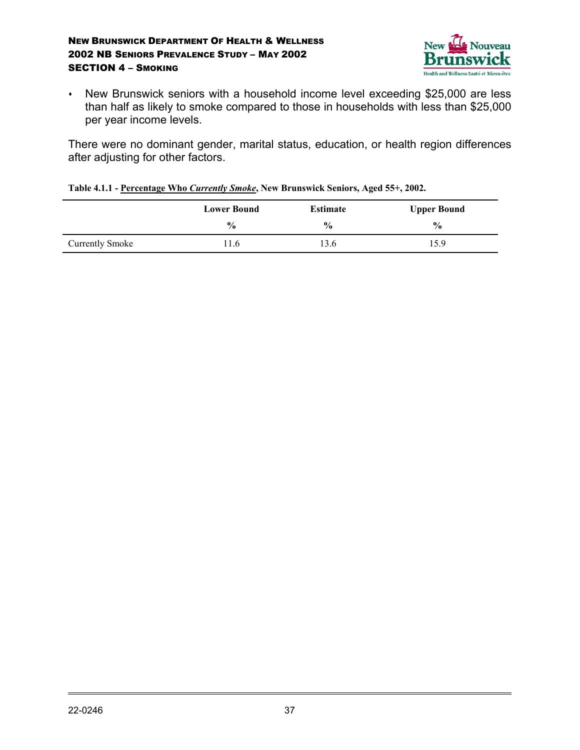- New Brunswick seniors with a household income level exceeding $25,000 are less than half as likely to smoke compared to those in households with less than $25,000 per year income levels.

There were no dominant gender, marital status, education, or health region differences after adjusting for other factors.

**Table 4.1.1 - Percentage Who *Currently Smoke*, New Brunswick Seniors, Aged 55+, 2002.**

| | Lower Bound | Estimate | Upper Bound |
|---|---|---|---|
| | % | % | % |
| Currently Smoke | 11.6 | 13.6 | 15.9 |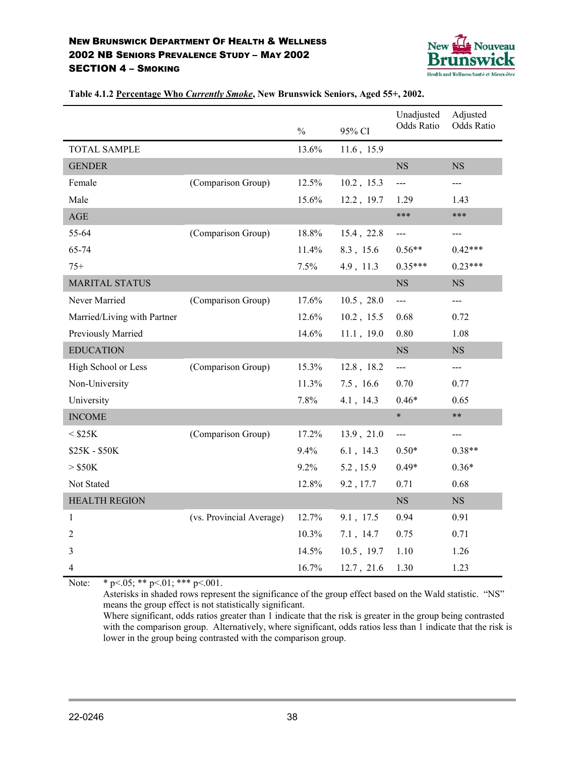**Table 4.1.2 Percentage Who *Currently Smoke*, New Brunswick Seniors, Aged 55+, 2002.**

| | | % | 95% CI | Unadjusted Odds Ratio | Adjusted Odds Ratio |
|---|---|---|---|---|---|
| TOTAL SAMPLE | | 13.6% | 11.6 , 15.9 | | |
| GENDER | | | | NS | NS |
| Female | (Comparison Group) | 12.5% | 10.2 , 15.3 | --- | --- |
| Male | | 15.6% | 12.2 , 19.7 | 1.29 | 1.43 |
| AGE | | | | *** | *** |
| 55-64 | (Comparison Group) | 18.8% | 15.4 , 22.8 | --- | --- |
| 65-74 | | 11.4% | 8.3 , 15.6 | 0.56** | 0.42*** |
| 75+ | | 7.5% | 4.9 , 11.3 | 0.35*** | 0.23*** |
| MARITAL STATUS | | | | NS | NS |
| Never Married | (Comparison Group) | 17.6% | 10.5 , 28.0 | --- | --- |
| Married/Living with Partner | | 12.6% | 10.2 , 15.5 | 0.68 | 0.72 |
| Previously Married | | 14.6% | 11.1 , 19.0 | 0.80 | 1.08 |
| EDUCATION | | | | NS | NS |
| High School or Less | (Comparison Group) | 15.3% | 12.8 , 18.2 | --- | --- |
| Non-University | | 11.3% | 7.5 , 16.6 | 0.70 | 0.77 |
| University | | 7.8% | 4.1 , 14.3 | 0.46* | 0.65 |
| INCOME | | | | * | ** |
| < $25K | (Comparison Group) | 17.2% | 13.9 , 21.0 | --- | --- |
| $25K - $50K | | 9.4% | 6.1 , 14.3 | 0.50* | 0.38** |
| > $50K | | 9.2% | 5.2 , 15.9 | 0.49* | 0.36* |
| Not Stated | | 12.8% | 9.2 , 17.7 | 0.71 | 0.68 |
| HEALTH REGION | | | | NS | NS |
| 1 | (vs. Provincial Average) | 12.7% | 9.1 , 17.5 | 0.94 | 0.91 |
| 2 | | 10.3% | 7.1 , 14.7 | 0.75 | 0.71 |
| 3 | | 14.5% | 10.5 , 19.7 | 1.10 | 1.26 |
| 4 | | 16.7% | 12.7 , 21.6 | 1.30 | 1.23 |

Note: * $p<.05$; ** $p<.01$; *** $p<.001$.
Asterisks in shaded rows represent the significance of the group effect based on the Wald statistic. "NS" means the group effect is not statistically significant.
Where significant, odds ratios greater than 1 indicate that the risk is greater in the group being contrasted with the comparison group. Alternatively, where significant, odds ratios less than 1 indicate that the risk is lower in the group being contrasted with the comparison group.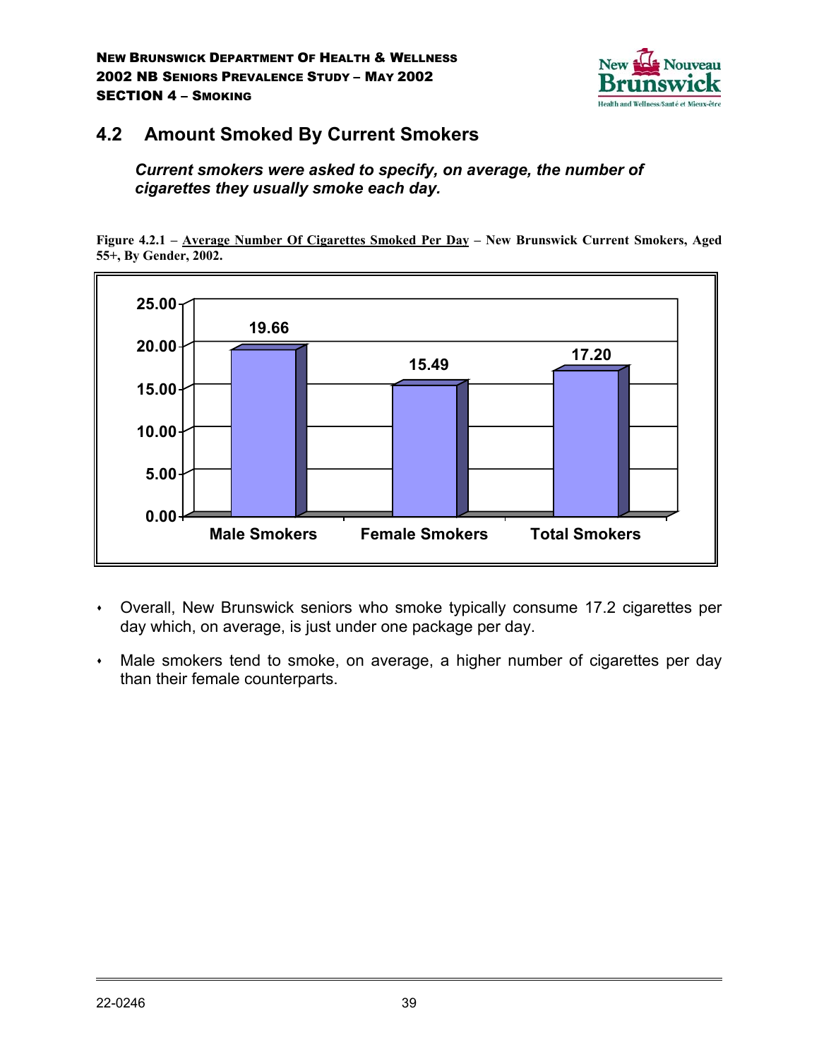## 4.2 Amount Smoked By Current Smokers

***Current smokers were asked to specify, on average, the number of cigarettes they usually smoke each day.***

**Figure 4.2.1 – Average Number Of Cigarettes Smoked Per Day – New Brunswick Current Smokers, Aged 55+, By Gender, 2002.**

| | Average Number Of Cigarettes Smoked Per Day |
|---|---|
| Male Smokers | 19.66 |
| Female Smokers | 15.49 |
| Total Smokers | 17.20 |

- Overall, New Brunswick seniors who smoke typically consume 17.2 cigarettes per day which, on average, is just under one package per day.
- Male smokers tend to smoke, on average, a higher number of cigarettes per day than their female counterparts.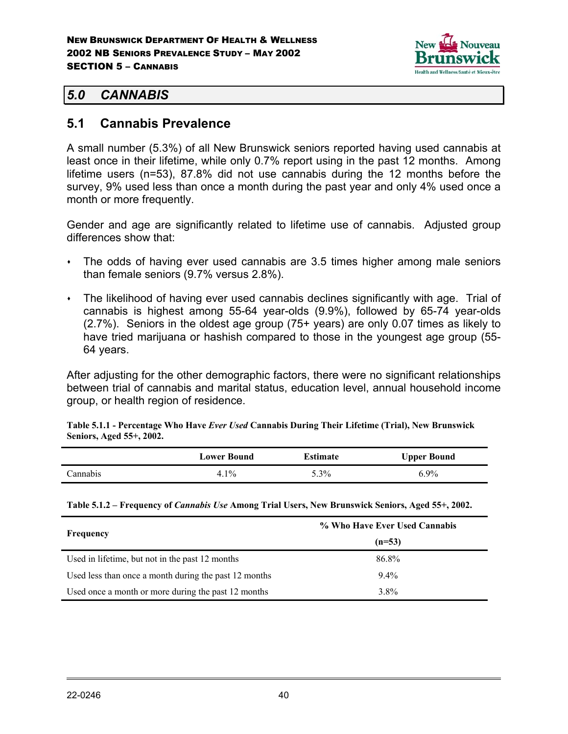## 5.0 CANNABIS

### 5.1 Cannabis Prevalence

A small number (5.3%) of all New Brunswick seniors reported having used cannabis at least once in their lifetime, while only 0.7% report using in the past 12 months. Among lifetime users (n=53), 87.8% did not use cannabis during the 12 months before the survey, 9% used less than once a month during the past year and only 4% used once a month or more frequently.

Gender and age are significantly related to lifetime use of cannabis. Adjusted group differences show that:

- The odds of having ever used cannabis are 3.5 times higher among male seniors than female seniors (9.7% versus 2.8%).
- The likelihood of having ever used cannabis declines significantly with age. Trial of cannabis is highest among 55-64 year-olds (9.9%), followed by 65-74 year-olds (2.7%). Seniors in the oldest age group (75+ years) are only 0.07 times as likely to have tried marijuana or hashish compared to those in the youngest age group (55-64 years.

After adjusting for the other demographic factors, there were no significant relationships between trial of cannabis and marital status, education level, annual household income group, or health region of residence.

**Table 5.1.1 - Percentage Who Have *Ever Used* Cannabis During Their Lifetime (Trial), New Brunswick Seniors, Aged 55+, 2002.**

| | Lower Bound | Estimate | Upper Bound |
|---|---|---|---|
| Cannabis | 4.1% | 5.3% | 6.9% |

**Table 5.1.2 – Frequency of *Cannabis Use* Among Trial Users, New Brunswick Seniors, Aged 55+, 2002.**

| Frequency | % Who Have Ever Used Cannabis (n=53) |
|---|---|
| Used in lifetime, but not in the past 12 months | 86.8% |
| Used less than once a month during the past 12 months | 9.4% |
| Used once a month or more during the past 12 months | 3.8% |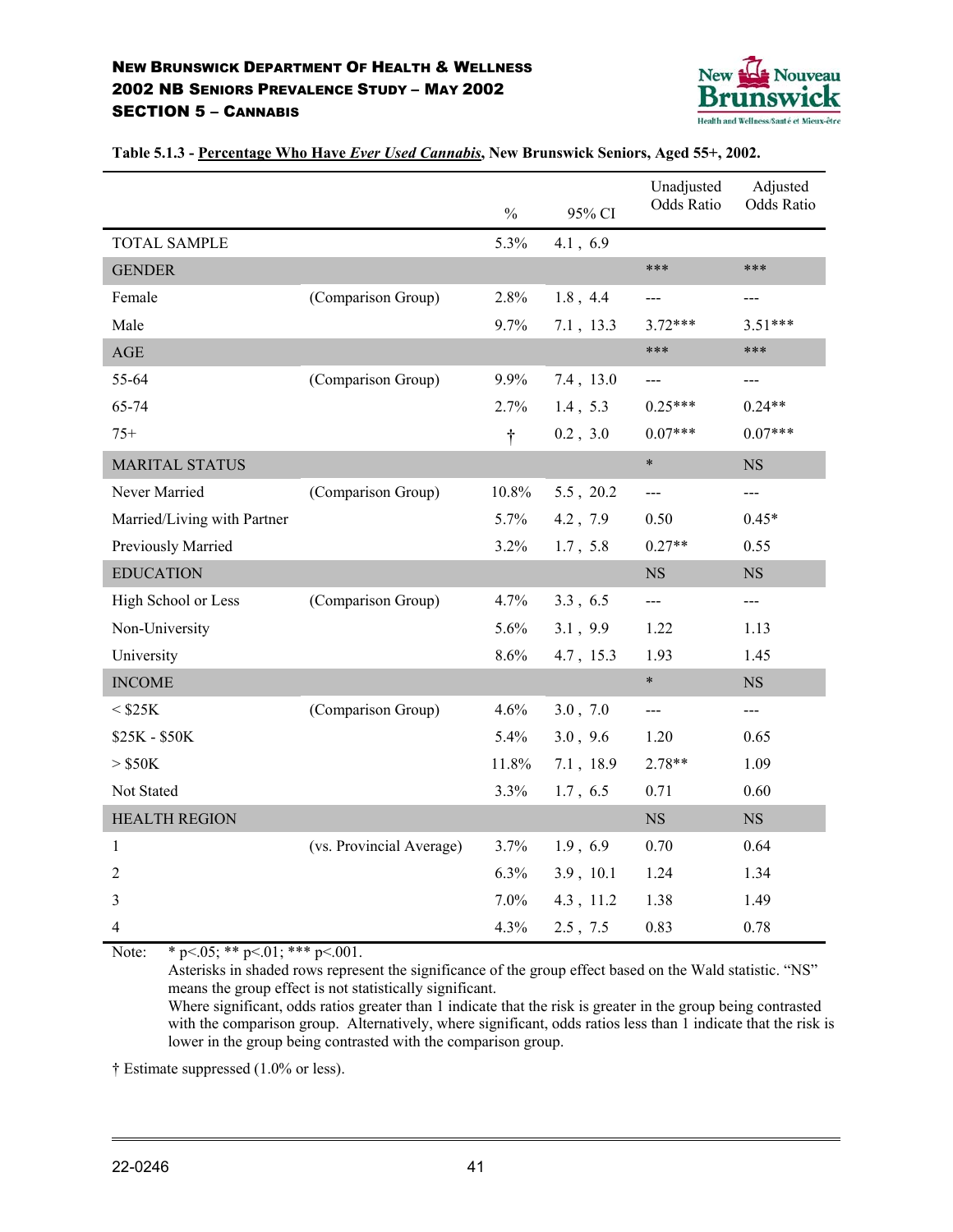**Table 5.1.3 - Percentage Who Have *Ever Used Cannabis*, New Brunswick Seniors, Aged 55+, 2002.**

| | | % | 95% CI | Unadjusted Odds Ratio | Adjusted Odds Ratio |
|---|---|---|---|---|---|
| TOTAL SAMPLE | | 5.3% | 4.1 , 6.9 | | |
| GENDER | | | | *** | *** |
| Female | (Comparison Group) | 2.8% | 1.8 , 4.4 | --- | --- |
| Male | | 9.7% | 7.1 , 13.3 | 3.72*** | 3.51*** |
| AGE | | | | *** | *** |
| 55-64 | (Comparison Group) | 9.9% | 7.4 , 13.0 | --- | --- |
| 65-74 | | 2.7% | 1.4 , 5.3 | 0.25*** | 0.24** |
| 75+ | | † | 0.2 , 3.0 | 0.07*** | 0.07*** |
| MARITAL STATUS | | | | * | NS |
| Never Married | (Comparison Group) | 10.8% | 5.5 , 20.2 | --- | --- |
| Married/Living with Partner | | 5.7% | 4.2 , 7.9 | 0.50 | 0.45* |
| Previously Married | | 3.2% | 1.7 , 5.8 | 0.27** | 0.55 |
| EDUCATION | | | | NS | NS |
| High School or Less | (Comparison Group) | 4.7% | 3.3 , 6.5 | --- | --- |
| Non-University | | 5.6% | 3.1 , 9.9 | 1.22 | 1.13 |
| University | | 8.6% | 4.7 , 15.3 | 1.93 | 1.45 |
| INCOME | | | | * | NS |
| < $25K | (Comparison Group) | 4.6% | 3.0 , 7.0 | --- | --- |
| $25K - $50K | | 5.4% | 3.0 , 9.6 | 1.20 | 0.65 |
| > $50K | | 11.8% | 7.1 , 18.9 | 2.78** | 1.09 |
| Not Stated | | 3.3% | 1.7 , 6.5 | 0.71 | 0.60 |
| HEALTH REGION | | | | NS | NS |
| 1 | (vs. Provincial Average) | 3.7% | 1.9 , 6.9 | 0.70 | 0.64 |
| 2 | | 6.3% | 3.9 , 10.1 | 1.24 | 1.34 |
| 3 | | 7.0% | 4.3 , 11.2 | 1.38 | 1.49 |
| 4 | | 4.3% | 2.5 , 7.5 | 0.83 | 0.78 |

Note: * p<.05; ** p<.01; *** p<.001.
Asterisks in shaded rows represent the significance of the group effect based on the Wald statistic. "NS" means the group effect is not statistically significant.
Where significant, odds ratios greater than 1 indicate that the risk is greater in the group being contrasted with the comparison group. Alternatively, where significant, odds ratios less than 1 indicate that the risk is lower in the group being contrasted with the comparison group.

† Estimate suppressed (1.0% or less).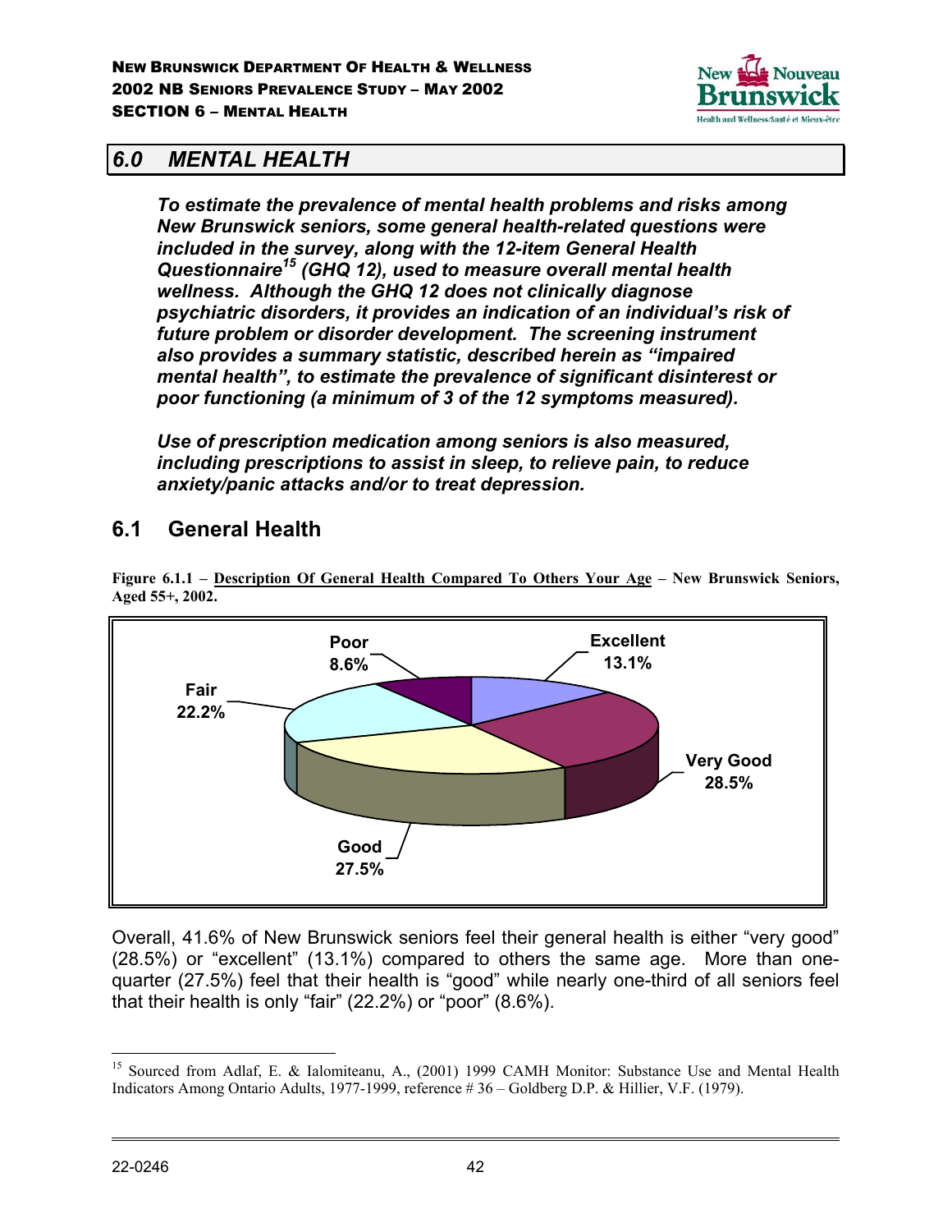## 6.0 MENTAL HEALTH

***To estimate the prevalence of mental health problems and risks among New Brunswick seniors, some general health-related questions were included in the survey, along with the 12-item General Health Questionnaire[15] (GHQ 12), used to measure overall mental health wellness. Although the GHQ 12 does not clinically diagnose psychiatric disorders, it provides an indication of an individual's risk of future problem or disorder development. The screening instrument also provides a summary statistic, described herein as "impaired mental health", to estimate the prevalence of significant disinterest or poor functioning (a minimum of 3 of the 12 symptoms measured).***

***Use of prescription medication among seniors is also measured, including prescriptions to assist in sleep, to relieve pain, to reduce anxiety/panic attacks and/or to treat depression.***

### 6.1 General Health

**Figure 6.1.1 – Description Of General Health Compared To Others Your Age – New Brunswick Seniors, Aged 55+, 2002.**

| Category | Percentage |
|---|---|
| Excellent | 13.1% |
| Very Good | 28.5% |
| Good | 27.5% |
| Fair | 22.2% |
| Poor | 8.6% |

Overall, 41.6% of New Brunswick seniors feel their general health is either "very good" (28.5%) or "excellent" (13.1%) compared to others the same age. More than one-quarter (27.5%) feel that their health is "good" while nearly one-third of all seniors feel that their health is only "fair" (22.2%) or "poor" (8.6%).

---

[15] Sourced from Adlaf, E. & Ialomiteanu, A., (2001) 1999 CAMH Monitor: Substance Use and Mental Health Indicators Among Ontario Adults, 1977-1999, reference # 36 – Goldberg D.P. & Hillier, V.F. (1979).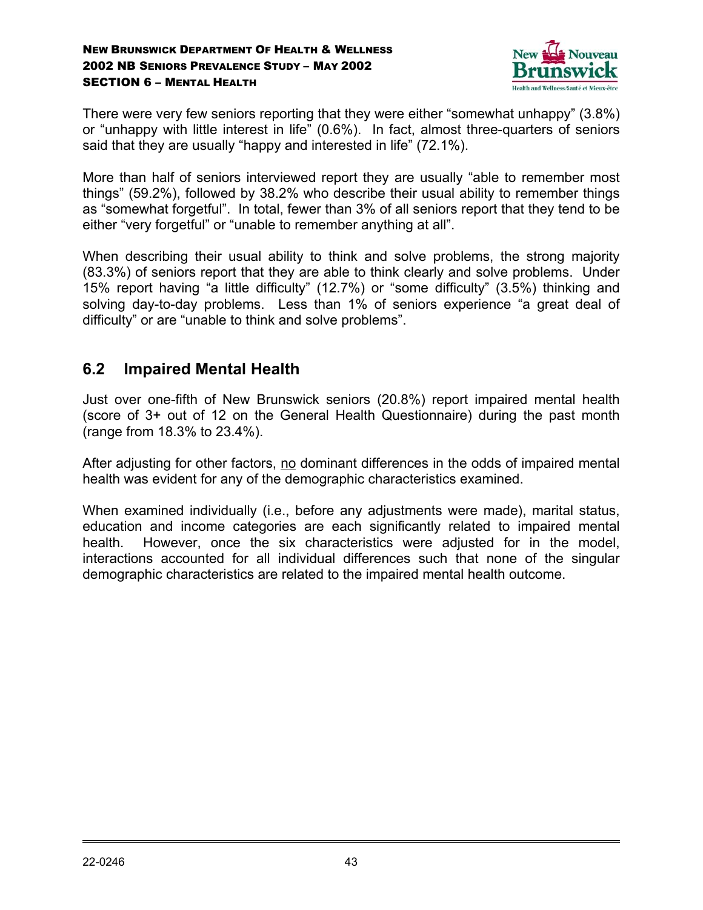There were very few seniors reporting that they were either “somewhat unhappy” (3.8%) or “unhappy with little interest in life” (0.6%). In fact, almost three-quarters of seniors said that they are usually “happy and interested in life” (72.1%).

More than half of seniors interviewed report they are usually “able to remember most things” (59.2%), followed by 38.2% who describe their usual ability to remember things as “somewhat forgetful”. In total, fewer than 3% of all seniors report that they tend to be either “very forgetful” or “unable to remember anything at all”.

When describing their usual ability to think and solve problems, the strong majority (83.3%) of seniors report that they are able to think clearly and solve problems. Under 15% report having “a little difficulty” (12.7%) or “some difficulty” (3.5%) thinking and solving day-to-day problems. Less than 1% of seniors experience “a great deal of difficulty” or are “unable to think and solve problems”.

## 6.2 Impaired Mental Health

Just over one-fifth of New Brunswick seniors (20.8%) report impaired mental health (score of 3+ out of 12 on the General Health Questionnaire) during the past month (range from 18.3% to 23.4%).

After adjusting for other factors, no dominant differences in the odds of impaired mental health was evident for any of the demographic characteristics examined.

When examined individually (i.e., before any adjustments were made), marital status, education and income categories are each significantly related to impaired mental health. However, once the six characteristics were adjusted for in the model, interactions accounted for all individual differences such that none of the singular demographic characteristics are related to the impaired mental health outcome.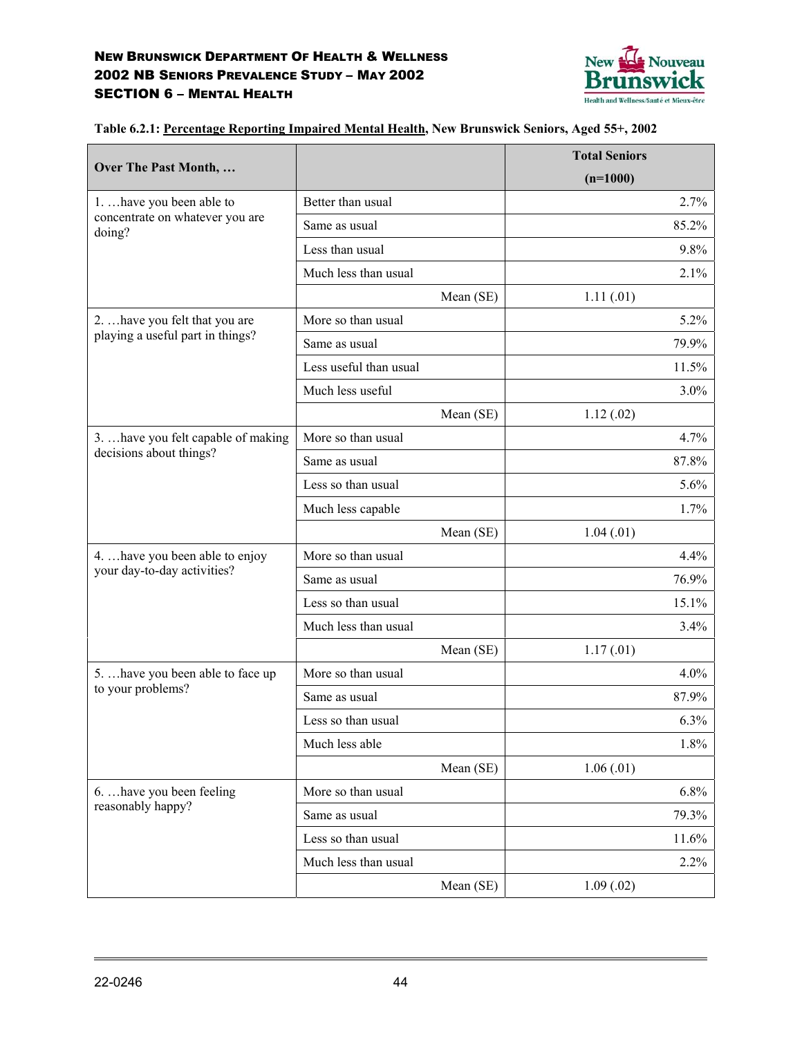**Table 6.2.1: Percentage Reporting Impaired Mental Health, New Brunswick Seniors, Aged 55+, 2002**

| Over The Past Month, … | | Total Seniors (n=1000) |
|---|---|---|
| 1. …have you been able to concentrate on whatever you are doing? | Better than usual | 2.7% |
| | Same as usual | 85.2% |
| | Less than usual | 9.8% |
| | Much less than usual | 2.1% |
| | Mean (SE) | 1.11 (.01) |
| 2. …have you felt that you are playing a useful part in things? | More so than usual | 5.2% |
| | Same as usual | 79.9% |
| | Less useful than usual | 11.5% |
| | Much less useful | 3.0% |
| | Mean (SE) | 1.12 (.02) |
| 3. …have you felt capable of making decisions about things? | More so than usual | 4.7% |
| | Same as usual | 87.8% |
| | Less so than usual | 5.6% |
| | Much less capable | 1.7% |
| | Mean (SE) | 1.04 (.01) |
| 4. …have you been able to enjoy your day-to-day activities? | More so than usual | 4.4% |
| | Same as usual | 76.9% |
| | Less so than usual | 15.1% |
| | Much less than usual | 3.4% |
| | Mean (SE) | 1.17 (.01) |
| 5. …have you been able to face up to your problems? | More so than usual | 4.0% |
| | Same as usual | 87.9% |
| | Less so than usual | 6.3% |
| | Much less able | 1.8% |
| | Mean (SE) | 1.06 (.01) |
| 6. …have you been feeling reasonably happy? | More so than usual | 6.8% |
| | Same as usual | 79.3% |
| | Less so than usual | 11.6% |
| | Much less than usual | 2.2% |
| | Mean (SE) | 1.09 (.02) |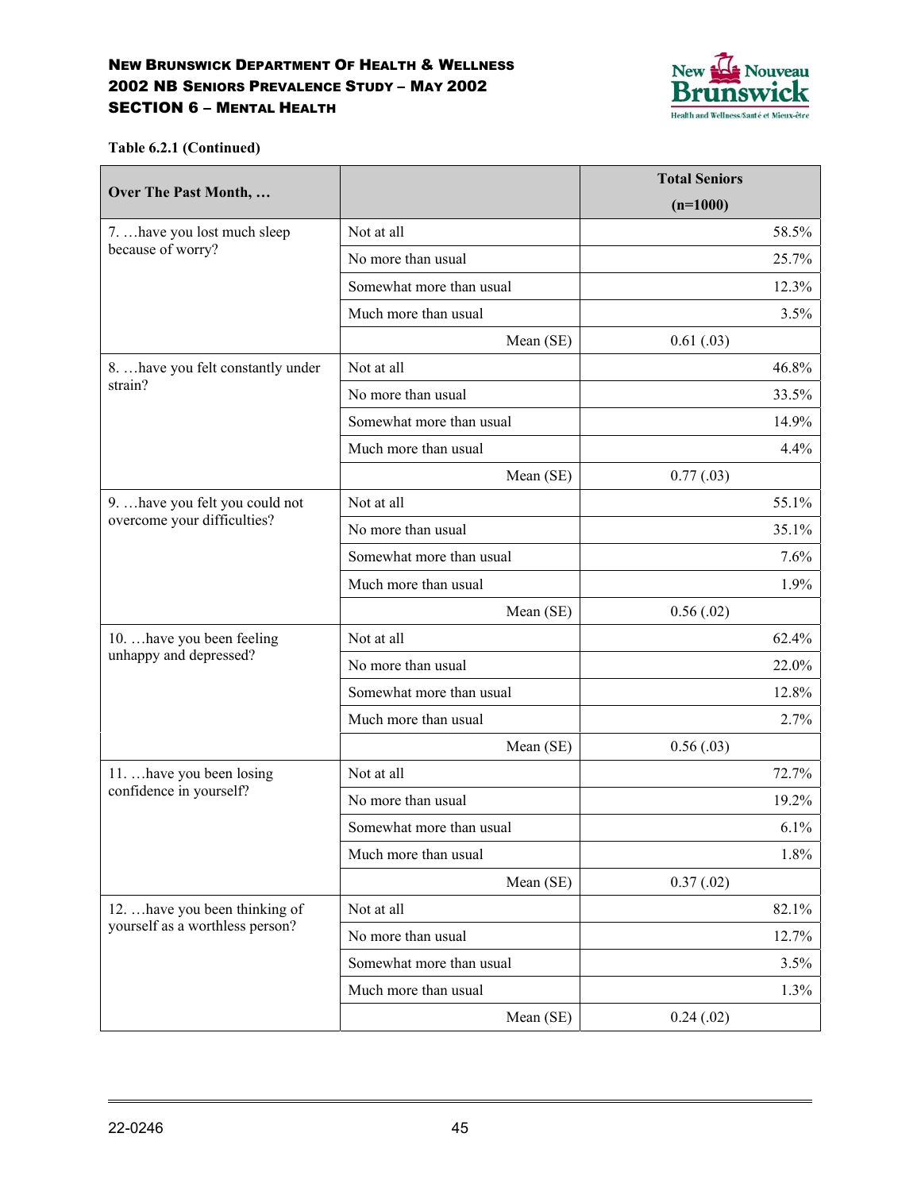**Table 6.2.1 (Continued)**

| Over The Past Month, … | | Total Seniors (n=1000) |
|---|---|---|
| 7. …have you lost much sleep because of worry? | Not at all | 58.5% |
| | No more than usual | 25.7% |
| | Somewhat more than usual | 12.3% |
| | Much more than usual | 3.5% |
| | Mean (SE) | 0.61 (.03) |
| 8. …have you felt constantly under strain? | Not at all | 46.8% |
| | No more than usual | 33.5% |
| | Somewhat more than usual | 14.9% |
| | Much more than usual | 4.4% |
| | Mean (SE) | 0.77 (.03) |
| 9. …have you felt you could not overcome your difficulties? | Not at all | 55.1% |
| | No more than usual | 35.1% |
| | Somewhat more than usual | 7.6% |
| | Much more than usual | 1.9% |
| | Mean (SE) | 0.56 (.02) |
| 10. …have you been feeling unhappy and depressed? | Not at all | 62.4% |
| | No more than usual | 22.0% |
| | Somewhat more than usual | 12.8% |
| | Much more than usual | 2.7% |
| | Mean (SE) | 0.56 (.03) |
| 11. …have you been losing confidence in yourself? | Not at all | 72.7% |
| | No more than usual | 19.2% |
| | Somewhat more than usual | 6.1% |
| | Much more than usual | 1.8% |
| | Mean (SE) | 0.37 (.02) |
| 12. …have you been thinking of yourself as a worthless person? | Not at all | 82.1% |
| | No more than usual | 12.7% |
| | Somewhat more than usual | 3.5% |
| | Much more than usual | 1.3% |
| | Mean (SE) | 0.24 (.02) |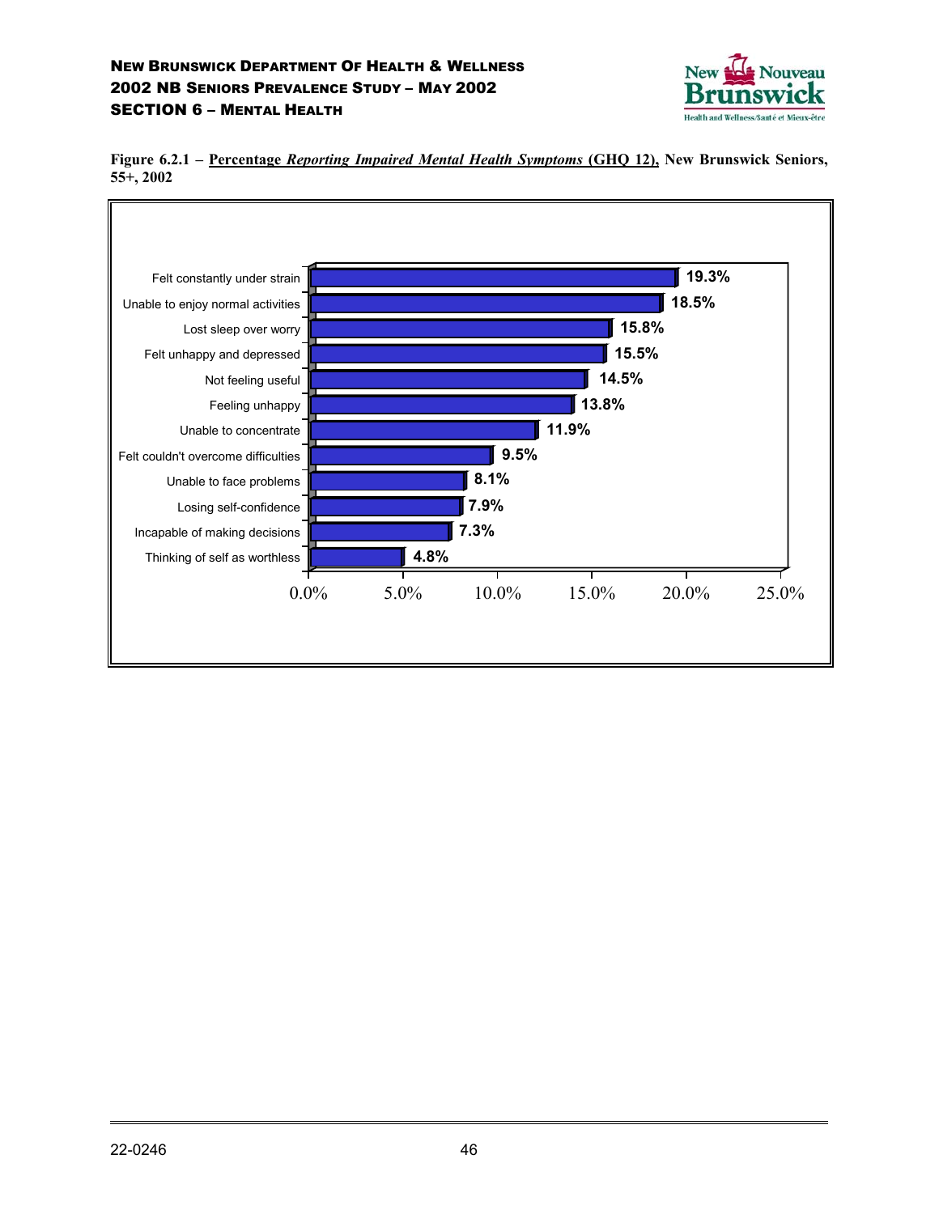**Figure 6.2.1 – Percentage *Reporting Impaired Mental Health Symptoms* (GHQ 12), New Brunswick Seniors, 55+, 2002**

| Symptom | Percentage |
|---|---|
| Felt constantly under strain | 19.3% |
| Unable to enjoy normal activities | 18.5% |
| Lost sleep over worry | 15.8% |
| Felt unhappy and depressed | 15.5% |
| Not feeling useful | 14.5% |
| Feeling unhappy | 13.8% |
| Unable to concentrate | 11.9% |
| Felt couldn't overcome difficulties | 9.5% |
| Unable to face problems | 8.1% |
| Losing self-confidence | 7.9% |
| Incapable of making decisions | 7.3% |
| Thinking of self as worthless | 4.8% |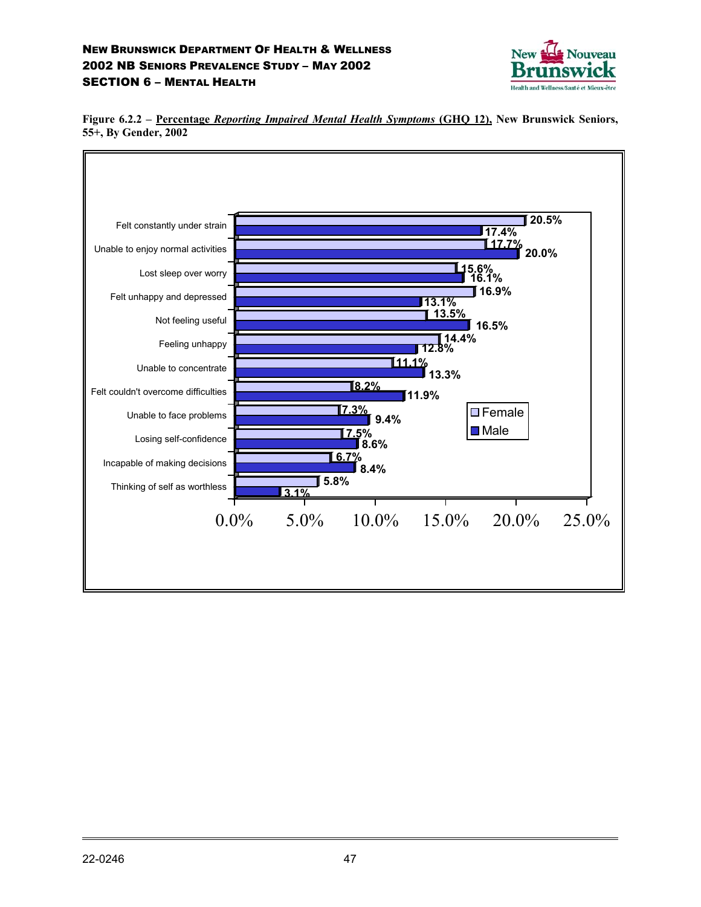**Figure 6.2.2 – Percentage *Reporting Impaired Mental Health Symptoms* (GHQ 12), New Brunswick Seniors, 55+, By Gender, 2002**

| Symptom | Female | Male |
|---|---|---|
| Felt constantly under strain | 20.5% | 17.4% |
| Unable to enjoy normal activities | 17.7% | 20.0% |
| Lost sleep over worry | 15.6% | 16.1% |
| Felt unhappy and depressed | 16.9% | 13.1% |
| Not feeling useful | 13.5% | 16.5% |
| Feeling unhappy | 14.4% | 12.8% |
| Unable to concentrate | 11.1% | 13.3% |
| Felt couldn't overcome difficulties | 8.2% | 11.9% |
| Unable to face problems | 7.3% | 9.4% |
| Losing self-confidence | 7.5% | 8.6% |
| Incapable of making decisions | 6.7% | 8.4% |
| Thinking of self as worthless | 5.8% | 3.1% |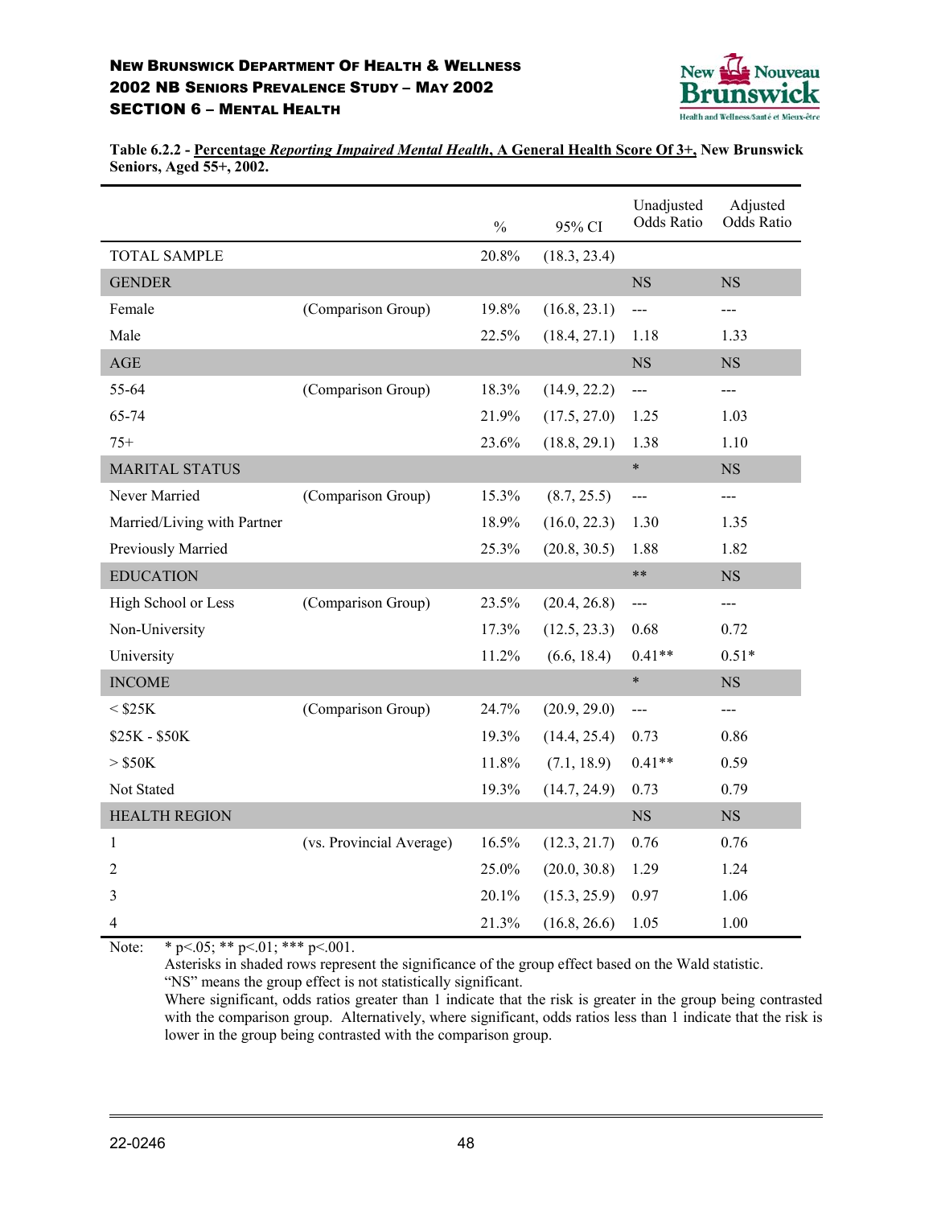**Table 6.2.2 - Percentage *Reporting Impaired Mental Health*, A General Health Score Of 3+, New Brunswick Seniors, Aged 55+, 2002.**

| | | % | 95% CI | Unadjusted Odds Ratio | Adjusted Odds Ratio |
|---|---|---|---|---|---|
| TOTAL SAMPLE | | 20.8% | (18.3, 23.4) | | |
| GENDER | | | | NS | NS |
| Female | (Comparison Group) | 19.8% | (16.8, 23.1) | --- | --- |
| Male | | 22.5% | (18.4, 27.1) | 1.18 | 1.33 |
| AGE | | | | NS | NS |
| 55-64 | (Comparison Group) | 18.3% | (14.9, 22.2) | --- | --- |
| 65-74 | | 21.9% | (17.5, 27.0) | 1.25 | 1.03 |
| 75+ | | 23.6% | (18.8, 29.1) | 1.38 | 1.10 |
| MARITAL STATUS | | | | * | NS |
| Never Married | (Comparison Group) | 15.3% | (8.7, 25.5) | --- | --- |
| Married/Living with Partner | | 18.9% | (16.0, 22.3) | 1.30 | 1.35 |
| Previously Married | | 25.3% | (20.8, 30.5) | 1.88 | 1.82 |
| EDUCATION | | | | ** | NS |
| High School or Less | (Comparison Group) | 23.5% | (20.4, 26.8) | --- | --- |
| Non-University | | 17.3% | (12.5, 23.3) | 0.68 | 0.72 |
| University | | 11.2% | (6.6, 18.4) | 0.41** | 0.51* |
| INCOME | | | | * | NS |
| < $25K | (Comparison Group) | 24.7% | (20.9, 29.0) | --- | --- |
| $25K - $50K | | 19.3% | (14.4, 25.4) | 0.73 | 0.86 |
| > $50K | | 11.8% | (7.1, 18.9) | 0.41** | 0.59 |
| Not Stated | | 19.3% | (14.7, 24.9) | 0.73 | 0.79 |
| HEALTH REGION | | | | NS | NS |
| 1 | (vs. Provincial Average) | 16.5% | (12.3, 21.7) | 0.76 | 0.76 |
| 2 | | 25.0% | (20.0, 30.8) | 1.29 | 1.24 |
| 3 | | 20.1% | (15.3, 25.9) | 0.97 | 1.06 |
| 4 | | 21.3% | (16.8, 26.6) | 1.05 | 1.00 |

Note: * p<.05; ** p<.01; *** p<.001.
Asterisks in shaded rows represent the significance of the group effect based on the Wald statistic.
"NS" means the group effect is not statistically significant.
Where significant, odds ratios greater than 1 indicate that the risk is greater in the group being contrasted with the comparison group. Alternatively, where significant, odds ratios less than 1 indicate that the risk is lower in the group being contrasted with the comparison group.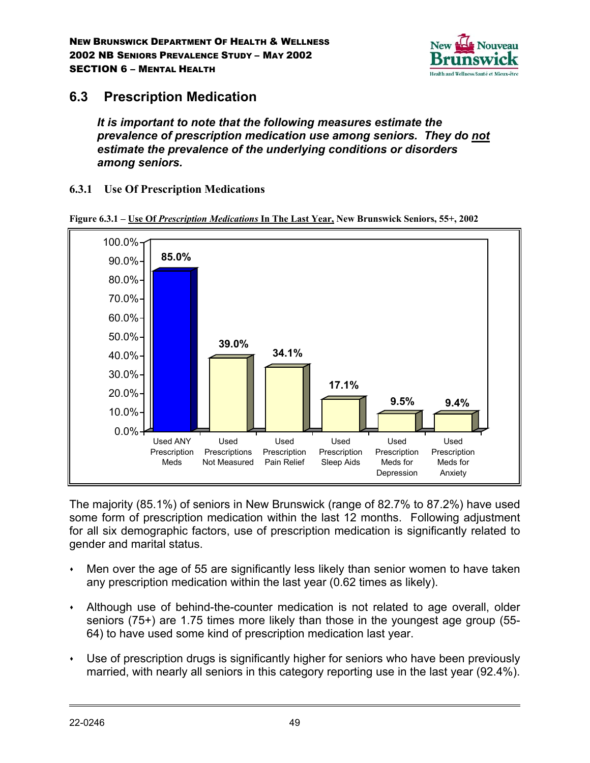## 6.3 Prescription Medication

***It is important to note that the following measures estimate the prevalence of prescription medication use among seniors. They do not estimate the prevalence of the underlying conditions or disorders among seniors.***

### 6.3.1 Use Of Prescription Medications

**Figure 6.3.1 – Use Of *Prescription Medications* In The Last Year, New Brunswick Seniors, 55+, 2002**

| Category | Percent |
|---|---|
| Used ANY Prescription Meds | 85.0% |
| Used Prescriptions Not Measured | 39.0% |
| Used Prescription Pain Relief | 34.1% |
| Used Prescription Sleep Aids | 17.1% |
| Used Prescription Meds for Depression | 9.5% |
| Used Prescription Meds for Anxiety | 9.4% |

The majority (85.1%) of seniors in New Brunswick (range of 82.7% to 87.2%) have used some form of prescription medication within the last 12 months. Following adjustment for all six demographic factors, use of prescription medication is significantly related to gender and marital status.

- Men over the age of 55 are significantly less likely than senior women to have taken any prescription medication within the last year (0.62 times as likely).
- Although use of behind-the-counter medication is not related to age overall, older seniors (75+) are 1.75 times more likely than those in the youngest age group (55-64) to have used some kind of prescription medication last year.
- Use of prescription drugs is significantly higher for seniors who have been previously married, with nearly all seniors in this category reporting use in the last year (92.4%).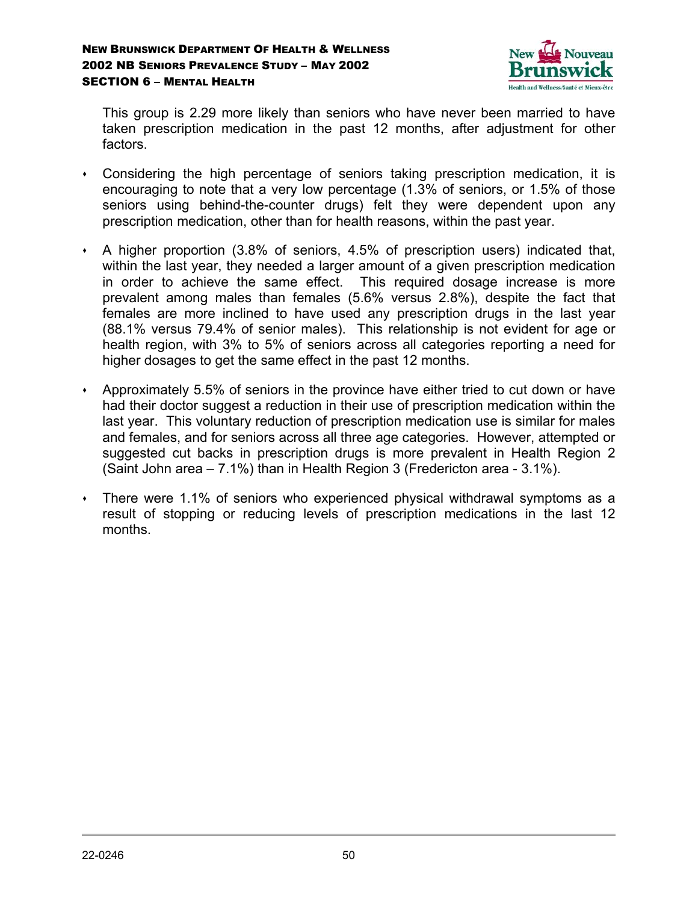This group is 2.29 more likely than seniors who have never been married to have taken prescription medication in the past 12 months, after adjustment for other factors.

- Considering the high percentage of seniors taking prescription medication, it is encouraging to note that a very low percentage (1.3% of seniors, or 1.5% of those seniors using behind-the-counter drugs) felt they were dependent upon any prescription medication, other than for health reasons, within the past year.
- A higher proportion (3.8% of seniors, 4.5% of prescription users) indicated that, within the last year, they needed a larger amount of a given prescription medication in order to achieve the same effect. This required dosage increase is more prevalent among males than females (5.6% versus 2.8%), despite the fact that females are more inclined to have used any prescription drugs in the last year (88.1% versus 79.4% of senior males). This relationship is not evident for age or health region, with 3% to 5% of seniors across all categories reporting a need for higher dosages to get the same effect in the past 12 months.
- Approximately 5.5% of seniors in the province have either tried to cut down or have had their doctor suggest a reduction in their use of prescription medication within the last year. This voluntary reduction of prescription medication use is similar for males and females, and for seniors across all three age categories. However, attempted or suggested cut backs in prescription drugs is more prevalent in Health Region 2 (Saint John area – 7.1%) than in Health Region 3 (Fredericton area - 3.1%).
- There were 1.1% of seniors who experienced physical withdrawal symptoms as a result of stopping or reducing levels of prescription medications in the last 12 months.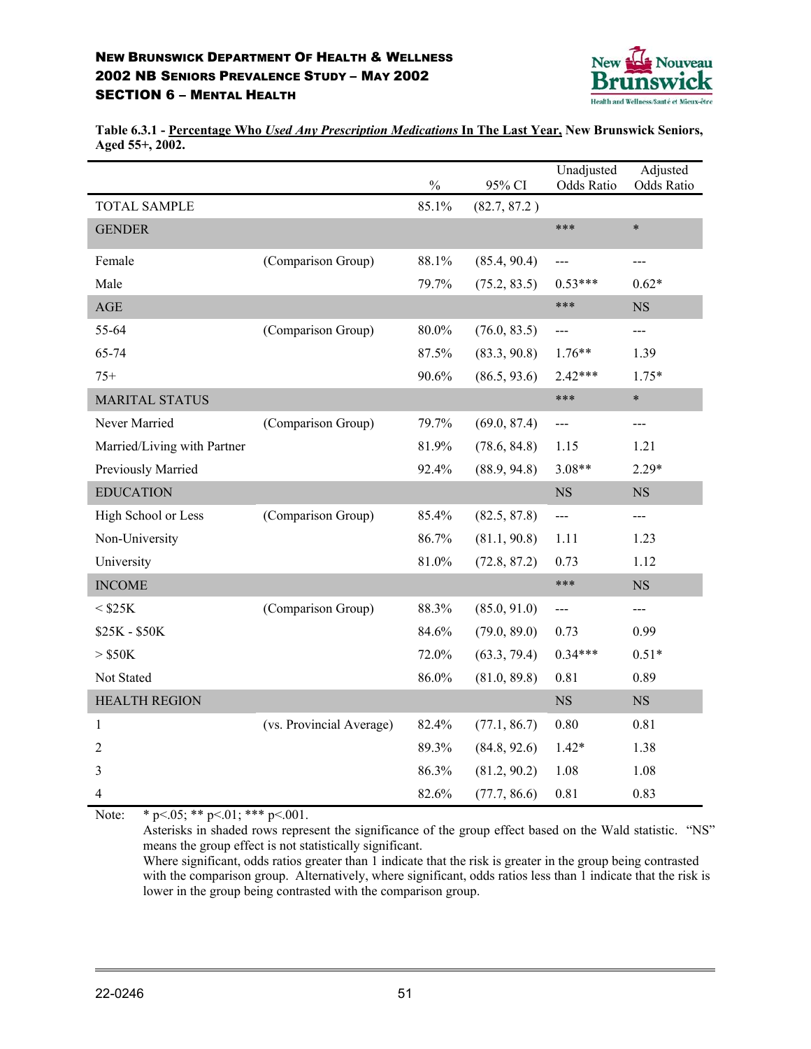**Table 6.3.1 - Percentage Who *Used Any Prescription Medications* In The Last Year, New Brunswick Seniors, Aged 55+, 2002.**

| | | % | 95% CI | Unadjusted Odds Ratio | Adjusted Odds Ratio |
|---|---|---|---|---|---|
| TOTAL SAMPLE | | 85.1% | (82.7, 87.2 ) | | |
| GENDER | | | | *** | * |
| Female | (Comparison Group) | 88.1% | (85.4, 90.4) | --- | --- |
| Male | | 79.7% | (75.2, 83.5) | 0.53*** | 0.62* |
| AGE | | | | *** | NS |
| 55-64 | (Comparison Group) | 80.0% | (76.0, 83.5) | --- | --- |
| 65-74 | | 87.5% | (83.3, 90.8) | 1.76** | 1.39 |
| 75+ | | 90.6% | (86.5, 93.6) | 2.42*** | 1.75* |
| MARITAL STATUS | | | | *** | * |
| Never Married | (Comparison Group) | 79.7% | (69.0, 87.4) | --- | --- |
| Married/Living with Partner | | 81.9% | (78.6, 84.8) | 1.15 | 1.21 |
| Previously Married | | 92.4% | (88.9, 94.8) | 3.08** | 2.29* |
| EDUCATION | | | | NS | NS |
| High School or Less | (Comparison Group) | 85.4% | (82.5, 87.8) | --- | --- |
| Non-University | | 86.7% | (81.1, 90.8) | 1.11 | 1.23 |
| University | | 81.0% | (72.8, 87.2) | 0.73 | 1.12 |
| INCOME | | | | *** | NS |
| < $25K | (Comparison Group) | 88.3% | (85.0, 91.0) | --- | --- |
| $25K - $50K | | 84.6% | (79.0, 89.0) | 0.73 | 0.99 |
| > $50K | | 72.0% | (63.3, 79.4) | 0.34*** | 0.51* |
| Not Stated | | 86.0% | (81.0, 89.8) | 0.81 | 0.89 |
| HEALTH REGION | | | | NS | NS |
| 1 | (vs. Provincial Average) | 82.4% | (77.1, 86.7) | 0.80 | 0.81 |
| 2 | | 89.3% | (84.8, 92.6) | 1.42* | 1.38 |
| 3 | | 86.3% | (81.2, 90.2) | 1.08 | 1.08 |
| 4 | | 82.6% | (77.7, 86.6) | 0.81 | 0.83 |

Note: * p<.05; ** p<.01; *** p<.001.
Asterisks in shaded rows represent the significance of the group effect based on the Wald statistic. "NS" means the group effect is not statistically significant.
Where significant, odds ratios greater than 1 indicate that the risk is greater in the group being contrasted with the comparison group. Alternatively, where significant, odds ratios less than 1 indicate that the risk is lower in the group being contrasted with the comparison group.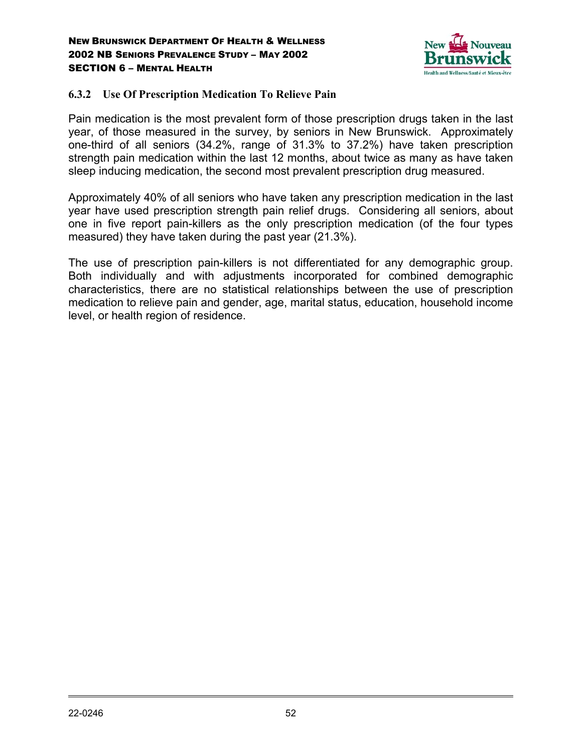### 6.3.2 Use Of Prescription Medication To Relieve Pain

Pain medication is the most prevalent form of those prescription drugs taken in the last year, of those measured in the survey, by seniors in New Brunswick. Approximately one-third of all seniors (34.2%, range of 31.3% to 37.2%) have taken prescription strength pain medication within the last 12 months, about twice as many as have taken sleep inducing medication, the second most prevalent prescription drug measured.

Approximately 40% of all seniors who have taken any prescription medication in the last year have used prescription strength pain relief drugs. Considering all seniors, about one in five report pain-killers as the only prescription medication (of the four types measured) they have taken during the past year (21.3%).

The use of prescription pain-killers is not differentiated for any demographic group. Both individually and with adjustments incorporated for combined demographic characteristics, there are no statistical relationships between the use of prescription medication to relieve pain and gender, age, marital status, education, household income level, or health region of residence.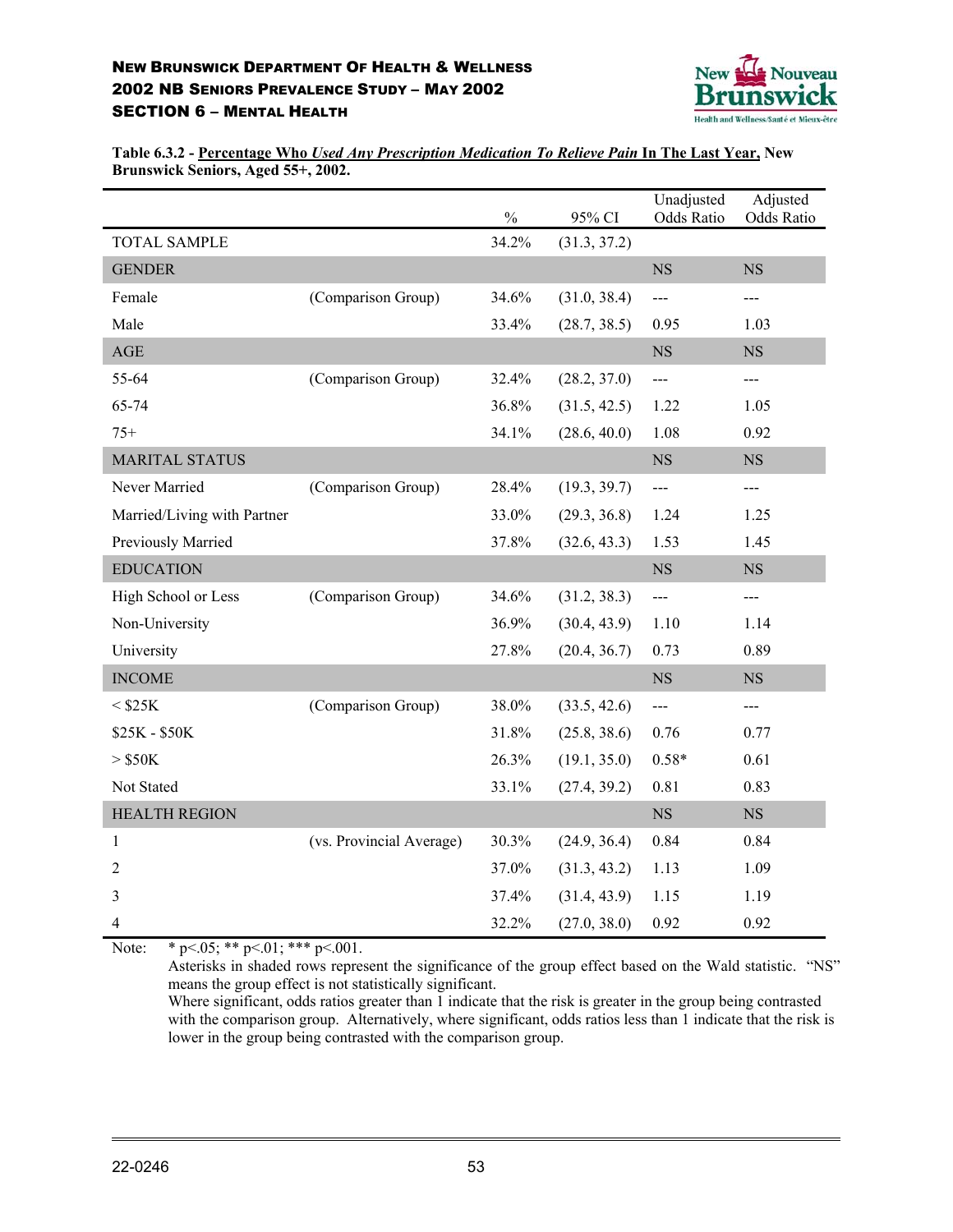**Table 6.3.2 - <u>Percentage Who *Used Any Prescription Medication To Relieve Pain* In The Last Year,</u> New Brunswick Seniors, Aged 55+, 2002.**

| | | % | 95% CI | Unadjusted Odds Ratio | Adjusted Odds Ratio |
|---|---|---|---|---|---|
| TOTAL SAMPLE | | 34.2% | (31.3, 37.2) | | |
| GENDER | | | | NS | NS |
| Female | (Comparison Group) | 34.6% | (31.0, 38.4) | --- | --- |
| Male | | 33.4% | (28.7, 38.5) | 0.95 | 1.03 |
| AGE | | | | NS | NS |
| 55-64 | (Comparison Group) | 32.4% | (28.2, 37.0) | --- | --- |
| 65-74 | | 36.8% | (31.5, 42.5) | 1.22 | 1.05 |
| 75+ | | 34.1% | (28.6, 40.0) | 1.08 | 0.92 |
| MARITAL STATUS | | | | NS | NS |
| Never Married | (Comparison Group) | 28.4% | (19.3, 39.7) | --- | --- |
| Married/Living with Partner | | 33.0% | (29.3, 36.8) | 1.24 | 1.25 |
| Previously Married | | 37.8% | (32.6, 43.3) | 1.53 | 1.45 |
| EDUCATION | | | | NS | NS |
| High School or Less | (Comparison Group) | 34.6% | (31.2, 38.3) | --- | --- |
| Non-University | | 36.9% | (30.4, 43.9) | 1.10 | 1.14 |
| University | | 27.8% | (20.4, 36.7) | 0.73 | 0.89 |
| INCOME | | | | NS | NS |
| < $25K | (Comparison Group) | 38.0% | (33.5, 42.6) | --- | --- |
| $25K - $50K | | 31.8% | (25.8, 38.6) | 0.76 | 0.77 |
| > $50K | | 26.3% | (19.1, 35.0) | 0.58* | 0.61 |
| Not Stated | | 33.1% | (27.4, 39.2) | 0.81 | 0.83 |
| HEALTH REGION | | | | NS | NS |
| 1 | (vs. Provincial Average) | 30.3% | (24.9, 36.4) | 0.84 | 0.84 |
| 2 | | 37.0% | (31.3, 43.2) | 1.13 | 1.09 |
| 3 | | 37.4% | (31.4, 43.9) | 1.15 | 1.19 |
| 4 | | 32.2% | (27.0, 38.0) | 0.92 | 0.92 |

Note: * $p<.05$; ** $p<.01$; *** $p<.001$.
Asterisks in shaded rows represent the significance of the group effect based on the Wald statistic. "NS" means the group effect is not statistically significant.
Where significant, odds ratios greater than 1 indicate that the risk is greater in the group being contrasted with the comparison group. Alternatively, where significant, odds ratios less than 1 indicate that the risk is lower in the group being contrasted with the comparison group.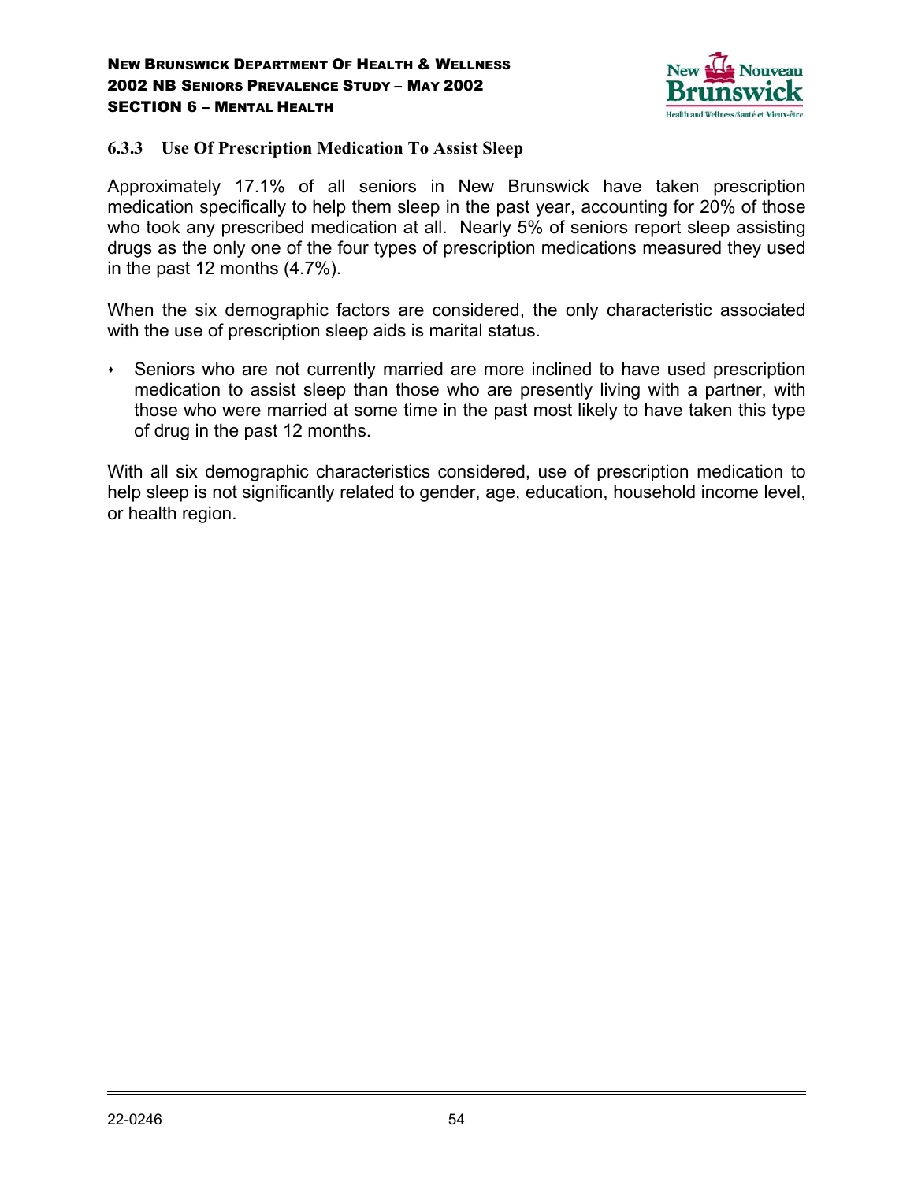### 6.3.3 Use Of Prescription Medication To Assist Sleep

Approximately 17.1% of all seniors in New Brunswick have taken prescription medication specifically to help them sleep in the past year, accounting for 20% of those who took any prescribed medication at all. Nearly 5% of seniors report sleep assisting drugs as the only one of the four types of prescription medications measured they used in the past 12 months (4.7%).

When the six demographic factors are considered, the only characteristic associated with the use of prescription sleep aids is marital status.

- Seniors who are not currently married are more inclined to have used prescription medication to assist sleep than those who are presently living with a partner, with those who were married at some time in the past most likely to have taken this type of drug in the past 12 months.

With all six demographic characteristics considered, use of prescription medication to help sleep is not significantly related to gender, age, education, household income level, or health region.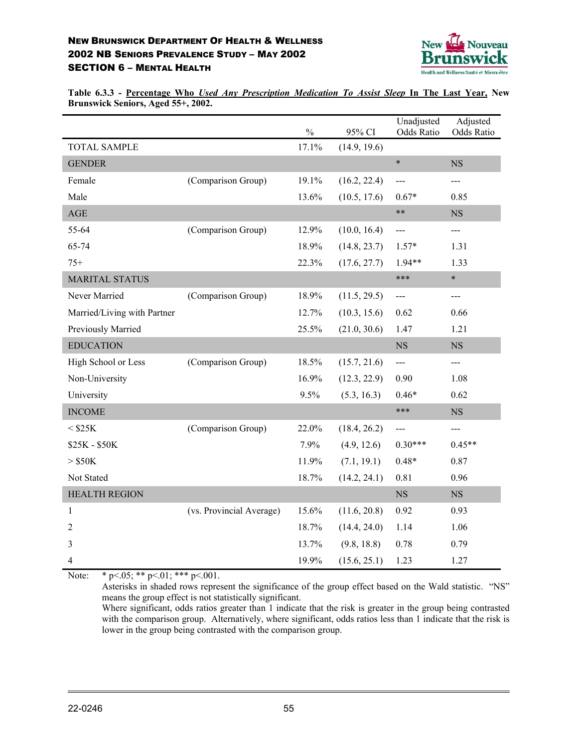**Table 6.3.3 - Percentage Who *Used Any Prescription Medication To Assist Sleep* In The Last Year, New Brunswick Seniors, Aged 55+, 2002.**

| | | % | 95% CI | Unadjusted Odds Ratio | Adjusted Odds Ratio |
|---|---|---|---|---|---|
| TOTAL SAMPLE | | 17.1% | (14.9, 19.6) | | |
| GENDER | | | | * | NS |
| Female | (Comparison Group) | 19.1% | (16.2, 22.4) | --- | --- |
| Male | | 13.6% | (10.5, 17.6) | 0.67* | 0.85 |
| AGE | | | | ** | NS |
| 55-64 | (Comparison Group) | 12.9% | (10.0, 16.4) | --- | --- |
| 65-74 | | 18.9% | (14.8, 23.7) | 1.57* | 1.31 |
| 75+ | | 22.3% | (17.6, 27.7) | 1.94** | 1.33 |
| MARITAL STATUS | | | | *** | * |
| Never Married | (Comparison Group) | 18.9% | (11.5, 29.5) | --- | --- |
| Married/Living with Partner | | 12.7% | (10.3, 15.6) | 0.62 | 0.66 |
| Previously Married | | 25.5% | (21.0, 30.6) | 1.47 | 1.21 |
| EDUCATION | | | | NS | NS |
| High School or Less | (Comparison Group) | 18.5% | (15.7, 21.6) | --- | --- |
| Non-University | | 16.9% | (12.3, 22.9) | 0.90 | 1.08 |
| University | | 9.5% | (5.3, 16.3) | 0.46* | 0.62 |
| INCOME | | | | *** | NS |
| < $25K | (Comparison Group) | 22.0% | (18.4, 26.2) | --- | --- |
| $25K - $50K | | 7.9% | (4.9, 12.6) | 0.30*** | 0.45** |
| > $50K | | 11.9% | (7.1, 19.1) | 0.48* | 0.87 |
| Not Stated | | 18.7% | (14.2, 24.1) | 0.81 | 0.96 |
| HEALTH REGION | | | | NS | NS |
| 1 | (vs. Provincial Average) | 15.6% | (11.6, 20.8) | 0.92 | 0.93 |
| 2 | | 18.7% | (14.4, 24.0) | 1.14 | 1.06 |
| 3 | | 13.7% | (9.8, 18.8) | 0.78 | 0.79 |
| 4 | | 19.9% | (15.6, 25.1) | 1.23 | 1.27 |

Note: * p<.05; ** p<.01; *** p<.001.
Asterisks in shaded rows represent the significance of the group effect based on the Wald statistic. "NS" means the group effect is not statistically significant.
Where significant, odds ratios greater than 1 indicate that the risk is greater in the group being contrasted with the comparison group. Alternatively, where significant, odds ratios less than 1 indicate that the risk is lower in the group being contrasted with the comparison group.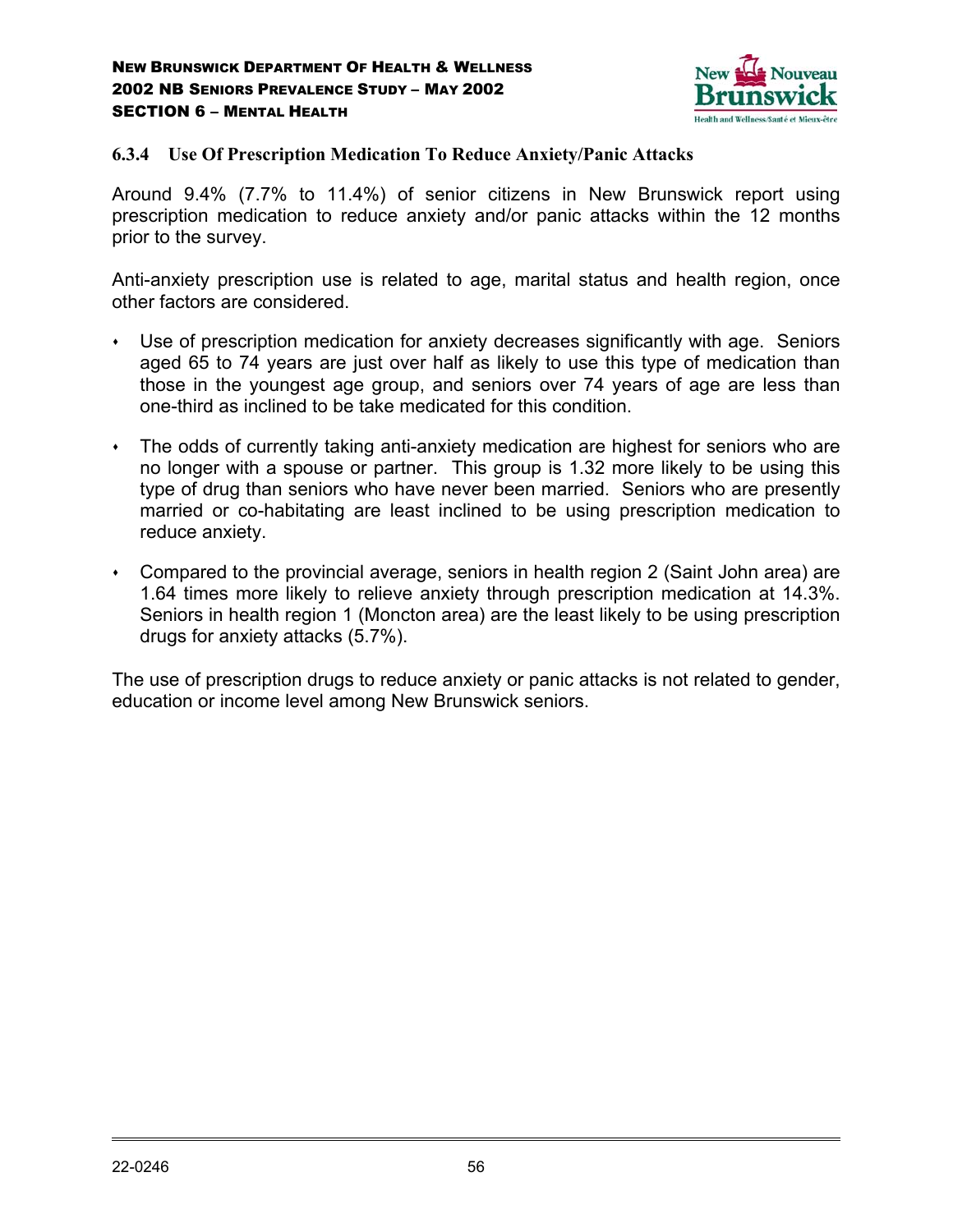### 6.3.4 Use Of Prescription Medication To Reduce Anxiety/Panic Attacks

Around 9.4% (7.7% to 11.4%) of senior citizens in New Brunswick report using prescription medication to reduce anxiety and/or panic attacks within the 12 months prior to the survey.

Anti-anxiety prescription use is related to age, marital status and health region, once other factors are considered.

- Use of prescription medication for anxiety decreases significantly with age. Seniors aged 65 to 74 years are just over half as likely to use this type of medication than those in the youngest age group, and seniors over 74 years of age are less than one-third as inclined to be take medicated for this condition.
- The odds of currently taking anti-anxiety medication are highest for seniors who are no longer with a spouse or partner. This group is 1.32 more likely to be using this type of drug than seniors who have never been married. Seniors who are presently married or co-habitating are least inclined to be using prescription medication to reduce anxiety.
- Compared to the provincial average, seniors in health region 2 (Saint John area) are 1.64 times more likely to relieve anxiety through prescription medication at 14.3%. Seniors in health region 1 (Moncton area) are the least likely to be using prescription drugs for anxiety attacks (5.7%).

The use of prescription drugs to reduce anxiety or panic attacks is not related to gender, education or income level among New Brunswick seniors.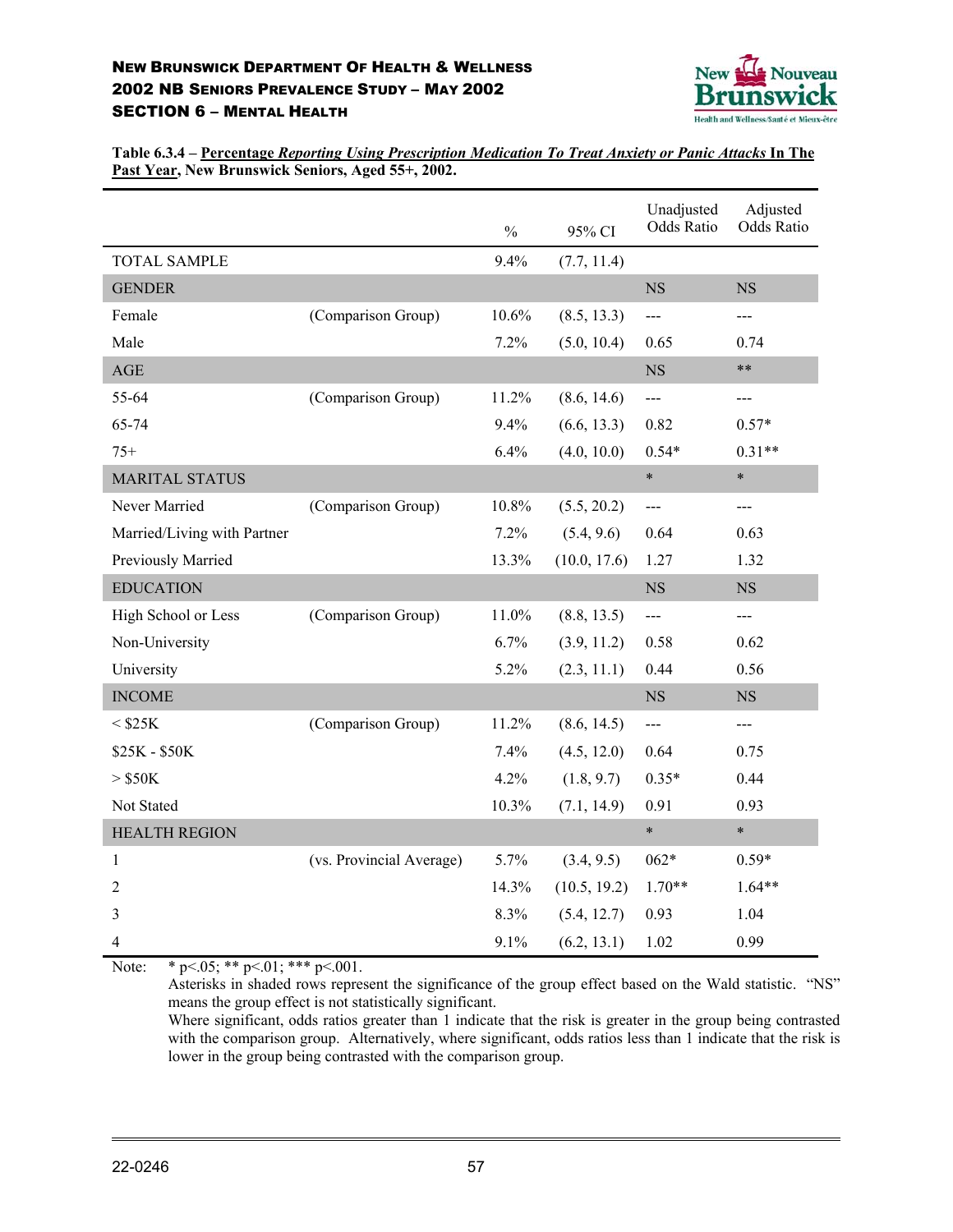**Table 6.3.4 – Percentage *Reporting Using Prescription Medication To Treat Anxiety or Panic Attacks* In The Past Year, New Brunswick Seniors, Aged 55+, 2002.**

| | | % | 95% CI | Unadjusted Odds Ratio | Adjusted Odds Ratio |
|---|---|---|---|---|---|
| TOTAL SAMPLE | | 9.4% | (7.7, 11.4) | | |
| GENDER | | | | NS | NS |
| Female | (Comparison Group) | 10.6% | (8.5, 13.3) | --- | --- |
| Male | | 7.2% | (5.0, 10.4) | 0.65 | 0.74 |
| AGE | | | | NS | ** |
| 55-64 | (Comparison Group) | 11.2% | (8.6, 14.6) | --- | --- |
| 65-74 | | 9.4% | (6.6, 13.3) | 0.82 | 0.57* |
| 75+ | | 6.4% | (4.0, 10.0) | 0.54* | 0.31** |
| MARITAL STATUS | | | | * | * |
| Never Married | (Comparison Group) | 10.8% | (5.5, 20.2) | --- | --- |
| Married/Living with Partner | | 7.2% | (5.4, 9.6) | 0.64 | 0.63 |
| Previously Married | | 13.3% | (10.0, 17.6) | 1.27 | 1.32 |
| EDUCATION | | | | NS | NS |
| High School or Less | (Comparison Group) | 11.0% | (8.8, 13.5) | --- | --- |
| Non-University | | 6.7% | (3.9, 11.2) | 0.58 | 0.62 |
| University | | 5.2% | (2.3, 11.1) | 0.44 | 0.56 |
| INCOME | | | | NS | NS |
| < $25K | (Comparison Group) | 11.2% | (8.6, 14.5) | --- | --- |
| $25K - $50K | | 7.4% | (4.5, 12.0) | 0.64 | 0.75 |
| > $50K | | 4.2% | (1.8, 9.7) | 0.35* | 0.44 |
| Not Stated | | 10.3% | (7.1, 14.9) | 0.91 | 0.93 |
| HEALTH REGION | | | | * | * |
| 1 | (vs. Provincial Average) | 5.7% | (3.4, 9.5) | 062* | 0.59* |
| 2 | | 14.3% | (10.5, 19.2) | 1.70** | 1.64** |
| 3 | | 8.3% | (5.4, 12.7) | 0.93 | 1.04 |
| 4 | | 9.1% | (6.2, 13.1) | 1.02 | 0.99 |

Note: * $p<.05$; ** $p<.01$; *** $p<.001$.
Asterisks in shaded rows represent the significance of the group effect based on the Wald statistic. "NS" means the group effect is not statistically significant.
Where significant, odds ratios greater than 1 indicate that the risk is greater in the group being contrasted with the comparison group. Alternatively, where significant, odds ratios less than 1 indicate that the risk is lower in the group being contrasted with the comparison group.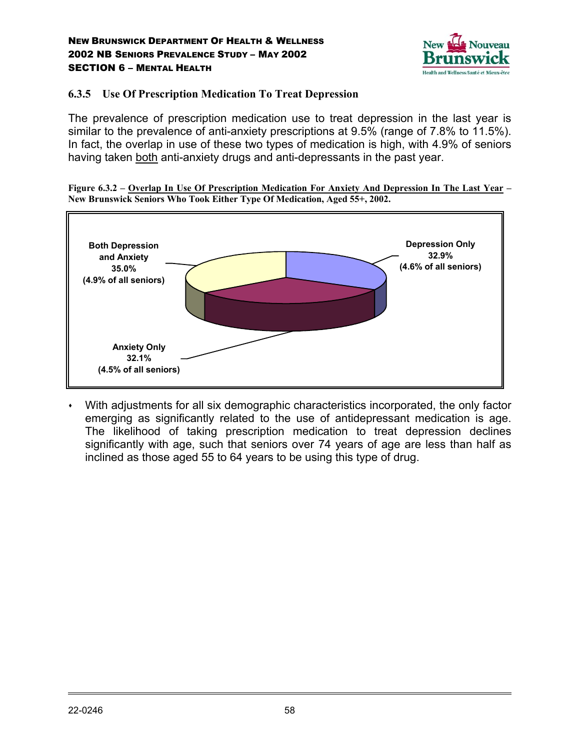### 6.3.5 Use Of Prescription Medication To Treat Depression

The prevalence of prescription medication use to treat depression in the last year is similar to the prevalence of anti-anxiety prescriptions at 9.5% (range of 7.8% to 11.5%). In fact, the overlap in use of these two types of medication is high, with 4.9% of seniors having taken both anti-anxiety drugs and anti-depressants in the past year.

**Figure 6.3.2 – Overlap In Use Of Prescription Medication For Anxiety And Depression In The Last Year – New Brunswick Seniors Who Took Either Type Of Medication, Aged 55+, 2002.**

Both Depression and Anxiety 35.0% (4.9% of all seniors)

Depression Only 32.9% (4.6% of all seniors)

Anxiety Only 32.1% (4.5% of all seniors)

- With adjustments for all six demographic characteristics incorporated, the only factor emerging as significantly related to the use of antidepressant medication is age. The likelihood of taking prescription medication to treat depression declines significantly with age, such that seniors over 74 years of age are less than half as inclined as those aged 55 to 64 years to be using this type of drug.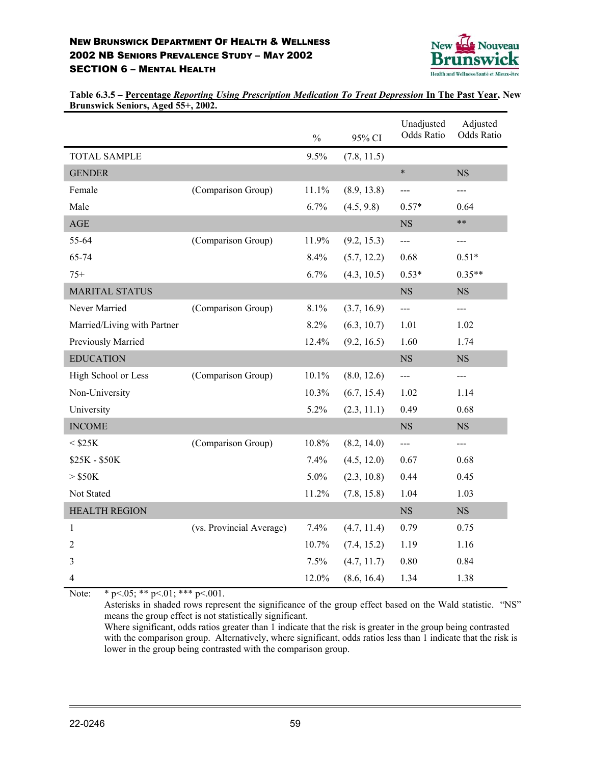**Table 6.3.5 – Percentage *Reporting Using Prescription Medication To Treat Depression* In The Past Year, New Brunswick Seniors, Aged 55+, 2002.**

| | | % | 95% CI | Unadjusted Odds Ratio | Adjusted Odds Ratio |
|---|---|---|---|---|---|
| TOTAL SAMPLE | | 9.5% | (7.8, 11.5) | | |
| GENDER | | | | * | NS |
| Female | (Comparison Group) | 11.1% | (8.9, 13.8) | --- | --- |
| Male | | 6.7% | (4.5, 9.8) | 0.57* | 0.64 |
| AGE | | | | NS | ** |
| 55-64 | (Comparison Group) | 11.9% | (9.2, 15.3) | --- | --- |
| 65-74 | | 8.4% | (5.7, 12.2) | 0.68 | 0.51* |
| 75+ | | 6.7% | (4.3, 10.5) | 0.53* | 0.35** |
| MARITAL STATUS | | | | NS | NS |
| Never Married | (Comparison Group) | 8.1% | (3.7, 16.9) | --- | --- |
| Married/Living with Partner | | 8.2% | (6.3, 10.7) | 1.01 | 1.02 |
| Previously Married | | 12.4% | (9.2, 16.5) | 1.60 | 1.74 |
| EDUCATION | | | | NS | NS |
| High School or Less | (Comparison Group) | 10.1% | (8.0, 12.6) | --- | --- |
| Non-University | | 10.3% | (6.7, 15.4) | 1.02 | 1.14 |
| University | | 5.2% | (2.3, 11.1) | 0.49 | 0.68 |
| INCOME | | | | NS | NS |
| < $25K | (Comparison Group) | 10.8% | (8.2, 14.0) | --- | --- |
| $25K - $50K | | 7.4% | (4.5, 12.0) | 0.67 | 0.68 |
| > $50K | | 5.0% | (2.3, 10.8) | 0.44 | 0.45 |
| Not Stated | | 11.2% | (7.8, 15.8) | 1.04 | 1.03 |
| HEALTH REGION | | | | NS | NS |
| 1 | (vs. Provincial Average) | 7.4% | (4.7, 11.4) | 0.79 | 0.75 |
| 2 | | 10.7% | (7.4, 15.2) | 1.19 | 1.16 |
| 3 | | 7.5% | (4.7, 11.7) | 0.80 | 0.84 |
| 4 | | 12.0% | (8.6, 16.4) | 1.34 | 1.38 |

Note: * p<.05; ** p<.01; *** p<.001.
Asterisks in shaded rows represent the significance of the group effect based on the Wald statistic. "NS" means the group effect is not statistically significant.
Where significant, odds ratios greater than 1 indicate that the risk is greater in the group being contrasted with the comparison group. Alternatively, where significant, odds ratios less than 1 indicate that the risk is lower in the group being contrasted with the comparison group.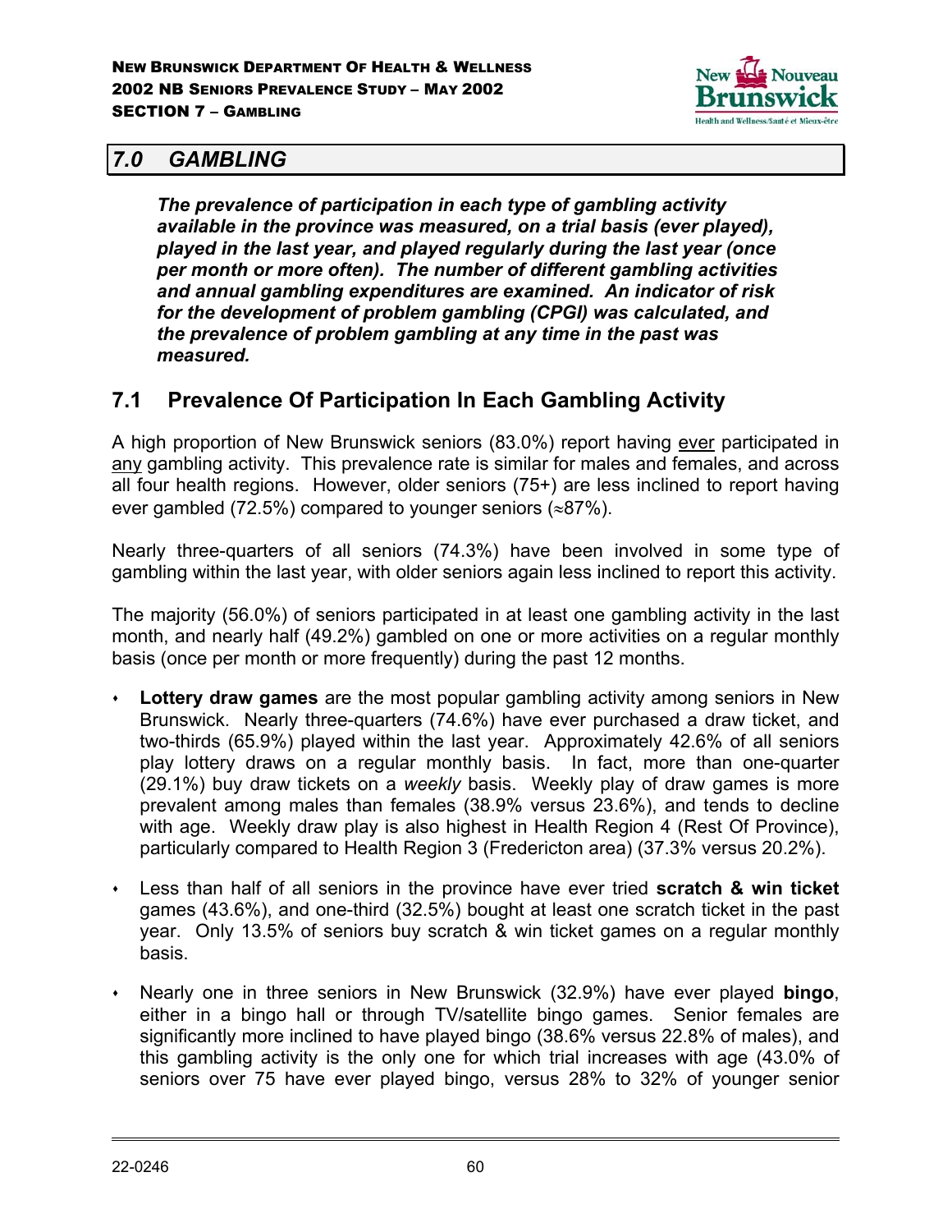## 7.0 GAMBLING

***The prevalence of participation in each type of gambling activity available in the province was measured, on a trial basis (ever played), played in the last year, and played regularly during the last year (once per month or more often). The number of different gambling activities and annual gambling expenditures are examined. An indicator of risk for the development of problem gambling (CPGI) was calculated, and the prevalence of problem gambling at any time in the past was measured.***

### 7.1 Prevalence Of Participation In Each Gambling Activity

A high proportion of New Brunswick seniors (83.0%) report having ever participated in any gambling activity. This prevalence rate is similar for males and females, and across all four health regions. However, older seniors (75+) are less inclined to report having ever gambled (72.5%) compared to younger seniors (≈87%).

Nearly three-quarters of all seniors (74.3%) have been involved in some type of gambling within the last year, with older seniors again less inclined to report this activity.

The majority (56.0%) of seniors participated in at least one gambling activity in the last month, and nearly half (49.2%) gambled on one or more activities on a regular monthly basis (once per month or more frequently) during the past 12 months.

- **Lottery draw games** are the most popular gambling activity among seniors in New Brunswick. Nearly three-quarters (74.6%) have ever purchased a draw ticket, and two-thirds (65.9%) played within the last year. Approximately 42.6% of all seniors play lottery draws on a regular monthly basis. In fact, more than one-quarter (29.1%) buy draw tickets on a *weekly* basis. Weekly play of draw games is more prevalent among males than females (38.9% versus 23.6%), and tends to decline with age. Weekly draw play is also highest in Health Region 4 (Rest Of Province), particularly compared to Health Region 3 (Fredericton area) (37.3% versus 20.2%).
- Less than half of all seniors in the province have ever tried **scratch & win ticket** games (43.6%), and one-third (32.5%) bought at least one scratch ticket in the past year. Only 13.5% of seniors buy scratch & win ticket games on a regular monthly basis.
- Nearly one in three seniors in New Brunswick (32.9%) have ever played **bingo**, either in a bingo hall or through TV/satellite bingo games. Senior females are significantly more inclined to have played bingo (38.6% versus 22.8% of males), and this gambling activity is the only one for which trial increases with age (43.0% of seniors over 75 have ever played bingo, versus 28% to 32% of younger senior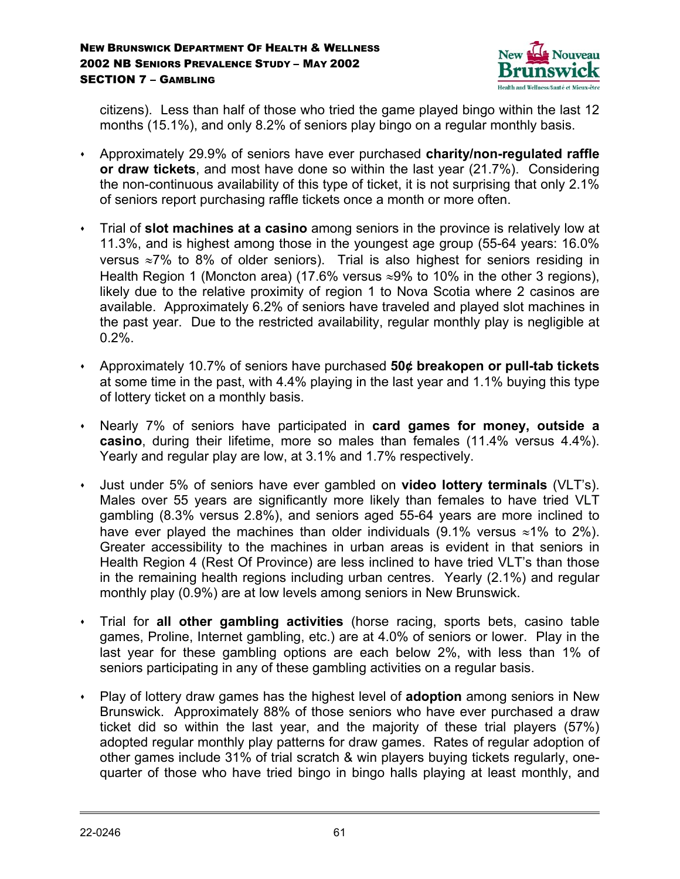citizens). Less than half of those who tried the game played bingo within the last 12 months (15.1%), and only 8.2% of seniors play bingo on a regular monthly basis.

- Approximately 29.9% of seniors have ever purchased **charity/non-regulated raffle or draw tickets**, and most have done so within the last year (21.7%). Considering the non-continuous availability of this type of ticket, it is not surprising that only 2.1% of seniors report purchasing raffle tickets once a month or more often.

- Trial of **slot machines at a casino** among seniors in the province is relatively low at 11.3%, and is highest among those in the youngest age group (55-64 years: 16.0% versus ≈7% to 8% of older seniors). Trial is also highest for seniors residing in Health Region 1 (Moncton area) (17.6% versus ≈9% to 10% in the other 3 regions), likely due to the relative proximity of region 1 to Nova Scotia where 2 casinos are available. Approximately 6.2% of seniors have traveled and played slot machines in the past year. Due to the restricted availability, regular monthly play is negligible at 0.2%.

- Approximately 10.7% of seniors have purchased **50¢ breakopen or pull-tab tickets** at some time in the past, with 4.4% playing in the last year and 1.1% buying this type of lottery ticket on a monthly basis.

- Nearly 7% of seniors have participated in **card games for money, outside a casino**, during their lifetime, more so males than females (11.4% versus 4.4%). Yearly and regular play are low, at 3.1% and 1.7% respectively.

- Just under 5% of seniors have ever gambled on **video lottery terminals** (VLT's). Males over 55 years are significantly more likely than females to have tried VLT gambling (8.3% versus 2.8%), and seniors aged 55-64 years are more inclined to have ever played the machines than older individuals (9.1% versus ≈1% to 2%). Greater accessibility to the machines in urban areas is evident in that seniors in Health Region 4 (Rest Of Province) are less inclined to have tried VLT's than those in the remaining health regions including urban centres. Yearly (2.1%) and regular monthly play (0.9%) are at low levels among seniors in New Brunswick.

- Trial for **all other gambling activities** (horse racing, sports bets, casino table games, Proline, Internet gambling, etc.) are at 4.0% of seniors or lower. Play in the last year for these gambling options are each below 2%, with less than 1% of seniors participating in any of these gambling activities on a regular basis.

- Play of lottery draw games has the highest level of **adoption** among seniors in New Brunswick. Approximately 88% of those seniors who have ever purchased a draw ticket did so within the last year, and the majority of these trial players (57%) adopted regular monthly play patterns for draw games. Rates of regular adoption of other games include 31% of trial scratch & win players buying tickets regularly, one-quarter of those who have tried bingo in bingo halls playing at least monthly, and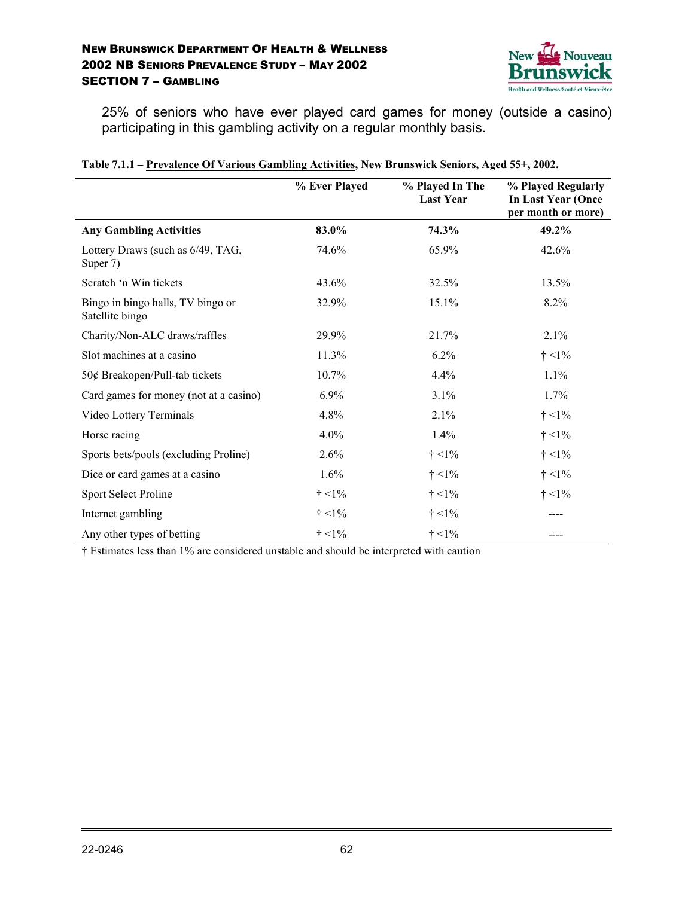25% of seniors who have ever played card games for money (outside a casino) participating in this gambling activity on a regular monthly basis.

**Table 7.1.1 – Prevalence Of Various Gambling Activities, New Brunswick Seniors, Aged 55+, 2002.**

| | % Ever Played | % Played In The Last Year | % Played Regularly In Last Year (Once per month or more) |
|---|---|---|---|
| **Any Gambling Activities** | **83.0%** | **74.3%** | **49.2%** |
| Lottery Draws (such as 6/49, TAG, Super 7) | 74.6% | 65.9% | 42.6% |
| Scratch 'n Win tickets | 43.6% | 32.5% | 13.5% |
| Bingo in bingo halls, TV bingo or Satellite bingo | 32.9% | 15.1% | 8.2% |
| Charity/Non-ALC draws/raffles | 29.9% | 21.7% | 2.1% |
| Slot machines at a casino | 11.3% | 6.2% | † <1% |
| 50¢ Breakopen/Pull-tab tickets | 10.7% | 4.4% | 1.1% |
| Card games for money (not at a casino) | 6.9% | 3.1% | 1.7% |
| Video Lottery Terminals | 4.8% | 2.1% | † <1% |
| Horse racing | 4.0% | 1.4% | † <1% |
| Sports bets/pools (excluding Proline) | 2.6% | † <1% | † <1% |
| Dice or card games at a casino | 1.6% | † <1% | † <1% |
| Sport Select Proline | † <1% | † <1% | † <1% |
| Internet gambling | † <1% | † <1% | ---- |
| Any other types of betting | † <1% | † <1% | ---- |

† Estimates less than 1% are considered unstable and should be interpreted with caution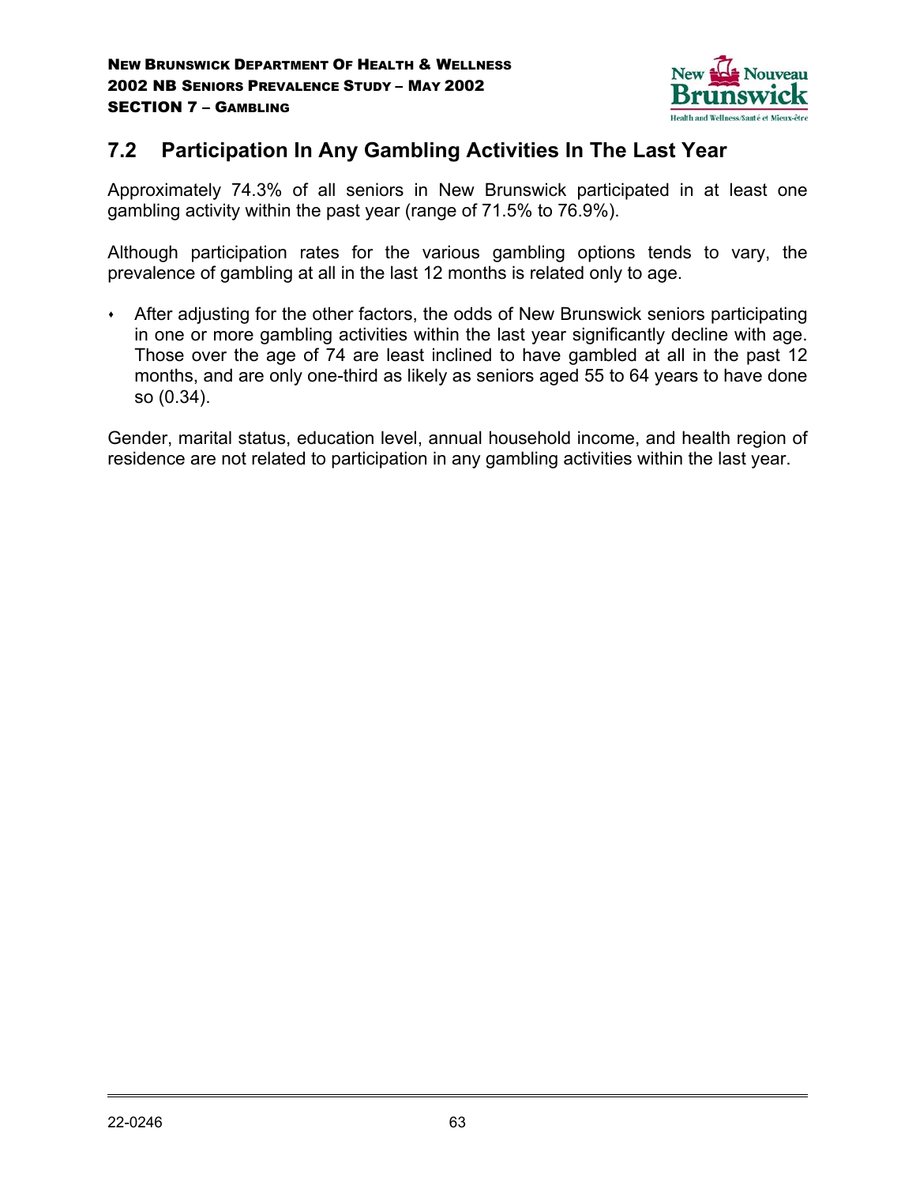## 7.2 Participation In Any Gambling Activities In The Last Year

Approximately 74.3% of all seniors in New Brunswick participated in at least one gambling activity within the past year (range of 71.5% to 76.9%).

Although participation rates for the various gambling options tends to vary, the prevalence of gambling at all in the last 12 months is related only to age.

- After adjusting for the other factors, the odds of New Brunswick seniors participating in one or more gambling activities within the last year significantly decline with age. Those over the age of 74 are least inclined to have gambled at all in the past 12 months, and are only one-third as likely as seniors aged 55 to 64 years to have done so (0.34).

Gender, marital status, education level, annual household income, and health region of residence are not related to participation in any gambling activities within the last year.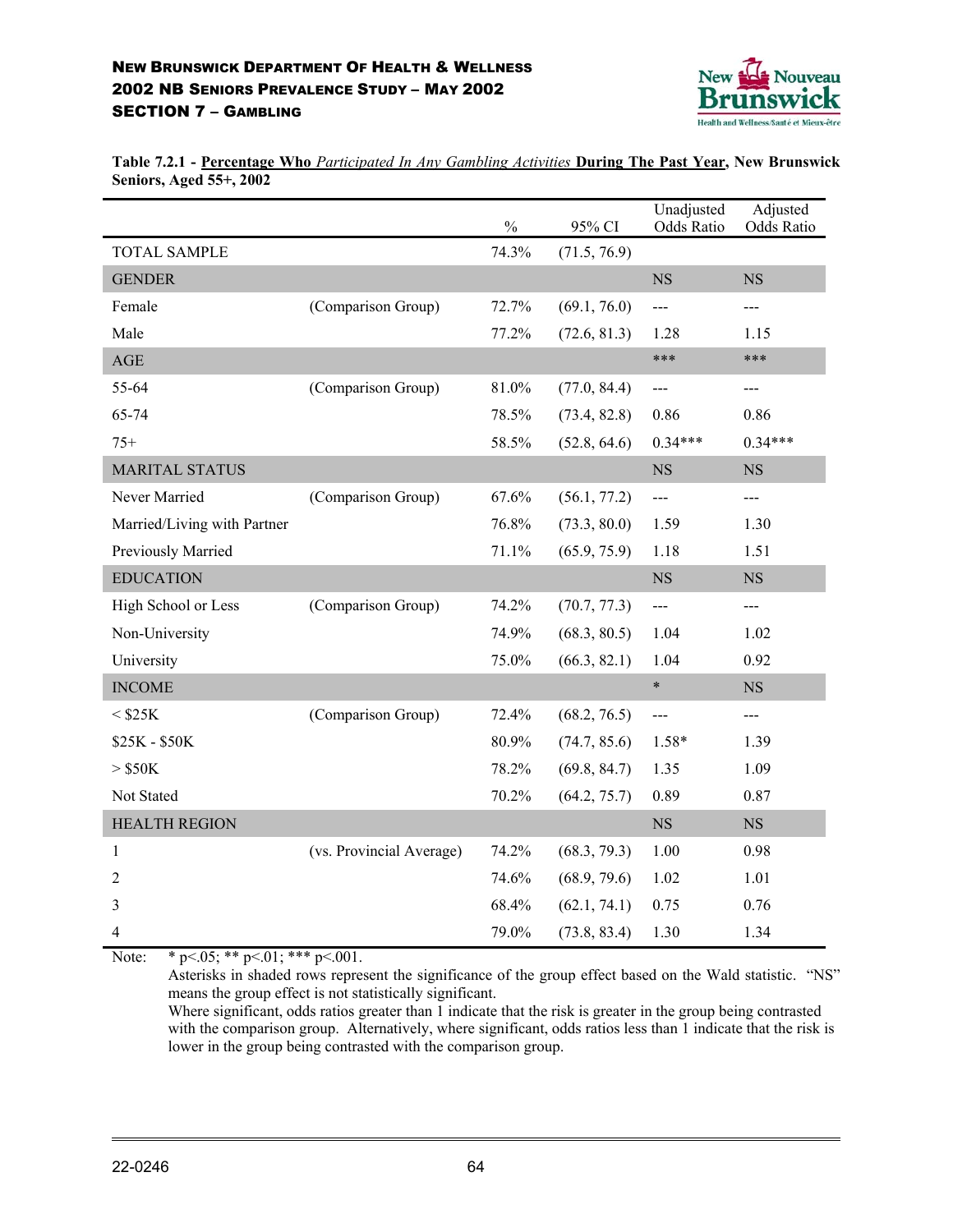**Table 7.2.1 - Percentage Who *Participated In Any Gambling Activities* During The Past Year, New Brunswick Seniors, Aged 55+, 2002**

| | | % | 95% CI | Unadjusted Odds Ratio | Adjusted Odds Ratio |
|---|---|---|---|---|---|
| TOTAL SAMPLE | | 74.3% | (71.5, 76.9) | | |
| GENDER | | | | NS | NS |
| Female | (Comparison Group) | 72.7% | (69.1, 76.0) | --- | --- |
| Male | | 77.2% | (72.6, 81.3) | 1.28 | 1.15 |
| AGE | | | | *** | *** |
| 55-64 | (Comparison Group) | 81.0% | (77.0, 84.4) | --- | --- |
| 65-74 | | 78.5% | (73.4, 82.8) | 0.86 | 0.86 |
| 75+ | | 58.5% | (52.8, 64.6) | 0.34*** | 0.34*** |
| MARITAL STATUS | | | | NS | NS |
| Never Married | (Comparison Group) | 67.6% | (56.1, 77.2) | --- | --- |
| Married/Living with Partner | | 76.8% | (73.3, 80.0) | 1.59 | 1.30 |
| Previously Married | | 71.1% | (65.9, 75.9) | 1.18 | 1.51 |
| EDUCATION | | | | NS | NS |
| High School or Less | (Comparison Group) | 74.2% | (70.7, 77.3) | --- | --- |
| Non-University | | 74.9% | (68.3, 80.5) | 1.04 | 1.02 |
| University | | 75.0% | (66.3, 82.1) | 1.04 | 0.92 |
| INCOME | | | | * | NS |
| < $25K | (Comparison Group) | 72.4% | (68.2, 76.5) | --- | --- |
| $25K - $50K | | 80.9% | (74.7, 85.6) | 1.58* | 1.39 |
| > $50K | | 78.2% | (69.8, 84.7) | 1.35 | 1.09 |
| Not Stated | | 70.2% | (64.2, 75.7) | 0.89 | 0.87 |
| HEALTH REGION | | | | NS | NS |
| 1 | (vs. Provincial Average) | 74.2% | (68.3, 79.3) | 1.00 | 0.98 |
| 2 | | 74.6% | (68.9, 79.6) | 1.02 | 1.01 |
| 3 | | 68.4% | (62.1, 74.1) | 0.75 | 0.76 |
| 4 | | 79.0% | (73.8, 83.4) | 1.30 | 1.34 |

Note: * p<.05; ** p<.01; *** p<.001.
Asterisks in shaded rows represent the significance of the group effect based on the Wald statistic. "NS" means the group effect is not statistically significant.
Where significant, odds ratios greater than 1 indicate that the risk is greater in the group being contrasted with the comparison group. Alternatively, where significant, odds ratios less than 1 indicate that the risk is lower in the group being contrasted with the comparison group.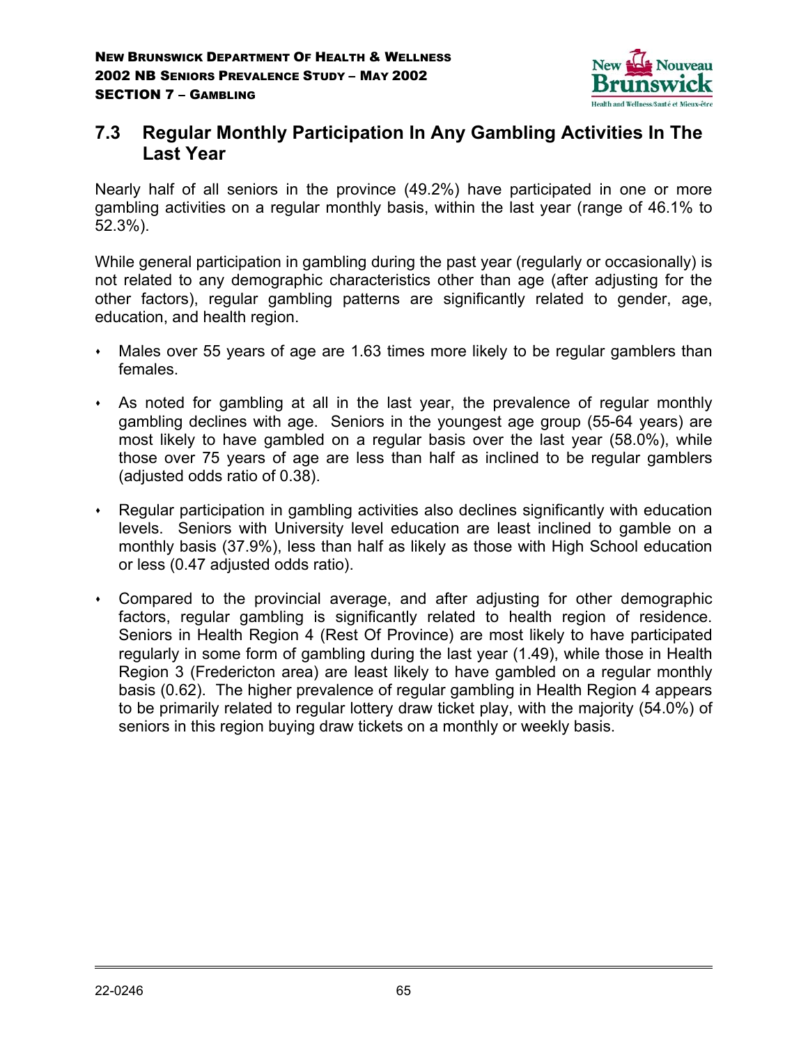## 7.3 Regular Monthly Participation In Any Gambling Activities In The Last Year

Nearly half of all seniors in the province (49.2%) have participated in one or more gambling activities on a regular monthly basis, within the last year (range of 46.1% to 52.3%).

While general participation in gambling during the past year (regularly or occasionally) is not related to any demographic characteristics other than age (after adjusting for the other factors), regular gambling patterns are significantly related to gender, age, education, and health region.

- Males over 55 years of age are 1.63 times more likely to be regular gamblers than females.
- As noted for gambling at all in the last year, the prevalence of regular monthly gambling declines with age. Seniors in the youngest age group (55-64 years) are most likely to have gambled on a regular basis over the last year (58.0%), while those over 75 years of age are less than half as inclined to be regular gamblers (adjusted odds ratio of 0.38).
- Regular participation in gambling activities also declines significantly with education levels. Seniors with University level education are least inclined to gamble on a monthly basis (37.9%), less than half as likely as those with High School education or less (0.47 adjusted odds ratio).
- Compared to the provincial average, and after adjusting for other demographic factors, regular gambling is significantly related to health region of residence. Seniors in Health Region 4 (Rest Of Province) are most likely to have participated regularly in some form of gambling during the last year (1.49), while those in Health Region 3 (Fredericton area) are least likely to have gambled on a regular monthly basis (0.62). The higher prevalence of regular gambling in Health Region 4 appears to be primarily related to regular lottery draw ticket play, with the majority (54.0%) of seniors in this region buying draw tickets on a monthly or weekly basis.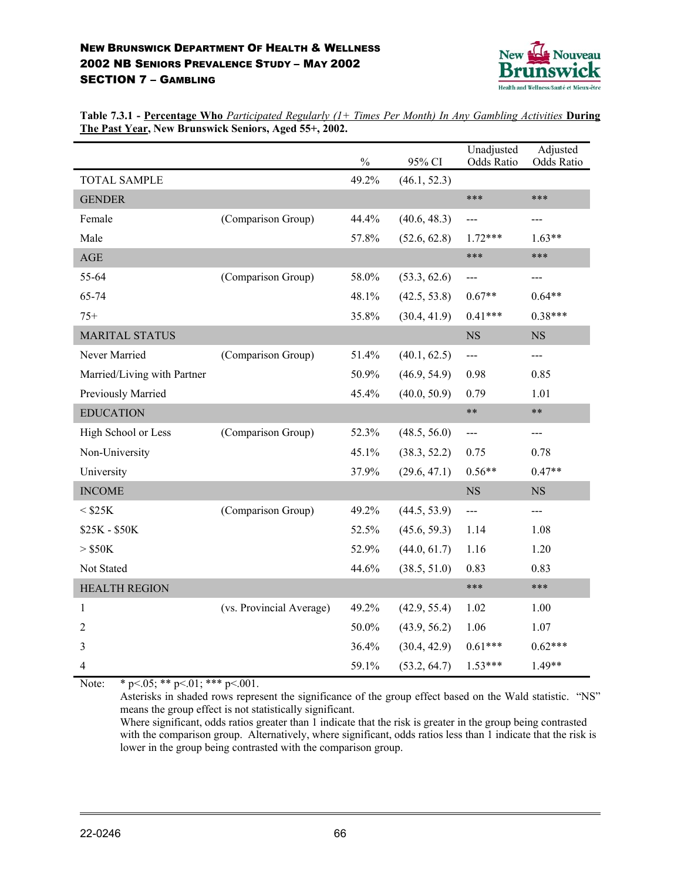**Table 7.3.1 - Percentage Who** *Participated Regularly (1+ Times Per Month) In Any Gambling Activities* **During The Past Year, New Brunswick Seniors, Aged 55+, 2002.**

| | | % | 95% CI | Unadjusted Odds Ratio | Adjusted Odds Ratio |
|---|---|---|---|---|---|
| TOTAL SAMPLE | | 49.2% | (46.1, 52.3) | | |
| GENDER | | | | *** | *** |
| Female | (Comparison Group) | 44.4% | (40.6, 48.3) | --- | --- |
| Male | | 57.8% | (52.6, 62.8) | 1.72*** | 1.63** |
| AGE | | | | *** | *** |
| 55-64 | (Comparison Group) | 58.0% | (53.3, 62.6) | --- | --- |
| 65-74 | | 48.1% | (42.5, 53.8) | 0.67** | 0.64** |
| 75+ | | 35.8% | (30.4, 41.9) | 0.41*** | 0.38*** |
| MARITAL STATUS | | | | NS | NS |
| Never Married | (Comparison Group) | 51.4% | (40.1, 62.5) | --- | --- |
| Married/Living with Partner | | 50.9% | (46.9, 54.9) | 0.98 | 0.85 |
| Previously Married | | 45.4% | (40.0, 50.9) | 0.79 | 1.01 |
| EDUCATION | | | | ** | ** |
| High School or Less | (Comparison Group) | 52.3% | (48.5, 56.0) | --- | --- |
| Non-University | | 45.1% | (38.3, 52.2) | 0.75 | 0.78 |
| University | | 37.9% | (29.6, 47.1) | 0.56** | 0.47** |
| INCOME | | | | NS | NS |
| < $25K | (Comparison Group) | 49.2% | (44.5, 53.9) | --- | --- |
| $25K - $50K | | 52.5% | (45.6, 59.3) | 1.14 | 1.08 |
| > $50K | | 52.9% | (44.0, 61.7) | 1.16 | 1.20 |
| Not Stated | | 44.6% | (38.5, 51.0) | 0.83 | 0.83 |
| HEALTH REGION | | | | *** | *** |
| 1 | (vs. Provincial Average) | 49.2% | (42.9, 55.4) | 1.02 | 1.00 |
| 2 | | 50.0% | (43.9, 56.2) | 1.06 | 1.07 |
| 3 | | 36.4% | (30.4, 42.9) | 0.61*** | 0.62*** |
| 4 | | 59.1% | (53.2, 64.7) | 1.53*** | 1.49** |

Note: * p<.05; ** p<.01; *** p<.001.
Asterisks in shaded rows represent the significance of the group effect based on the Wald statistic. "NS" means the group effect is not statistically significant.
Where significant, odds ratios greater than 1 indicate that the risk is greater in the group being contrasted with the comparison group. Alternatively, where significant, odds ratios less than 1 indicate that the risk is lower in the group being contrasted with the comparison group.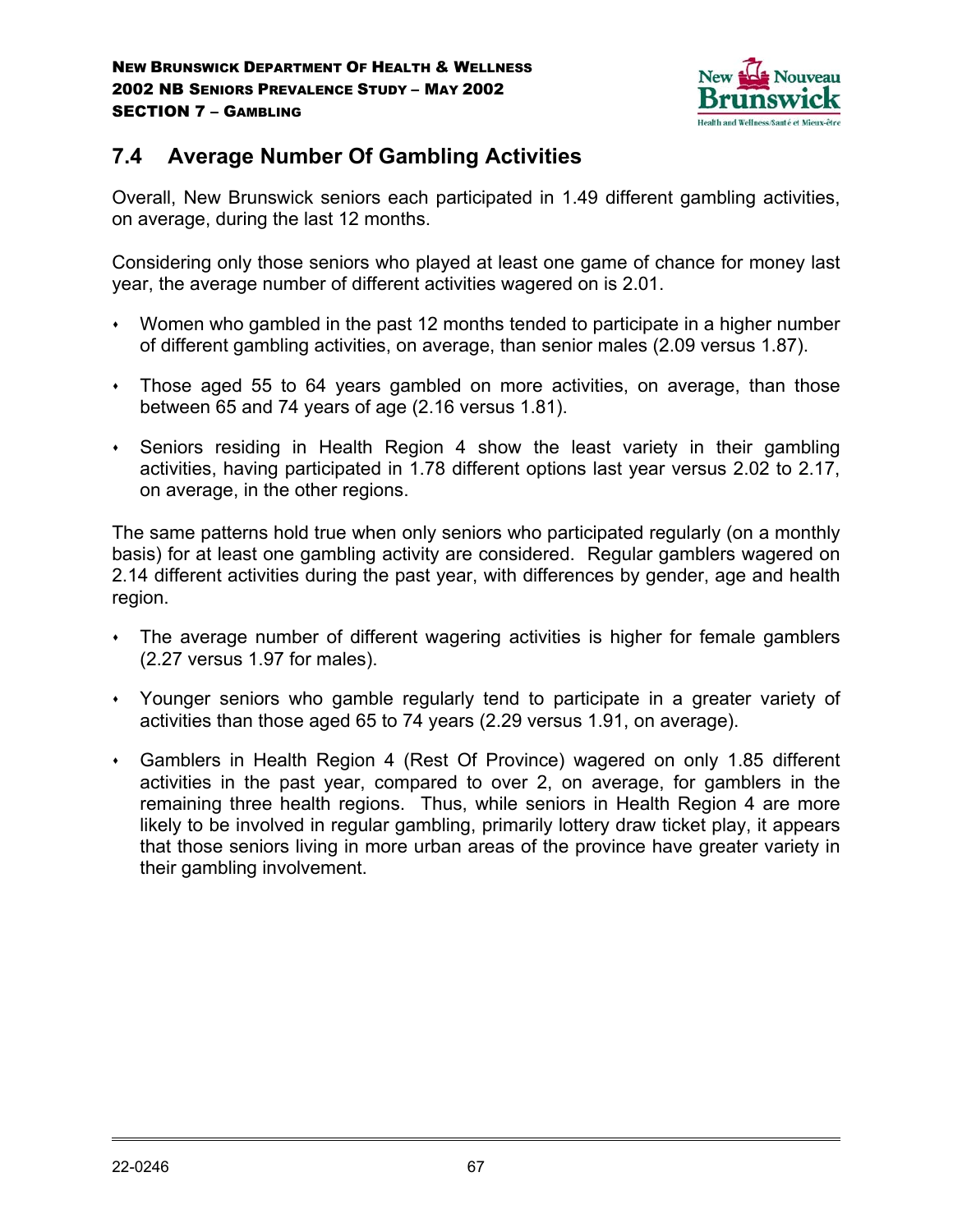## 7.4 Average Number Of Gambling Activities

Overall, New Brunswick seniors each participated in 1.49 different gambling activities, on average, during the last 12 months.

Considering only those seniors who played at least one game of chance for money last year, the average number of different activities wagered on is 2.01.

- Women who gambled in the past 12 months tended to participate in a higher number of different gambling activities, on average, than senior males (2.09 versus 1.87).
- Those aged 55 to 64 years gambled on more activities, on average, than those between 65 and 74 years of age (2.16 versus 1.81).
- Seniors residing in Health Region 4 show the least variety in their gambling activities, having participated in 1.78 different options last year versus 2.02 to 2.17, on average, in the other regions.

The same patterns hold true when only seniors who participated regularly (on a monthly basis) for at least one gambling activity are considered. Regular gamblers wagered on 2.14 different activities during the past year, with differences by gender, age and health region.

- The average number of different wagering activities is higher for female gamblers (2.27 versus 1.97 for males).
- Younger seniors who gamble regularly tend to participate in a greater variety of activities than those aged 65 to 74 years (2.29 versus 1.91, on average).
- Gamblers in Health Region 4 (Rest Of Province) wagered on only 1.85 different activities in the past year, compared to over 2, on average, for gamblers in the remaining three health regions. Thus, while seniors in Health Region 4 are more likely to be involved in regular gambling, primarily lottery draw ticket play, it appears that those seniors living in more urban areas of the province have greater variety in their gambling involvement.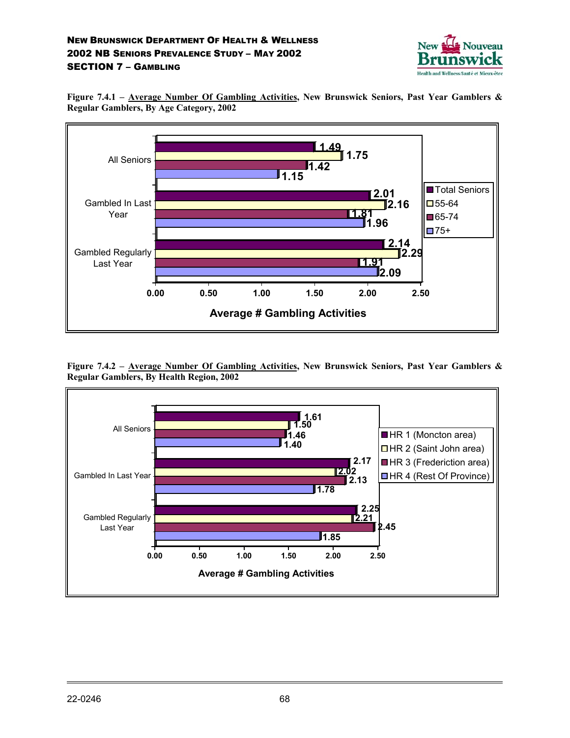**Figure 7.4.1 – Average Number Of Gambling Activities, New Brunswick Seniors, Past Year Gamblers & Regular Gamblers, By Age Category, 2002**

| | Total Seniors | 55-64 | 65-74 | 75+ |
|---|---|---|---|---|
| All Seniors | 1.49 | 1.75 | 1.42 | 1.15 |
| Gambled In Last Year | 2.01 | 2.16 | 1.81 | 1.96 |
| Gambled Regularly Last Year | 2.14 | 2.29 | 1.91 | 2.09 |

Average # Gambling Activities

**Figure 7.4.2 – Average Number Of Gambling Activities, New Brunswick Seniors, Past Year Gamblers & Regular Gamblers, By Health Region, 2002**

| | HR 1 (Moncton area) | HR 2 (Saint John area) | HR 3 (Frederiction area) | HR 4 (Rest Of Province) |
|---|---|---|---|---|
| All Seniors | 1.61 | 1.50 | 1.46 | 1.40 |
| Gambled In Last Year | 2.17 | 2.02 | 2.13 | 1.78 |
| Gambled Regularly Last Year | 2.25 | 2.21 | 2.45 | 1.85 |

Average # Gambling Activities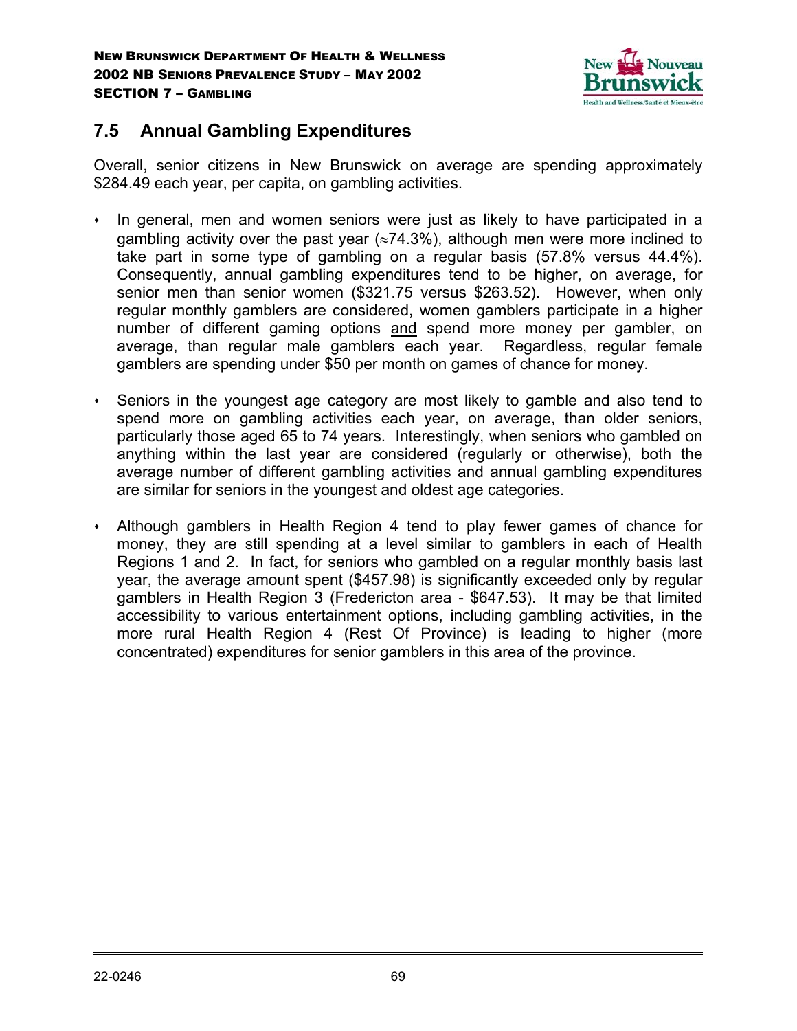## 7.5 Annual Gambling Expenditures

Overall, senior citizens in New Brunswick on average are spending approximately $284.49 each year, per capita, on gambling activities.

- In general, men and women seniors were just as likely to have participated in a gambling activity over the past year (≈74.3%), although men were more inclined to take part in some type of gambling on a regular basis (57.8% versus 44.4%). Consequently, annual gambling expenditures tend to be higher, on average, for senior men than senior women ($321.75 versus $263.52). However, when only regular monthly gamblers are considered, women gamblers participate in a higher number of different gaming options <u>and</u> spend more money per gambler, on average, than regular male gamblers each year. Regardless, regular female gamblers are spending under $50 per month on games of chance for money.
- Seniors in the youngest age category are most likely to gamble and also tend to spend more on gambling activities each year, on average, than older seniors, particularly those aged 65 to 74 years. Interestingly, when seniors who gambled on anything within the last year are considered (regularly or otherwise), both the average number of different gambling activities and annual gambling expenditures are similar for seniors in the youngest and oldest age categories.
- Although gamblers in Health Region 4 tend to play fewer games of chance for money, they are still spending at a level similar to gamblers in each of Health Regions 1 and 2. In fact, for seniors who gambled on a regular monthly basis last year, the average amount spent ($457.98) is significantly exceeded only by regular gamblers in Health Region 3 (Fredericton area - $647.53). It may be that limited accessibility to various entertainment options, including gambling activities, in the more rural Health Region 4 (Rest Of Province) is leading to higher (more concentrated) expenditures for senior gamblers in this area of the province.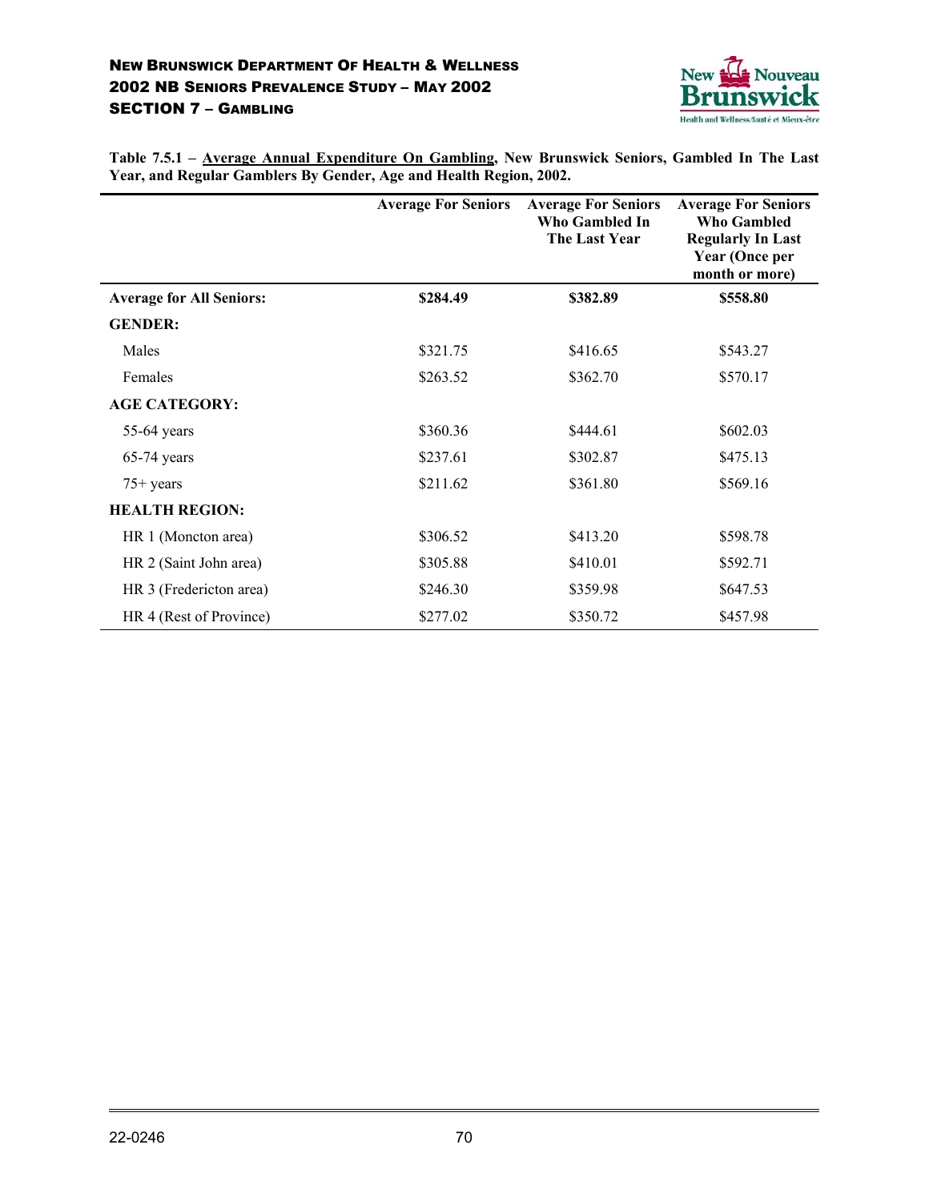**Table 7.5.1 – Average Annual Expenditure On Gambling, New Brunswick Seniors, Gambled In The Last Year, and Regular Gamblers By Gender, Age and Health Region, 2002.**

| | Average For Seniors | Average For Seniors Who Gambled In The Last Year | Average For Seniors Who Gambled Regularly In Last Year (Once per month or more) |
|---|---|---|---|
| **Average for All Seniors:** | **$284.49** | **$382.89** | **$558.80** |
| **GENDER:** | | | |
| Males | $321.75 | $416.65 | $543.27 |
| Females | $263.52 | $362.70 | $570.17 |
| **AGE CATEGORY:** | | | |
| 55-64 years | $360.36 | $444.61 | $602.03 |
| 65-74 years | $237.61 | $302.87 | $475.13 |
| 75+ years | $211.62 | $361.80 | $569.16 |
| **HEALTH REGION:** | | | |
| HR 1 (Moncton area) | $306.52 | $413.20 | $598.78 |
| HR 2 (Saint John area) | $305.88 | $410.01 | $592.71 |
| HR 3 (Fredericton area) | $246.30 | $359.98 | $647.53 |
| HR 4 (Rest of Province) | $277.02 | $350.72 | $457.98 |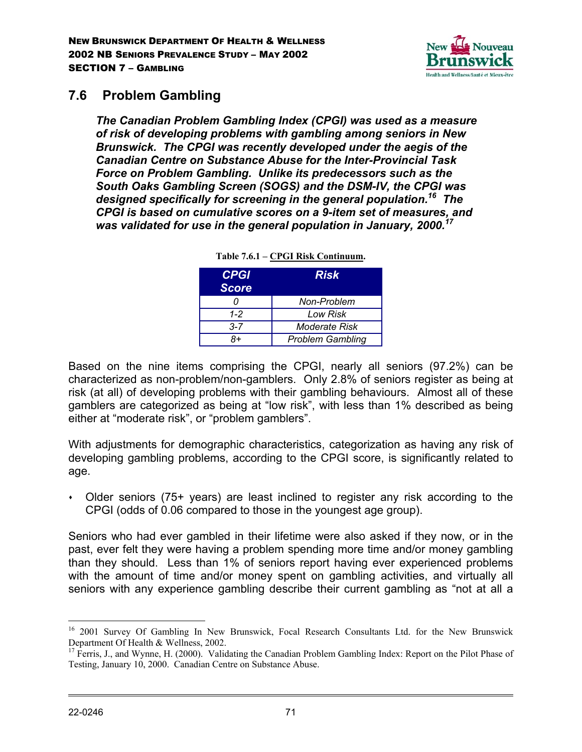## 7.6 Problem Gambling

***The Canadian Problem Gambling Index (CPGI) was used as a measure of risk of developing problems with gambling among seniors in New Brunswick. The CPGI was recently developed under the aegis of the Canadian Centre on Substance Abuse for the Inter-Provincial Task Force on Problem Gambling. Unlike its predecessors such as the South Oaks Gambling Screen (SOGS) and the DSM-IV, the CPGI was designed specifically for screening in the general population.[16] The CPGI is based on cumulative scores on a 9-item set of measures, and was validated for use in the general population in January, 2000.[17]***

**Table 7.6.1 – CPGI Risk Continuum.**

| *CPGI Score* | *Risk* |
|---|---|
| *0* | *Non-Problem* |
| *1-2* | *Low Risk* |
| *3-7* | *Moderate Risk* |
| *8+* | *Problem Gambling* |

Based on the nine items comprising the CPGI, nearly all seniors (97.2%) can be characterized as non-problem/non-gamblers. Only 2.8% of seniors register as being at risk (at all) of developing problems with their gambling behaviours. Almost all of these gamblers are categorized as being at "low risk", with less than 1% described as being either at "moderate risk", or "problem gamblers".

With adjustments for demographic characteristics, categorization as having any risk of developing gambling problems, according to the CPGI score, is significantly related to age.

- Older seniors (75+ years) are least inclined to register any risk according to the CPGI (odds of 0.06 compared to those in the youngest age group).

Seniors who had ever gambled in their lifetime were also asked if they now, or in the past, ever felt they were having a problem spending more time and/or money gambling than they should. Less than 1% of seniors report having ever experienced problems with the amount of time and/or money spent on gambling activities, and virtually all seniors with any experience gambling describe their current gambling as "not at all a

---

[16] 2001 Survey Of Gambling In New Brunswick, Focal Research Consultants Ltd. for the New Brunswick Department Of Health & Wellness, 2002.

[17] Ferris, J., and Wynne, H. (2000). Validating the Canadian Problem Gambling Index: Report on the Pilot Phase of Testing, January 10, 2000. Canadian Centre on Substance Abuse.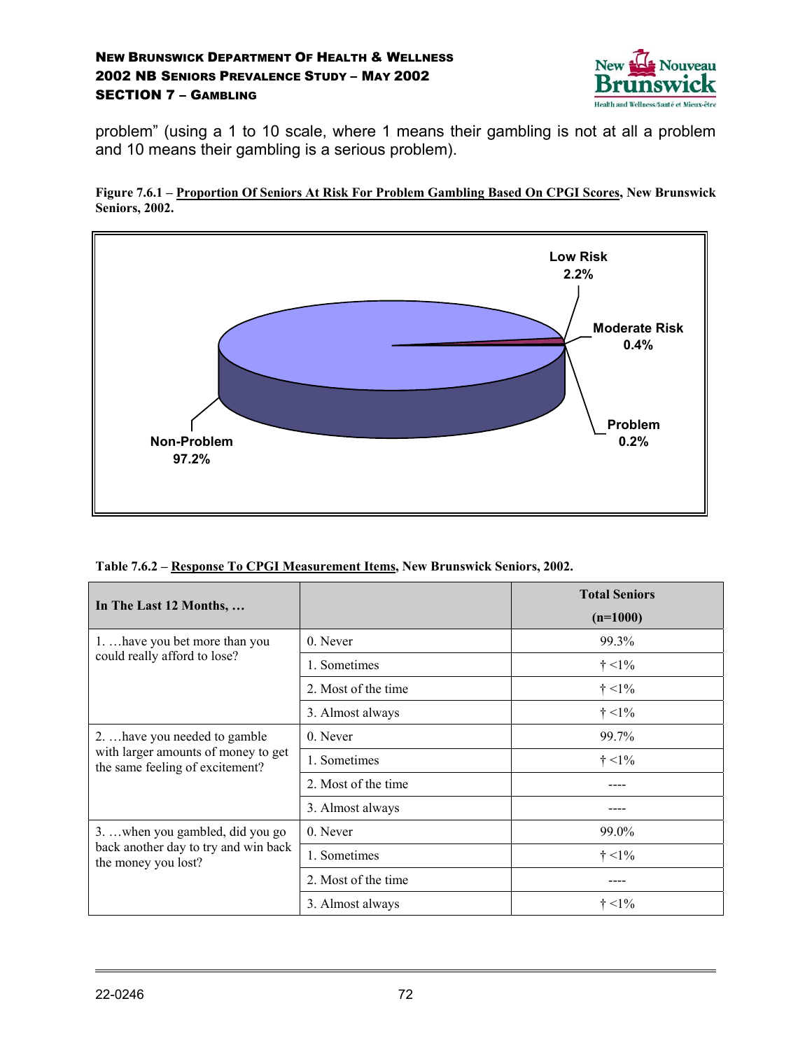problem" (using a 1 to 10 scale, where 1 means their gambling is not at all a problem and 10 means their gambling is a serious problem).

**Figure 7.6.1 – Proportion Of Seniors At Risk For Problem Gambling Based On CPGI Scores, New Brunswick Seniors, 2002.**

Low Risk 2.2%

Moderate Risk 0.4%

Problem 0.2%

Non-Problem 97.2%

**Table 7.6.2 – Response To CPGI Measurement Items, New Brunswick Seniors, 2002.**

| In The Last 12 Months, … | | Total Seniors (n=1000) |
|---|---|---|
| 1. …have you bet more than you could really afford to lose? | 0. Never | 99.3% |
| | 1. Sometimes | † <1% |
| | 2. Most of the time | † <1% |
| | 3. Almost always | † <1% |
| 2. …have you needed to gamble with larger amounts of money to get the same feeling of excitement? | 0. Never | 99.7% |
| | 1. Sometimes | † <1% |
| | 2. Most of the time | ---- |
| | 3. Almost always | ---- |
| 3. …when you gambled, did you go back another day to try and win back the money you lost? | 0. Never | 99.0% |
| | 1. Sometimes | † <1% |
| | 2. Most of the time | ---- |
| | 3. Almost always | † <1% |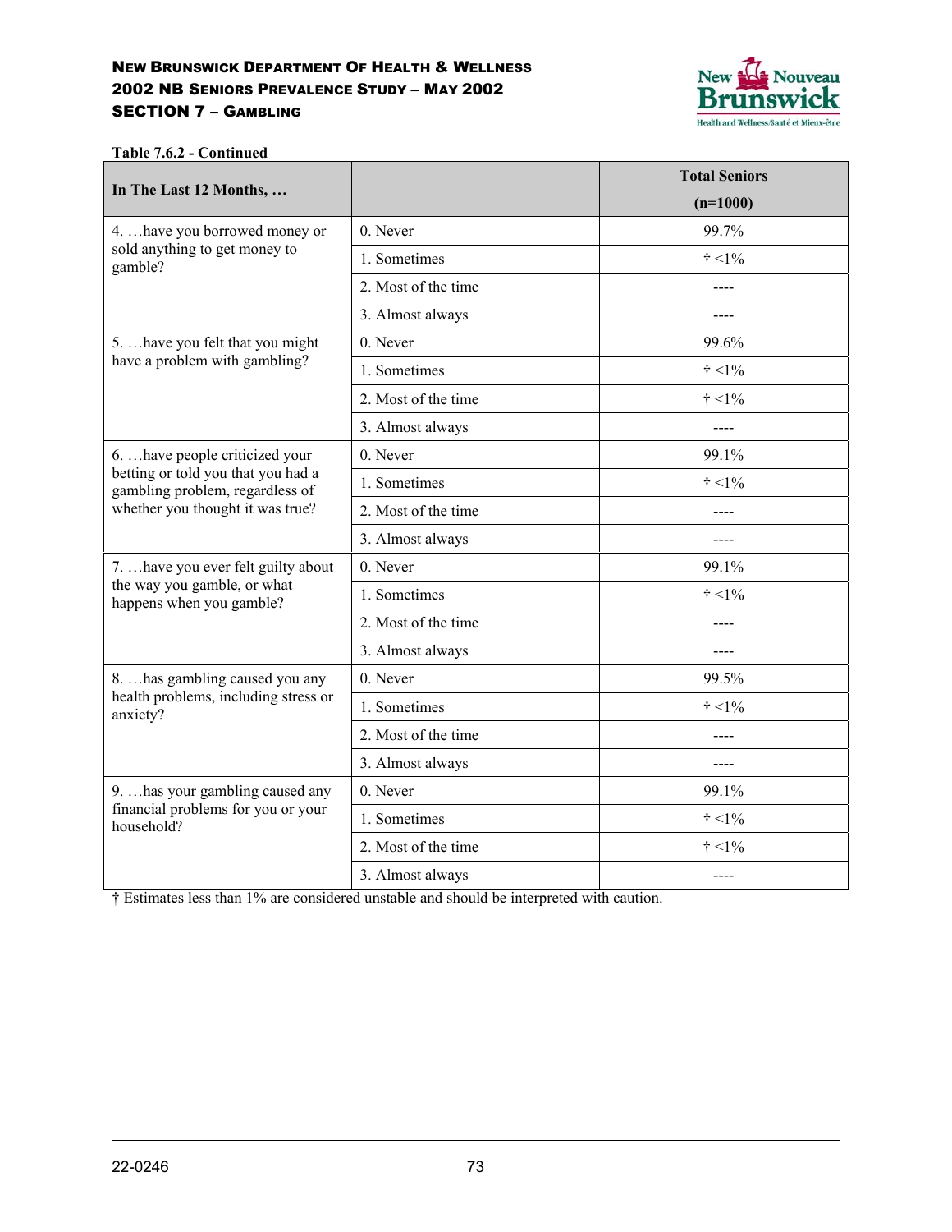**Table 7.6.2 - Continued**

| In The Last 12 Months, … | | Total Seniors (n=1000) |
|---|---|---|
| 4. …have you borrowed money or sold anything to get money to gamble? | 0. Never | 99.7% |
| | 1. Sometimes | † <1% |
| | 2. Most of the time | ---- |
| | 3. Almost always | ---- |
| 5. …have you felt that you might have a problem with gambling? | 0. Never | 99.6% |
| | 1. Sometimes | † <1% |
| | 2. Most of the time | † <1% |
| | 3. Almost always | ---- |
| 6. …have people criticized your betting or told you that you had a gambling problem, regardless of whether you thought it was true? | 0. Never | 99.1% |
| | 1. Sometimes | † <1% |
| | 2. Most of the time | ---- |
| | 3. Almost always | ---- |
| 7. …have you ever felt guilty about the way you gamble, or what happens when you gamble? | 0. Never | 99.1% |
| | 1. Sometimes | † <1% |
| | 2. Most of the time | ---- |
| | 3. Almost always | ---- |
| 8. …has gambling caused you any health problems, including stress or anxiety? | 0. Never | 99.5% |
| | 1. Sometimes | † <1% |
| | 2. Most of the time | ---- |
| | 3. Almost always | ---- |
| 9. …has your gambling caused any financial problems for you or your household? | 0. Never | 99.1% |
| | 1. Sometimes | † <1% |
| | 2. Most of the time | † <1% |
| | 3. Almost always | ---- |

† Estimates less than 1% are considered unstable and should be interpreted with caution.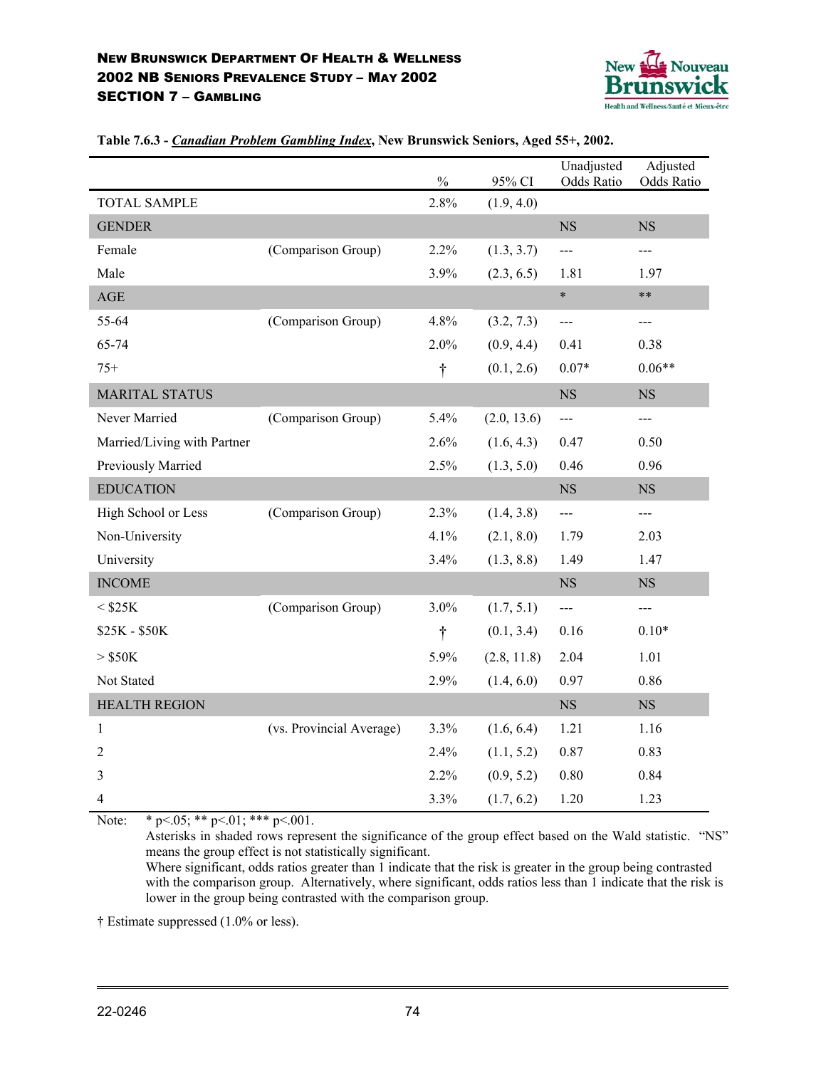**Table 7.6.3 - *Canadian Problem Gambling Index*, New Brunswick Seniors, Aged 55+, 2002.**

| | | % | 95% CI | Unadjusted Odds Ratio | Adjusted Odds Ratio |
|---|---|---|---|---|---|
| TOTAL SAMPLE | | 2.8% | (1.9, 4.0) | | |
| GENDER | | | | NS | NS |
| Female | (Comparison Group) | 2.2% | (1.3, 3.7) | --- | --- |
| Male | | 3.9% | (2.3, 6.5) | 1.81 | 1.97 |
| AGE | | | | * | ** |
| 55-64 | (Comparison Group) | 4.8% | (3.2, 7.3) | --- | --- |
| 65-74 | | 2.0% | (0.9, 4.4) | 0.41 | 0.38 |
| 75+ | | † | (0.1, 2.6) | 0.07* | 0.06** |
| MARITAL STATUS | | | | NS | NS |
| Never Married | (Comparison Group) | 5.4% | (2.0, 13.6) | --- | --- |
| Married/Living with Partner | | 2.6% | (1.6, 4.3) | 0.47 | 0.50 |
| Previously Married | | 2.5% | (1.3, 5.0) | 0.46 | 0.96 |
| EDUCATION | | | | NS | NS |
| High School or Less | (Comparison Group) | 2.3% | (1.4, 3.8) | --- | --- |
| Non-University | | 4.1% | (2.1, 8.0) | 1.79 | 2.03 |
| University | | 3.4% | (1.3, 8.8) | 1.49 | 1.47 |
| INCOME | | | | NS | NS |
| < $25K | (Comparison Group) | 3.0% | (1.7, 5.1) | --- | --- |
| $25K - $50K | | † | (0.1, 3.4) | 0.16 | 0.10* |
| > $50K | | 5.9% | (2.8, 11.8) | 2.04 | 1.01 |
| Not Stated | | 2.9% | (1.4, 6.0) | 0.97 | 0.86 |
| HEALTH REGION | | | | NS | NS |
| 1 | (vs. Provincial Average) | 3.3% | (1.6, 6.4) | 1.21 | 1.16 |
| 2 | | 2.4% | (1.1, 5.2) | 0.87 | 0.83 |
| 3 | | 2.2% | (0.9, 5.2) | 0.80 | 0.84 |
| 4 | | 3.3% | (1.7, 6.2) | 1.20 | 1.23 |

Note: * p<.05; ** p<.01; *** p<.001.
Asterisks in shaded rows represent the significance of the group effect based on the Wald statistic. "NS" means the group effect is not statistically significant.
Where significant, odds ratios greater than 1 indicate that the risk is greater in the group being contrasted with the comparison group. Alternatively, where significant, odds ratios less than 1 indicate that the risk is lower in the group being contrasted with the comparison group.

† Estimate suppressed (1.0% or less).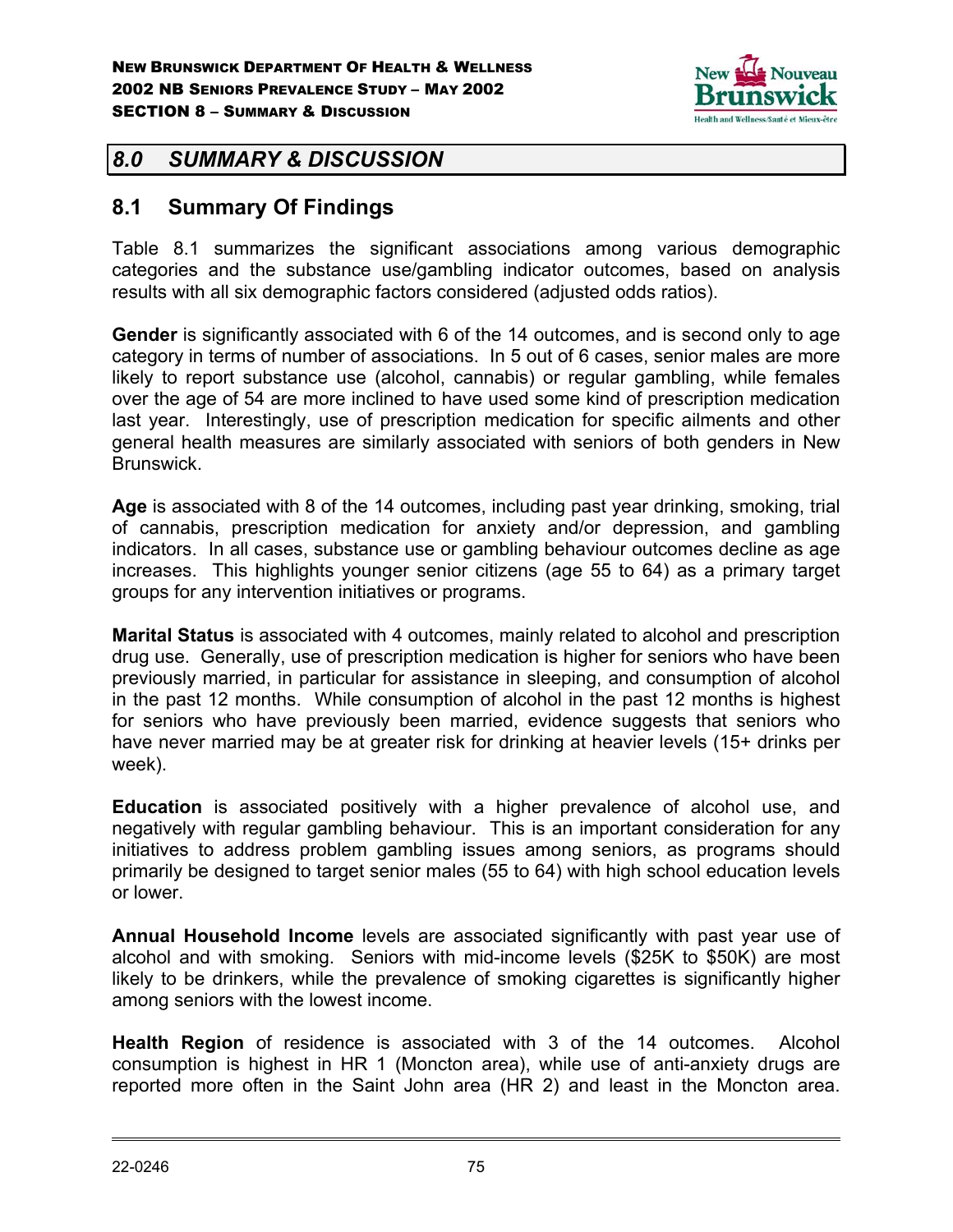## 8.0 SUMMARY & DISCUSSION

### 8.1 Summary Of Findings

Table 8.1 summarizes the significant associations among various demographic categories and the substance use/gambling indicator outcomes, based on analysis results with all six demographic factors considered (adjusted odds ratios).

**Gender** is significantly associated with 6 of the 14 outcomes, and is second only to age category in terms of number of associations. In 5 out of 6 cases, senior males are more likely to report substance use (alcohol, cannabis) or regular gambling, while females over the age of 54 are more inclined to have used some kind of prescription medication last year. Interestingly, use of prescription medication for specific ailments and other general health measures are similarly associated with seniors of both genders in New Brunswick.

**Age** is associated with 8 of the 14 outcomes, including past year drinking, smoking, trial of cannabis, prescription medication for anxiety and/or depression, and gambling indicators. In all cases, substance use or gambling behaviour outcomes decline as age increases. This highlights younger senior citizens (age 55 to 64) as a primary target groups for any intervention initiatives or programs.

**Marital Status** is associated with 4 outcomes, mainly related to alcohol and prescription drug use. Generally, use of prescription medication is higher for seniors who have been previously married, in particular for assistance in sleeping, and consumption of alcohol in the past 12 months. While consumption of alcohol in the past 12 months is highest for seniors who have previously been married, evidence suggests that seniors who have never married may be at greater risk for drinking at heavier levels (15+ drinks per week).

**Education** is associated positively with a higher prevalence of alcohol use, and negatively with regular gambling behaviour. This is an important consideration for any initiatives to address problem gambling issues among seniors, as programs should primarily be designed to target senior males (55 to 64) with high school education levels or lower.

**Annual Household Income** levels are associated significantly with past year use of alcohol and with smoking. Seniors with mid-income levels ($25K to $50K) are most likely to be drinkers, while the prevalence of smoking cigarettes is significantly higher among seniors with the lowest income.

**Health Region** of residence is associated with 3 of the 14 outcomes. Alcohol consumption is highest in HR 1 (Moncton area), while use of anti-anxiety drugs are reported more often in the Saint John area (HR 2) and least in the Moncton area.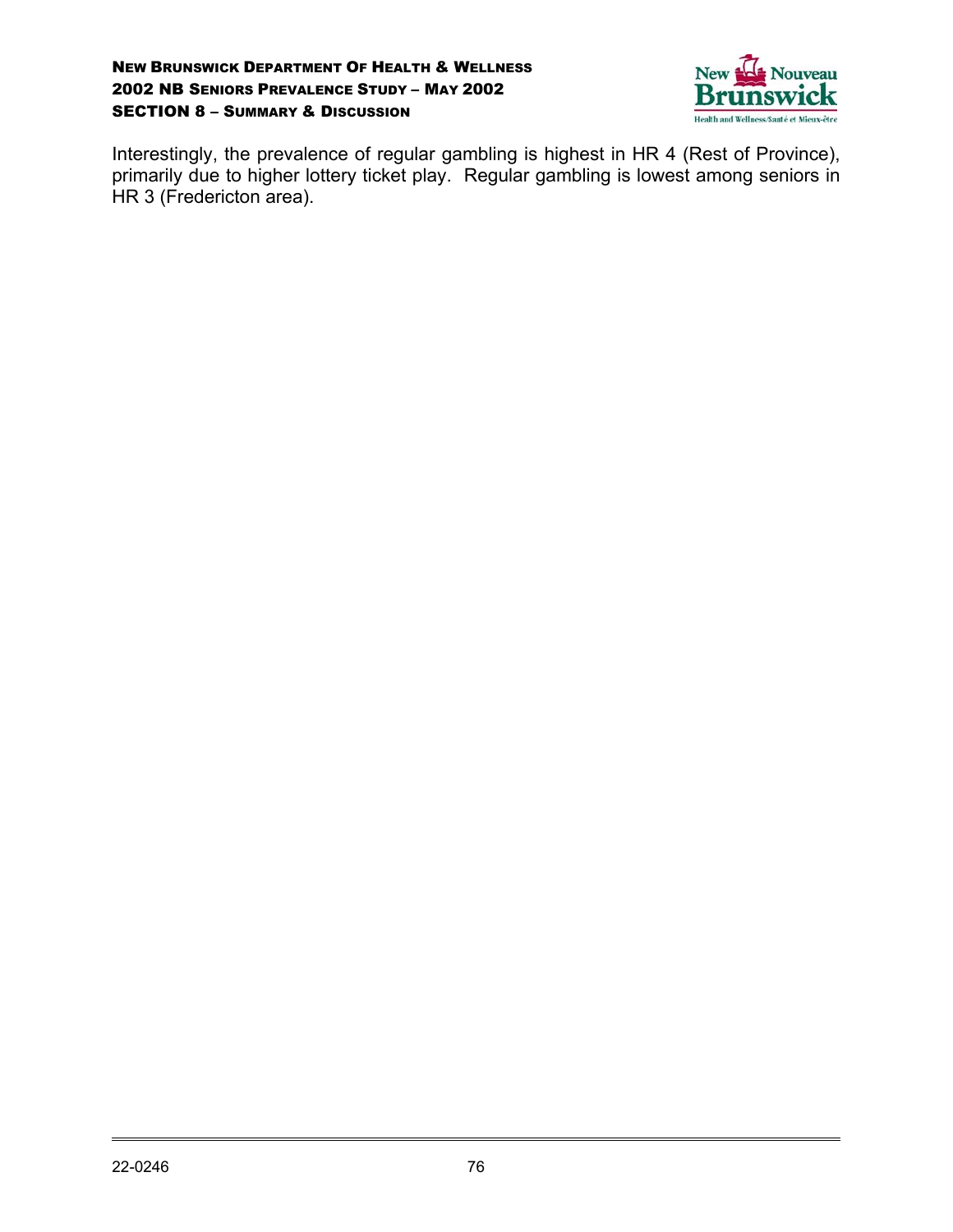Interestingly, the prevalence of regular gambling is highest in HR 4 (Rest of Province), primarily due to higher lottery ticket play. Regular gambling is lowest among seniors in HR 3 (Fredericton area).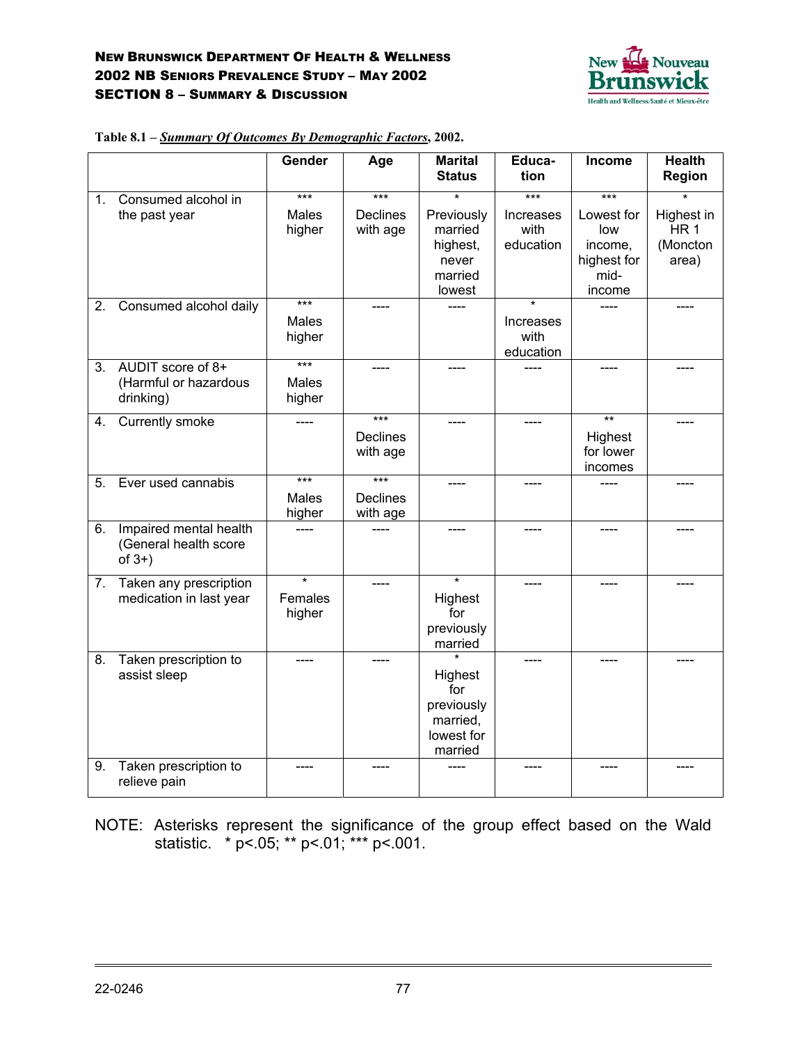**Table 8.1 – *Summary Of Outcomes By Demographic Factors*, 2002.**

| | Gender | Age | Marital Status | Education | Income | Health Region |
|---|---|---|---|---|---|---|
| 1. Consumed alcohol in the past year | *** Males higher | *** Declines with age | * Previously married highest, never married lowest | *** Increases with education | *** Lowest for low income, highest for mid-income | * Highest in HR 1 (Moncton area) |
| 2. Consumed alcohol daily | *** Males higher | ---- | ---- | * Increases with education | ---- | ---- |
| 3. AUDIT score of 8+ (Harmful or hazardous drinking) | *** Males higher | ---- | ---- | ---- | ---- | ---- |
| 4. Currently smoke | ---- | *** Declines with age | ---- | ---- | ** Highest for lower incomes | ---- |
| 5. Ever used cannabis | *** Males higher | *** Declines with age | ---- | ---- | ---- | ---- |
| 6. Impaired mental health (General health score of 3+) | ---- | ---- | ---- | ---- | ---- | ---- |
| 7. Taken any prescription medication in last year | * Females higher | ---- | * Highest for previously married | ---- | ---- | ---- |
| 8. Taken prescription to assist sleep | ---- | ---- | * Highest for previously married, lowest for married | ---- | ---- | ---- |
| 9. Taken prescription to relieve pain | ---- | ---- | ---- | ---- | ---- | ---- |

NOTE: Asterisks represent the significance of the group effect based on the Wald statistic. * $p<.05$; ** $p<.01$; *** $p<.001$.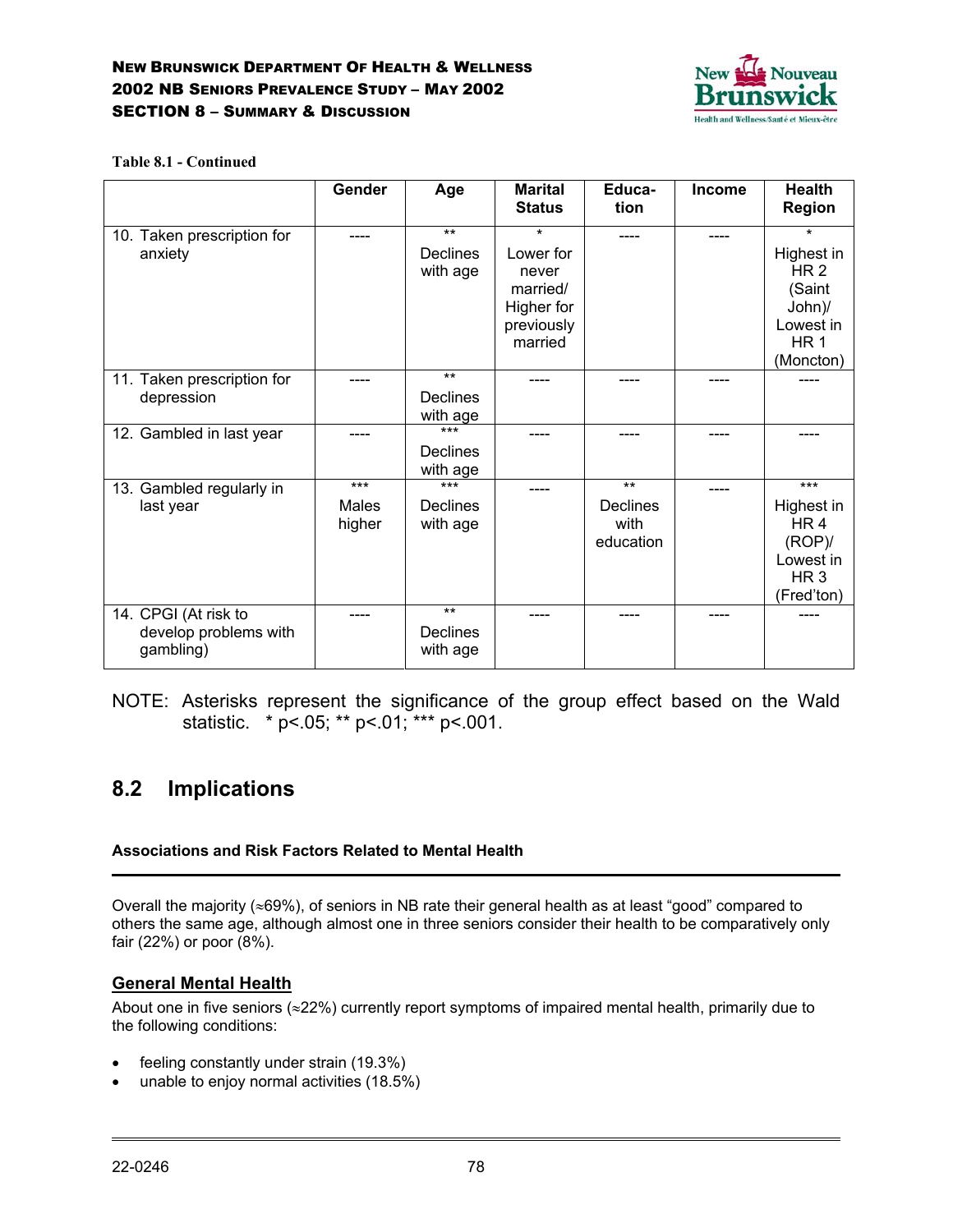**Table 8.1 - Continued**

| | Gender | Age | Marital Status | Educa-tion | Income | Health Region |
|---|---|---|---|---|---|---|
| 10. Taken prescription for anxiety | ---- | ** Declines with age | * Lower for never married/ Higher for previously married | ---- | ---- | * Highest in HR 2 (Saint John)/ Lowest in HR 1 (Moncton) |
| 11. Taken prescription for depression | ---- | ** Declines with age | ---- | ---- | ---- | ---- |
| 12. Gambled in last year | ---- | *** Declines with age | ---- | ---- | ---- | ---- |
| 13. Gambled regularly in last year | *** Males higher | *** Declines with age | ---- | ** Declines with education | ---- | *** Highest in HR 4 (ROP)/ Lowest in HR 3 (Fred'ton) |
| 14. CPGI (At risk to develop problems with gambling) | ---- | ** Declines with age | ---- | ---- | ---- | ---- |

NOTE: Asterisks represent the significance of the group effect based on the Wald statistic. * $p<.05$; ** $p<.01$; *** $p<.001$.

## 8.2 Implications

#### Associations and Risk Factors Related to Mental Health

Overall the majority (≈69%), of seniors in NB rate their general health as at least "good" compared to others the same age, although almost one in three seniors consider their health to be comparatively only fair (22%) or poor (8%).

### General Mental Health

About one in five seniors (≈22%) currently report symptoms of impaired mental health, primarily due to the following conditions:

- feeling constantly under strain (19.3%)
- unable to enjoy normal activities (18.5%)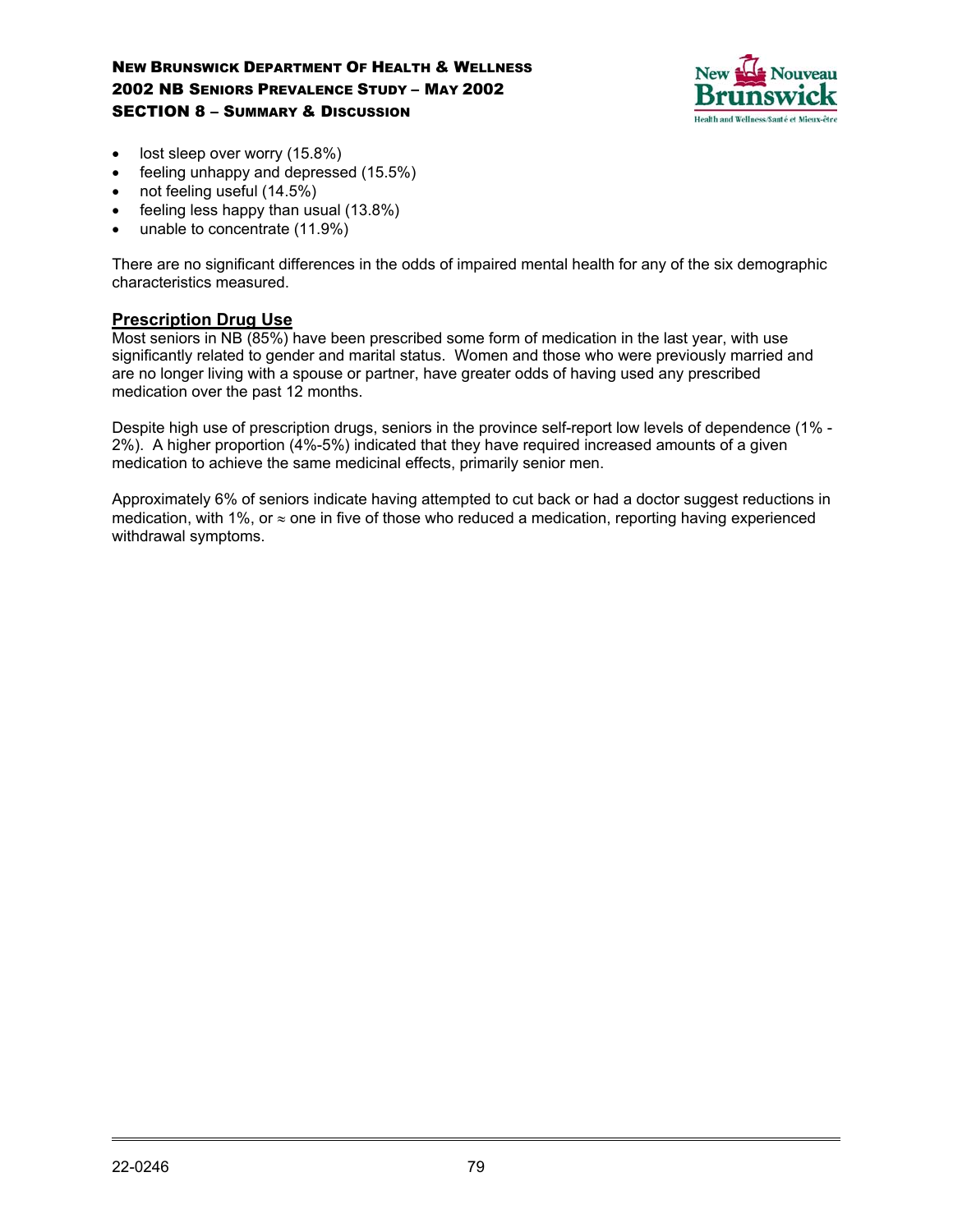- lost sleep over worry (15.8%)
- feeling unhappy and depressed (15.5%)
- not feeling useful (14.5%)
- feeling less happy than usual (13.8%)
- unable to concentrate (11.9%)

There are no significant differences in the odds of impaired mental health for any of the six demographic characteristics measured.

## Prescription Drug Use

Most seniors in NB (85%) have been prescribed some form of medication in the last year, with use significantly related to gender and marital status. Women and those who were previously married and are no longer living with a spouse or partner, have greater odds of having used any prescribed medication over the past 12 months.

Despite high use of prescription drugs, seniors in the province self-report low levels of dependence (1% - 2%). A higher proportion (4%-5%) indicated that they have required increased amounts of a given medication to achieve the same medicinal effects, primarily senior men.

Approximately 6% of seniors indicate having attempted to cut back or had a doctor suggest reductions in medication, with 1%, or ≈ one in five of those who reduced a medication, reporting having experienced withdrawal symptoms.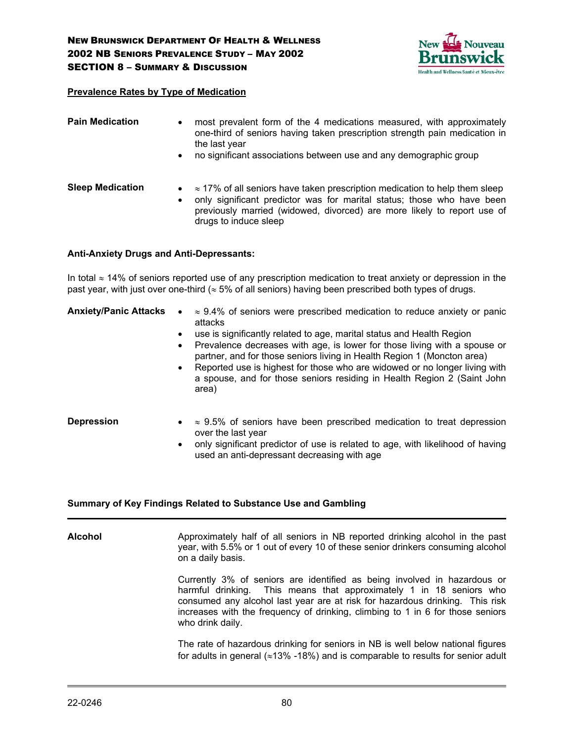**Prevalence Rates by Type of Medication**

**Pain Medication**

- most prevalent form of the 4 medications measured, with approximately one-third of seniors having taken prescription strength pain medication in the last year
- no significant associations between use and any demographic group

**Sleep Medication**

- ≈ 17% of all seniors have taken prescription medication to help them sleep
- only significant predictor was for marital status; those who have been previously married (widowed, divorced) are more likely to report use of drugs to induce sleep

**Anti-Anxiety Drugs and Anti-Depressants:**

In total ≈ 14% of seniors reported use of any prescription medication to treat anxiety or depression in the past year, with just over one-third (≈ 5% of all seniors) having been prescribed both types of drugs.

**Anxiety/Panic Attacks**

- ≈ 9.4% of seniors were prescribed medication to reduce anxiety or panic attacks
- use is significantly related to age, marital status and Health Region
- Prevalence decreases with age, is lower for those living with a spouse or partner, and for those seniors living in Health Region 1 (Moncton area)
- Reported use is highest for those who are widowed or no longer living with a spouse, and for those seniors residing in Health Region 2 (Saint John area)

**Depression**

- ≈ 9.5% of seniors have been prescribed medication to treat depression over the last year
- only significant predictor of use is related to age, with likelihood of having used an anti-depressant decreasing with age

**Summary of Key Findings Related to Substance Use and Gambling**

---

**Alcohol**

Approximately half of all seniors in NB reported drinking alcohol in the past year, with 5.5% or 1 out of every 10 of these senior drinkers consuming alcohol on a daily basis.

Currently 3% of seniors are identified as being involved in hazardous or harmful drinking. This means that approximately 1 in 18 seniors who consumed any alcohol last year are at risk for hazardous drinking. This risk increases with the frequency of drinking, climbing to 1 in 6 for those seniors who drink daily.

The rate of hazardous drinking for seniors in NB is well below national figures for adults in general (≈13% -18%) and is comparable to results for senior adult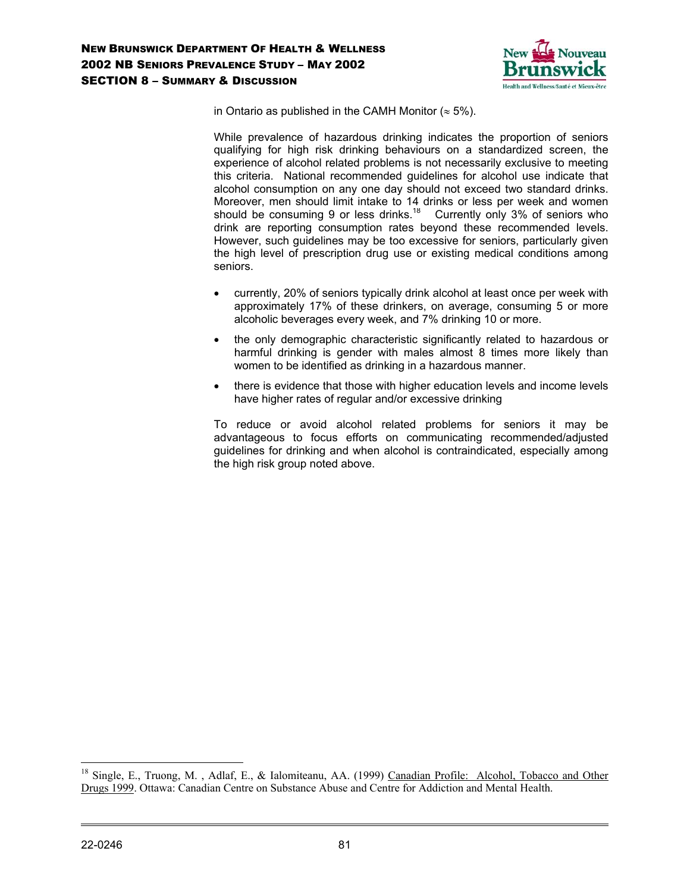in Ontario as published in the CAMH Monitor (≈ 5%).

While prevalence of hazardous drinking indicates the proportion of seniors qualifying for high risk drinking behaviours on a standardized screen, the experience of alcohol related problems is not necessarily exclusive to meeting this criteria. National recommended guidelines for alcohol use indicate that alcohol consumption on any one day should not exceed two standard drinks. Moreover, men should limit intake to 14 drinks or less per week and women should be consuming 9 or less drinks.[18] Currently only 3% of seniors who drink are reporting consumption rates beyond these recommended levels. However, such guidelines may be too excessive for seniors, particularly given the high level of prescription drug use or existing medical conditions among seniors.

- currently, 20% of seniors typically drink alcohol at least once per week with approximately 17% of these drinkers, on average, consuming 5 or more alcoholic beverages every week, and 7% drinking 10 or more.
- the only demographic characteristic significantly related to hazardous or harmful drinking is gender with males almost 8 times more likely than women to be identified as drinking in a hazardous manner.
- there is evidence that those with higher education levels and income levels have higher rates of regular and/or excessive drinking

To reduce or avoid alcohol related problems for seniors it may be advantageous to focus efforts on communicating recommended/adjusted guidelines for drinking and when alcohol is contraindicated, especially among the high risk group noted above.

---

[18] Single, E., Truong, M. , Adlaf, E., & Ialomiteanu, AA. (1999) Canadian Profile: Alcohol, Tobacco and Other Drugs 1999. Ottawa: Canadian Centre on Substance Abuse and Centre for Addiction and Mental Health.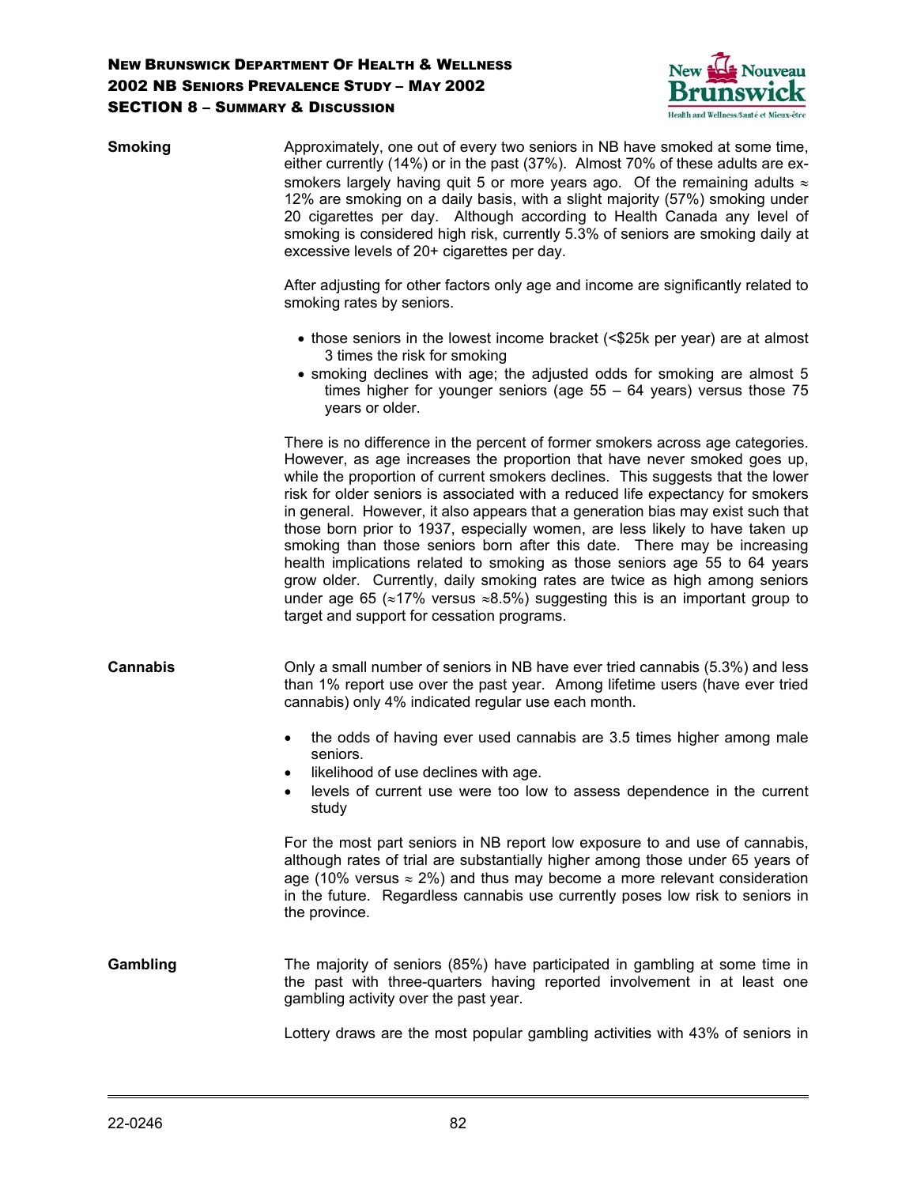**Smoking**

Approximately, one out of every two seniors in NB have smoked at some time, either currently (14%) or in the past (37%). Almost 70% of these adults are ex-smokers largely having quit 5 or more years ago. Of the remaining adults ≈ 12% are smoking on a daily basis, with a slight majority (57%) smoking under 20 cigarettes per day. Although according to Health Canada any level of smoking is considered high risk, currently 5.3% of seniors are smoking daily at excessive levels of 20+ cigarettes per day.

After adjusting for other factors only age and income are significantly related to smoking rates by seniors.

- those seniors in the lowest income bracket (<$25k per year) are at almost 3 times the risk for smoking
- smoking declines with age; the adjusted odds for smoking are almost 5 times higher for younger seniors (age 55 – 64 years) versus those 75 years or older.

There is no difference in the percent of former smokers across age categories. However, as age increases the proportion that have never smoked goes up, while the proportion of current smokers declines. This suggests that the lower risk for older seniors is associated with a reduced life expectancy for smokers in general. However, it also appears that a generation bias may exist such that those born prior to 1937, especially women, are less likely to have taken up smoking than those seniors born after this date. There may be increasing health implications related to smoking as those seniors age 55 to 64 years grow older. Currently, daily smoking rates are twice as high among seniors under age 65 (≈17% versus ≈8.5%) suggesting this is an important group to target and support for cessation programs.

**Cannabis**

Only a small number of seniors in NB have ever tried cannabis (5.3%) and less than 1% report use over the past year. Among lifetime users (have ever tried cannabis) only 4% indicated regular use each month.

- the odds of having ever used cannabis are 3.5 times higher among male seniors.
- likelihood of use declines with age.
- levels of current use were too low to assess dependence in the current study

For the most part seniors in NB report low exposure to and use of cannabis, although rates of trial are substantially higher among those under 65 years of age (10% versus ≈ 2%) and thus may become a more relevant consideration in the future. Regardless cannabis use currently poses low risk to seniors in the province.

**Gambling**

The majority of seniors (85%) have participated in gambling at some time in the past with three-quarters having reported involvement in at least one gambling activity over the past year.

Lottery draws are the most popular gambling activities with 43% of seniors in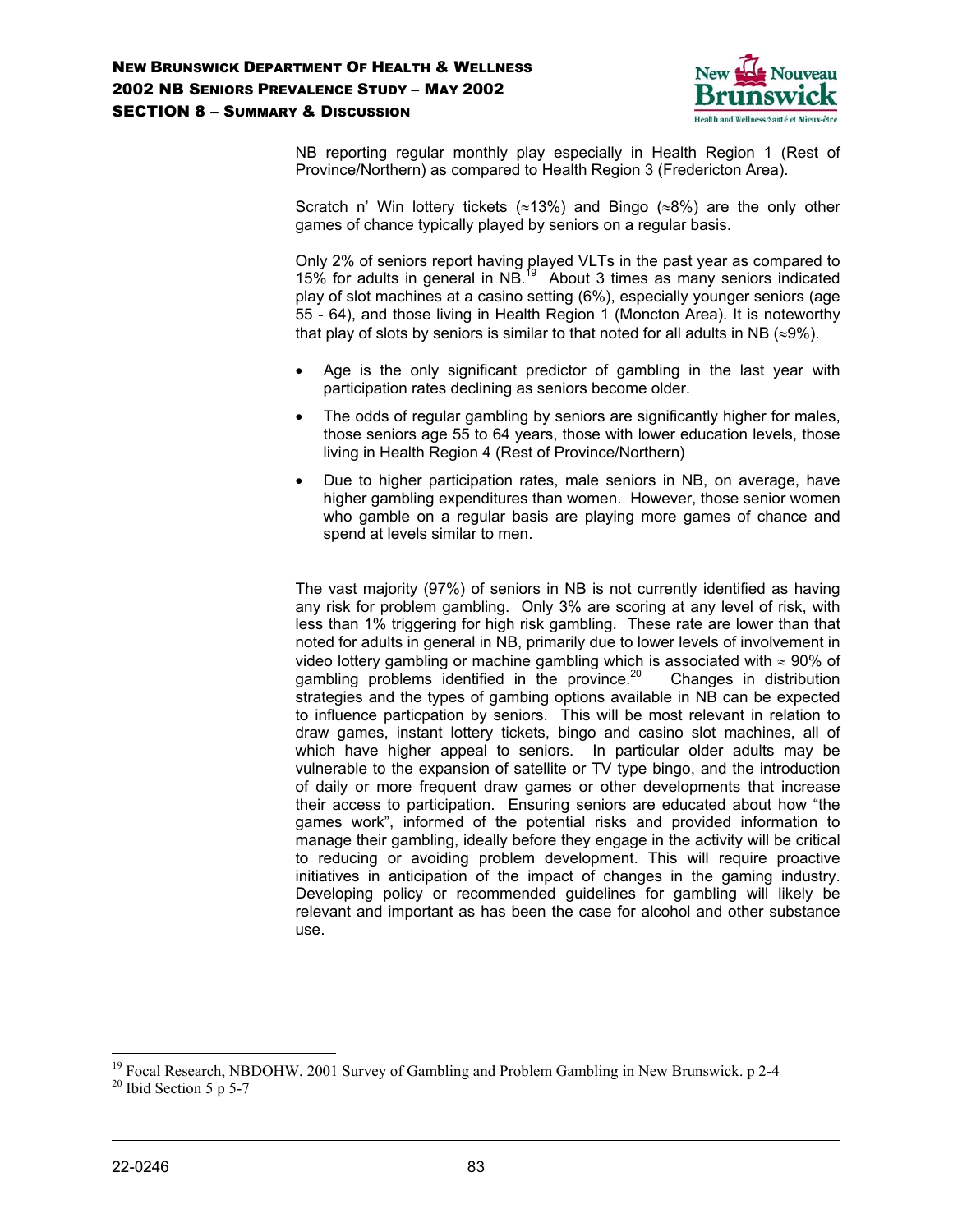NB reporting regular monthly play especially in Health Region 1 (Rest of Province/Northern) as compared to Health Region 3 (Fredericton Area).

Scratch n' Win lottery tickets (≈13%) and Bingo (≈8%) are the only other games of chance typically played by seniors on a regular basis.

Only 2% of seniors report having played VLTs in the past year as compared to 15% for adults in general in NB.[19] About 3 times as many seniors indicated play of slot machines at a casino setting (6%), especially younger seniors (age 55 - 64), and those living in Health Region 1 (Moncton Area). It is noteworthy that play of slots by seniors is similar to that noted for all adults in NB (≈9%).

- Age is the only significant predictor of gambling in the last year with participation rates declining as seniors become older.
- The odds of regular gambling by seniors are significantly higher for males, those seniors age 55 to 64 years, those with lower education levels, those living in Health Region 4 (Rest of Province/Northern)
- Due to higher participation rates, male seniors in NB, on average, have higher gambling expenditures than women. However, those senior women who gamble on a regular basis are playing more games of chance and spend at levels similar to men.

The vast majority (97%) of seniors in NB is not currently identified as having any risk for problem gambling. Only 3% are scoring at any level of risk, with less than 1% triggering for high risk gambling. These rate are lower than that noted for adults in general in NB, primarily due to lower levels of involvement in video lottery gambling or machine gambling which is associated with ≈ 90% of gambling problems identified in the province.[20] Changes in distribution strategies and the types of gambing options available in NB can be expected to influence particpation by seniors. This will be most relevant in relation to draw games, instant lottery tickets, bingo and casino slot machines, all of which have higher appeal to seniors. In particular older adults may be vulnerable to the expansion of satellite or TV type bingo, and the introduction of daily or more frequent draw games or other developments that increase their access to participation. Ensuring seniors are educated about how "the games work", informed of the potential risks and provided information to manage their gambling, ideally before they engage in the activity will be critical to reducing or avoiding problem development. This will require proactive initiatives in anticipation of the impact of changes in the gaming industry. Developing policy or recommended guidelines for gambling will likely be relevant and important as has been the case for alcohol and other substance use.

---

[19] Focal Research, NBDOHW, 2001 Survey of Gambling and Problem Gambling in New Brunswick. p 2-4

[20] Ibid Section 5 p 5-7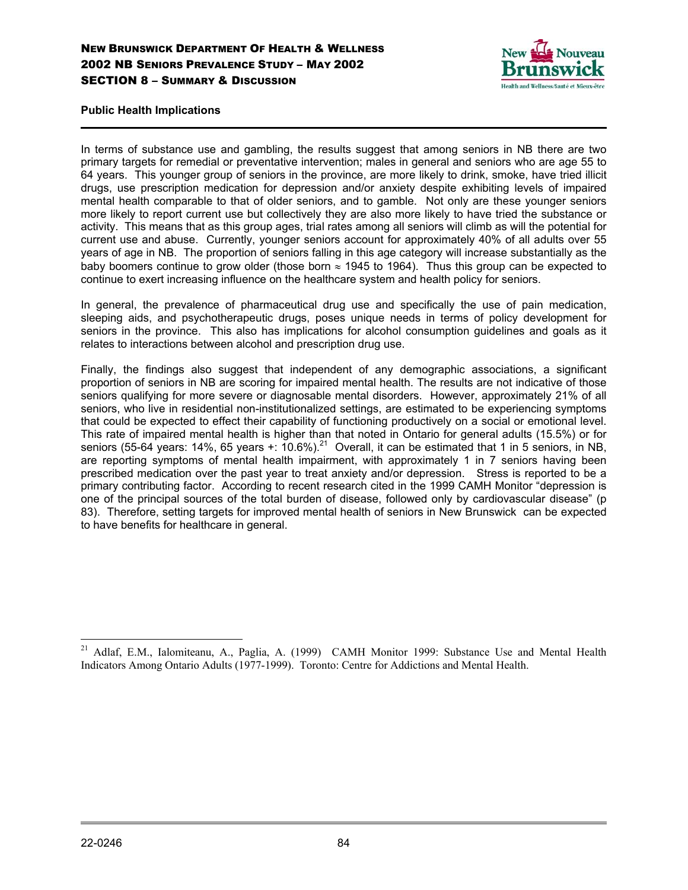**Public Health Implications**

In terms of substance use and gambling, the results suggest that among seniors in NB there are two primary targets for remedial or preventative intervention; males in general and seniors who are age 55 to 64 years. This younger group of seniors in the province, are more likely to drink, smoke, have tried illicit drugs, use prescription medication for depression and/or anxiety despite exhibiting levels of impaired mental health comparable to that of older seniors, and to gamble. Not only are these younger seniors more likely to report current use but collectively they are also more likely to have tried the substance or activity. This means that as this group ages, trial rates among all seniors will climb as will the potential for current use and abuse. Currently, younger seniors account for approximately 40% of all adults over 55 years of age in NB. The proportion of seniors falling in this age category will increase substantially as the baby boomers continue to grow older (those born ≈ 1945 to 1964). Thus this group can be expected to continue to exert increasing influence on the healthcare system and health policy for seniors.

In general, the prevalence of pharmaceutical drug use and specifically the use of pain medication, sleeping aids, and psychotherapeutic drugs, poses unique needs in terms of policy development for seniors in the province. This also has implications for alcohol consumption guidelines and goals as it relates to interactions between alcohol and prescription drug use.

Finally, the findings also suggest that independent of any demographic associations, a significant proportion of seniors in NB are scoring for impaired mental health. The results are not indicative of those seniors qualifying for more severe or diagnosable mental disorders. However, approximately 21% of all seniors, who live in residential non-institutionalized settings, are estimated to be experiencing symptoms that could be expected to effect their capability of functioning productively on a social or emotional level. This rate of impaired mental health is higher than that noted in Ontario for general adults (15.5%) or for seniors (55-64 years: 14%, 65 years +: 10.6%).[21] Overall, it can be estimated that 1 in 5 seniors, in NB, are reporting symptoms of mental health impairment, with approximately 1 in 7 seniors having been prescribed medication over the past year to treat anxiety and/or depression. Stress is reported to be a primary contributing factor. According to recent research cited in the 1999 CAMH Monitor "depression is one of the principal sources of the total burden of disease, followed only by cardiovascular disease" (p 83). Therefore, setting targets for improved mental health of seniors in New Brunswick can be expected to have benefits for healthcare in general.

---

[21] Adlaf, E.M., Ialomiteanu, A., Paglia, A. (1999) CAMH Monitor 1999: Substance Use and Mental Health Indicators Among Ontario Adults (1977-1999). Toronto: Centre for Addictions and Mental Health.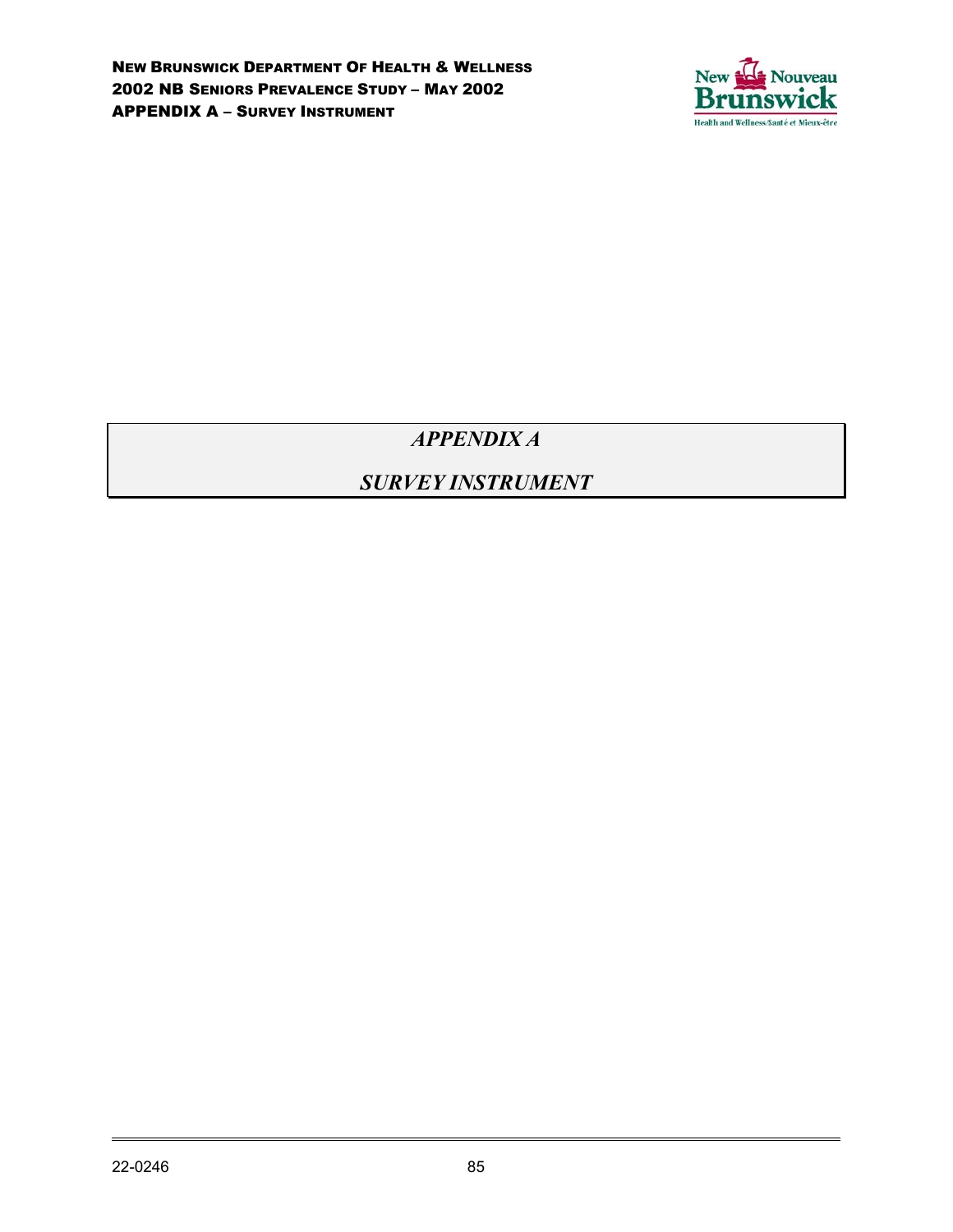# *APPENDIX A*

# *SURVEY INSTRUMENT*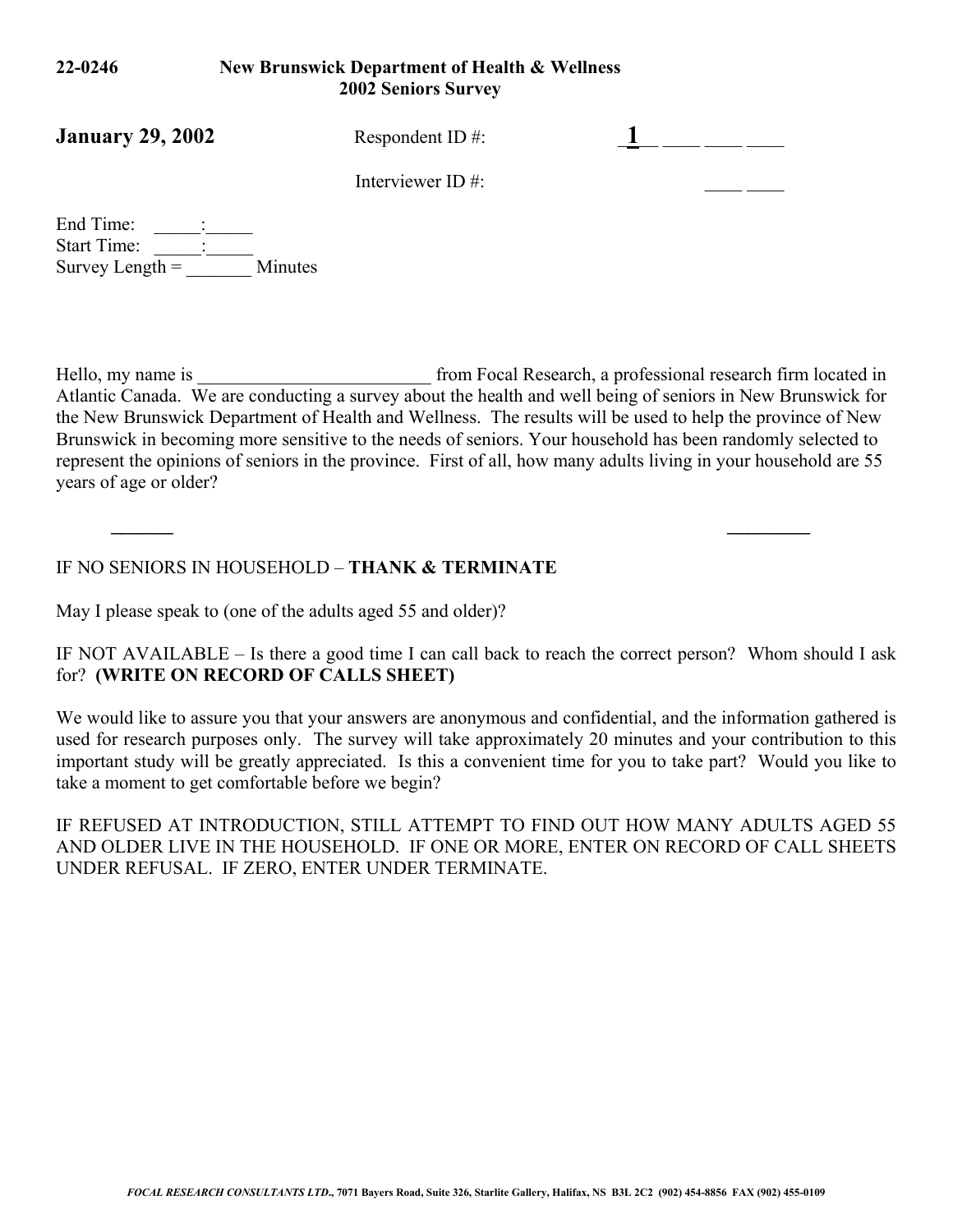**22-0246** **New Brunswick Department of Health & Wellness**
**2002 Seniors Survey**

**January 29, 2002** Respondent ID #: _**1**_ ____ ____ ____

Interviewer ID #: ____ ____

End Time: _____:_____
Start Time: _____:_____
Survey Length = _______ Minutes

Hello, my name is _________________________ from Focal Research, a professional research firm located in Atlantic Canada. We are conducting a survey about the health and well being of seniors in New Brunswick for the New Brunswick Department of Health and Wellness. The results will be used to help the province of New Brunswick in becoming more sensitive to the needs of seniors. Your household has been randomly selected to represent the opinions of seniors in the province. First of all, how many adults living in your household are 55 years of age or older?

______ _________

IF NO SENIORS IN HOUSEHOLD – **THANK & TERMINATE**

May I please speak to (one of the adults aged 55 and older)?

IF NOT AVAILABLE – Is there a good time I can call back to reach the correct person? Whom should I ask for? **(WRITE ON RECORD OF CALLS SHEET)**

We would like to assure you that your answers are anonymous and confidential, and the information gathered is used for research purposes only. The survey will take approximately 20 minutes and your contribution to this important study will be greatly appreciated. Is this a convenient time for you to take part? Would you like to take a moment to get comfortable before we begin?

IF REFUSED AT INTRODUCTION, STILL ATTEMPT TO FIND OUT HOW MANY ADULTS AGED 55 AND OLDER LIVE IN THE HOUSEHOLD. IF ONE OR MORE, ENTER ON RECORD OF CALL SHEETS UNDER REFUSAL. IF ZERO, ENTER UNDER TERMINATE.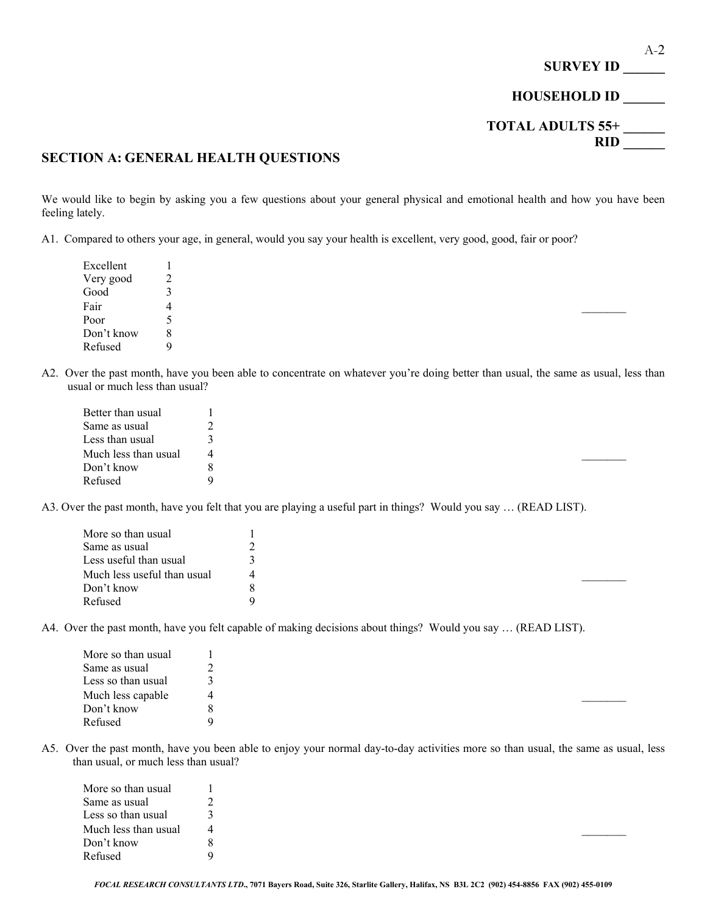**SURVEY ID ______**

**HOUSEHOLD ID ______**

**TOTAL ADULTS 55+ ______**
**RID ______**

## SECTION A: GENERAL HEALTH QUESTIONS

We would like to begin by asking you a few questions about your general physical and emotional health and how you have been feeling lately.

A1. Compared to others your age, in general, would you say your health is excellent, very good, good, fair or poor?

| | |
|---|---|
| Excellent | 1 |
| Very good | 2 |
| Good | 3 |
| Fair | 4 |
| Poor | 5 |
| Don't know | 8 |
| Refused | 9 |

________

A2. Over the past month, have you been able to concentrate on whatever you're doing better than usual, the same as usual, less than usual or much less than usual?

| | |
|---|---|
| Better than usual | 1 |
| Same as usual | 2 |
| Less than usual | 3 |
| Much less than usual | 4 |
| Don't know | 8 |
| Refused | 9 |

________

A3. Over the past month, have you felt that you are playing a useful part in things? Would you say … (READ LIST).

| | |
|---|---|
| More so than usual | 1 |
| Same as usual | 2 |
| Less useful than usual | 3 |
| Much less useful than usual | 4 |
| Don't know | 8 |
| Refused | 9 |

________

A4. Over the past month, have you felt capable of making decisions about things? Would you say … (READ LIST).

| | |
|---|---|
| More so than usual | 1 |
| Same as usual | 2 |
| Less so than usual | 3 |
| Much less capable | 4 |
| Don't know | 8 |
| Refused | 9 |

________

A5. Over the past month, have you been able to enjoy your normal day-to-day activities more so than usual, the same as usual, less than usual, or much less than usual?

| | |
|---|---|
| More so than usual | 1 |
| Same as usual | 2 |
| Less so than usual | 3 |
| Much less than usual | 4 |
| Don't know | 8 |
| Refused | 9 |

________

*FOCAL RESEARCH CONSULTANTS LTD., 7071 Bayers Road, Suite 326, Starlite Gallery, Halifax, NS B3L 2C2 (902) 454-8856 FAX (902) 455-0109*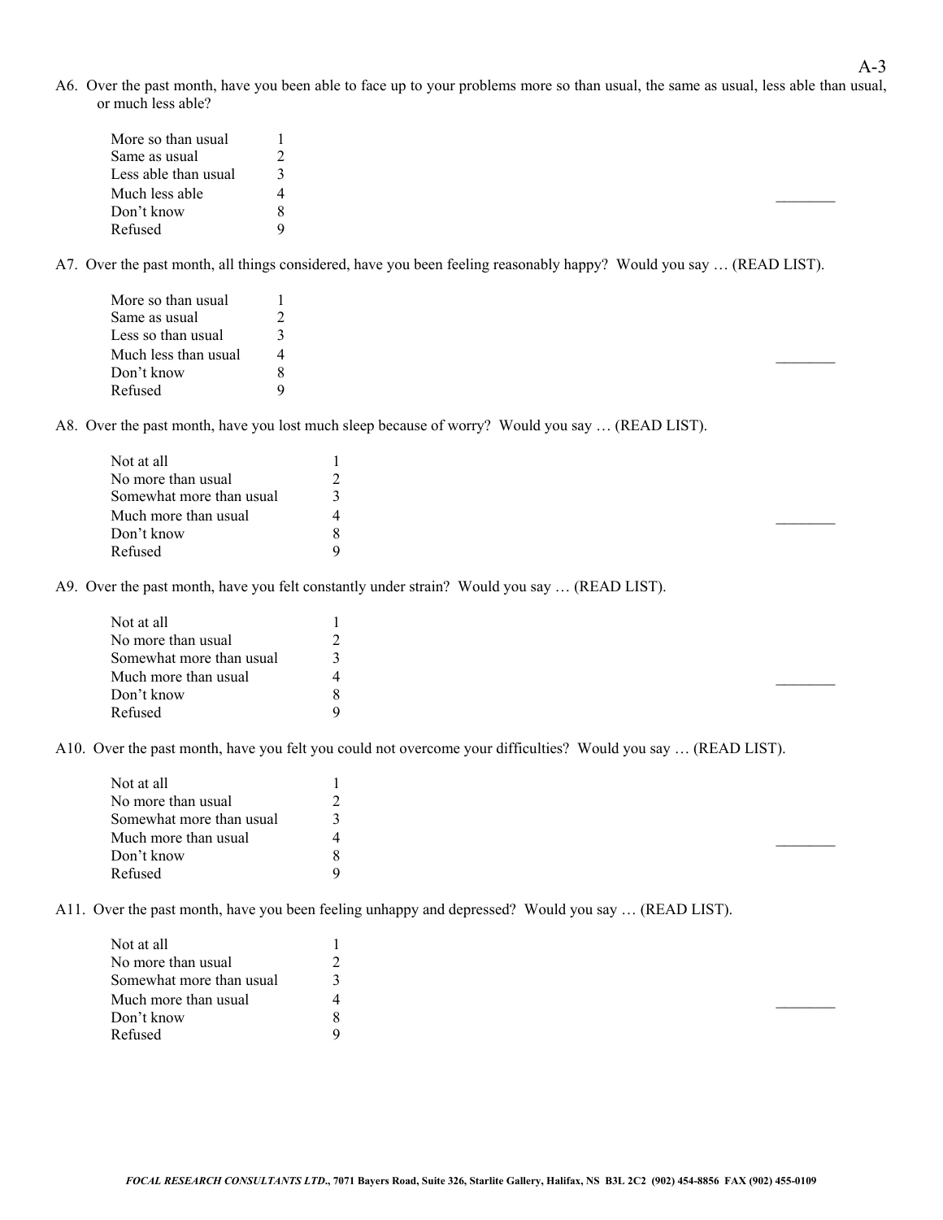A6. Over the past month, have you been able to face up to your problems more so than usual, the same as usual, less able than usual, or much less able?

| | | |
|---|---|---|
| More so than usual | 1 | |
| Same as usual | 2 | |
| Less able than usual | 3 | |
| Much less able | 4 | ________ |
| Don't know | 8 | |
| Refused | 9 | |

A7. Over the past month, all things considered, have you been feeling reasonably happy? Would you say … (READ LIST).

| | | |
|---|---|---|
| More so than usual | 1 | |
| Same as usual | 2 | |
| Less so than usual | 3 | |
| Much less than usual | 4 | ________ |
| Don't know | 8 | |
| Refused | 9 | |

A8. Over the past month, have you lost much sleep because of worry? Would you say … (READ LIST).

| | | |
|---|---|---|
| Not at all | 1 | |
| No more than usual | 2 | |
| Somewhat more than usual | 3 | |
| Much more than usual | 4 | ________ |
| Don't know | 8 | |
| Refused | 9 | |

A9. Over the past month, have you felt constantly under strain? Would you say … (READ LIST).

| | | |
|---|---|---|
| Not at all | 1 | |
| No more than usual | 2 | |
| Somewhat more than usual | 3 | |
| Much more than usual | 4 | ________ |
| Don't know | 8 | |
| Refused | 9 | |

A10. Over the past month, have you felt you could not overcome your difficulties? Would you say … (READ LIST).

| | | |
|---|---|---|
| Not at all | 1 | |
| No more than usual | 2 | |
| Somewhat more than usual | 3 | |
| Much more than usual | 4 | ________ |
| Don't know | 8 | |
| Refused | 9 | |

A11. Over the past month, have you been feeling unhappy and depressed? Would you say … (READ LIST).

| | | |
|---|---|---|
| Not at all | 1 | |
| No more than usual | 2 | |
| Somewhat more than usual | 3 | |
| Much more than usual | 4 | ________ |
| Don't know | 8 | |
| Refused | 9 | |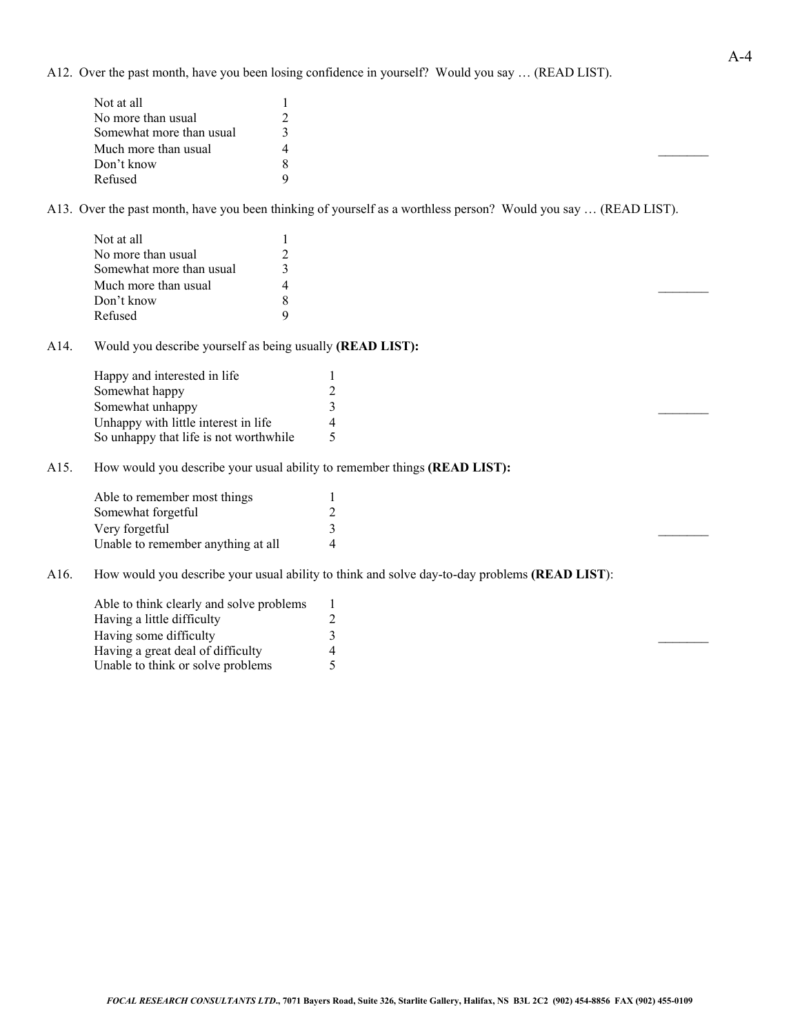A12. Over the past month, have you been losing confidence in yourself? Would you say … (READ LIST).

| | | |
|---|---|---|
| Not at all | 1 | |
| No more than usual | 2 | |
| Somewhat more than usual | 3 | |
| Much more than usual | 4 | _______ |
| Don't know | 8 | |
| Refused | 9 | |

A13. Over the past month, have you been thinking of yourself as a worthless person? Would you say … (READ LIST).

| | | |
|---|---|---|
| Not at all | 1 | |
| No more than usual | 2 | |
| Somewhat more than usual | 3 | |
| Much more than usual | 4 | _______ |
| Don't know | 8 | |
| Refused | 9 | |

A14. Would you describe yourself as being usually **(READ LIST):**

| | | |
|---|---|---|
| Happy and interested in life | 1 | |
| Somewhat happy | 2 | |
| Somewhat unhappy | 3 | _______ |
| Unhappy with little interest in life | 4 | |
| So unhappy that life is not worthwhile | 5 | |

A15. How would you describe your usual ability to remember things **(READ LIST):**

| | | |
|---|---|---|
| Able to remember most things | 1 | |
| Somewhat forgetful | 2 | |
| Very forgetful | 3 | _______ |
| Unable to remember anything at all | 4 | |

A16. How would you describe your usual ability to think and solve day-to-day problems **(READ LIST)**:

| | | |
|---|---|---|
| Able to think clearly and solve problems | 1 | |
| Having a little difficulty | 2 | |
| Having some difficulty | 3 | _______ |
| Having a great deal of difficulty | 4 | |
| Unable to think or solve problems | 5 | |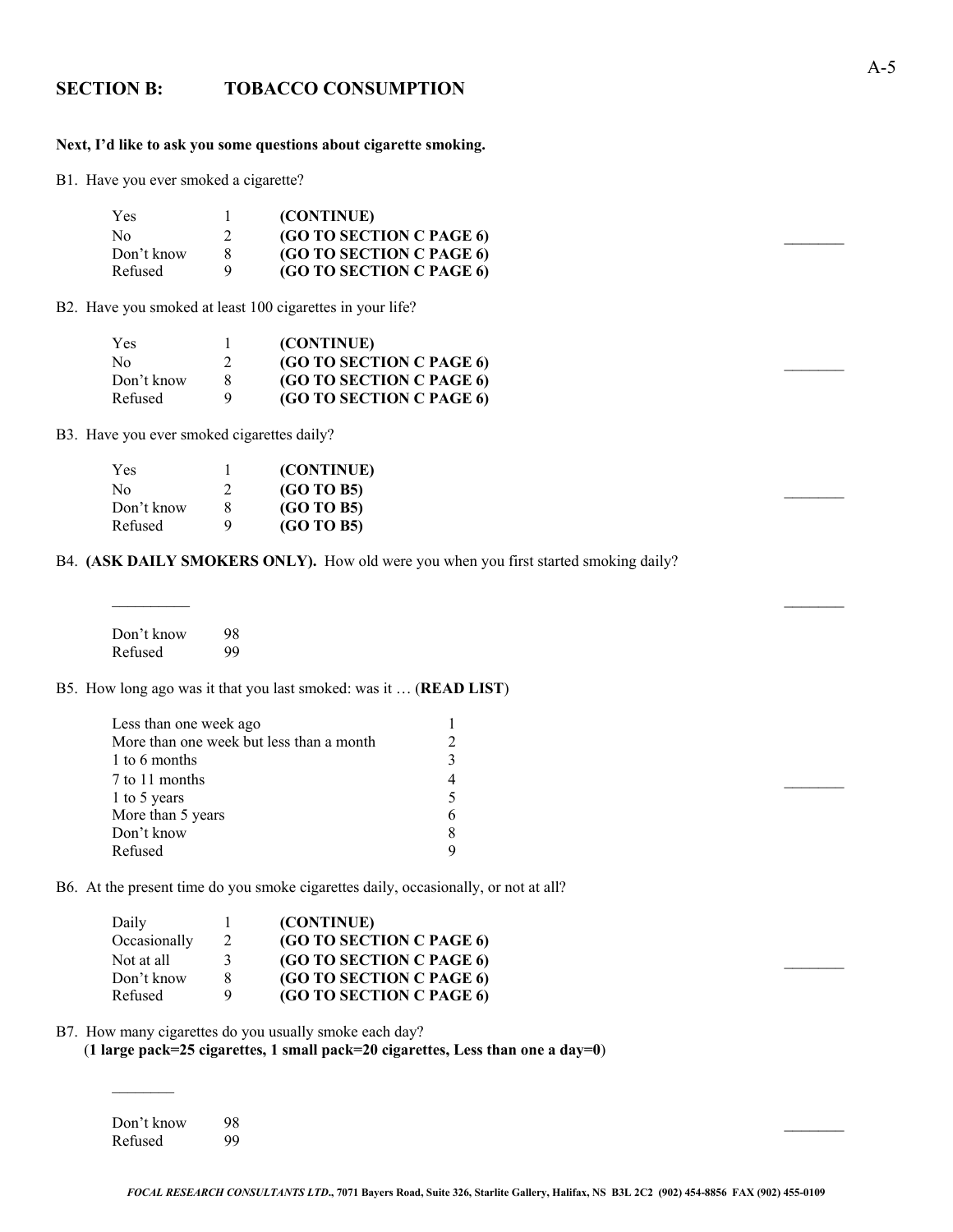## SECTION B: TOBACCO CONSUMPTION

**Next, I'd like to ask you some questions about cigarette smoking.**

B1. Have you ever smoked a cigarette?

| | | |
|---|---|---|
| Yes | 1 | **(CONTINUE)** |
| No | 2 | **(GO TO SECTION C PAGE 6)** |
| Don't know | 8 | **(GO TO SECTION C PAGE 6)** |
| Refused | 9 | **(GO TO SECTION C PAGE 6)** |

_______

B2. Have you smoked at least 100 cigarettes in your life?

| | | |
|---|---|---|
| Yes | 1 | **(CONTINUE)** |
| No | 2 | **(GO TO SECTION C PAGE 6)** |
| Don't know | 8 | **(GO TO SECTION C PAGE 6)** |
| Refused | 9 | **(GO TO SECTION C PAGE 6)** |

_______

B3. Have you ever smoked cigarettes daily?

| | | |
|---|---|---|
| Yes | 1 | **(CONTINUE)** |
| No | 2 | **(GO TO B5)** |
| Don't know | 8 | **(GO TO B5)** |
| Refused | 9 | **(GO TO B5)** |

_______

B4. **(ASK DAILY SMOKERS ONLY).** How old were you when you first started smoking daily?

__________ _______

| | |
|---|---|
| Don't know | 98 |
| Refused | 99 |

B5. How long ago was it that you last smoked: was it … (**READ LIST**)

| | |
|---|---|
| Less than one week ago | 1 |
| More than one week but less than a month | 2 |
| 1 to 6 months | 3 |
| 7 to 11 months | 4 |
| 1 to 5 years | 5 |
| More than 5 years | 6 |
| Don't know | 8 |
| Refused | 9 |

_______

B6. At the present time do you smoke cigarettes daily, occasionally, or not at all?

| | | |
|---|---|---|
| Daily | 1 | **(CONTINUE)** |
| Occasionally | 2 | **(GO TO SECTION C PAGE 6)** |
| Not at all | 3 | **(GO TO SECTION C PAGE 6)** |
| Don't know | 8 | **(GO TO SECTION C PAGE 6)** |
| Refused | 9 | **(GO TO SECTION C PAGE 6)** |

_______

B7. How many cigarettes do you usually smoke each day?
(**1 large pack=25 cigarettes, 1 small pack=20 cigarettes, Less than one a day=0**)

________

| | |
|---|---|
| Don't know | 98 |
| Refused | 99 |

_______

***FOCAL RESEARCH CONSULTANTS LTD.*, 7071 Bayers Road, Suite 326, Starlite Gallery, Halifax, NS B3L 2C2 (902) 454-8856 FAX (902) 455-0109**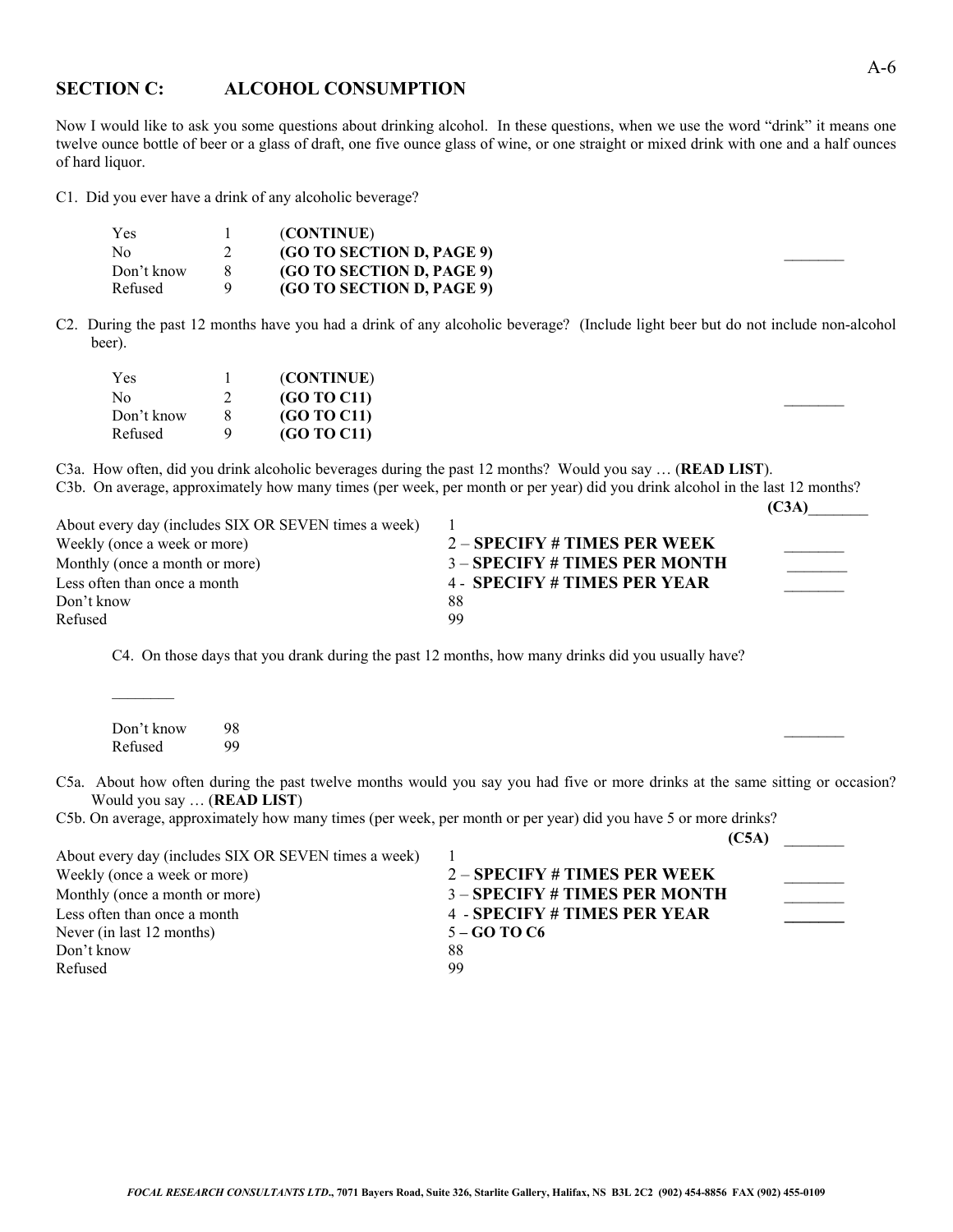## SECTION C: ALCOHOL CONSUMPTION

Now I would like to ask you some questions about drinking alcohol. In these questions, when we use the word "drink" it means one twelve ounce bottle of beer or a glass of draft, one five ounce glass of wine, or one straight or mixed drink with one and a half ounces of hard liquor.

C1. Did you ever have a drink of any alcoholic beverage?

| | | | |
|---|---|---|---|
| Yes | 1 | (**CONTINUE**) | |
| No | 2 | **(GO TO SECTION D, PAGE 9)** | ________ |
| Don't know | 8 | **(GO TO SECTION D, PAGE 9)** | |
| Refused | 9 | **(GO TO SECTION D, PAGE 9)** | |

C2. During the past 12 months have you had a drink of any alcoholic beverage? (Include light beer but do not include non-alcohol beer).

| | | | |
|---|---|---|---|
| Yes | 1 | (**CONTINUE**) | |
| No | 2 | **(GO TO C11)** | ________ |
| Don't know | 8 | **(GO TO C11)** | |
| Refused | 9 | **(GO TO C11)** | |

C3a. How often, did you drink alcoholic beverages during the past 12 months? Would you say … (**READ LIST**).

C3b. On average, approximately how many times (per week, per month or per year) did you drink alcohol in the last 12 months?

**(C3A)**________

| | | |
|---|---|---|
| About every day (includes SIX OR SEVEN times a week) | 1 | |
| Weekly (once a week or more) | 2 – **SPECIFY # TIMES PER WEEK** | ________ |
| Monthly (once a month or more) | 3 – **SPECIFY # TIMES PER MONTH** | ________ |
| Less often than once a month | 4 - **SPECIFY # TIMES PER YEAR** | ________ |
| Don't know | 88 | |
| Refused | 99 | |

C4. On those days that you drank during the past 12 months, how many drinks did you usually have?

________

| | | |
|---|---|---|
| Don't know | 98 | ________ |
| Refused | 99 | |

C5a. About how often during the past twelve months would you say you had five or more drinks at the same sitting or occasion? Would you say … (**READ LIST**)

C5b. On average, approximately how many times (per week, per month or per year) did you have 5 or more drinks?

**(C5A)** ________

| | | |
|---|---|---|
| About every day (includes SIX OR SEVEN times a week) | 1 | |
| Weekly (once a week or more) | 2 – **SPECIFY # TIMES PER WEEK** | ________ |
| Monthly (once a month or more) | 3 – **SPECIFY # TIMES PER MONTH** | ________ |
| Less often than once a month | 4 - **SPECIFY # TIMES PER YEAR** | ________ |
| Never (in last 12 months) | **5 – GO TO C6** | |
| Don't know | 88 | |
| Refused | 99 | |

***FOCAL RESEARCH CONSULTANTS LTD.*, 7071 Bayers Road, Suite 326, Starlite Gallery, Halifax, NS B3L 2C2 (902) 454-8856 FAX (902) 455-0109**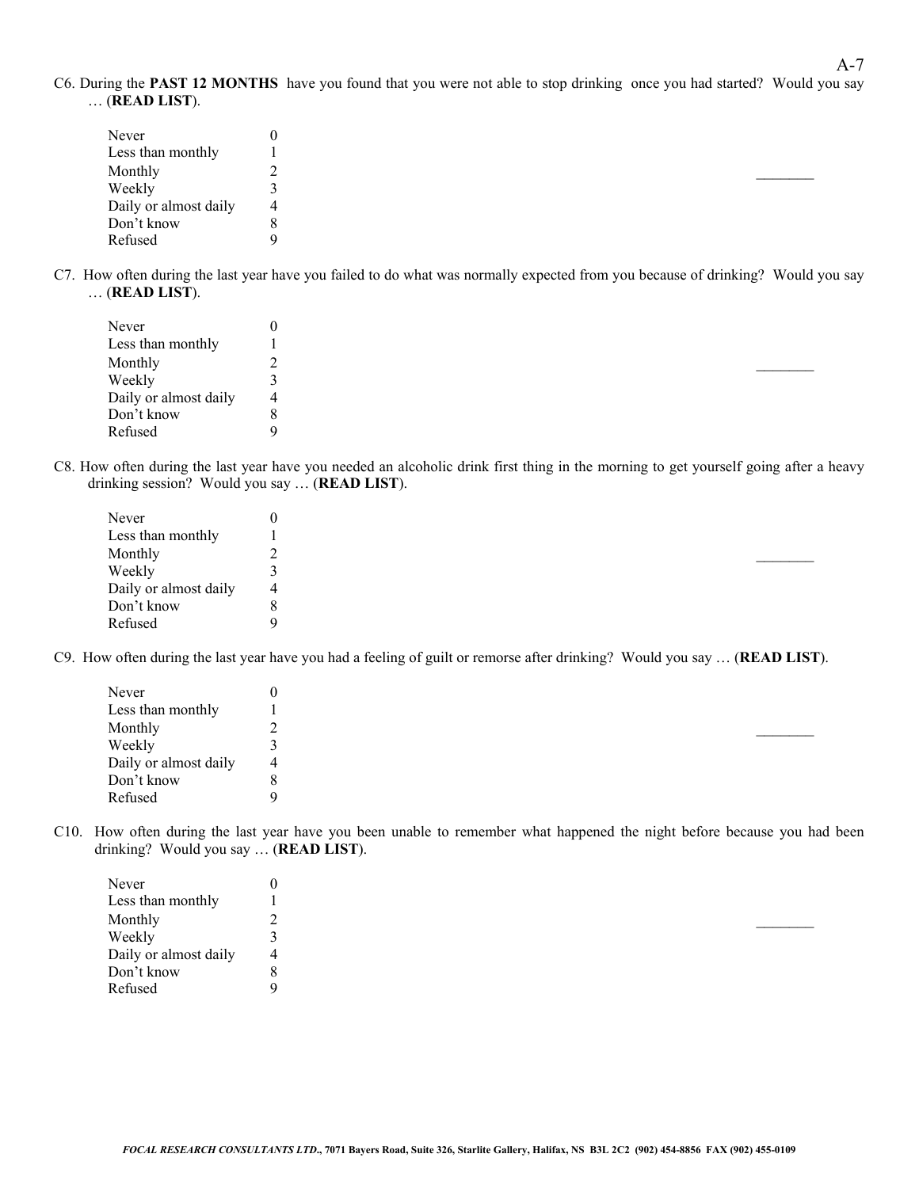C6. During the **PAST 12 MONTHS** have you found that you were not able to stop drinking once you had started? Would you say … (**READ LIST**).

| | | |
|---|---|---|
| Never | 0 | |
| Less than monthly | 1 | |
| Monthly | 2 | ________ |
| Weekly | 3 | |
| Daily or almost daily | 4 | |
| Don't know | 8 | |
| Refused | 9 | |

C7. How often during the last year have you failed to do what was normally expected from you because of drinking? Would you say … (**READ LIST**).

| | | |
|---|---|---|
| Never | 0 | |
| Less than monthly | 1 | |
| Monthly | 2 | ________ |
| Weekly | 3 | |
| Daily or almost daily | 4 | |
| Don't know | 8 | |
| Refused | 9 | |

C8. How often during the last year have you needed an alcoholic drink first thing in the morning to get yourself going after a heavy drinking session? Would you say … (**READ LIST**).

| | | |
|---|---|---|
| Never | 0 | |
| Less than monthly | 1 | |
| Monthly | 2 | ________ |
| Weekly | 3 | |
| Daily or almost daily | 4 | |
| Don't know | 8 | |
| Refused | 9 | |

C9. How often during the last year have you had a feeling of guilt or remorse after drinking? Would you say … (**READ LIST**).

| | | |
|---|---|---|
| Never | 0 | |
| Less than monthly | 1 | |
| Monthly | 2 | ________ |
| Weekly | 3 | |
| Daily or almost daily | 4 | |
| Don't know | 8 | |
| Refused | 9 | |

C10. How often during the last year have you been unable to remember what happened the night before because you had been drinking? Would you say … (**READ LIST**).

| | | |
|---|---|---|
| Never | 0 | |
| Less than monthly | 1 | |
| Monthly | 2 | ________ |
| Weekly | 3 | |
| Daily or almost daily | 4 | |
| Don't know | 8 | |
| Refused | 9 | |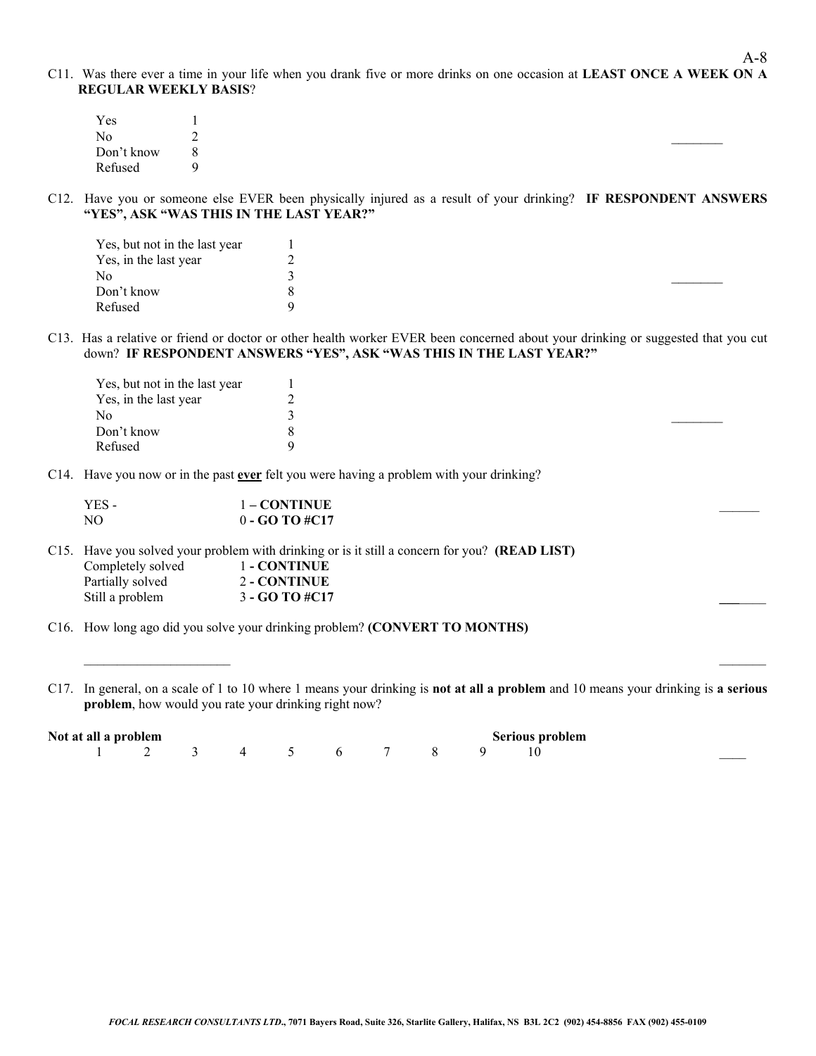C11. Was there ever a time in your life when you drank five or more drinks on one occasion at **LEAST ONCE A WEEK ON A REGULAR WEEKLY BASIS**?

| | | |
|---|---|---|
| Yes | 1 | |
| No | 2 | ________ |
| Don't know | 8 | |
| Refused | 9 | |

C12. Have you or someone else EVER been physically injured as a result of your drinking? **IF RESPONDENT ANSWERS "YES", ASK "WAS THIS IN THE LAST YEAR?"**

| | | |
|---|---|---|
| Yes, but not in the last year | 1 | |
| Yes, in the last year | 2 | |
| No | 3 | ________ |
| Don't know | 8 | |
| Refused | 9 | |

C13. Has a relative or friend or doctor or other health worker EVER been concerned about your drinking or suggested that you cut down? **IF RESPONDENT ANSWERS "YES", ASK "WAS THIS IN THE LAST YEAR?"**

| | | |
|---|---|---|
| Yes, but not in the last year | 1 | |
| Yes, in the last year | 2 | |
| No | 3 | ________ |
| Don't know | 8 | |
| Refused | 9 | |

C14. Have you now or in the past **ever** felt you were having a problem with your drinking?

| | | |
|---|---|---|
| YES - | 1 – **CONTINUE** | ______ |
| NO | 0 - **GO TO #C17** | |

C15. Have you solved your problem with drinking or is it still a concern for you? **(READ LIST)**

| | | |
|---|---|---|
| Completely solved | 1 - **CONTINUE** | |
| Partially solved | 2 - **CONTINUE** | |
| Still a problem | 3 - **GO TO #C17** | _______ |

C16. How long ago did you solve your drinking problem? **(CONVERT TO MONTHS)**

_____________________ _______

C17. In general, on a scale of 1 to 10 where 1 means your drinking is **not at all a problem** and 10 means your drinking is **a serious problem**, how would you rate your drinking right now?

| **Not at all a problem** | | | | | | | | | **Serious problem** | |
|---|---|---|---|---|---|---|---|---|---|---|
| 1 | 2 | 3 | 4 | 5 | 6 | 7 | 8 | 9 | 10 | ____ |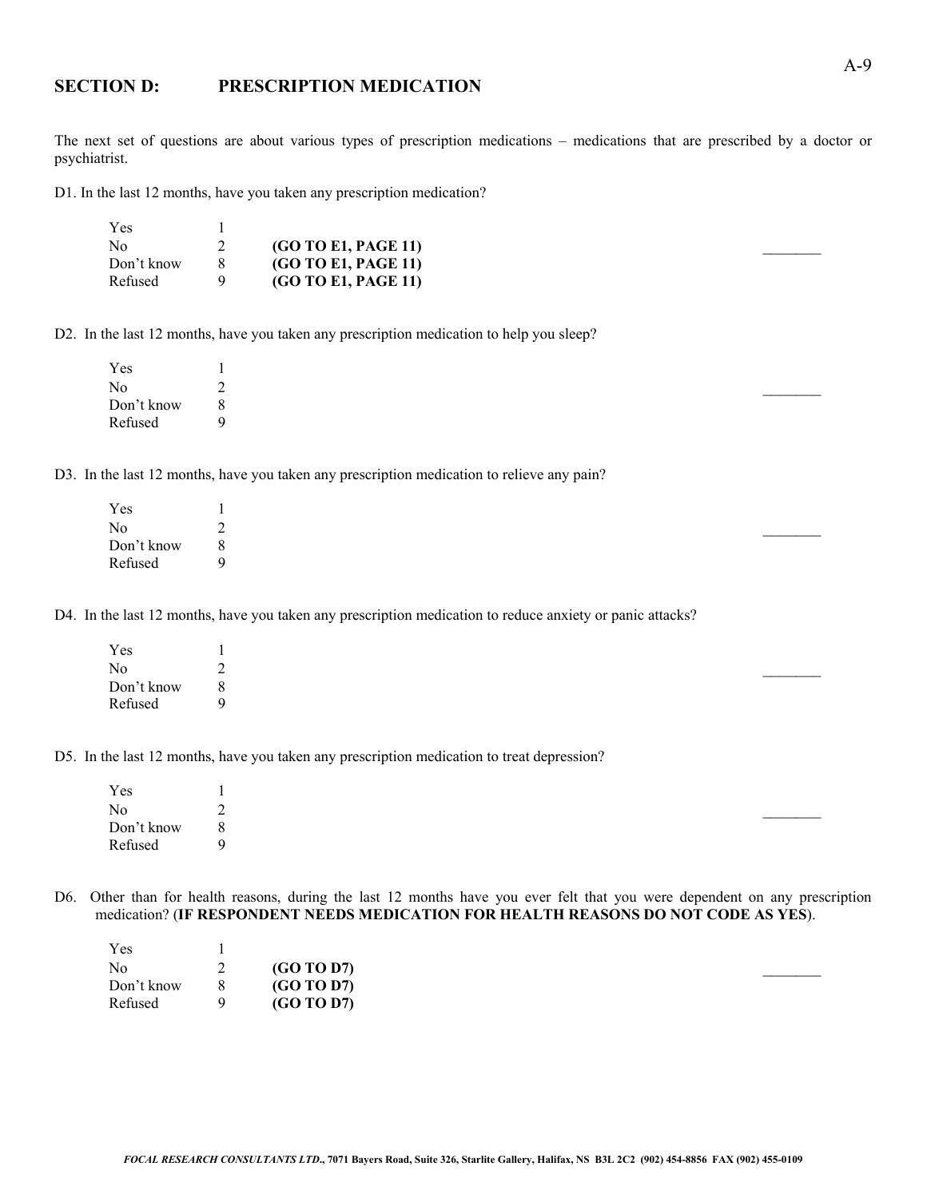## SECTION D: PRESCRIPTION MEDICATION

The next set of questions are about various types of prescription medications – medications that are prescribed by a doctor or psychiatrist.

D1. In the last 12 months, have you taken any prescription medication?

| | | | |
|---|---|---|---|
| Yes | 1 | | |
| No | 2 | **(GO TO E1, PAGE 11)** | ________ |
| Don't know | 8 | **(GO TO E1, PAGE 11)** | |
| Refused | 9 | **(GO TO E1, PAGE 11)** | |

D2. In the last 12 months, have you taken any prescription medication to help you sleep?

| | | |
|---|---|---|
| Yes | 1 | |
| No | 2 | ________ |
| Don't know | 8 | |
| Refused | 9 | |

D3. In the last 12 months, have you taken any prescription medication to relieve any pain?

| | | |
|---|---|---|
| Yes | 1 | |
| No | 2 | ________ |
| Don't know | 8 | |
| Refused | 9 | |

D4. In the last 12 months, have you taken any prescription medication to reduce anxiety or panic attacks?

| | | |
|---|---|---|
| Yes | 1 | |
| No | 2 | ________ |
| Don't know | 8 | |
| Refused | 9 | |

D5. In the last 12 months, have you taken any prescription medication to treat depression?

| | | |
|---|---|---|
| Yes | 1 | |
| No | 2 | ________ |
| Don't know | 8 | |
| Refused | 9 | |

D6. Other than for health reasons, during the last 12 months have you ever felt that you were dependent on any prescription medication? (**IF RESPONDENT NEEDS MEDICATION FOR HEALTH REASONS DO NOT CODE AS YES**).

| | | | |
|---|---|---|---|
| Yes | 1 | | |
| No | 2 | **(GO TO D7)** | ________ |
| Don't know | 8 | **(GO TO D7)** | |
| Refused | 9 | **(GO TO D7)** | |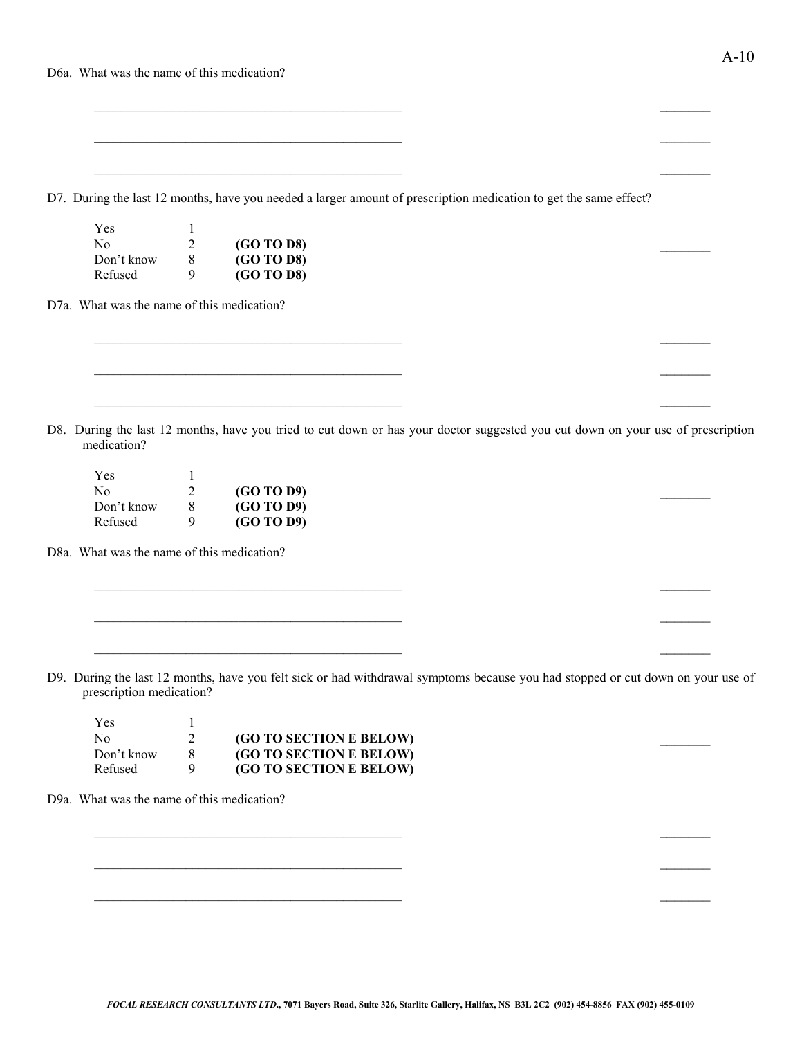D6a. What was the name of this medication?

\_\_\_\_\_\_\_\_\_\_\_\_\_\_\_\_\_\_\_\_\_\_\_\_\_\_\_\_\_\_\_\_\_\_\_\_\_\_\_\_\_\_\_\_\_\_ \_\_\_\_\_\_\_\_

\_\_\_\_\_\_\_\_\_\_\_\_\_\_\_\_\_\_\_\_\_\_\_\_\_\_\_\_\_\_\_\_\_\_\_\_\_\_\_\_\_\_\_\_\_\_ \_\_\_\_\_\_\_\_

\_\_\_\_\_\_\_\_\_\_\_\_\_\_\_\_\_\_\_\_\_\_\_\_\_\_\_\_\_\_\_\_\_\_\_\_\_\_\_\_\_\_\_\_\_\_ \_\_\_\_\_\_\_\_

D7. During the last 12 months, have you needed a larger amount of prescription medication to get the same effect?

| | | | |
|---|---|---|---|
| Yes | 1 | | |
| No | 2 | **(GO TO D8)** | \_\_\_\_\_\_\_\_ |
| Don't know | 8 | **(GO TO D8)** | |
| Refused | 9 | **(GO TO D8)** | |

D7a. What was the name of this medication?

\_\_\_\_\_\_\_\_\_\_\_\_\_\_\_\_\_\_\_\_\_\_\_\_\_\_\_\_\_\_\_\_\_\_\_\_\_\_\_\_\_\_\_\_\_\_ \_\_\_\_\_\_\_\_

\_\_\_\_\_\_\_\_\_\_\_\_\_\_\_\_\_\_\_\_\_\_\_\_\_\_\_\_\_\_\_\_\_\_\_\_\_\_\_\_\_\_\_\_\_\_ \_\_\_\_\_\_\_\_

\_\_\_\_\_\_\_\_\_\_\_\_\_\_\_\_\_\_\_\_\_\_\_\_\_\_\_\_\_\_\_\_\_\_\_\_\_\_\_\_\_\_\_\_\_\_ \_\_\_\_\_\_\_\_

D8. During the last 12 months, have you tried to cut down or has your doctor suggested you cut down on your use of prescription medication?

| | | | |
|---|---|---|---|
| Yes | 1 | | |
| No | 2 | **(GO TO D9)** | \_\_\_\_\_\_\_\_ |
| Don't know | 8 | **(GO TO D9)** | |
| Refused | 9 | **(GO TO D9)** | |

D8a. What was the name of this medication?

\_\_\_\_\_\_\_\_\_\_\_\_\_\_\_\_\_\_\_\_\_\_\_\_\_\_\_\_\_\_\_\_\_\_\_\_\_\_\_\_\_\_\_\_\_\_ \_\_\_\_\_\_\_\_

\_\_\_\_\_\_\_\_\_\_\_\_\_\_\_\_\_\_\_\_\_\_\_\_\_\_\_\_\_\_\_\_\_\_\_\_\_\_\_\_\_\_\_\_\_\_ \_\_\_\_\_\_\_\_

\_\_\_\_\_\_\_\_\_\_\_\_\_\_\_\_\_\_\_\_\_\_\_\_\_\_\_\_\_\_\_\_\_\_\_\_\_\_\_\_\_\_\_\_\_\_ \_\_\_\_\_\_\_\_

D9. During the last 12 months, have you felt sick or had withdrawal symptoms because you had stopped or cut down on your use of prescription medication?

| | | | |
|---|---|---|---|
| Yes | 1 | | |
| No | 2 | **(GO TO SECTION E BELOW)** | \_\_\_\_\_\_\_\_ |
| Don't know | 8 | **(GO TO SECTION E BELOW)** | |
| Refused | 9 | **(GO TO SECTION E BELOW)** | |

D9a. What was the name of this medication?

\_\_\_\_\_\_\_\_\_\_\_\_\_\_\_\_\_\_\_\_\_\_\_\_\_\_\_\_\_\_\_\_\_\_\_\_\_\_\_\_\_\_\_\_\_\_ \_\_\_\_\_\_\_\_

\_\_\_\_\_\_\_\_\_\_\_\_\_\_\_\_\_\_\_\_\_\_\_\_\_\_\_\_\_\_\_\_\_\_\_\_\_\_\_\_\_\_\_\_\_\_ \_\_\_\_\_\_\_\_

\_\_\_\_\_\_\_\_\_\_\_\_\_\_\_\_\_\_\_\_\_\_\_\_\_\_\_\_\_\_\_\_\_\_\_\_\_\_\_\_\_\_\_\_\_\_ \_\_\_\_\_\_\_\_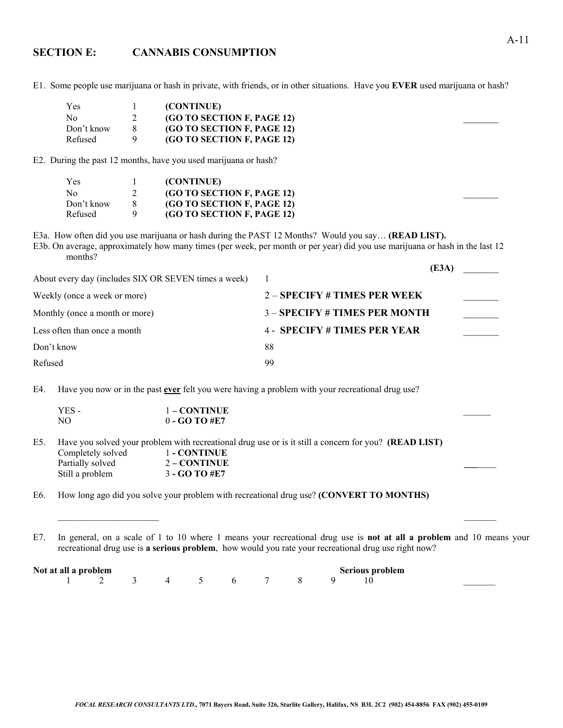## SECTION E: CANNABIS CONSUMPTION

E1. Some people use marijuana or hash in private, with friends, or in other situations. Have you **EVER** used marijuana or hash?

| | | | |
|---|---|---|---|
| Yes | 1 | **(CONTINUE)** | |
| No | 2 | **(GO TO SECTION F, PAGE 12)** | ________ |
| Don't know | 8 | **(GO TO SECTION F, PAGE 12)** | |
| Refused | 9 | **(GO TO SECTION F, PAGE 12)** | |

E2. During the past 12 months, have you used marijuana or hash?

| | | | |
|---|---|---|---|
| Yes | 1 | **(CONTINUE)** | |
| No | 2 | **(GO TO SECTION F, PAGE 12)** | ________ |
| Don't know | 8 | **(GO TO SECTION F, PAGE 12)** | |
| Refused | 9 | **(GO TO SECTION F, PAGE 12)** | |

E3a. How often did you use marijuana or hash during the PAST 12 Months? Would you say… **(READ LIST).**

E3b. On average, approximately how many times (per week, per month or per year) did you use marijuana or hash in the last 12 months?

| | | |
|---|---|---|
| | **(E3A)** | ________ |
| About every day (includes SIX OR SEVEN times a week) | 1 | |
| Weekly (once a week or more) | 2 – **SPECIFY # TIMES PER WEEK** | ________ |
| Monthly (once a month or more) | 3 – **SPECIFY # TIMES PER MONTH** | ________ |
| Less often than once a month | 4 - **SPECIFY # TIMES PER YEAR** | ________ |
| Don't know | 88 | |
| Refused | 99 | |

E4. Have you now or in the past **ever** felt you were having a problem with your recreational drug use?

| | | |
|---|---|---|
| YES - | 1 – **CONTINUE** | ______ |
| NO | 0 - **GO TO #E7** | |

E5. Have you solved your problem with recreational drug use or is it still a concern for you? **(READ LIST)**

| | | |
|---|---|---|
| Completely solved | 1 - **CONTINUE** | |
| Partially solved | 2 – **CONTINUE** | ______ |
| Still a problem | 3 - **GO TO #E7** | |

E6. How long ago did you solve your problem with recreational drug use? **(CONVERT TO MONTHS)**

______________________ ________

E7. In general, on a scale of 1 to 10 where 1 means your recreational drug use is **not at all a problem** and 10 means your recreational drug use is **a serious problem**, how would you rate your recreational drug use right now?

| **Not at all a problem** | | | | | | | | | **Serious problem** | |
|---|---|---|---|---|---|---|---|---|---|---|
| 1 | 2 | 3 | 4 | 5 | 6 | 7 | 8 | 9 | 10 | _______ |

*FOCAL RESEARCH CONSULTANTS LTD., 7071 Bayers Road, Suite 326, Starlite Gallery, Halifax, NS B3L 2C2 (902) 454-8856 FAX (902) 455-0109*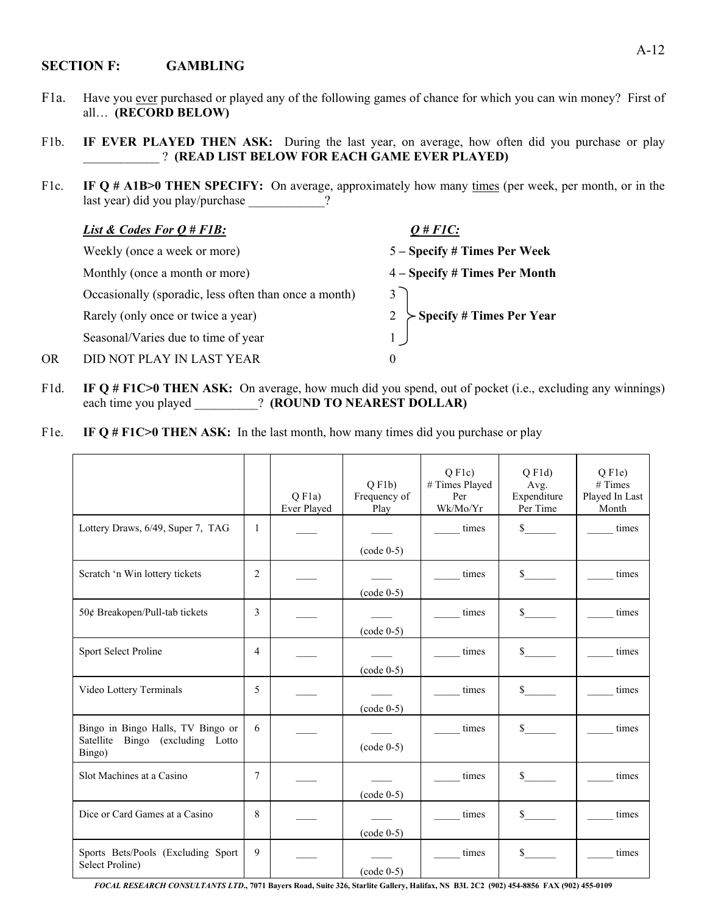## SECTION F: GAMBLING

F1a. Have you <u>ever</u> purchased or played any of the following games of chance for which you can win money? First of all… **(RECORD BELOW)**

F1b. **IF EVER PLAYED THEN ASK:** During the last year, on average, how often did you purchase or play ____________ ? **(READ LIST BELOW FOR EACH GAME EVER PLAYED)**

F1c. **IF Q # A1B>0 THEN SPECIFY:** On average, approximately how many <u>times</u> (per week, per month, or in the last year) did you play/purchase ____________?

| ***List & Codes For Q # F1B:*** | | ***Q # F1C:*** |
|---|---|---|
| Weekly (once a week or more) | 5 | **– Specify # Times Per Week** |
| Monthly (once a month or more) | 4 | **– Specify # Times Per Month** |
| Occasionally (sporadic, less often than once a month) | 3 | **Specify # Times Per Year** |
| Rarely (only once or twice a year) | 2 | **Specify # Times Per Year** |
| Seasonal/Varies due to time of year | 1 | **Specify # Times Per Year** |
| OR DID NOT PLAY IN LAST YEAR | 0 | |

F1d. **IF Q # F1C>0 THEN ASK:** On average, how much did you spend, out of pocket (i.e., excluding any winnings) each time you played __________? **(ROUND TO NEAREST DOLLAR)**

F1e. **IF Q # F1C>0 THEN ASK:** In the last month, how many times did you purchase or play

| | | Q F1a) Ever Played | Q F1b) Frequency of Play | Q F1c) # Times Played Per Wk/Mo/Yr | Q F1d) Avg. Expenditure Per Time | Q F1e) # Times Played In Last Month |
|---|---|---|---|---|---|---|
| Lottery Draws, 6/49, Super 7, TAG | 1 | ____ | ____ (code 0-5) | _____ times | $______ | _____ times |
| Scratch 'n Win lottery tickets | 2 | ____ | ____ (code 0-5) | _____ times | $______ | _____ times |
| 50¢ Breakopen/Pull-tab tickets | 3 | ____ | ____ (code 0-5) | _____ times | $______ | _____ times |
| Sport Select Proline | 4 | ____ | ____ (code 0-5) | _____ times | $______ | _____ times |
| Video Lottery Terminals | 5 | ____ | ____ (code 0-5) | _____ times | $______ | _____ times |
| Bingo in Bingo Halls, TV Bingo or Satellite Bingo (excluding Lotto Bingo) | 6 | ____ | ____ (code 0-5) | _____ times | $______ | _____ times |
| Slot Machines at a Casino | 7 | ____ | ____ (code 0-5) | _____ times | $______ | _____ times |
| Dice or Card Games at a Casino | 8 | ____ | ____ (code 0-5) | _____ times | $______ | _____ times |
| Sports Bets/Pools (Excluding Sport Select Proline) | 9 | ____ | ____ (code 0-5) | _____ times | $______ | _____ times |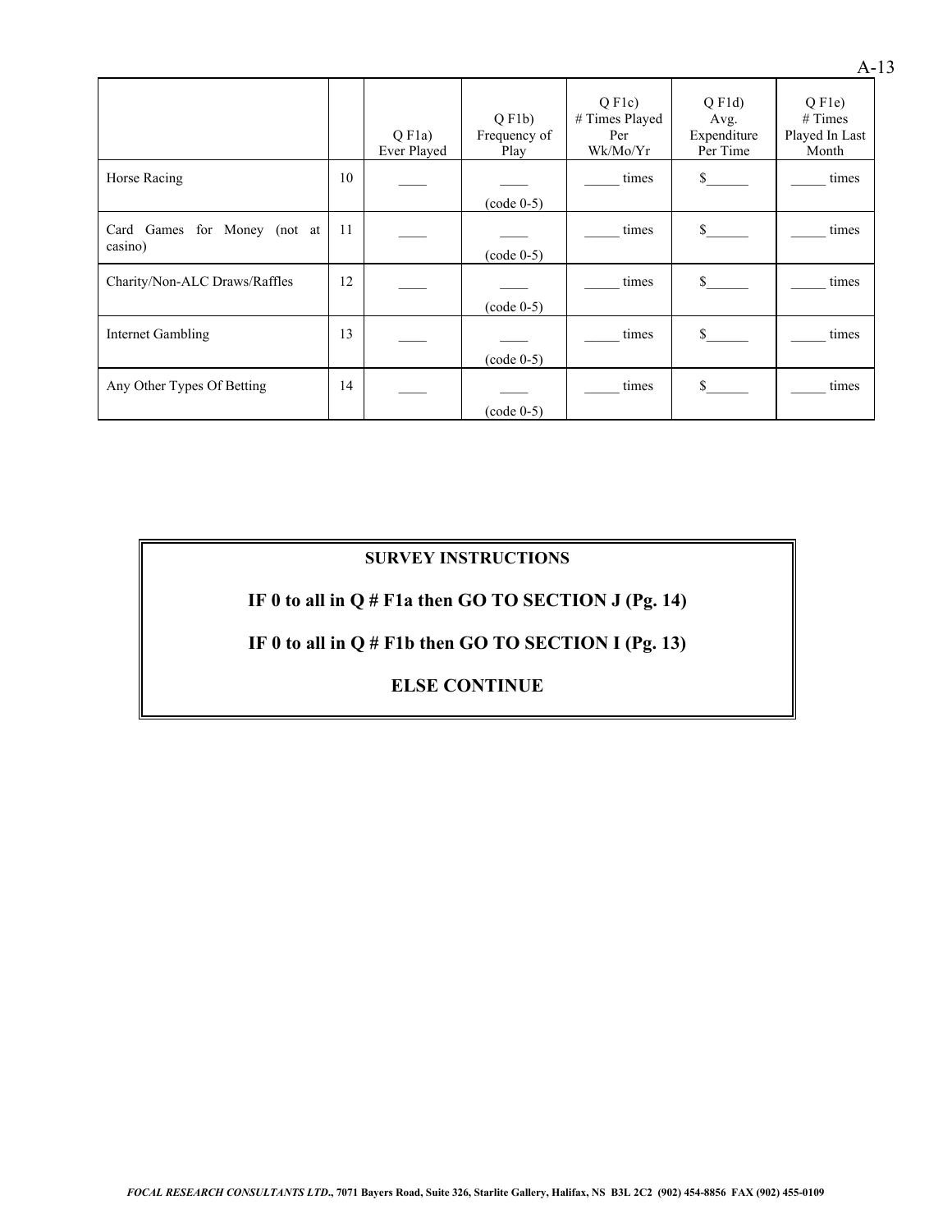| | | Q F1a) Ever Played | Q F1b) Frequency of Play | Q F1c) # Times Played Per Wk/Mo/Yr | Q F1d) Avg. Expenditure Per Time | Q F1e) # Times Played In Last Month |
|---|---|---|---|---|---|---|
| Horse Racing | 10 | ____ | ____ (code 0-5) | _____ times | $______ | _____ times |
| Card Games for Money (not at casino) | 11 | ____ | ____ (code 0-5) | _____ times | $______ | _____ times |
| Charity/Non-ALC Draws/Raffles | 12 | ____ | ____ (code 0-5) | _____ times | $______ | _____ times |
| Internet Gambling | 13 | ____ | ____ (code 0-5) | _____ times | $______ | _____ times |
| Any Other Types Of Betting | 14 | ____ | ____ (code 0-5) | _____ times | $______ | _____ times |

**SURVEY INSTRUCTIONS**

**IF 0 to all in Q # F1a then GO TO SECTION J (Pg. 14)**

**IF 0 to all in Q # F1b then GO TO SECTION I (Pg. 13)**

**ELSE CONTINUE**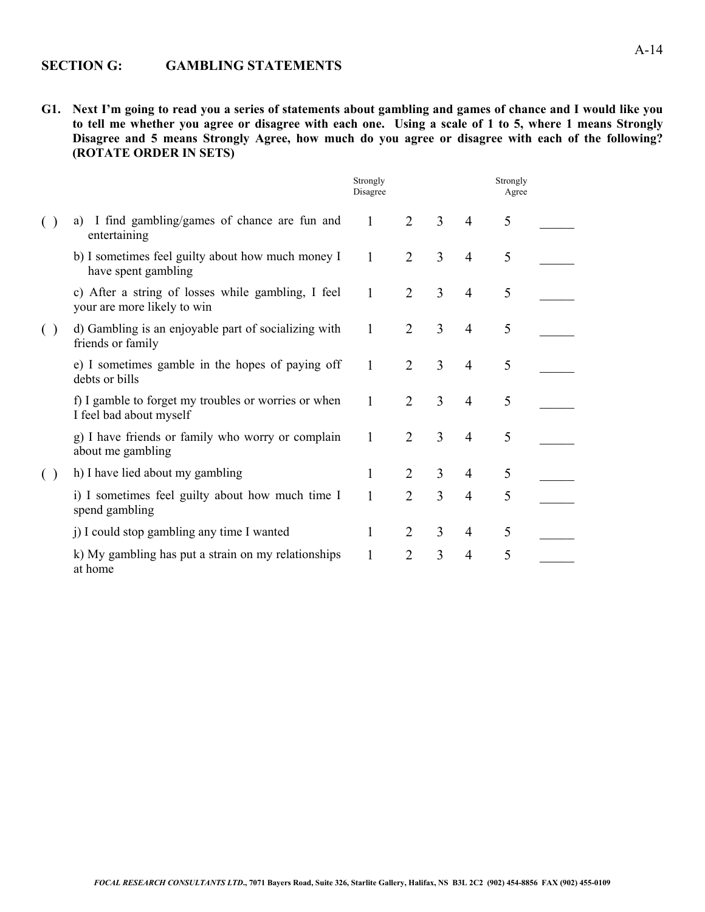## SECTION G: GAMBLING STATEMENTS

**G1. Next I'm going to read you a series of statements about gambling and games of chance and I would like you to tell me whether you agree or disagree with each one. Using a scale of 1 to 5, where 1 means Strongly Disagree and 5 means Strongly Agree, how much do you agree or disagree with each of the following? (ROTATE ORDER IN SETS)**

| | | Strongly Disagree 1 | 2 | 3 | 4 | Strongly Agree 5 | |
|---|---|---|---|---|---|---|---|
| ( ) | a) I find gambling/games of chance are fun and entertaining | 1 | 2 | 3 | 4 | 5 | _____ |
| | b) I sometimes feel guilty about how much money I have spent gambling | 1 | 2 | 3 | 4 | 5 | _____ |
| | c) After a string of losses while gambling, I feel your are more likely to win | 1 | 2 | 3 | 4 | 5 | _____ |
| ( ) | d) Gambling is an enjoyable part of socializing with friends or family | 1 | 2 | 3 | 4 | 5 | _____ |
| | e) I sometimes gamble in the hopes of paying off debts or bills | 1 | 2 | 3 | 4 | 5 | _____ |
| | f) I gamble to forget my troubles or worries or when I feel bad about myself | 1 | 2 | 3 | 4 | 5 | _____ |
| | g) I have friends or family who worry or complain about me gambling | 1 | 2 | 3 | 4 | 5 | _____ |
| ( ) | h) I have lied about my gambling | 1 | 2 | 3 | 4 | 5 | _____ |
| | i) I sometimes feel guilty about how much time I spend gambling | 1 | 2 | 3 | 4 | 5 | _____ |
| | j) I could stop gambling any time I wanted | 1 | 2 | 3 | 4 | 5 | _____ |
| | k) My gambling has put a strain on my relationships at home | 1 | 2 | 3 | 4 | 5 | _____ |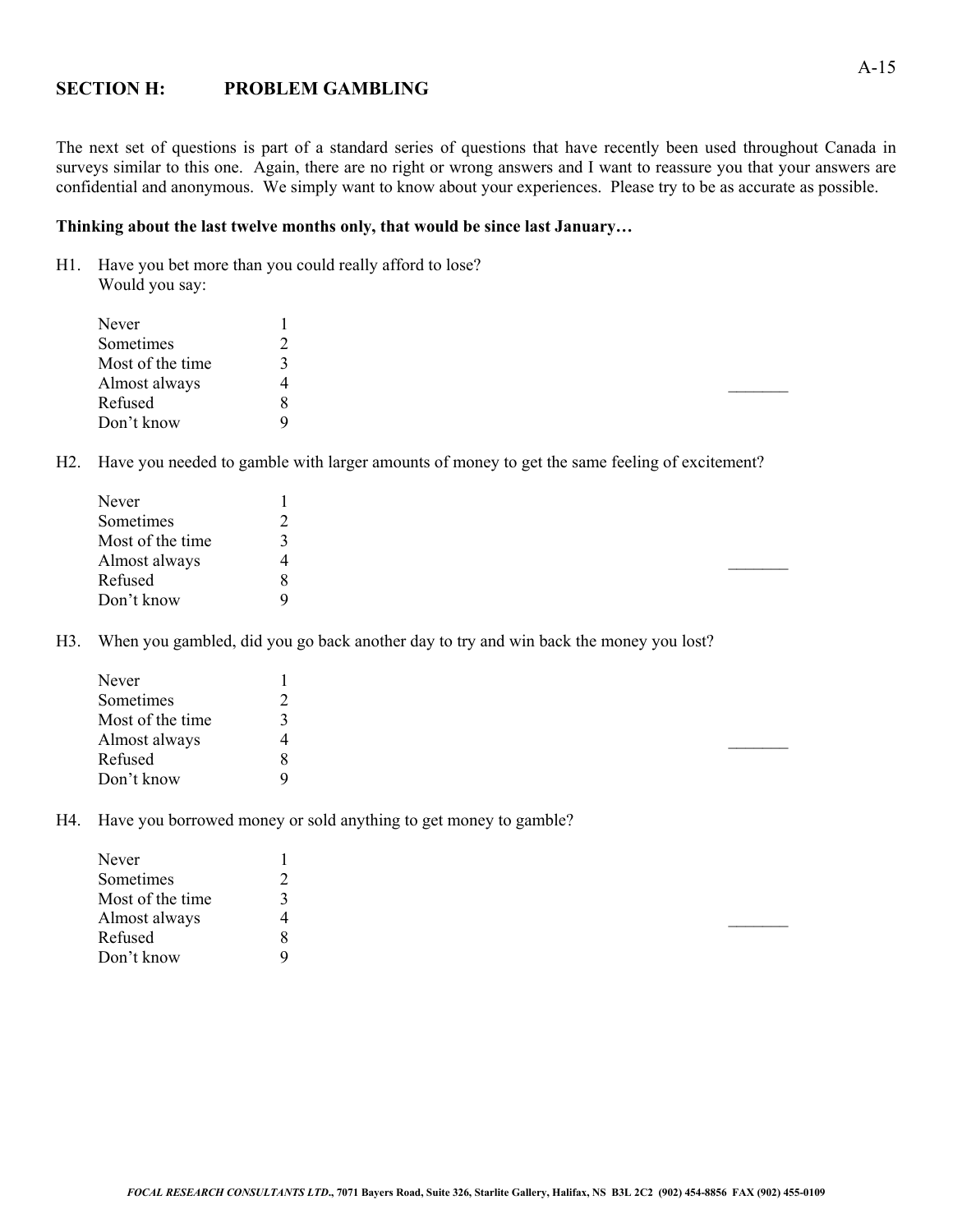## SECTION H: PROBLEM GAMBLING

The next set of questions is part of a standard series of questions that have recently been used throughout Canada in surveys similar to this one. Again, there are no right or wrong answers and I want to reassure you that your answers are confidential and anonymous. We simply want to know about your experiences. Please try to be as accurate as possible.

**Thinking about the last twelve months only, that would be since last January…**

H1. Have you bet more than you could really afford to lose?
Would you say:

| | |
|---|---|
| Never | 1 |
| Sometimes | 2 |
| Most of the time | 3 |
| Almost always | 4 |
| Refused | 8 |
| Don't know | 9 |

_______

H2. Have you needed to gamble with larger amounts of money to get the same feeling of excitement?

| | |
|---|---|
| Never | 1 |
| Sometimes | 2 |
| Most of the time | 3 |
| Almost always | 4 |
| Refused | 8 |
| Don't know | 9 |

_______

H3. When you gambled, did you go back another day to try and win back the money you lost?

| | |
|---|---|
| Never | 1 |
| Sometimes | 2 |
| Most of the time | 3 |
| Almost always | 4 |
| Refused | 8 |
| Don't know | 9 |

_______

H4. Have you borrowed money or sold anything to get money to gamble?

| | |
|---|---|
| Never | 1 |
| Sometimes | 2 |
| Most of the time | 3 |
| Almost always | 4 |
| Refused | 8 |
| Don't know | 9 |

_______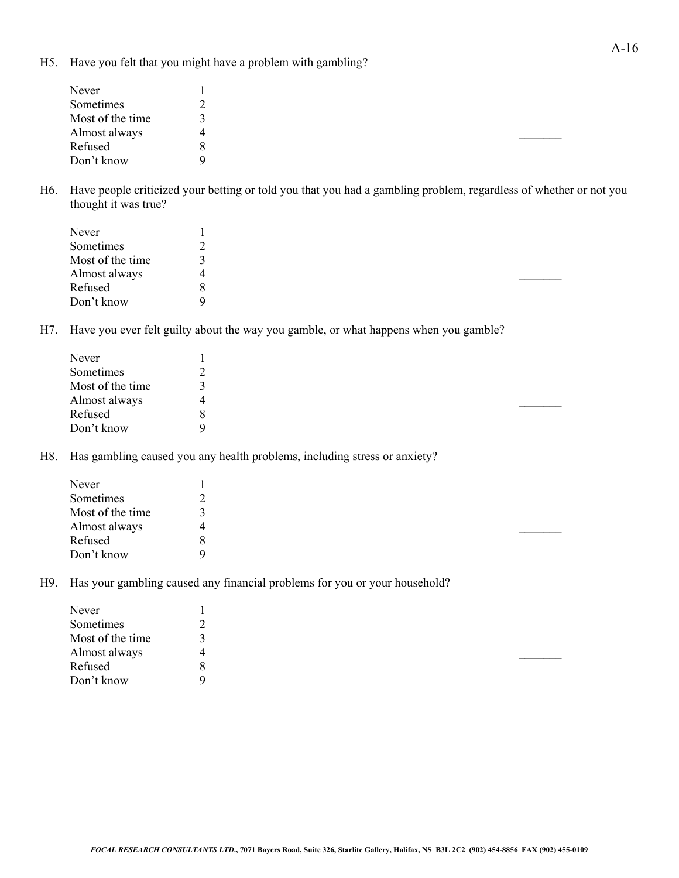H5. Have you felt that you might have a problem with gambling?

| | |
|---|---|
| Never | 1 |
| Sometimes | 2 |
| Most of the time | 3 |
| Almost always | 4 |
| Refused | 8 |
| Don't know | 9 |

_______

H6. Have people criticized your betting or told you that you had a gambling problem, regardless of whether or not you thought it was true?

| | |
|---|---|
| Never | 1 |
| Sometimes | 2 |
| Most of the time | 3 |
| Almost always | 4 |
| Refused | 8 |
| Don't know | 9 |

_______

H7. Have you ever felt guilty about the way you gamble, or what happens when you gamble?

| | |
|---|---|
| Never | 1 |
| Sometimes | 2 |
| Most of the time | 3 |
| Almost always | 4 |
| Refused | 8 |
| Don't know | 9 |

_______

H8. Has gambling caused you any health problems, including stress or anxiety?

| | |
|---|---|
| Never | 1 |
| Sometimes | 2 |
| Most of the time | 3 |
| Almost always | 4 |
| Refused | 8 |
| Don't know | 9 |

_______

H9. Has your gambling caused any financial problems for you or your household?

| | |
|---|---|
| Never | 1 |
| Sometimes | 2 |
| Most of the time | 3 |
| Almost always | 4 |
| Refused | 8 |
| Don't know | 9 |

_______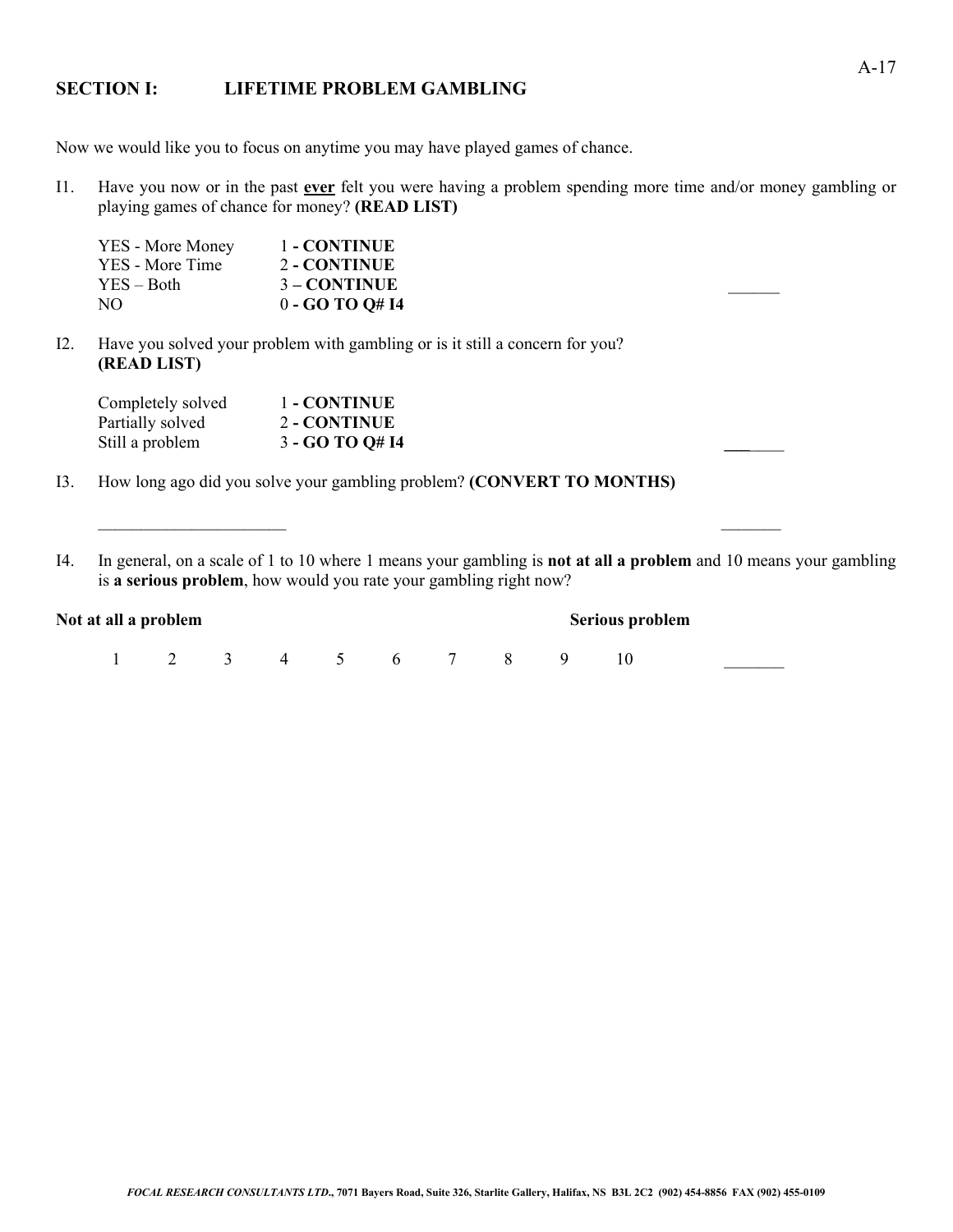## SECTION I: LIFETIME PROBLEM GAMBLING

Now we would like you to focus on anytime you may have played games of chance.

I1. Have you now or in the past **ever** felt you were having a problem spending more time and/or money gambling or playing games of chance for money? **(READ LIST)**

| | | |
|---|---|---|
| YES - More Money | 1 **- CONTINUE** | |
| YES - More Time | 2 **- CONTINUE** | |
| YES – Both | 3 **– CONTINUE** | ______ |
| NO | 0 **- GO TO Q# I4** | |

I2. Have you solved your problem with gambling or is it still a concern for you? **(READ LIST)**

| | | |
|---|---|---|
| Completely solved | 1 **- CONTINUE** | |
| Partially solved | 2 **- CONTINUE** | |
| Still a problem | 3 **- GO TO Q# I4** | ______ |

I3. How long ago did you solve your gambling problem? **(CONVERT TO MONTHS)**

______________________ _______

I4. In general, on a scale of 1 to 10 where 1 means your gambling is **not at all a problem** and 10 means your gambling is **a serious problem**, how would you rate your gambling right now?

| **Not at all a problem** | | | | | | | | | **Serious problem** | |
|---|---|---|---|---|---|---|---|---|---|---|
| 1 | 2 | 3 | 4 | 5 | 6 | 7 | 8 | 9 | 10 | _______ |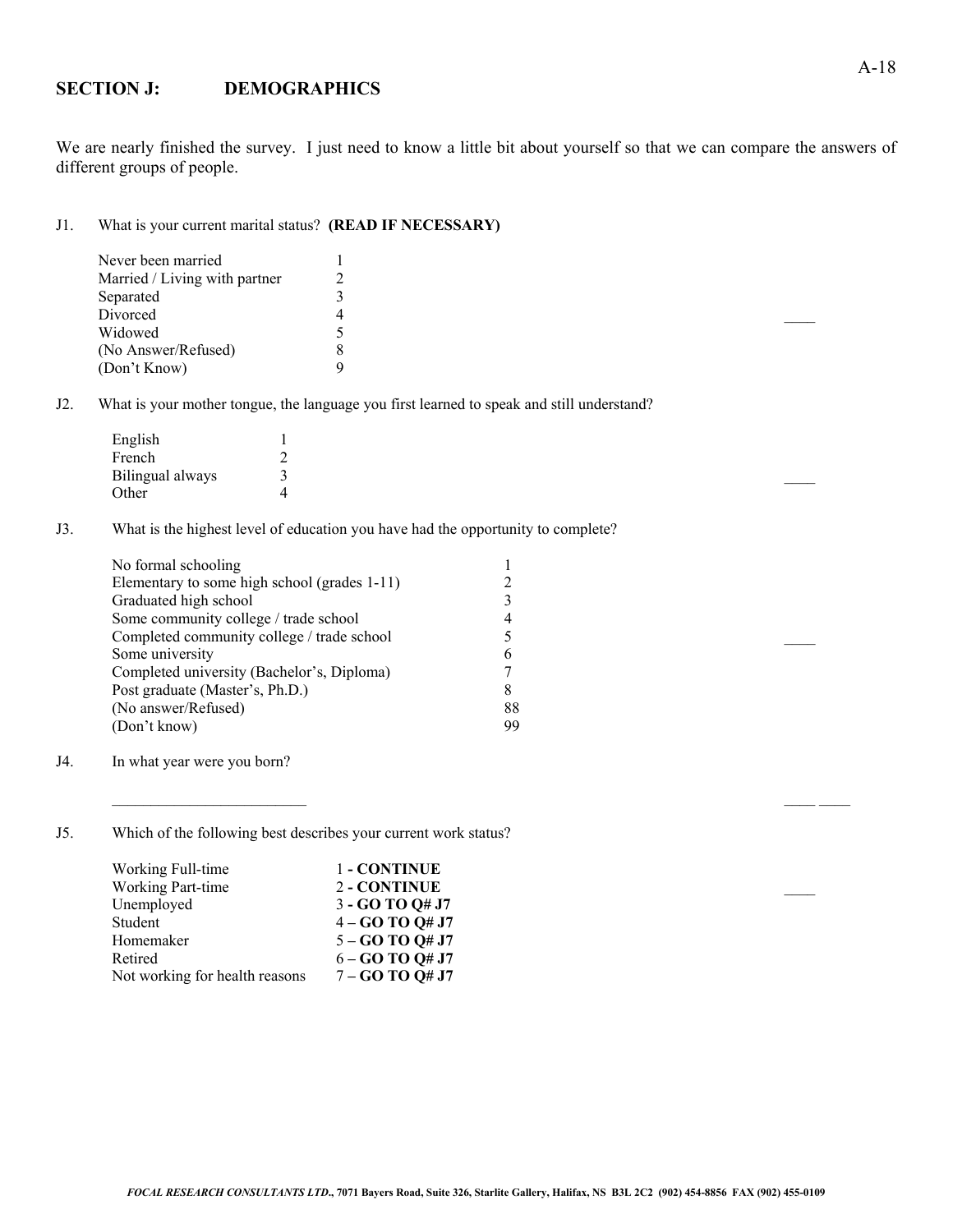## SECTION J: DEMOGRAPHICS

We are nearly finished the survey. I just need to know a little bit about yourself so that we can compare the answers of different groups of people.

J1. What is your current marital status? **(READ IF NECESSARY)**

| | | |
|---|---|---|
| Never been married | 1 | |
| Married / Living with partner | 2 | |
| Separated | 3 | |
| Divorced | 4 | ____ |
| Widowed | 5 | |
| (No Answer/Refused) | 8 | |
| (Don't Know) | 9 | |

J2. What is your mother tongue, the language you first learned to speak and still understand?

| | | |
|---|---|---|
| English | 1 | |
| French | 2 | |
| Bilingual always | 3 | ____ |
| Other | 4 | |

J3. What is the highest level of education you have had the opportunity to complete?

| | | |
|---|---|---|
| No formal schooling | 1 | |
| Elementary to some high school (grades 1-11) | 2 | |
| Graduated high school | 3 | |
| Some community college / trade school | 4 | |
| Completed community college / trade school | 5 | ____ |
| Some university | 6 | |
| Completed university (Bachelor's, Diploma) | 7 | |
| Post graduate (Master's, Ph.D.) | 8 | |
| (No answer/Refused) | 88 | |
| (Don't know) | 99 | |

J4. In what year were you born?

_________________________ ____ ____

J5. Which of the following best describes your current work status?

| | | |
|---|---|---|
| Working Full-time | 1 **- CONTINUE** | |
| Working Part-time | 2 **- CONTINUE** | ____ |
| Unemployed | 3 **- GO TO Q# J7** | |
| Student | 4 **– GO TO Q# J7** | |
| Homemaker | 5 **– GO TO Q# J7** | |
| Retired | 6 **– GO TO Q# J7** | |
| Not working for health reasons | 7 **– GO TO Q# J7** | |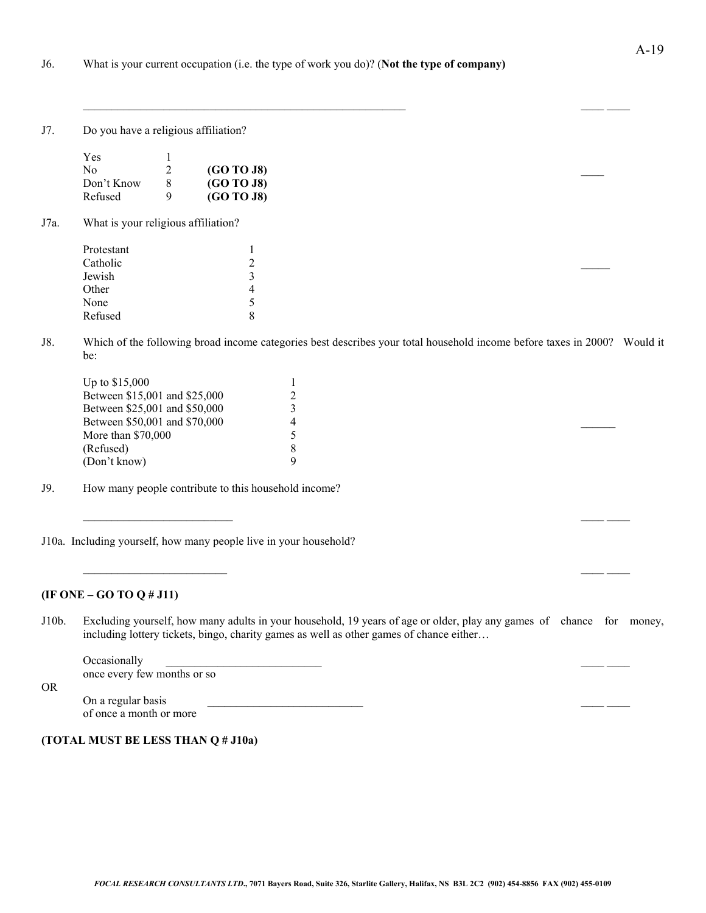J6. What is your current occupation (i.e. the type of work you do)? (**Not the type of company)**

_______________________________________________________ ____ ____

J7. Do you have a religious affiliation?

| | | | |
|---|---|---|---|
| Yes | 1 | | ____ |
| No | 2 | **(GO TO J8)** | |
| Don't Know | 8 | **(GO TO J8)** | |
| Refused | 9 | **(GO TO J8)** | |

J7a. What is your religious affiliation?

| | | |
|---|---|---|
| Protestant | 1 | _____ |
| Catholic | 2 | |
| Jewish | 3 | |
| Other | 4 | |
| None | 5 | |
| Refused | 8 | |

J8. Which of the following broad income categories best describes your total household income before taxes in 2000? Would it be:

| | | |
|---|---|---|
| Up to $15,000 | 1 | ______ |
| Between $15,001 and $25,000 | 2 | |
| Between $25,001 and $50,000 | 3 | |
| Between $50,001 and $70,000 | 4 | |
| More than $70,000 | 5 | |
| (Refused) | 8 | |
| (Don't know) | 9 | |

J9. How many people contribute to this household income?

__________________________ ____ ____

J10a. Including yourself, how many people live in your household?

_________________________ ____ ____

**(IF ONE – GO TO Q # J11)**

J10b. Excluding yourself, how many adults in your household, 19 years of age or older, play any games of chance for money, including lottery tickets, bingo, charity games as well as other games of chance either…

Occasionally ___________________________ ____ ____
once every few months or so

OR

On a regular basis ___________________________ ____ ____
of once a month or more

**(TOTAL MUST BE LESS THAN Q # J10a)**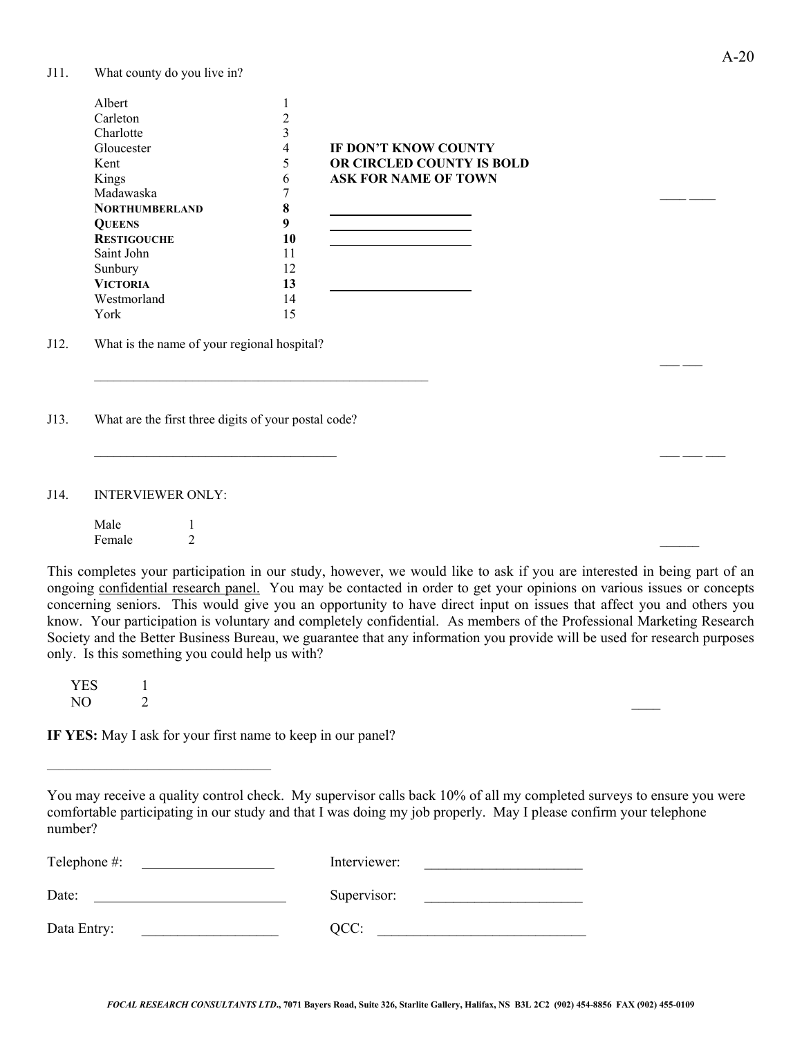J11. What county do you live in?

| | | |
|---|---|---|
| Albert | 1 | |
| Carleton | 2 | |
| Charlotte | 3 | |
| Gloucester | 4 | **IF DON'T KNOW COUNTY** |
| Kent | 5 | **OR CIRCLED COUNTY IS BOLD** |
| Kings | 6 | **ASK FOR NAME OF TOWN** |
| Madawaska | 7 | |
| **NORTHUMBERLAND** | **8** | ____________________ |
| **QUEENS** | **9** | ____________________ |
| **RESTIGOUCHE** | **10** | ____________________ |
| Saint John | 11 | |
| Sunbury | 12 | |
| **VICTORIA** | **13** | ____________________ |
| Westmorland | 14 | |
| York | 15 | |

___ ___

J12. What is the name of your regional hospital?

___________________________________________________ ___ ___

J13. What are the first three digits of your postal code?

____________________________________ ___ ___ ___

J14. INTERVIEWER ONLY:

| | |
|---|---|
| Male | 1 |
| Female | 2 |

______

This completes your participation in our study, however, we would like to ask if you are interested in being part of an ongoing confidential research panel. You may be contacted in order to get your opinions on various issues or concepts concerning seniors. This would give you an opportunity to have direct input on issues that affect you and others you know. Your participation is voluntary and completely confidential. As members of the Professional Marketing Research Society and the Better Business Bureau, we guarantee that any information you provide will be used for research purposes only. Is this something you could help us with?

| | |
|---|---|
| YES | 1 |
| NO | 2 |

____

**IF YES:** May I ask for your first name to keep in our panel?

________________________________

You may receive a quality control check. My supervisor calls back 10% of all my completed surveys to ensure you were comfortable participating in our study and that I was doing my job properly. May I please confirm your telephone number?

Telephone #: ____________________ Interviewer: ______________________

Date: ____________________________ Supervisor: ______________________

Data Entry: ____________________ QCC: ______________________________

*FOCAL RESEARCH CONSULTANTS LTD.*, 7071 Bayers Road, Suite 326, Starlite Gallery, Halifax, NS B3L 2C2 (902) 454-8856 FAX (902) 455-0109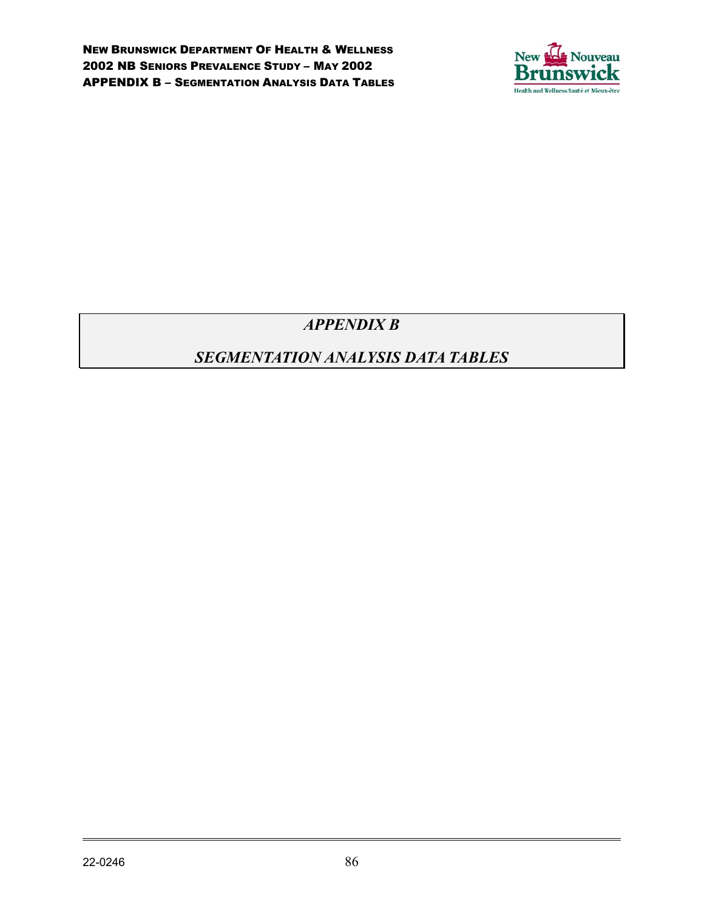# *APPENDIX B*

## *SEGMENTATION ANALYSIS DATA TABLES*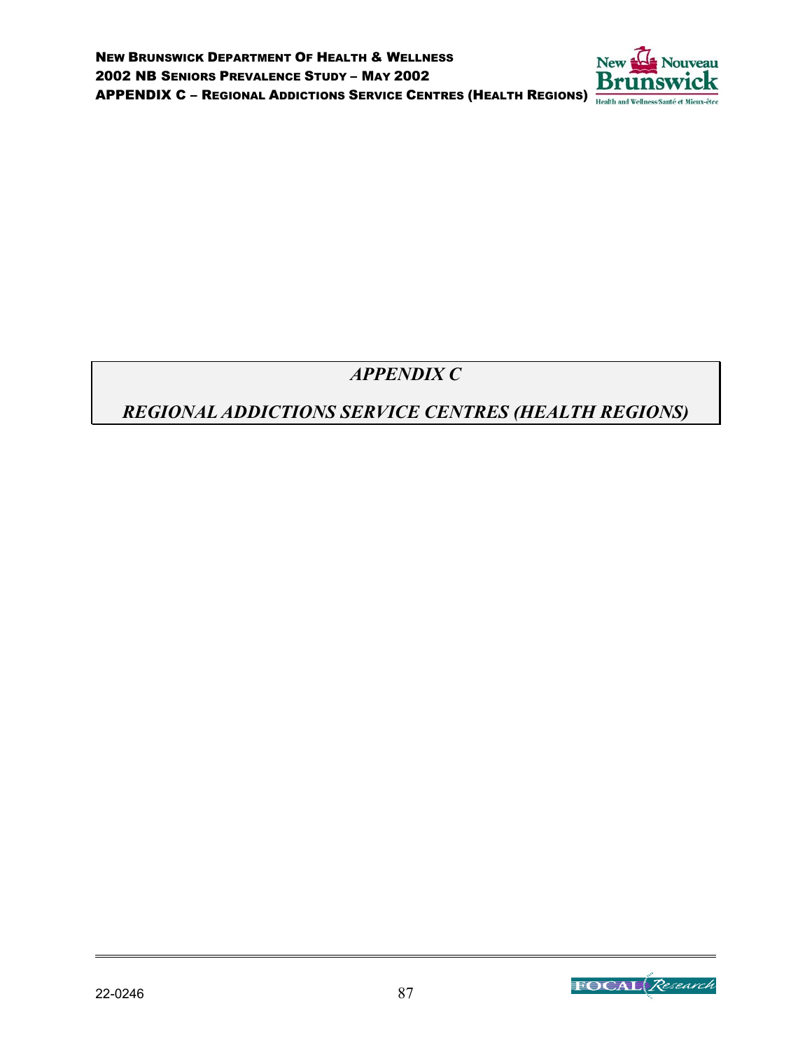# *APPENDIX C*

## *REGIONAL ADDICTIONS SERVICE CENTRES (HEALTH REGIONS)*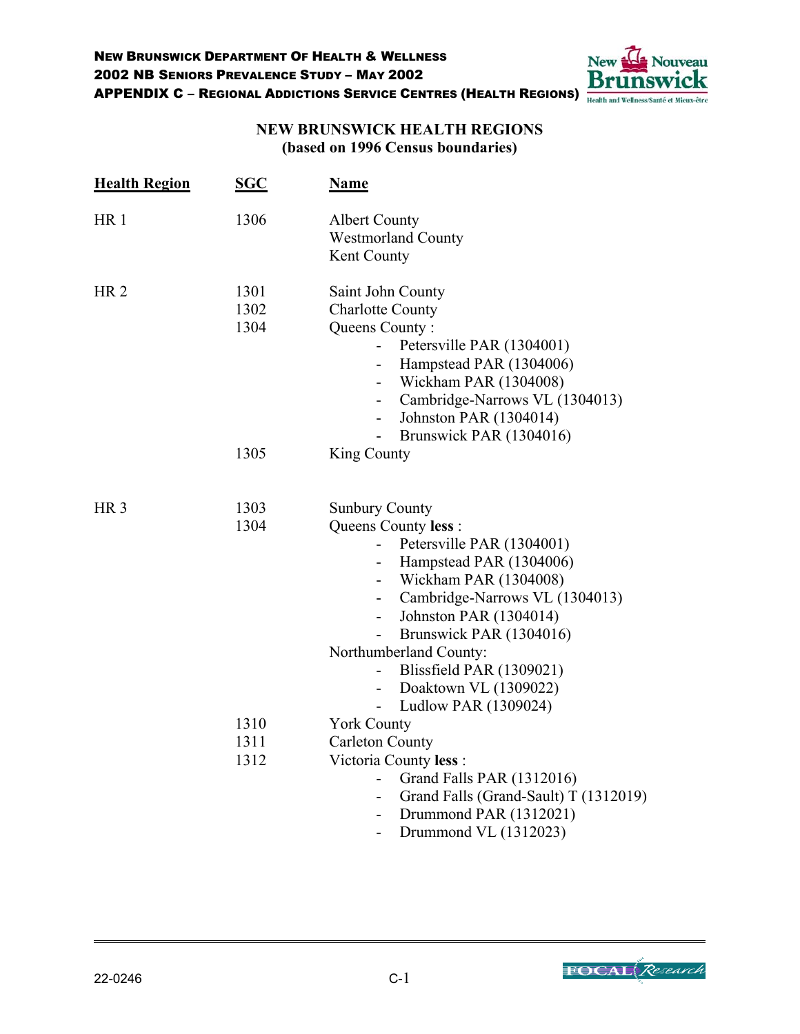## NEW BRUNSWICK HEALTH REGIONS
### (based on 1996 Census boundaries)

| Health Region | SGC | Name |
|---|---|---|
| HR 1 | 1306 | Albert County |
| | | Westmorland County |
| | | Kent County |
| HR 2 | 1301 | Saint John County |
| | 1302 | Charlotte County |
| | 1304 | Queens County : |
| | | - Petersville PAR (1304001) |
| | | - Hampstead PAR (1304006) |
| | | - Wickham PAR (1304008) |
| | | - Cambridge-Narrows VL (1304013) |
| | | - Johnston PAR (1304014) |
| | | - Brunswick PAR (1304016) |
| | 1305 | King County |
| HR 3 | 1303 | Sunbury County |
| | 1304 | Queens County **less** : |
| | | - Petersville PAR (1304001) |
| | | - Hampstead PAR (1304006) |
| | | - Wickham PAR (1304008) |
| | | - Cambridge-Narrows VL (1304013) |
| | | - Johnston PAR (1304014) |
| | | - Brunswick PAR (1304016) |
| | | Northumberland County: |
| | | - Blissfield PAR (1309021) |
| | | - Doaktown VL (1309022) |
| | | - Ludlow PAR (1309024) |
| | 1310 | York County |
| | 1311 | Carleton County |
| | 1312 | Victoria County **less** : |
| | | - Grand Falls PAR (1312016) |
| | | - Grand Falls (Grand-Sault) T (1312019) |
| | | - Drummond PAR (1312021) |
| | | - Drummond VL (1312023) |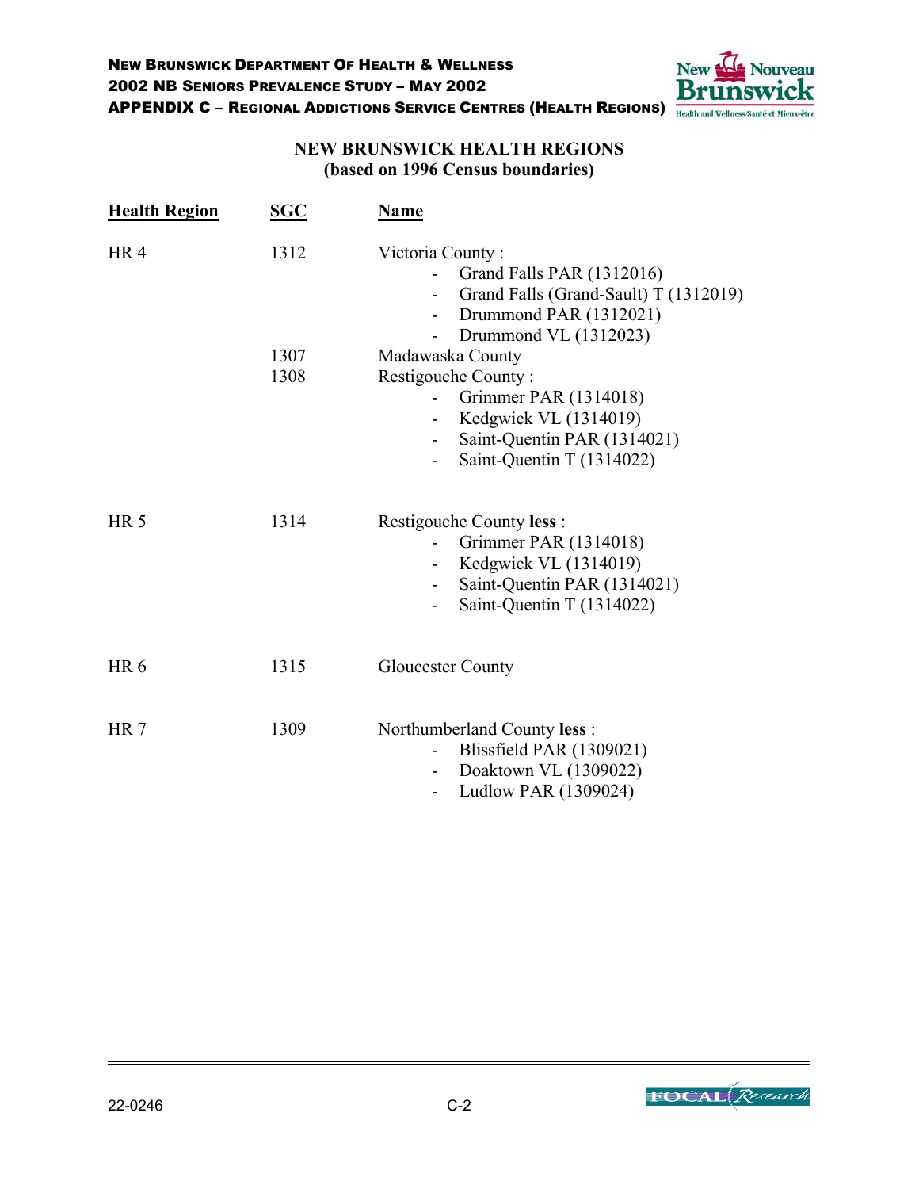## NEW BRUNSWICK HEALTH REGIONS
## (based on 1996 Census boundaries)

| Health Region | SGC | Name |
|---|---|---|
| HR 4 | 1312 | Victoria County :<br>- Grand Falls PAR (1312016)<br>- Grand Falls (Grand-Sault) T (1312019)<br>- Drummond PAR (1312021)<br>- Drummond VL (1312023) |
| | 1307 | Madawaska County |
| | 1308 | Restigouche County :<br>- Grimmer PAR (1314018)<br>- Kedgwick VL (1314019)<br>- Saint-Quentin PAR (1314021)<br>- Saint-Quentin T (1314022) |
| HR 5 | 1314 | Restigouche County **less** :<br>- Grimmer PAR (1314018)<br>- Kedgwick VL (1314019)<br>- Saint-Quentin PAR (1314021)<br>- Saint-Quentin T (1314022) |
| HR 6 | 1315 | Gloucester County |
| HR 7 | 1309 | Northumberland County **less** :<br>- Blissfield PAR (1309021)<br>- Doaktown VL (1309022)<br>- Ludlow PAR (1309024) |